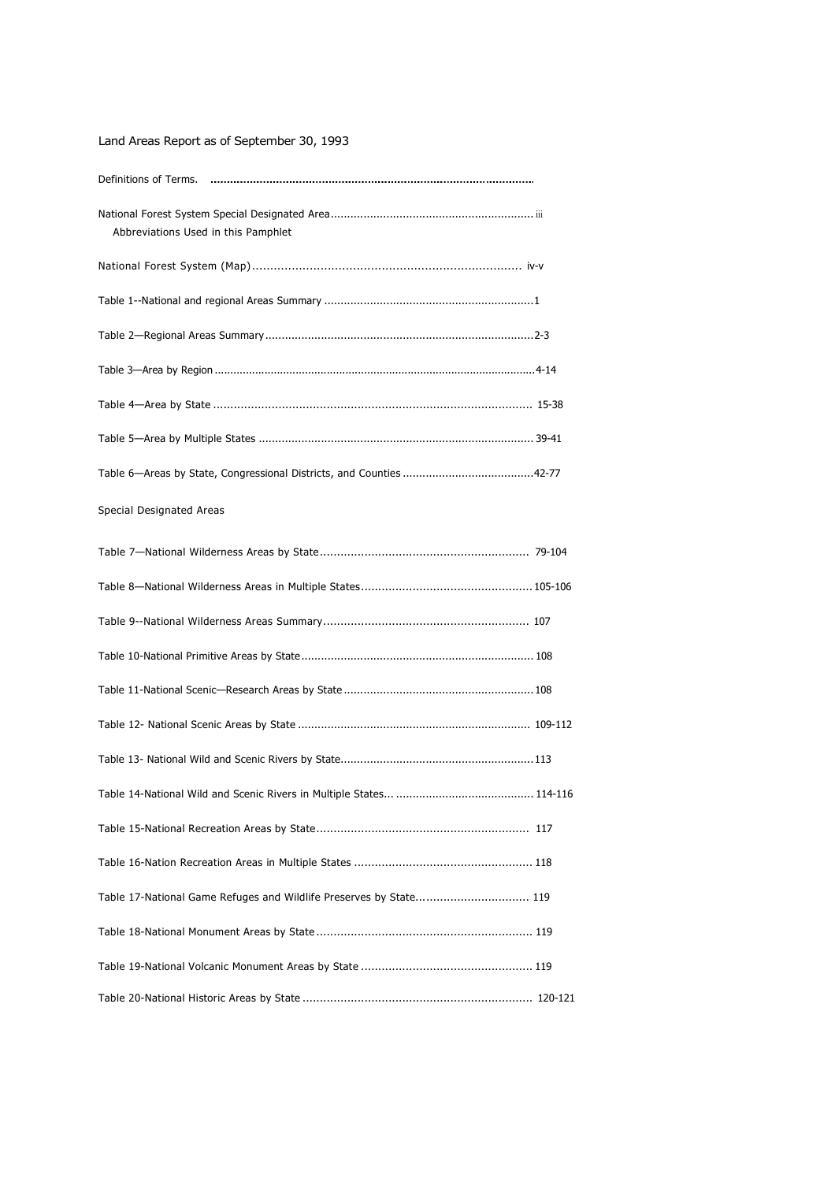# Land Areas Report as of September 30, 1993

Definitions of Terms. ........................................................................................

National Forest System Special Designated Area ............................................................. iii
  Abbreviations Used in this Pamphlet

National Forest System (Map) ........................................................................... iv-v

Table 1--National and regional Areas Summary ...............................................................1

Table 2—Regional Areas Summary .................................................................................2-3

Table 3—Area by Region ....................................................................................................4-14

Table 4—Area by State ............................................................................................ 15-38

Table 5—Area by Multiple States ................................................................................... 39-41

Table 6—Areas by State, Congressional Districts, and Counties .......................................42-77

Special Designated Areas

Table 7—National Wilderness Areas by State ............................................................ 79-104

Table 8—National Wilderness Areas in Multiple States ................................................. 105-106

Table 9--National Wilderness Areas Summary ............................................................ 107

Table 10-National Primitive Areas by State ..................................................................... 108

Table 11-National Scenic—Research Areas by State ......................................................... 108

Table 12- National Scenic Areas by State ..................................................................... 109-112

Table 13- National Wild and Scenic Rivers by State .......................................................... 113

Table 14-National Wild and Scenic Rivers in Multiple States... ......................................... 114-116

Table 15-National Recreation Areas by State ............................................................. 117

Table 16-Nation Recreation Areas in Multiple States .................................................... 118

Table 17-National Game Refuges and Wildlife Preserves by State ................................ 119

Table 18-National Monument Areas by State ............................................................... 119

Table 19-National Volcanic Monument Areas by State .................................................. 119

Table 20-National Historic Areas by State ................................................................... 120-121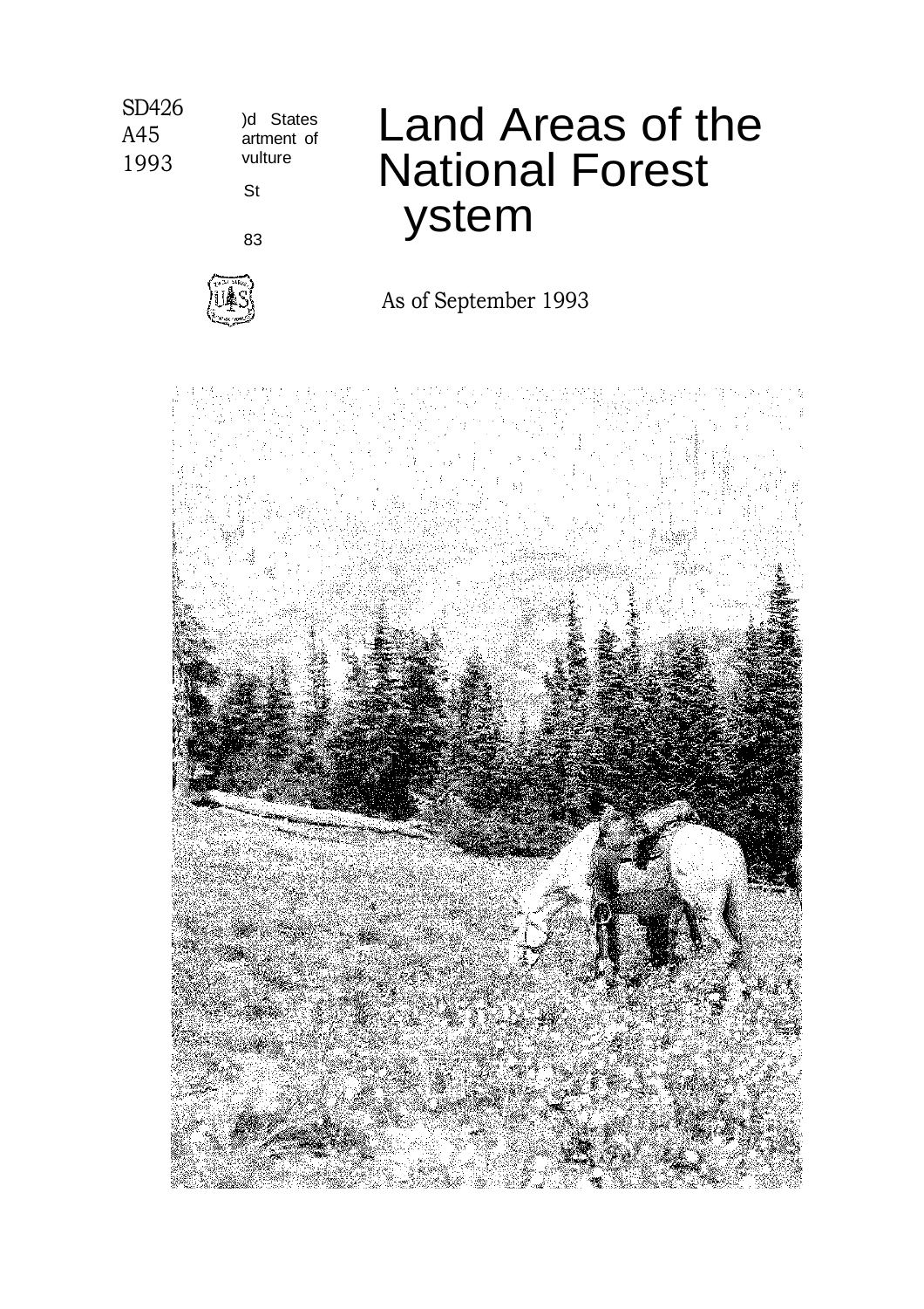SD426
A45
1993

)d States
artment of
vulture

St

83

# Land Areas of the National Forest ystem

As of September 1993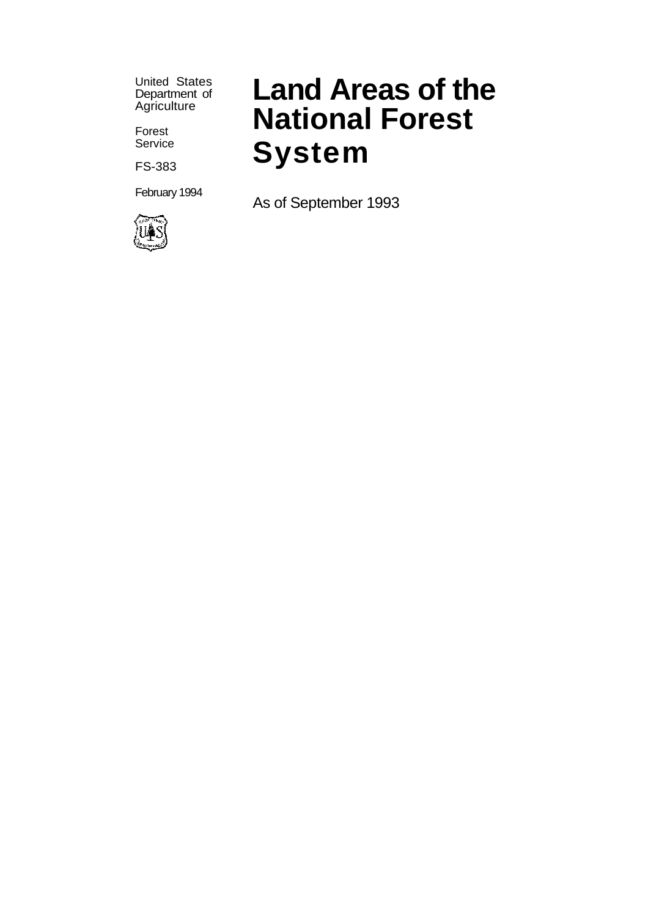United States Department of Agriculture

Forest Service

FS-383

February 1994

# Land Areas of the National Forest System

As of September 1993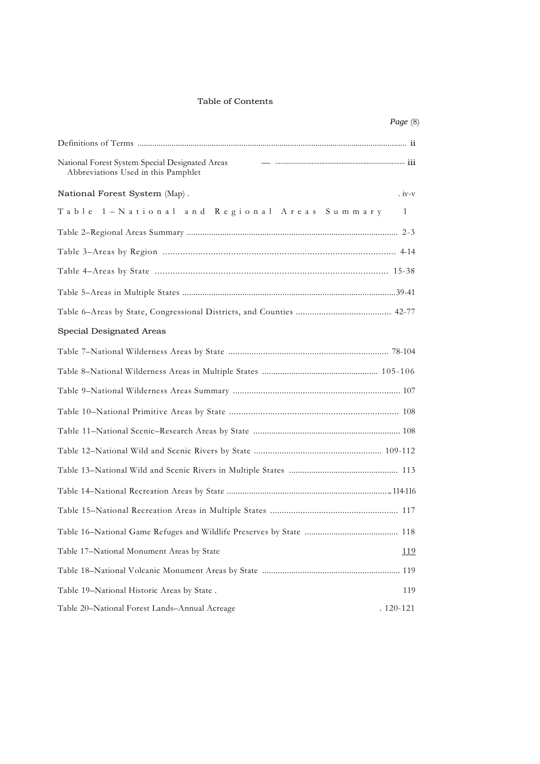# Table of Contents

| | *Page* (8) |
|---|---|
| Definitions of Terms | ii |
| National Forest System Special Designated Areas — Abbreviations Used in this Pamphlet | iii |
| National Forest System (Map) | iv-v |
| Table 1–National and Regional Areas Summary | 1 |
| Table 2–Regional Areas Summary | 2-3 |
| Table 3–Areas by Region | 4-14 |
| Table 4–Areas by State | 15-38 |
| Table 5–Areas in Multiple States | 39-41 |
| Table 6–Areas by State, Congressional Districts, and Counties | 42-77 |
| **Special Designated Areas** | |
| Table 7–National Wilderness Areas by State | 78-104 |
| Table 8–National Wilderness Areas in Multiple States | 105-106 |
| Table 9–National Wilderness Areas Summary | 107 |
| Table 10–National Primitive Areas by State | 108 |
| Table 11–National Scenic–Research Areas by State | 108 |
| Table 12–National Wild and Scenic Rivers by State | 109-112 |
| Table 13–National Wild and Scenic Rivers in Multiple States | 113 |
| Table 14–National Recreation Areas by State | 114-116 |
| Table 15–National Recreation Areas in Multiple States | 117 |
| Table 16–National Game Refuges and Wildlife Preserves by State | 118 |
| Table 17–National Monument Areas by State | 119 |
| Table 18–National Volcanic Monument Areas by State | 119 |
| Table 19–National Historic Areas by State | 119 |
| Table 20–National Forest Lands–Annual Acreage | 120-121 |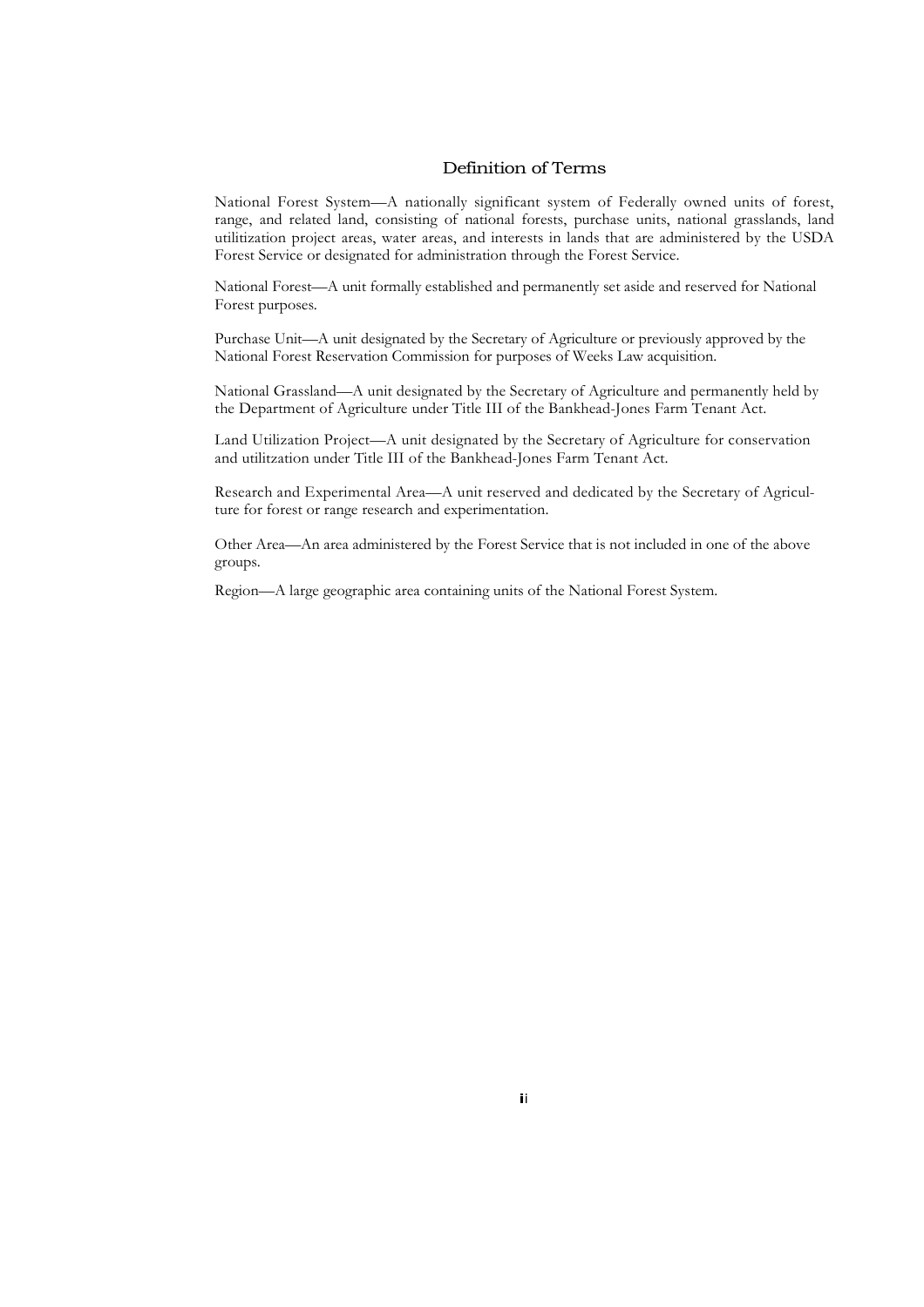# Definition of Terms

National Forest System—A nationally significant system of Federally owned units of forest, range, and related land, consisting of national forests, purchase units, national grasslands, land utilitization project areas, water areas, and interests in lands that are administered by the USDA Forest Service or designated for administration through the Forest Service.

National Forest—A unit formally established and permanently set aside and reserved for National Forest purposes.

Purchase Unit—A unit designated by the Secretary of Agriculture or previously approved by the National Forest Reservation Commission for purposes of Weeks Law acquisition.

National Grassland—A unit designated by the Secretary of Agriculture and permanently held by the Department of Agriculture under Title III of the Bankhead-Jones Farm Tenant Act.

Land Utilization Project—A unit designated by the Secretary of Agriculture for conservation and utilitzation under Title III of the Bankhead-Jones Farm Tenant Act.

Research and Experimental Area—A unit reserved and dedicated by the Secretary of Agriculture for forest or range research and experimentation.

Other Area—An area administered by the Forest Service that is not included in one of the above groups.

Region—A large geographic area containing units of the National Forest System.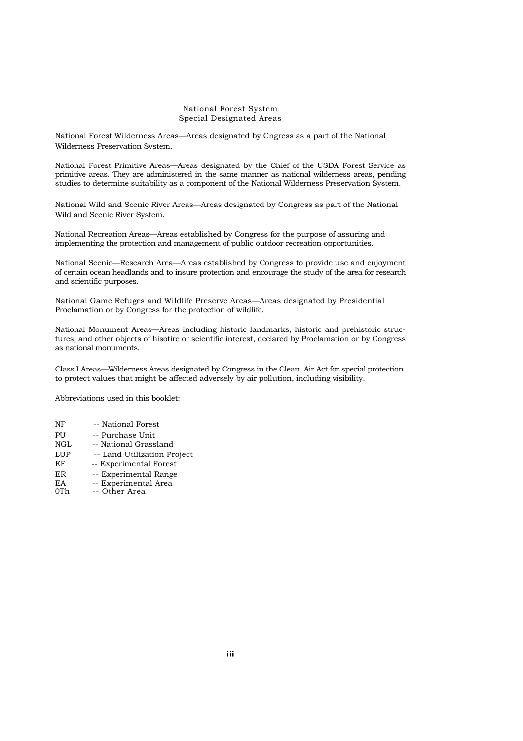# National Forest System
## Special Designated Areas

National Forest Wilderness Areas—Areas designated by Cngress as a part of the National Wilderness Preservation System.

National Forest Primitive Areas—Areas designated by the Chief of the USDA Forest Service as primitive areas. They are administered in the same manner as national wilderness areas, pending studies to determine suitability as a component of the National Wilderness Preservation System.

National Wild and Scenic River Areas—Areas designated by Congress as part of the National Wild and Scenic River System.

National Recreation Areas—Areas established by Congress for the purpose of assuring and implementing the protection and management of public outdoor recreation opportunities.

National Scenic—Research Area—Areas established by Congress to provide use and enjoyment of certain ocean headlands and to insure protection and encourage the study of the area for research and scientific purposes.

National Game Refuges and Wildlife Preserve Areas—Areas designated by Presidential Proclamation or by Congress for the protection of wildlife.

National Monument Areas—Areas including historic landmarks, historic and prehistoric structures, and other objects of hisotirc or scientific interest, declared by Proclamation or by Congress as national monuments.

Class I Areas—Wilderness Areas designated by Congress in the Clean. Air Act for special protection to protect values that might be affected adversely by air pollution, including visibility.

Abbreviations used in this booklet:

NF -- National Forest
PU -- Purchase Unit
NGL -- National Grassland
LUP -- Land Utilization Project
EF -- Experimental Forest
ER -- Experimental Range
EA -- Experimental Area
0Th -- Other Area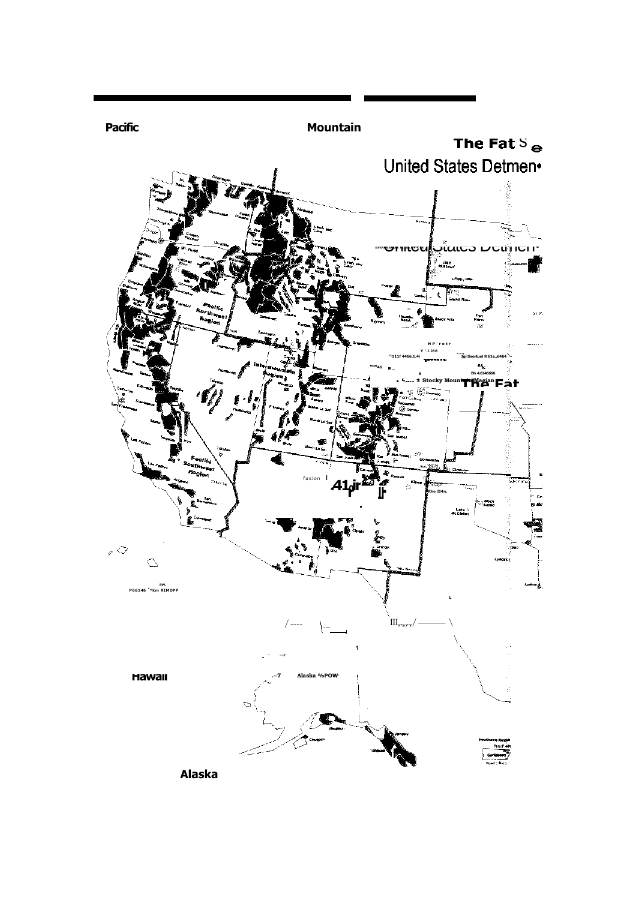**Pacific**

**Mountain**

**The Fat S e**

United States Detmen•

**Hawaii**

**Alaska**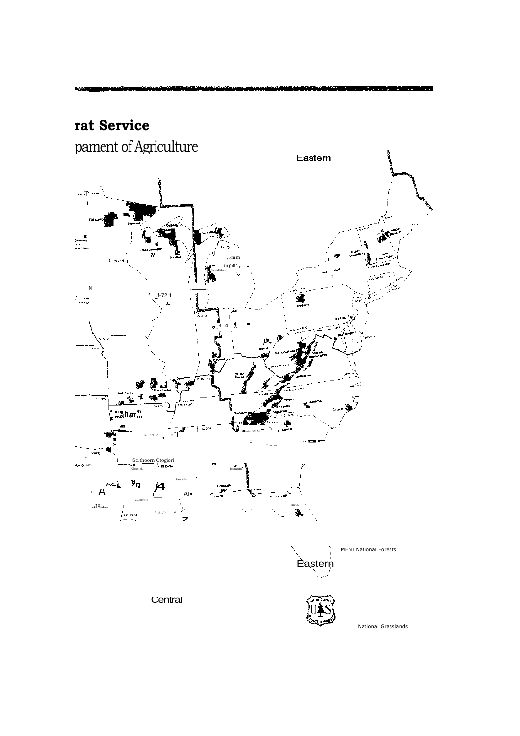**rat Service**

pament of Agriculture

Eastern

MENI National Forests

Eastern

Central

National Grasslands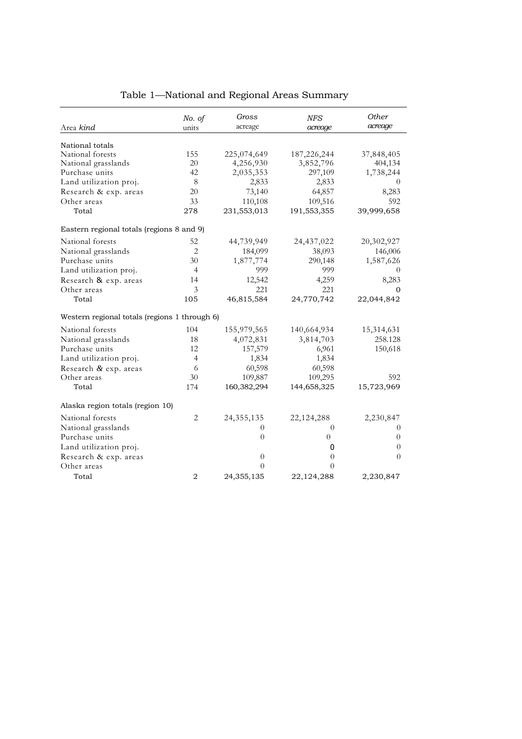Table 1—National and Regional Areas Summary

| Area *kind* | No. of units | Gross acreage | NFS acreage | Other acreage |
|---|---|---|---|---|
| National totals | | | | |
| National forests | 155 | 225,074,649 | 187,226,244 | 37,848,405 |
| National grasslands | 20 | 4,256,930 | 3,852,796 | 404,134 |
| Purchase units | 42 | 2,035,353 | 297,109 | 1,738,244 |
| Land utilization proj. | 8 | 2,833 | 2,833 | 0 |
| Research & exp. areas | 20 | 73,140 | 64,857 | 8,283 |
| Other areas | 33 | 110,108 | 109,516 | 592 |
| Total | 278 | 231,553,013 | 191,553,355 | 39,999,658 |
| Eastern regional totals (regions 8 and 9) | | | | |
| National forests | 52 | 44,739,949 | 24,437,022 | 20,302,927 |
| National grasslands | 2 | 184,099 | 38,093 | 146,006 |
| Purchase units | 30 | 1,877,774 | 290,148 | 1,587,626 |
| Land utilization proj. | 4 | 999 | 999 | 0 |
| Research & exp. areas | 14 | 12,542 | 4,259 | 8,283 |
| Other areas | 3 | 221 | 221 | 0 |
| Total | 105 | 46,815,584 | 24,770,742 | 22,044,842 |
| Western regional totals (regions 1 through 6) | | | | |
| National forests | 104 | 155,979,565 | 140,664,934 | 15,314,631 |
| National grasslands | 18 | 4,072,831 | 3,814,703 | 258.128 |
| Purchase units | 12 | 157,579 | 6,961 | 150,618 |
| Land utilization proj. | 4 | 1,834 | 1,834 | |
| Research & exp. areas | 6 | 60,598 | 60,598 | |
| Other areas | 30 | 109,887 | 109,295 | 592 |
| Total | 174 | 160,382,294 | 144,658,325 | 15,723,969 |
| Alaska region totals (region 10) | | | | |
| National forests | 2 | 24,355,135 | 22,124,288 | 2,230,847 |
| National grasslands | | 0 | 0 | 0 |
| Purchase units | | 0 | 0 | 0 |
| Land utilization proj. | | | 0 | 0 |
| Research & exp. areas | | 0 | 0 | 0 |
| Other areas | | 0 | 0 | |
| Total | 2 | 24,355,135 | 22,124,288 | 2,230,847 |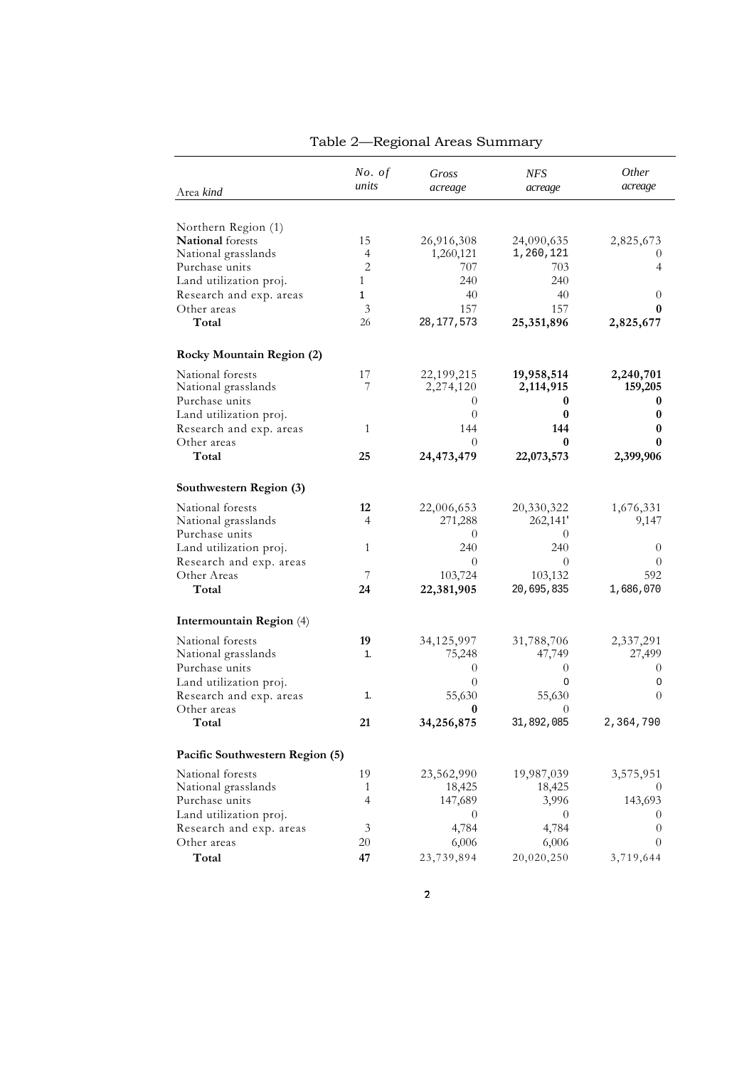# Table 2—Regional Areas Summary

| Area *kind* | *No. of units* | *Gross acreage* | *NFS acreage* | *Other acreage* |
|---|---|---|---|---|
| Northern Region (1) | | | | |
| **National** forests | 15 | 26,916,308 | 24,090,635 | 2,825,673 |
| National grasslands | 4 | 1,260,121 | 1,260,121 | 0 |
| Purchase units | 2 | 707 | 703 | 4 |
| Land utilization proj. | 1 | 240 | 240 | |
| Research and exp. areas | 1 | 40 | 40 | 0 |
| Other areas | 3 | 157 | 157 | **0** |
| **Total** | 26 | 28,177,573 | **25,351,896** | **2,825,677** |
| **Rocky Mountain Region (2)** | | | | |
| National forests | 17 | 22,199,215 | **19,958,514** | **2,240,701** |
| National grasslands | 7 | 2,274,120 | **2,114,915** | **159,205** |
| Purchase units | | 0 | **0** | **0** |
| Land utilization proj. | | 0 | **0** | **0** |
| Research and exp. areas | 1 | 144 | **144** | **0** |
| Other areas | | 0 | **0** | **0** |
| **Total** | **25** | **24,473,479** | **22,073,573** | **2,399,906** |
| **Southwestern Region (3)** | | | | |
| National forests | **12** | 22,006,653 | 20,330,322 | 1,676,331 |
| National grasslands | 4 | 271,288 | 262,141' | 9,147 |
| Purchase units | | 0 | 0 | |
| Land utilization proj. | 1 | 240 | 240 | 0 |
| Research and exp. areas | | 0 | 0 | 0 |
| Other Areas | 7 | 103,724 | 103,132 | 592 |
| **Total** | **24** | **22,381,905** | 20,695,835 | 1,686,070 |
| **Intermountain Region** (4) | | | | |
| National forests | **19** | 34,125,997 | 31,788,706 | 2,337,291 |
| National grasslands | 1. | 75,248 | 47,749 | 27,499 |
| Purchase units | | 0 | 0 | 0 |
| Land utilization proj. | | 0 | 0 | 0 |
| Research and exp. areas | 1. | 55,630 | 55,630 | 0 |
| Other areas | | **0** | 0 | |
| **Total** | **21** | **34,256,875** | 31,892,085 | 2,364,790 |
| **Pacific Southwestern Region (5)** | | | | |
| National forests | 19 | 23,562,990 | 19,987,039 | 3,575,951 |
| National grasslands | 1 | 18,425 | 18,425 | 0 |
| Purchase units | 4 | 147,689 | 3,996 | 143,693 |
| Land utilization proj. | | 0 | 0 | 0 |
| Research and exp. areas | 3 | 4,784 | 4,784 | 0 |
| Other areas | 20 | 6,006 | 6,006 | 0 |
| **Total** | **47** | 23,739,894 | 20,020,250 | 3,719,644 |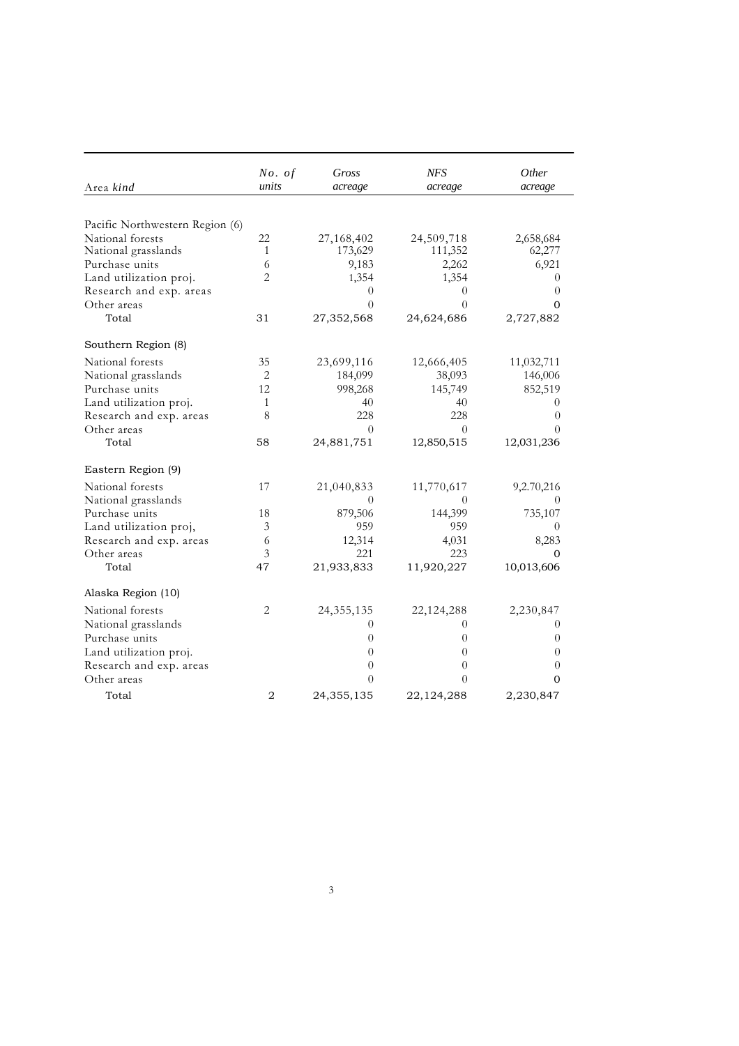| Area kind | No. of units | Gross acreage | NFS acreage | Other acreage |
|---|---|---|---|---|
| Pacific Northwestern Region (6) | | | | |
| National forests | 22 | 27,168,402 | 24,509,718 | 2,658,684 |
| National grasslands | 1 | 173,629 | 111,352 | 62,277 |
| Purchase units | 6 | 9,183 | 2,262 | 6,921 |
| Land utilization proj. | 2 | 1,354 | 1,354 | 0 |
| Research and exp. areas | | 0 | 0 | 0 |
| Other areas | | 0 | 0 | 0 |
| Total | 31 | 27,352,568 | 24,624,686 | 2,727,882 |
| Southern Region (8) | | | | |
| National forests | 35 | 23,699,116 | 12,666,405 | 11,032,711 |
| National grasslands | 2 | 184,099 | 38,093 | 146,006 |
| Purchase units | 12 | 998,268 | 145,749 | 852,519 |
| Land utilization proj. | 1 | 40 | 40 | 0 |
| Research and exp. areas | 8 | 228 | 228 | 0 |
| Other areas | | 0 | 0 | 0 |
| Total | 58 | 24,881,751 | 12,850,515 | 12,031,236 |
| Eastern Region (9) | | | | |
| National forests | 17 | 21,040,833 | 11,770,617 | 9,2.70,216 |
| National grasslands | | 0 | 0 | 0 |
| Purchase units | 18 | 879,506 | 144,399 | 735,107 |
| Land utilization proj, | 3 | 959 | 959 | 0 |
| Research and exp. areas | 6 | 12,314 | 4,031 | 8,283 |
| Other areas | 3 | 221 | 223 | 0 |
| Total | 47 | 21,933,833 | 11,920,227 | 10,013,606 |
| Alaska Region (10) | | | | |
| National forests | 2 | 24,355,135 | 22,124,288 | 2,230,847 |
| National grasslands | | 0 | 0 | 0 |
| Purchase units | | 0 | 0 | 0 |
| Land utilization proj. | | 0 | 0 | 0 |
| Research and exp. areas | | 0 | 0 | 0 |
| Other areas | | 0 | 0 | 0 |
| Total | 2 | 24,355,135 | 22,124,288 | 2,230,847 |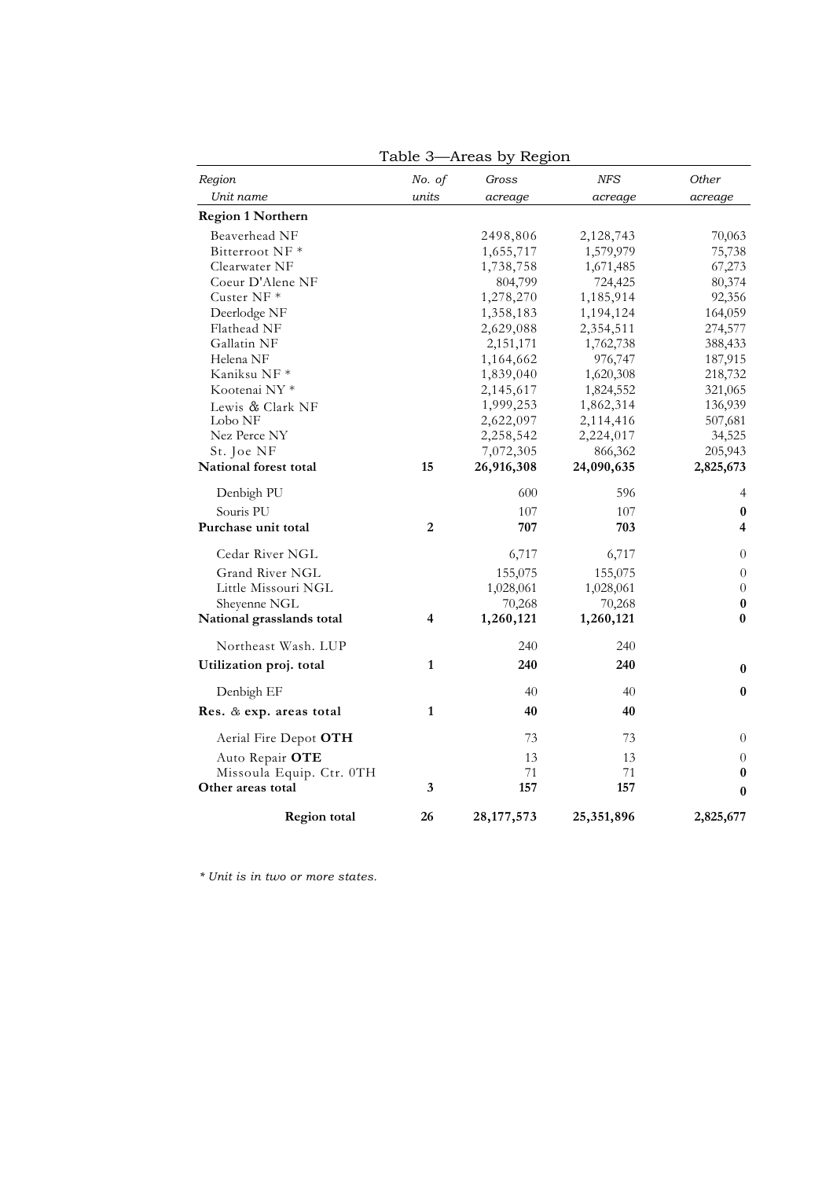Table 3—Areas by Region

| *Region* <br> *Unit name* | *No. of units* | *Gross acreage* | *NFS acreage* | *Other acreage* |
|---|---|---|---|---|
| **Region 1 Northern** | | | | |
| Beaverhead NF | | 2498,806 | 2,128,743 | 70,063 |
| Bitterroot NF * | | 1,655,717 | 1,579,979 | 75,738 |
| Clearwater NF | | 1,738,758 | 1,671,485 | 67,273 |
| Coeur D'Alene NF | | 804,799 | 724,425 | 80,374 |
| Custer NF * | | 1,278,270 | 1,185,914 | 92,356 |
| Deerlodge NF | | 1,358,183 | 1,194,124 | 164,059 |
| Flathead NF | | 2,629,088 | 2,354,511 | 274,577 |
| Gallatin NF | | 2,151,171 | 1,762,738 | 388,433 |
| Helena NF | | 1,164,662 | 976,747 | 187,915 |
| Kaniksu NF * | | 1,839,040 | 1,620,308 | 218,732 |
| Kootenai NY * | | 2,145,617 | 1,824,552 | 321,065 |
| Lewis & Clark NF | | 1,999,253 | 1,862,314 | 136,939 |
| Lobo NF | | 2,622,097 | 2,114,416 | 507,681 |
| Nez Perce NY | | 2,258,542 | 2,224,017 | 34,525 |
| St. Joe NF | | 7,072,305 | 866,362 | 205,943 |
| **National forest total** | **15** | **26,916,308** | **24,090,635** | **2,825,673** |
| Denbigh PU | | 600 | 596 | 4 |
| Souris PU | | 107 | 107 | **0** |
| **Purchase unit total** | **2** | **707** | **703** | **4** |
| Cedar River NGL | | 6,717 | 6,717 | 0 |
| Grand River NGL | | 155,075 | 155,075 | 0 |
| Little Missouri NGL | | 1,028,061 | 1,028,061 | 0 |
| Sheyenne NGL | | 70,268 | 70,268 | **0** |
| **National grasslands total** | **4** | **1,260,121** | **1,260,121** | **0** |
| Northeast Wash. LUP | | 240 | 240 | |
| **Utilization proj. total** | **1** | **240** | **240** | **0** |
| Denbigh EF | | 40 | 40 | **0** |
| **Res. & exp. areas total** | **1** | **40** | **40** | |
| Aerial Fire Depot **OTH** | | 73 | 73 | 0 |
| Auto Repair **OTE** | | 13 | 13 | 0 |
| Missoula Equip. Ctr. 0TH | | 71 | 71 | **0** |
| **Other areas total** | **3** | **157** | **157** | **0** |
| **Region total** | **26** | **28,177,573** | **25,351,896** | **2,825,677** |

*\* Unit is in two or more states.*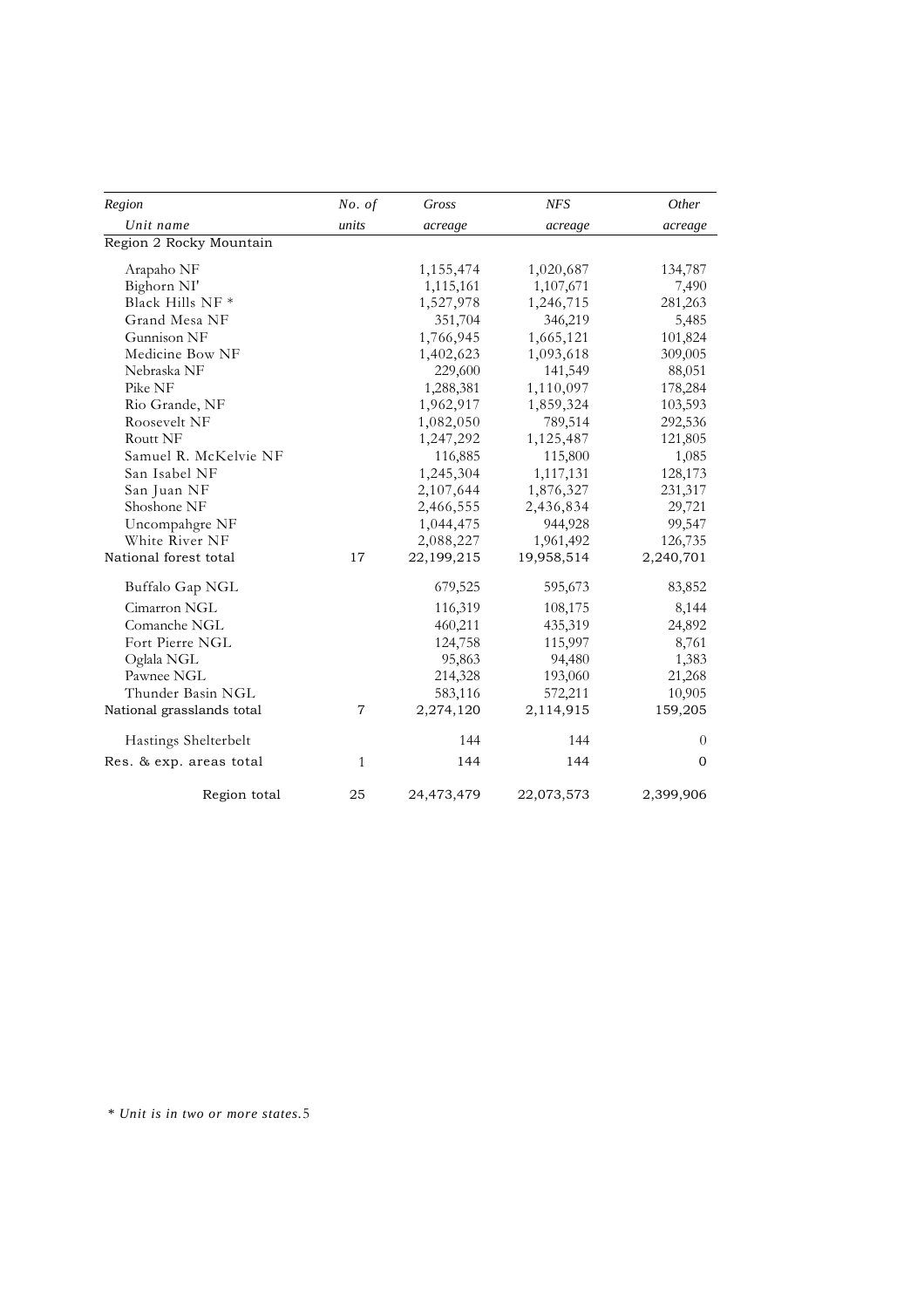| Region<br>Unit name | No. of<br>units | Gross<br>acreage | NFS<br>acreage | Other<br>acreage |
|---|---|---|---|---|
| Region 2 Rocky Mountain | | | | |
| Arapaho NF | | 1,155,474 | 1,020,687 | 134,787 |
| Bighorn NI' | | 1,115,161 | 1,107,671 | 7,490 |
| Black Hills NF * | | 1,527,978 | 1,246,715 | 281,263 |
| Grand Mesa NF | | 351,704 | 346,219 | 5,485 |
| Gunnison NF | | 1,766,945 | 1,665,121 | 101,824 |
| Medicine Bow NF | | 1,402,623 | 1,093,618 | 309,005 |
| Nebraska NF | | 229,600 | 141,549 | 88,051 |
| Pike NF | | 1,288,381 | 1,110,097 | 178,284 |
| Rio Grande, NF | | 1,962,917 | 1,859,324 | 103,593 |
| Roosevelt NF | | 1,082,050 | 789,514 | 292,536 |
| Routt NF | | 1,247,292 | 1,125,487 | 121,805 |
| Samuel R. McKelvie NF | | 116,885 | 115,800 | 1,085 |
| San Isabel NF | | 1,245,304 | 1,117,131 | 128,173 |
| San Juan NF | | 2,107,644 | 1,876,327 | 231,317 |
| Shoshone NF | | 2,466,555 | 2,436,834 | 29,721 |
| Uncompahgre NF | | 1,044,475 | 944,928 | 99,547 |
| White River NF | | 2,088,227 | 1,961,492 | 126,735 |
| National forest total | 17 | 22,199,215 | 19,958,514 | 2,240,701 |
| Buffalo Gap NGL | | 679,525 | 595,673 | 83,852 |
| Cimarron NGL | | 116,319 | 108,175 | 8,144 |
| Comanche NGL | | 460,211 | 435,319 | 24,892 |
| Fort Pierre NGL | | 124,758 | 115,997 | 8,761 |
| Oglala NGL | | 95,863 | 94,480 | 1,383 |
| Pawnee NGL | | 214,328 | 193,060 | 21,268 |
| Thunder Basin NGL | | 583,116 | 572,211 | 10,905 |
| National grasslands total | 7 | 2,274,120 | 2,114,915 | 159,205 |
| Hastings Shelterbelt | | 144 | 144 | 0 |
| Res. & exp. areas total | 1 | 144 | 144 | 0 |
| Region total | 25 | 24,473,479 | 22,073,573 | 2,399,906 |

* *Unit is in two or more states.*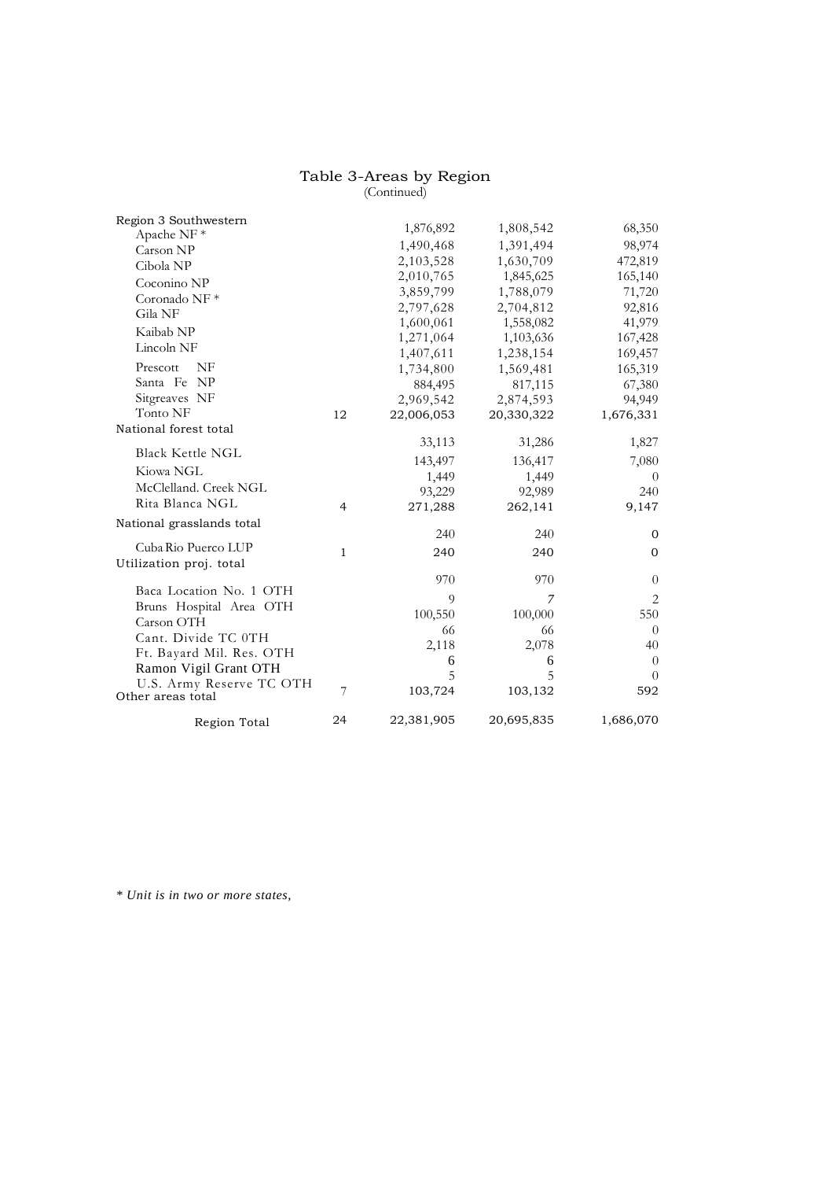# Table 3-Areas by Region
(Continued)

| | | | | |
|---|---|---|---|---|
| Region 3 Southwestern | | | | |
| Apache NF * | | 1,876,892 | 1,808,542 | 68,350 |
| Carson NP | | 1,490,468 | 1,391,494 | 98,974 |
| Cibola NP | | 2,103,528 | 1,630,709 | 472,819 |
| Coconino NP | | 2,010,765 | 1,845,625 | 165,140 |
| Coronado NF * | | 3,859,799 | 1,788,079 | 71,720 |
| Gila NF | | 2,797,628 | 2,704,812 | 92,816 |
| Kaibab NP | | 1,600,061 | 1,558,082 | 41,979 |
| Lincoln NF | | 1,271,064 | 1,103,636 | 167,428 |
| Prescott NF | | 1,407,611 | 1,238,154 | 169,457 |
| Santa Fe NP | | 1,734,800 | 1,569,481 | 165,319 |
| Sitgreaves NF | | 884,495 | 817,115 | 67,380 |
| Tonto NF | | 2,969,542 | 2,874,593 | 94,949 |
| National forest total | 12 | 22,006,053 | 20,330,322 | 1,676,331 |
| Black Kettle NGL | | 33,113 | 31,286 | 1,827 |
| Kiowa NGL | | 143,497 | 136,417 | 7,080 |
| McClelland. Creek NGL | | 1,449 | 1,449 | 0 |
| Rita Blanca NGL | | 93,229 | 92,989 | 240 |
| National grasslands total | 4 | 271,288 | 262,141 | 9,147 |
| Cuba Rio Puerco LUP | | 240 | 240 | 0 |
| Utilization proj. total | 1 | 240 | 240 | 0 |
| Baca Location No. 1 OTH | | 970 | 970 | 0 |
| Bruns Hospital Area OTH | | 9 | 7 | 2 |
| Carson OTH | | 100,550 | 100,000 | 550 |
| Cant. Divide TC 0TH | | 66 | 66 | 0 |
| Ft. Bayard Mil. Res. OTH | | 2,118 | 2,078 | 40 |
| Ramon Vigil Grant OTH | | 6 | 6 | 0 |
| U.S. Army Reserve TC OTH | | 5 | 5 | 0 |
| Other areas total | 7 | 103,724 | 103,132 | 592 |
| Region Total | 24 | 22,381,905 | 20,695,835 | 1,686,070 |

*\* Unit is in two or more states,*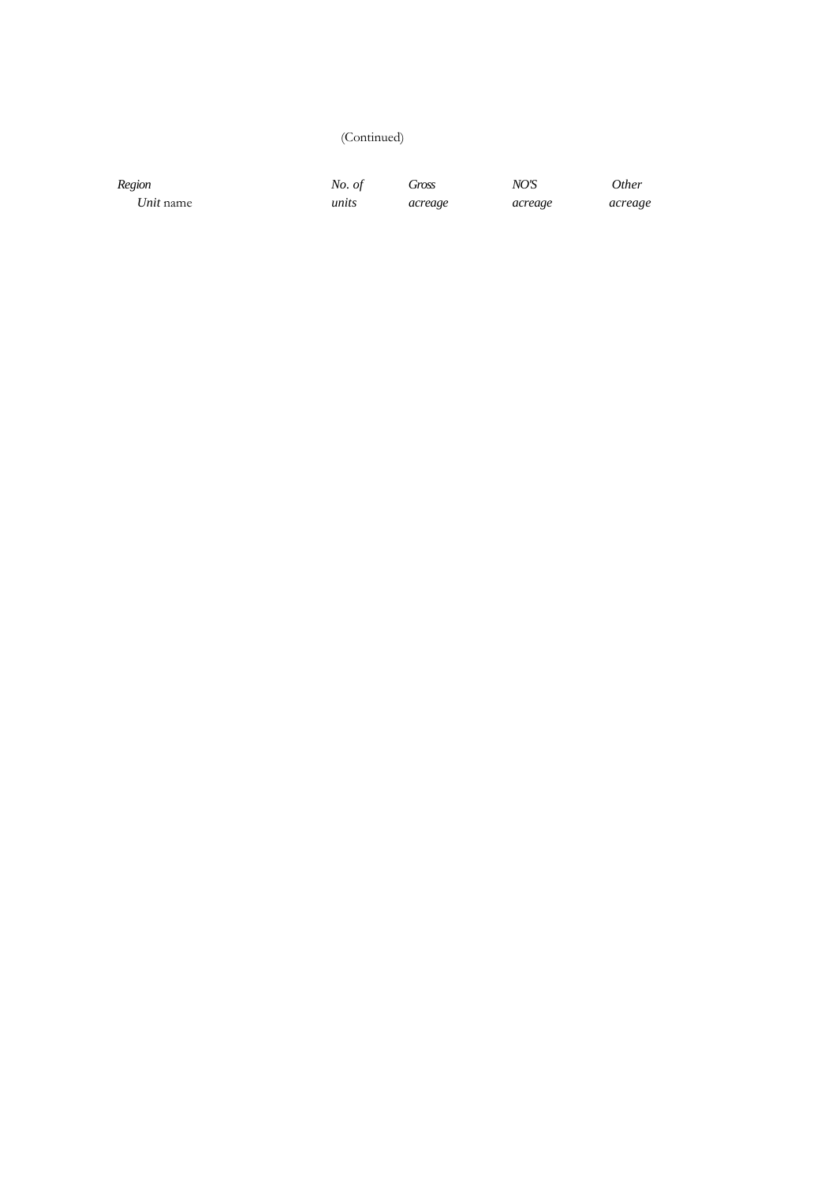(Continued)

| *Region*<br>*Unit* name | *No. of units* | *Gross acreage* | *NO'S acreage* | *Other acreage* |
|---|---|---|---|---|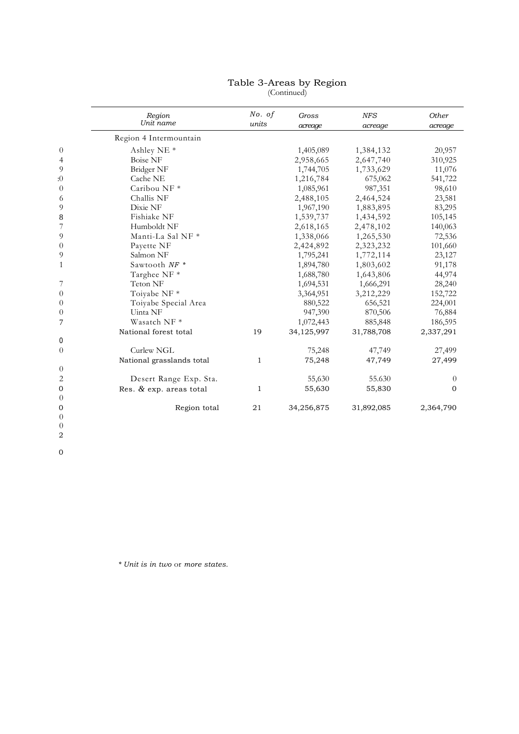# Table 3-Areas by Region
(Continued)

| Region<br>Unit name | No. of units | Gross acreage | NFS acreage | Other acreage |
|---|---|---|---|---|
| Region 4 Intermountain | | | | |
| Ashley NE * | | 1,405,089 | 1,384,132 | 20,957 |
| Boise NF | | 2,958,665 | 2,647,740 | 310,925 |
| Bridger NF | | 1,744,705 | 1,733,629 | 11,076 |
| Cache NE | | 1,216,784 | 675,062 | 541,722 |
| Caribou NF * | | 1,085,961 | 987,351 | 98,610 |
| Challis NF | | 2,488,105 | 2,464,524 | 23,581 |
| Dixie NF | | 1,967,190 | 1,883,895 | 83,295 |
| Fishiake NF | | 1,539,737 | 1,434,592 | 105,145 |
| Humboldt NF | | 2,618,165 | 2,478,102 | 140,063 |
| Manti-La Sal NF * | | 1,338,066 | 1,265,530 | 72,536 |
| Payette NF | | 2,424,892 | 2,323,232 | 101,660 |
| Salmon NF | | 1,795,241 | 1,772,114 | 23,127 |
| Sawtooth *NF* * | | 1,894,780 | 1,803,602 | 91,178 |
| Targhee NF * | | 1,688,780 | 1,643,806 | 44,974 |
| Teton NF | | 1,694,531 | 1,666,291 | 28,240 |
| Toiyabe NF * | | 3,364,951 | 3,212,229 | 152,722 |
| Toiyabe Special Area | | 880,522 | 656,521 | 224,001 |
| Uinta NF | | 947,390 | 870,506 | 76,884 |
| Wasatch NF * | | 1,072,443 | 885,848 | 186,595 |
| National forest total | 19 | 34,125,997 | 31,788,708 | 2,337,291 |
| Curlew NGL | | 75,248 | 47,749 | 27,499 |
| National grasslands total | 1 | 75,248 | 47,749 | 27,499 |
| Desert Range Exp. Sta. | | 55,630 | 55.630 | 0 |
| Res. & exp. areas total | 1 | 55,630 | 55,830 | 0 |
| Region total | 21 | 34,256,875 | 31,892,085 | 2,364,790 |

*\* Unit is in two or more states.*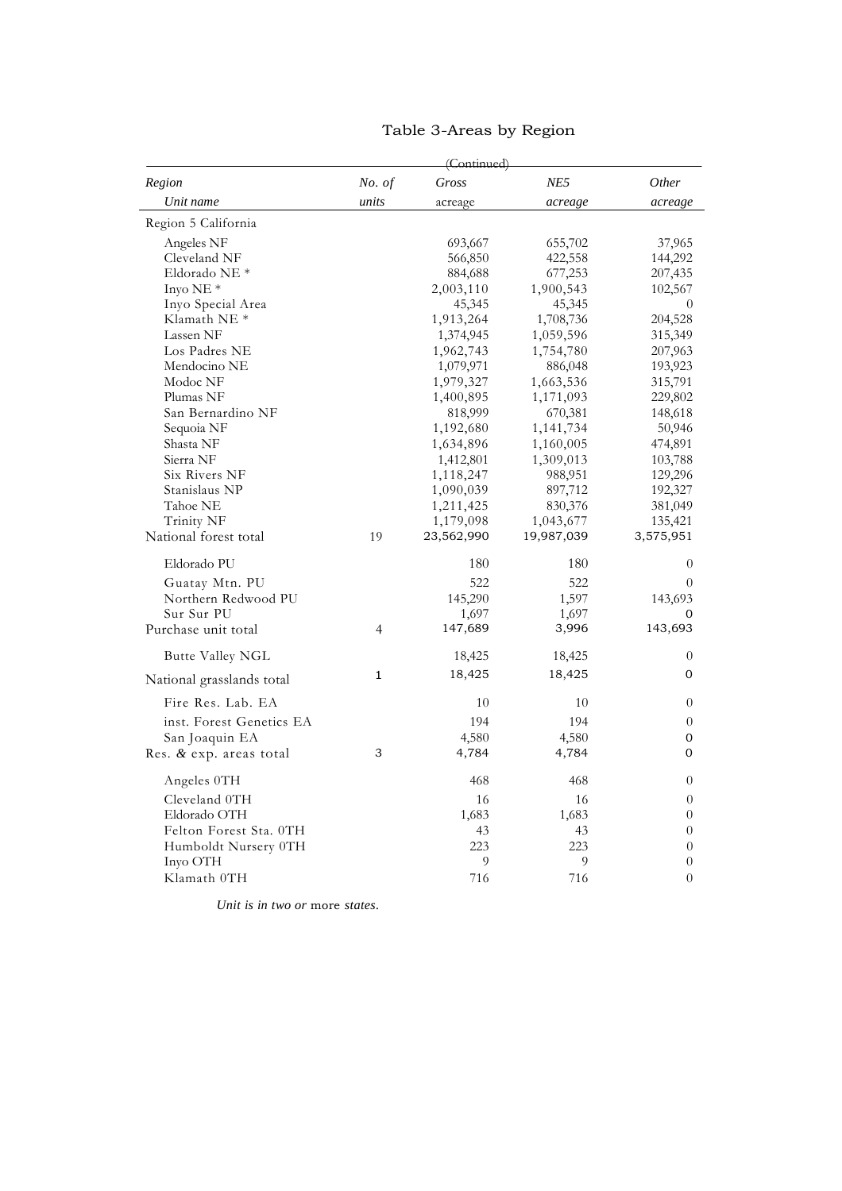# Table 3-Areas by Region

(Continued)

| *Region* / *Unit name* | *No. of units* | *Gross* acreage | *NE5 acreage* | *Other acreage* |
|---|---|---|---|---|
| Region 5 California | | | | |
| Angeles NF | | 693,667 | 655,702 | 37,965 |
| Cleveland NF | | 566,850 | 422,558 | 144,292 |
| Eldorado NE * | | 884,688 | 677,253 | 207,435 |
| Inyo NE * | | 2,003,110 | 1,900,543 | 102,567 |
| Inyo Special Area | | 45,345 | 45,345 | 0 |
| Klamath NE * | | 1,913,264 | 1,708,736 | 204,528 |
| Lassen NF | | 1,374,945 | 1,059,596 | 315,349 |
| Los Padres NE | | 1,962,743 | 1,754,780 | 207,963 |
| Mendocino NE | | 1,079,971 | 886,048 | 193,923 |
| Modoc NF | | 1,979,327 | 1,663,536 | 315,791 |
| Plumas NF | | 1,400,895 | 1,171,093 | 229,802 |
| San Bernardino NF | | 818,999 | 670,381 | 148,618 |
| Sequoia NF | | 1,192,680 | 1,141,734 | 50,946 |
| Shasta NF | | 1,634,896 | 1,160,005 | 474,891 |
| Sierra NF | | 1,412,801 | 1,309,013 | 103,788 |
| Six Rivers NF | | 1,118,247 | 988,951 | 129,296 |
| Stanislaus NP | | 1,090,039 | 897,712 | 192,327 |
| Tahoe NE | | 1,211,425 | 830,376 | 381,049 |
| Trinity NF | | 1,179,098 | 1,043,677 | 135,421 |
| National forest total | 19 | 23,562,990 | 19,987,039 | 3,575,951 |
| Eldorado PU | | 180 | 180 | 0 |
| Guatay Mtn. PU | | 522 | 522 | 0 |
| Northern Redwood PU | | 145,290 | 1,597 | 143,693 |
| Sur Sur PU | | 1,697 | 1,697 | 0 |
| Purchase unit total | 4 | 147,689 | 3,996 | 143,693 |
| Butte Valley NGL | | 18,425 | 18,425 | 0 |
| National grasslands total | 1 | 18,425 | 18,425 | 0 |
| Fire Res. Lab. EA | | 10 | 10 | 0 |
| inst. Forest Genetics EA | | 194 | 194 | 0 |
| San Joaquin EA | | 4,580 | 4,580 | 0 |
| Res. & exp. areas total | 3 | 4,784 | 4,784 | 0 |
| Angeles 0TH | | 468 | 468 | 0 |
| Cleveland 0TH | | 16 | 16 | 0 |
| Eldorado OTH | | 1,683 | 1,683 | 0 |
| Felton Forest Sta. 0TH | | 43 | 43 | 0 |
| Humboldt Nursery 0TH | | 223 | 223 | 0 |
| Inyo OTH | | 9 | 9 | 0 |
| Klamath 0TH | | 716 | 716 | 0 |

*Unit is in two or* more *states.*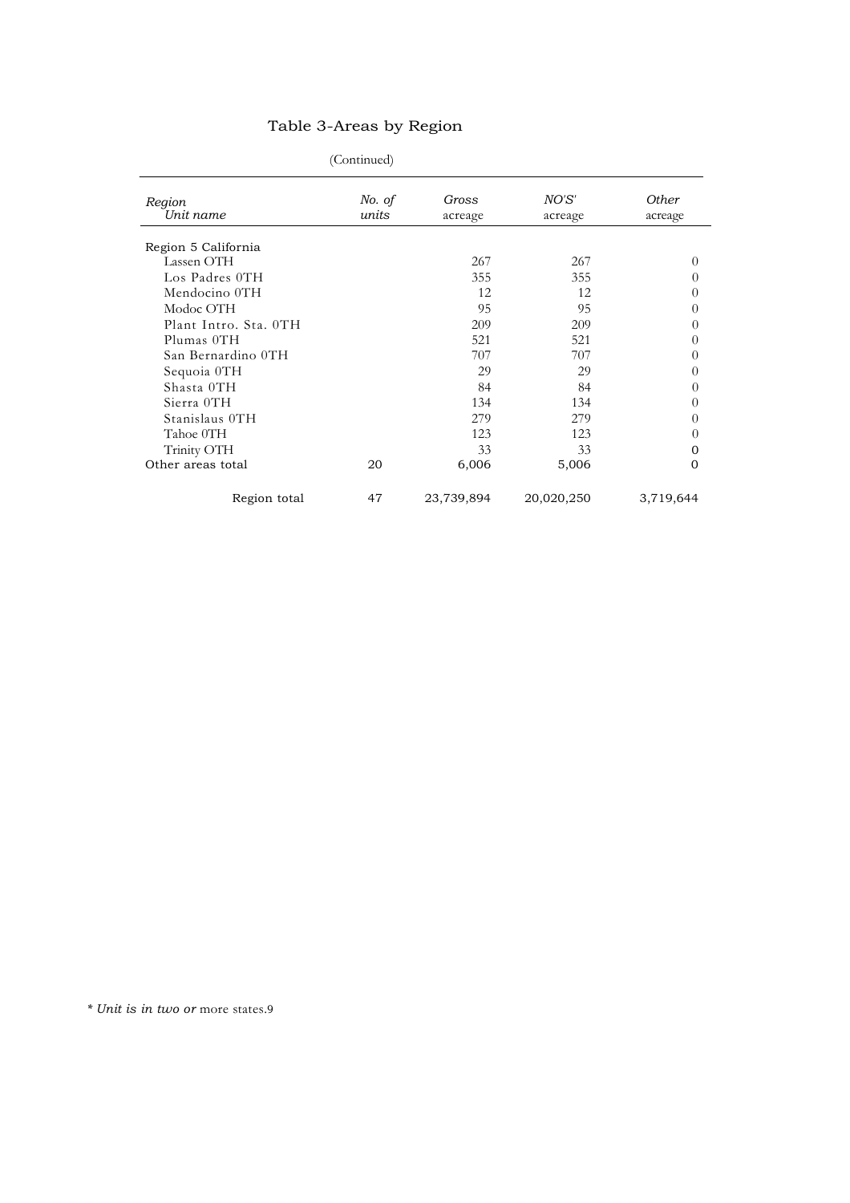# Table 3-Areas by Region

(Continued)

| *Region* *Unit name* | *No. of units* | *Gross* acreage | *NO'S'* acreage | *Other* acreage |
|---|---|---|---|---|
| Region 5 California | | | | |
| Lassen OTH | | 267 | 267 | 0 |
| Los Padres 0TH | | 355 | 355 | 0 |
| Mendocino 0TH | | 12 | 12 | 0 |
| Modoc OTH | | 95 | 95 | 0 |
| Plant Intro. Sta. 0TH | | 209 | 209 | 0 |
| Plumas 0TH | | 521 | 521 | 0 |
| San Bernardino 0TH | | 707 | 707 | 0 |
| Sequoia 0TH | | 29 | 29 | 0 |
| Shasta 0TH | | 84 | 84 | 0 |
| Sierra 0TH | | 134 | 134 | 0 |
| Stanislaus 0TH | | 279 | 279 | 0 |
| Tahoe 0TH | | 123 | 123 | 0 |
| Trinity OTH | | 33 | 33 | 0 |
| Other areas total | 20 | 6,006 | 5,006 | 0 |
| Region total | 47 | 23,739,894 | 20,020,250 | 3,719,644 |

* *Unit is in two or* more states.9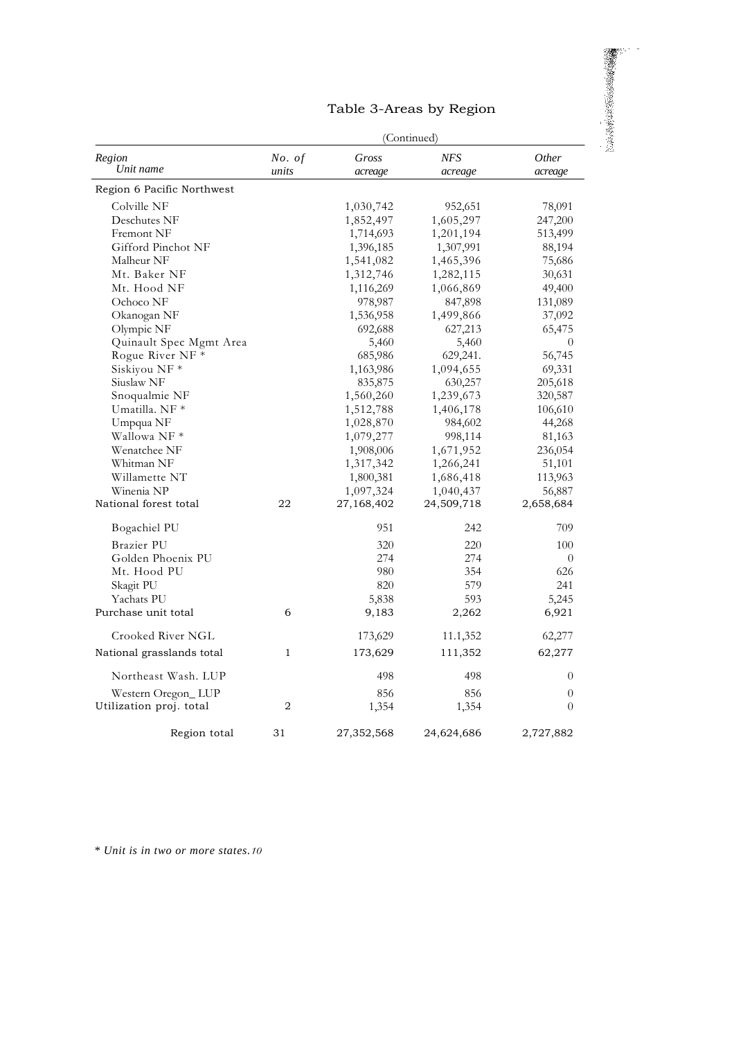# Table 3-Areas by Region

(Continued)

| Region<br>Unit name | No. of units | Gross acreage | NFS acreage | Other acreage |
|---|---|---|---|---|
| Region 6 Pacific Northwest | | | | |
| Colville NF | | 1,030,742 | 952,651 | 78,091 |
| Deschutes NF | | 1,852,497 | 1,605,297 | 247,200 |
| Fremont NF | | 1,714,693 | 1,201,194 | 513,499 |
| Gifford Pinchot NF | | 1,396,185 | 1,307,991 | 88,194 |
| Malheur NF | | 1,541,082 | 1,465,396 | 75,686 |
| Mt. Baker NF | | 1,312,746 | 1,282,115 | 30,631 |
| Mt. Hood NF | | 1,116,269 | 1,066,869 | 49,400 |
| Ochoco NF | | 978,987 | 847,898 | 131,089 |
| Okanogan NF | | 1,536,958 | 1,499,866 | 37,092 |
| Olympic NF | | 692,688 | 627,213 | 65,475 |
| Quinault Spec Mgmt Area | | 5,460 | 5,460 | 0 |
| Rogue River NF * | | 685,986 | 629,241. | 56,745 |
| Siskiyou NF * | | 1,163,986 | 1,094,655 | 69,331 |
| Siuslaw NF | | 835,875 | 630,257 | 205,618 |
| Snoqualmie NF | | 1,560,260 | 1,239,673 | 320,587 |
| Umatilla. NF * | | 1,512,788 | 1,406,178 | 106,610 |
| Umpqua NF | | 1,028,870 | 984,602 | 44,268 |
| Wallowa NF * | | 1,079,277 | 998,114 | 81,163 |
| Wenatchee NF | | 1,908,006 | 1,671,952 | 236,054 |
| Whitman NF | | 1,317,342 | 1,266,241 | 51,101 |
| Willamette NT | | 1,800,381 | 1,686,418 | 113,963 |
| Winenia NP | | 1,097,324 | 1,040,437 | 56,887 |
| National forest total | 22 | 27,168,402 | 24,509,718 | 2,658,684 |
| Bogachiel PU | | 951 | 242 | 709 |
| Brazier PU | | 320 | 220 | 100 |
| Golden Phoenix PU | | 274 | 274 | 0 |
| Mt. Hood PU | | 980 | 354 | 626 |
| Skagit PU | | 820 | 579 | 241 |
| Yachats PU | | 5,838 | 593 | 5,245 |
| Purchase unit total | 6 | 9,183 | 2,262 | 6,921 |
| Crooked River NGL | | 173,629 | 11.1,352 | 62,277 |
| National grasslands total | 1 | 173,629 | 111,352 | 62,277 |
| Northeast Wash. LUP | | 498 | 498 | 0 |
| Western Oregon_ LUP | | 856 | 856 | 0 |
| Utilization proj. total | 2 | 1,354 | 1,354 | 0 |
| Region total | 31 | 27,352,568 | 24,624,686 | 2,727,882 |

*\* Unit is in two or more states.*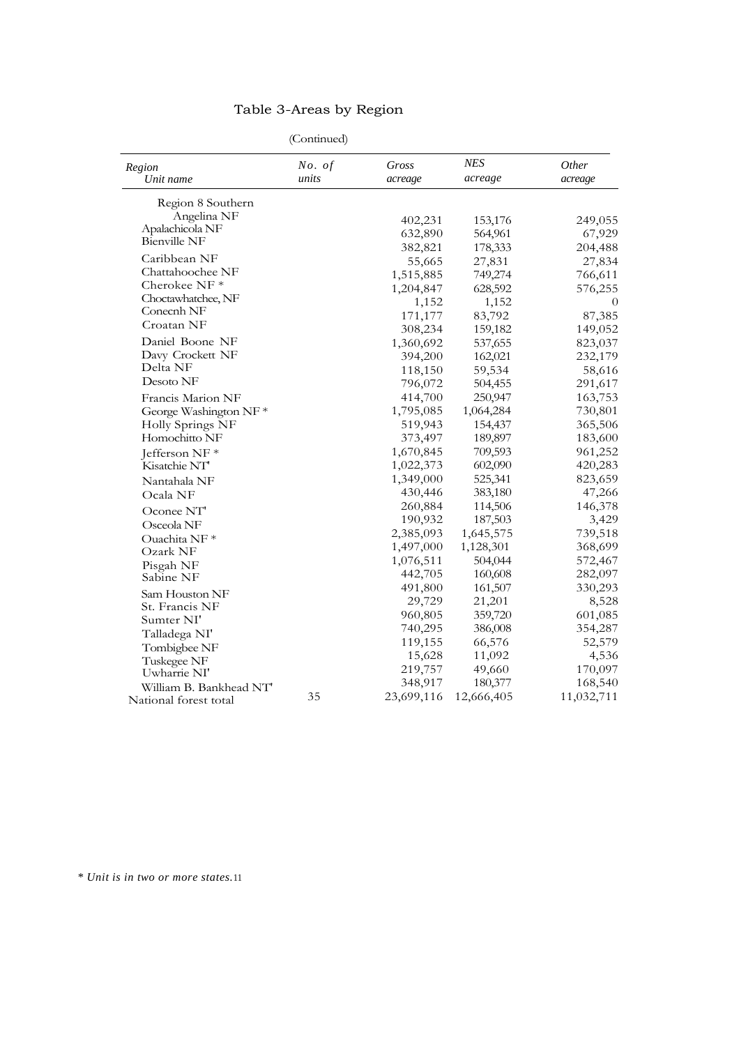# Table 3-Areas by Region

(Continued)

| Region<br>Unit name | No. of units | Gross acreage | NES acreage | Other acreage |
|---|---|---|---|---|
| Region 8 Southern | | | | |
| Angelina NF | | 402,231 | 153,176 | 249,055 |
| Apalachicola NF | | 632,890 | 564,961 | 67,929 |
| Bienville NF | | 382,821 | 178,333 | 204,488 |
| Caribbean NF | | 55,665 | 27,831 | 27,834 |
| Chattahoochee NF | | 1,515,885 | 749,274 | 766,611 |
| Cherokee NF * | | 1,204,847 | 628,592 | 576,255 |
| Choctawhatchee, NF | | 1,152 | 1,152 | 0 |
| Conecnh NF | | 171,177 | 83,792 | 87,385 |
| Croatan NF | | 308,234 | 159,182 | 149,052 |
| Daniel Boone NF | | 1,360,692 | 537,655 | 823,037 |
| Davy Crockett NF | | 394,200 | 162,021 | 232,179 |
| Delta NF | | 118,150 | 59,534 | 58,616 |
| Desoto NF | | 796,072 | 504,455 | 291,617 |
| Francis Marion NF | | 414,700 | 250,947 | 163,753 |
| George Washington NF * | | 1,795,085 | 1,064,284 | 730,801 |
| Holly Springs NF | | 519,943 | 154,437 | 365,506 |
| Homochitto NF | | 373,497 | 189,897 | 183,600 |
| Jefferson NF * | | 1,670,845 | 709,593 | 961,252 |
| Kisatchie NT' | | 1,022,373 | 602,090 | 420,283 |
| Nantahala NF | | 1,349,000 | 525,341 | 823,659 |
| Ocala NF | | 430,446 | 383,180 | 47,266 |
| Oconee NT' | | 260,884 | 114,506 | 146,378 |
| Osceola NF | | 190,932 | 187,503 | 3,429 |
| Ouachita NF * | | 2,385,093 | 1,645,575 | 739,518 |
| Ozark NF | | 1,497,000 | 1,128,301 | 368,699 |
| Pisgah NF | | 1,076,511 | 504,044 | 572,467 |
| Sabine NF | | 442,705 | 160,608 | 282,097 |
| Sam Houston NF | | 491,800 | 161,507 | 330,293 |
| St. Francis NF | | 29,729 | 21,201 | 8,528 |
| Sumter NI' | | 960,805 | 359,720 | 601,085 |
| Talladega NI' | | 740,295 | 386,008 | 354,287 |
| Tombigbee NF | | 119,155 | 66,576 | 52,579 |
| Tuskegee NF | | 15,628 | 11,092 | 4,536 |
| Uwharrie NI' | | 219,757 | 49,660 | 170,097 |
| William B. Bankhead NT' | | 348,917 | 180,377 | 168,540 |
| National forest total | 35 | 23,699,116 | 12,666,405 | 11,032,711 |

*\* Unit is in two or more states.*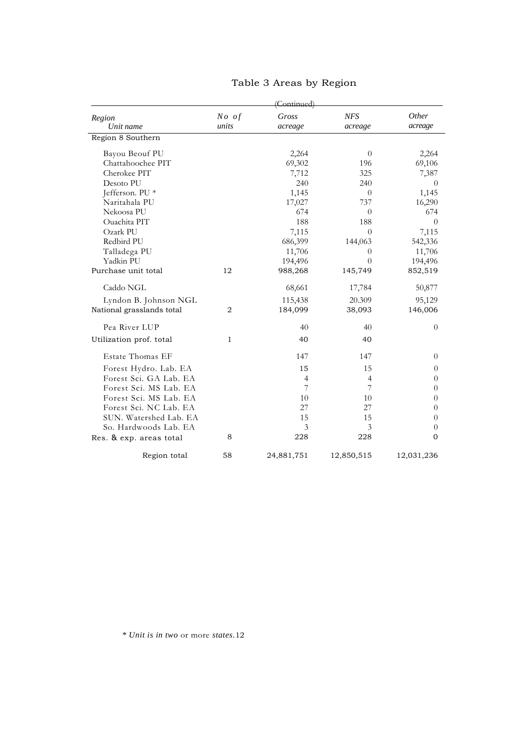## Table 3 Areas by Region

(Continued)

| Region<br>Unit name | No of units | Gross acreage | NFS acreage | Other acreage |
|---|---|---|---|---|
| Region 8 Southern | | | | |
| Bayou Beouf PU | | 2,264 | 0 | 2,264 |
| Chattahoochee PIT | | 69,302 | 196 | 69,106 |
| Cherokee PIT | | 7,712 | 325 | 7,387 |
| Desoto PU | | 240 | 240 | 0 |
| Jefferson. PU * | | 1,145 | 0 | 1,145 |
| Naritahala PU | | 17,027 | 737 | 16,290 |
| Nekoosa PU | | 674 | 0 | 674 |
| Ouachita PIT | | 188 | 188 | 0 |
| Ozark PU | | 7,115 | 0 | 7,115 |
| Redbird PU | | 686,399 | 144,063 | 542,336 |
| Talladega PU | | 11,706 | 0 | 11,706 |
| Yadkin PU | | 194,496 | 0 | 194,496 |
| Purchase unit total | 12 | 988,268 | 145,749 | 852,519 |
| Caddo NGL | | 68,661 | 17,784 | 50,877 |
| Lyndon B. Johnson NGL | | 115,438 | 20.309 | 95,129 |
| National grasslands total | 2 | 184,099 | 38,093 | 146,006 |
| Pea River LUP | | 40 | 40 | 0 |
| Utilization prof. total | 1 | 40 | 40 | |
| Estate Thomas EF | | 147 | 147 | 0 |
| Forest Hydro. Lab. EA | | 15 | 15 | 0 |
| Forest Sci. GA Lab. EA | | 4 | 4 | 0 |
| Forest Sci. MS Lab. EA | | 7 | 7 | 0 |
| Forest Sci. MS Lab. EA | | 10 | 10 | 0 |
| Forest Sci. NC Lab. EA | | 27 | 27 | 0 |
| SUN. Watershed Lab. EA | | 15 | 15 | 0 |
| So. Hardwoods Lab. EA | | 3 | 3 | 0 |
| Res. & exp. areas total | 8 | 228 | 228 | 0 |
| Region total | 58 | 24,881,751 | 12,850,515 | 12,031,236 |

* *Unit is in two* or more *states.*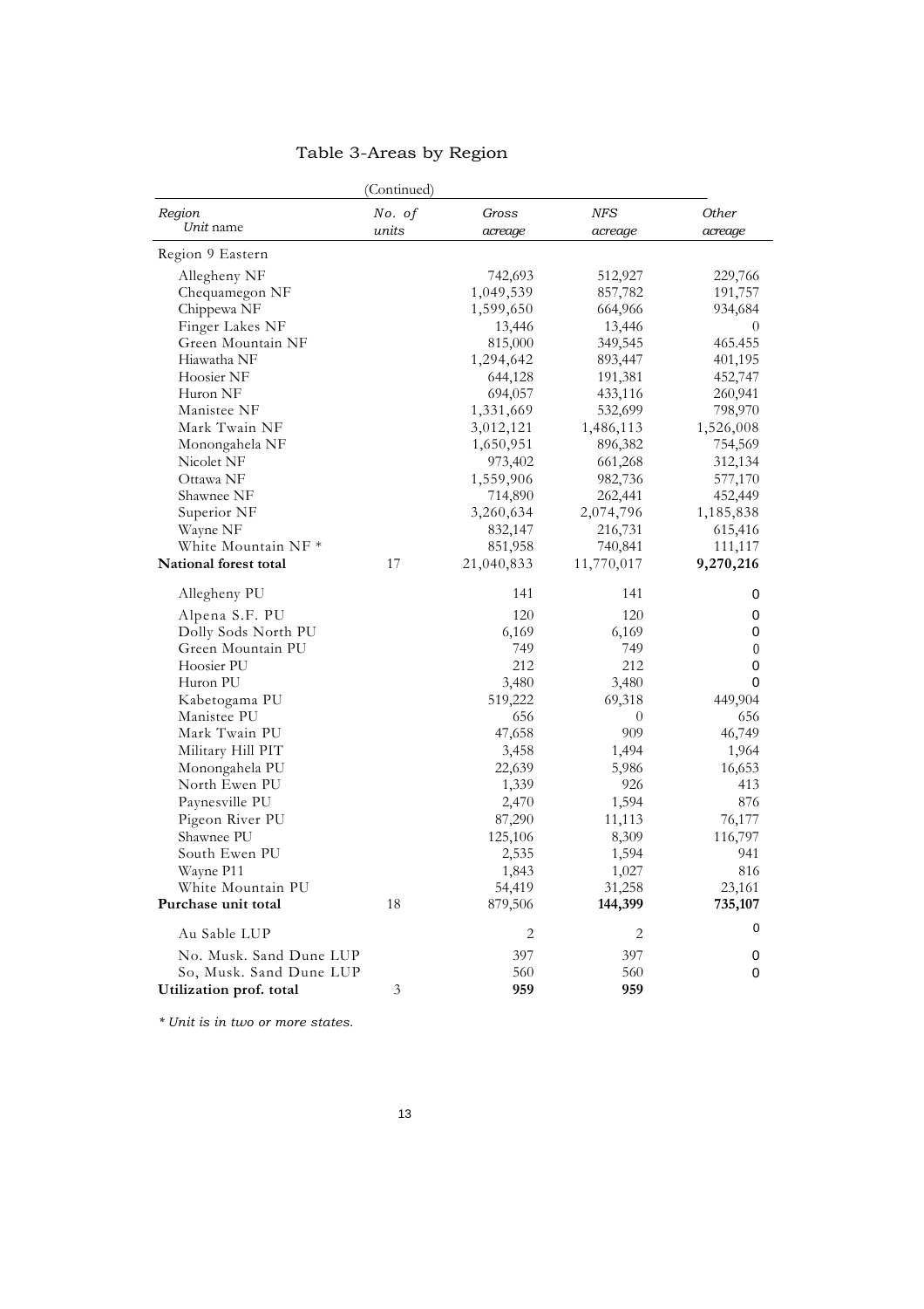# Table 3-Areas by Region

(Continued)

| *Region* *Unit* name | *No. of units* | *Gross acreage* | *NFS acreage* | *Other acreage* |
|---|---|---|---|---|
| Region 9 Eastern | | | | |
| Allegheny NF | | 742,693 | 512,927 | 229,766 |
| Chequamegon NF | | 1,049,539 | 857,782 | 191,757 |
| Chippewa NF | | 1,599,650 | 664,966 | 934,684 |
| Finger Lakes NF | | 13,446 | 13,446 | 0 |
| Green Mountain NF | | 815,000 | 349,545 | 465.455 |
| Hiawatha NF | | 1,294,642 | 893,447 | 401,195 |
| Hoosier NF | | 644,128 | 191,381 | 452,747 |
| Huron NF | | 694,057 | 433,116 | 260,941 |
| Manistee NF | | 1,331,669 | 532,699 | 798,970 |
| Mark Twain NF | | 3,012,121 | 1,486,113 | 1,526,008 |
| Monongahela NF | | 1,650,951 | 896,382 | 754,569 |
| Nicolet NF | | 973,402 | 661,268 | 312,134 |
| Ottawa NF | | 1,559,906 | 982,736 | 577,170 |
| Shawnee NF | | 714,890 | 262,441 | 452,449 |
| Superior NF | | 3,260,634 | 2,074,796 | 1,185,838 |
| Wayne NF | | 832,147 | 216,731 | 615,416 |
| White Mountain NF * | | 851,958 | 740,841 | 111,117 |
| **National forest total** | 17 | 21,040,833 | 11,770,017 | **9,270,216** |
| Allegheny PU | | 141 | 141 | 0 |
| Alpena S.F. PU | | 120 | 120 | 0 |
| Dolly Sods North PU | | 6,169 | 6,169 | 0 |
| Green Mountain PU | | 749 | 749 | 0 |
| Hoosier PU | | 212 | 212 | 0 |
| Huron PU | | 3,480 | 3,480 | 0 |
| Kabetogama PU | | 519,222 | 69,318 | 449,904 |
| Manistee PU | | 656 | 0 | 656 |
| Mark Twain PU | | 47,658 | 909 | 46,749 |
| Military Hill PIT | | 3,458 | 1,494 | 1,964 |
| Monongahela PU | | 22,639 | 5,986 | 16,653 |
| North Ewen PU | | 1,339 | 926 | 413 |
| Paynesville PU | | 2,470 | 1,594 | 876 |
| Pigeon River PU | | 87,290 | 11,113 | 76,177 |
| Shawnee PU | | 125,106 | 8,309 | 116,797 |
| South Ewen PU | | 2,535 | 1,594 | 941 |
| Wayne P11 | | 1,843 | 1,027 | 816 |
| White Mountain PU | | 54,419 | 31,258 | 23,161 |
| **Purchase unit total** | 18 | 879,506 | **144,399** | **735,107** |
| Au Sable LUP | | 2 | 2 | 0 |
| No. Musk. Sand Dune LUP | | 397 | 397 | 0 |
| So, Musk. Sand Dune LUP | | 560 | 560 | 0 |
| **Utilization prof. total** | 3 | **959** | **959** | |

*\* Unit is in two or more states.*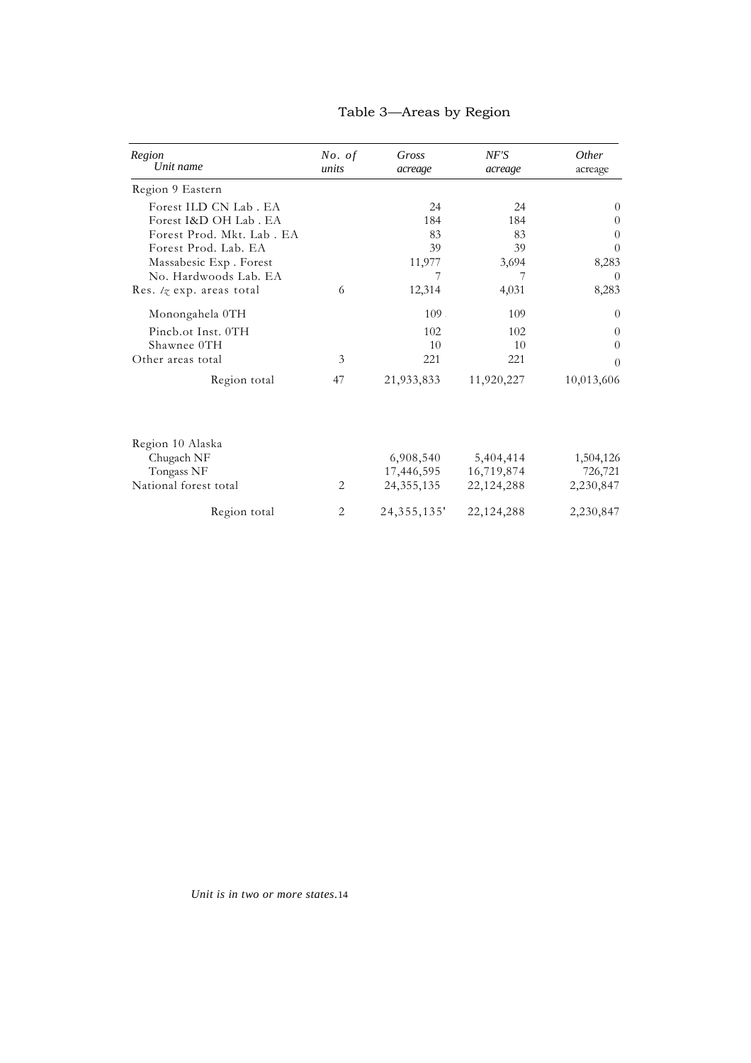# Table 3—Areas by Region

| *Region* / *Unit name* | *No. of units* | *Gross acreage* | *NF'S acreage* | *Other acreage* |
|---|---|---|---|---|
| Region 9 Eastern | | | | |
| Forest ILD CN Lab . EA | | 24 | 24 | 0 |
| Forest I&D OH Lab . EA | | 184 | 184 | 0 |
| Forest Prod. Mkt. Lab . EA | | 83 | 83 | 0 |
| Forest Prod. Lab. EA | | 39 | 39 | 0 |
| Massabesic Exp . Forest | | 11,977 | 3,694 | 8,283 |
| No. Hardwoods Lab. EA | | 7 | 7 | 0 |
| Res. /z exp. areas total | 6 | 12,314 | 4,031 | 8,283 |
| Monongahela 0TH | | 109 | 109 | 0 |
| Pincb.ot Inst. 0TH | | 102 | 102 | 0 |
| Shawnee 0TH | | 10 | 10 | 0 |
| Other areas total | 3 | 221 | 221 | 0 |
| Region total | 47 | 21,933,833 | 11,920,227 | 10,013,606 |
| Region 10 Alaska | | | | |
| Chugach NF | | 6,908,540 | 5,404,414 | 1,504,126 |
| Tongass NF | | 17,446,595 | 16,719,874 | 726,721 |
| National forest total | 2 | 24,355,135 | 22,124,288 | 2,230,847 |
| Region total | 2 | 24,355,135' | 22,124,288 | 2,230,847 |

*Unit is in two or more states.*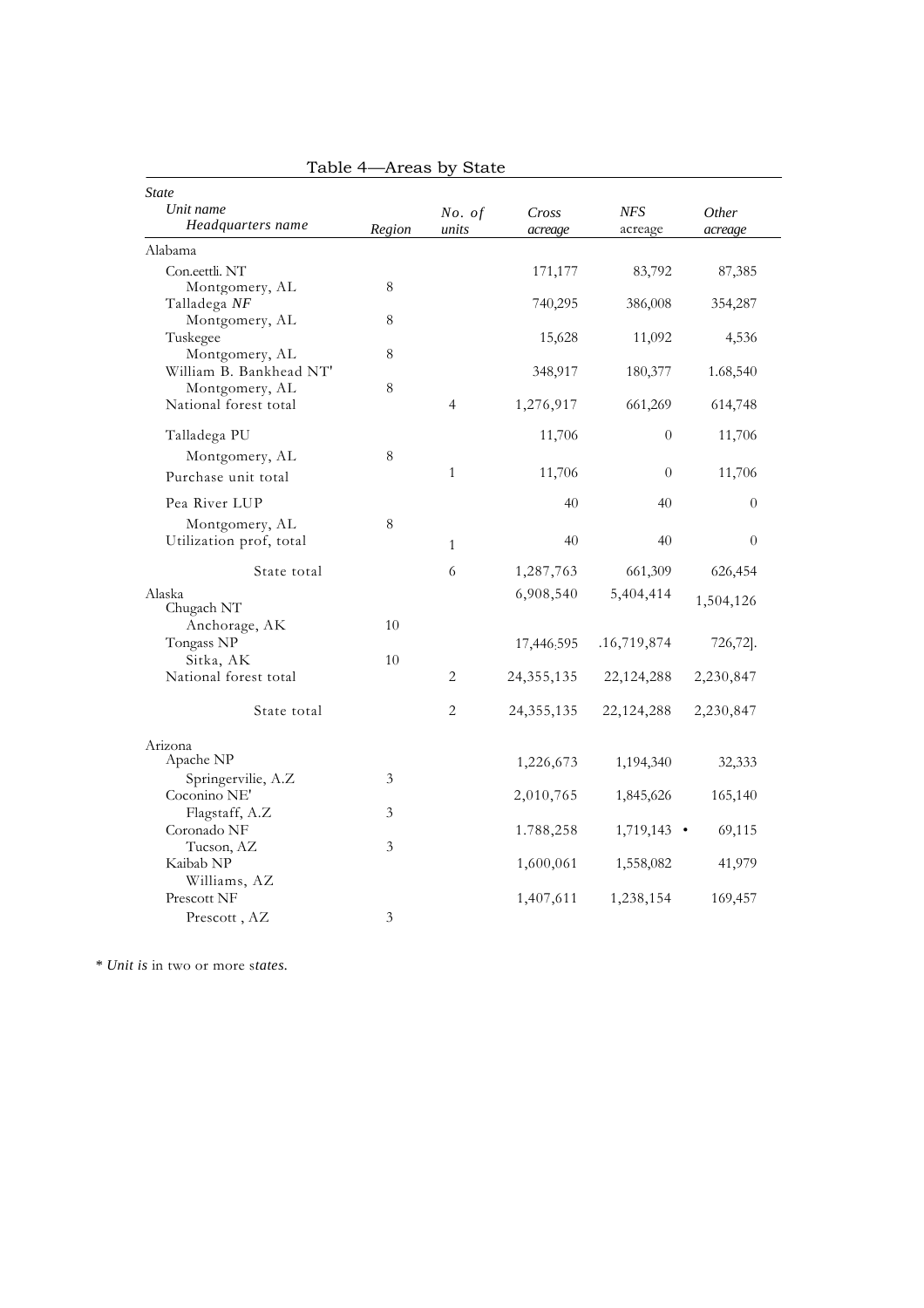Table 4—Areas by State

| *State*<br>*Unit name*<br>*Headquarters name* | *Region* | *No. of units* | *Cross acreage* | *NFS acreage* | *Other acreage* |
|---|---|---|---|---|---|
| Alabama | | | | | |
| Con.eettli. NT | | | 171,177 | 83,792 | 87,385 |
| Montgomery, AL | 8 | | | | |
| Talladega *NF* | | | 740,295 | 386,008 | 354,287 |
| Montgomery, AL | 8 | | | | |
| Tuskegee | | | 15,628 | 11,092 | 4,536 |
| Montgomery, AL | 8 | | | | |
| William B. Bankhead NT' | | | 348,917 | 180,377 | 1.68,540 |
| Montgomery, AL | 8 | | | | |
| National forest total | | 4 | 1,276,917 | 661,269 | 614,748 |
| Talladega PU | | | 11,706 | 0 | 11,706 |
| Montgomery, AL | 8 | | | | |
| Purchase unit total | | 1 | 11,706 | 0 | 11,706 |
| Pea River LUP | | | 40 | 40 | 0 |
| Montgomery, AL | 8 | | | | |
| Utilization prof, total | | 1 | 40 | 40 | 0 |
| State total | | 6 | 1,287,763 | 661,309 | 626,454 |
| Alaska | | | | | |
| Chugach NT | | | 6,908,540 | 5,404,414 | 1,504,126 |
| Anchorage, AK | 10 | | | | |
| Tongass NP | | | 17,446.595 | .16,719,874 | 726,72]. |
| Sitka, AK | 10 | | | | |
| National forest total | | 2 | 24,355,135 | 22,124,288 | 2,230,847 |
| State total | | 2 | 24,355,135 | 22,124,288 | 2,230,847 |
| Arizona | | | | | |
| Apache NP | | | 1,226,673 | 1,194,340 | 32,333 |
| Springervilie, A.Z | 3 | | | | |
| Coconino NE' | | | 2,010,765 | 1,845,626 | 165,140 |
| Flagstaff, A.Z | 3 | | | | |
| Coronado NF | | | 1.788,258 | 1,719,143 • | 69,115 |
| Tucson, AZ | 3 | | | | |
| Kaibab NP | | | 1,600,061 | 1,558,082 | 41,979 |
| Williams, AZ | | | | | |
| Prescott NF | | | 1,407,611 | 1,238,154 | 169,457 |
| Prescott , AZ | 3 | | | | |

* *Unit is* in two or more s*tates.*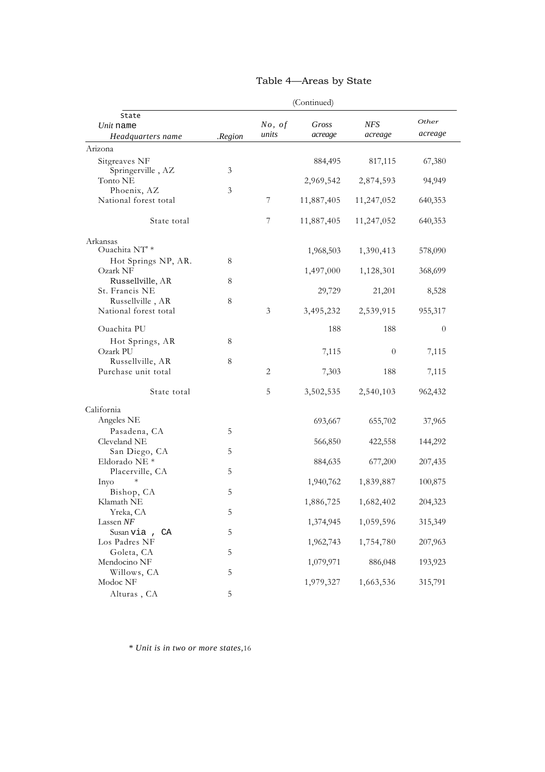# Table 4—Areas by State

(Continued)

| State / Unit name / Headquarters name | Region | No. of units | Gross acreage | NFS acreage | Other acreage |
|---|---|---|---|---|---|
| Arizona | | | | | |
| Sitgreaves NF | | | 884,495 | 817,115 | 67,380 |
| Springerville , AZ | 3 | | | | |
| Tonto NE | | | 2,969,542 | 2,874,593 | 94,949 |
| Phoenix, AZ | 3 | | | | |
| National forest total | | 7 | 11,887,405 | 11,247,052 | 640,353 |
| State total | | 7 | 11,887,405 | 11,247,052 | 640,353 |
| Arkansas | | | | | |
| Ouachita NT" * | | | 1,968,503 | 1,390,413 | 578,090 |
| Hot Springs NP, AR. | 8 | | | | |
| Ozark NF | | | 1,497,000 | 1,128,301 | 368,699 |
| Russellville, AR | 8 | | | | |
| St. Francis NE | | | 29,729 | 21,201 | 8,528 |
| Russellville , AR | 8 | | | | |
| National forest total | | 3 | 3,495,232 | 2,539,915 | 955,317 |
| Ouachita PU | | | 188 | 188 | 0 |
| Hot Springs, AR | 8 | | | | |
| Ozark PU | | | 7,115 | 0 | 7,115 |
| Russellville, AR | 8 | | | | |
| Purchase unit total | | 2 | 7,303 | 188 | 7,115 |
| State total | | 5 | 3,502,535 | 2,540,103 | 962,432 |
| California | | | | | |
| Angeles NE | | | 693,667 | 655,702 | 37,965 |
| Pasadena, CA | 5 | | | | |
| Cleveland NE | | | 566,850 | 422,558 | 144,292 |
| San Diego, CA | 5 | | | | |
| Eldorado NE * | | | 884,635 | 677,200 | 207,435 |
| Placerville, CA | 5 | | | | |
| Inyo * | | | 1,940,762 | 1,839,887 | 100,875 |
| Bishop, CA | 5 | | | | |
| Klamath NE | | | 1,886,725 | 1,682,402 | 204,323 |
| Yreka, CA | 5 | | | | |
| Lassen NF | | | 1,374,945 | 1,059,596 | 315,349 |
| Susan via , CA | 5 | | | | |
| Los Padres NF | | | 1,962,743 | 1,754,780 | 207,963 |
| Goleta, CA | 5 | | | | |
| Mendocino NF | | | 1,079,971 | 886,048 | 193,923 |
| Willows, CA | 5 | | | | |
| Modoc NF | | | 1,979,327 | 1,663,536 | 315,791 |
| Alturas , CA | 5 | | | | |

*\* Unit is in two or more states,*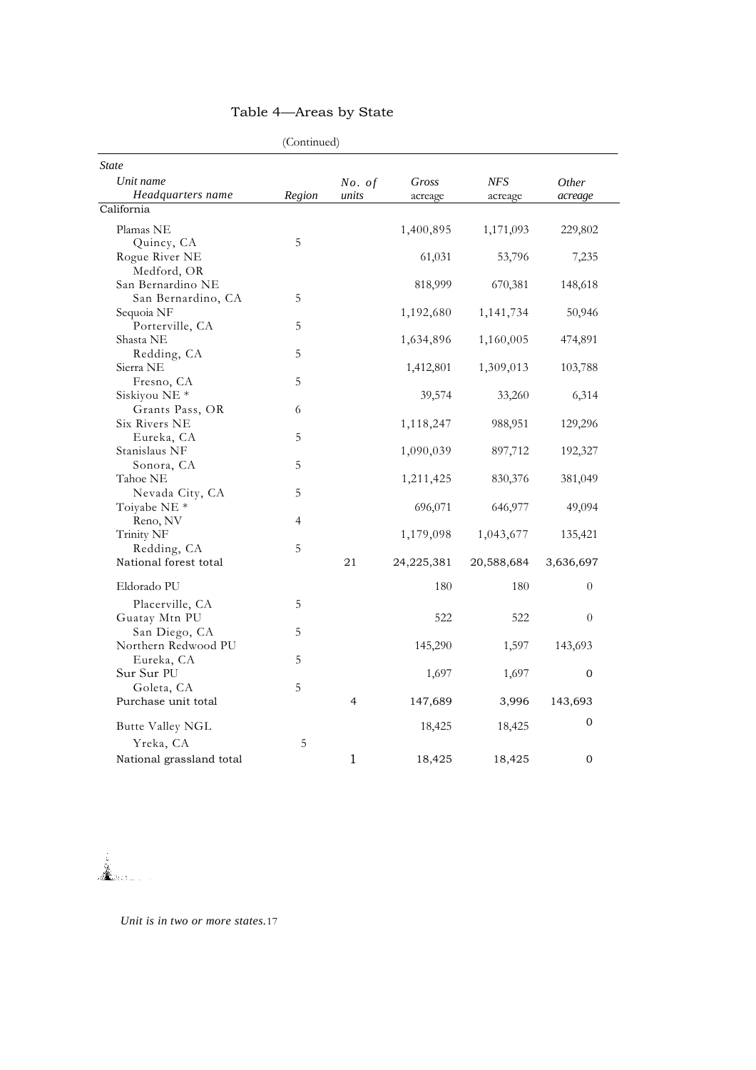Table 4—Areas by State

(Continued)

| *State* / *Unit name* / *Headquarters name* | *Region* | *No. of units* | *Gross acreage* | *NFS acreage* | *Other acreage* |
|---|---|---|---|---|---|
| California | | | | | |
| Plamas NE | | | 1,400,895 | 1,171,093 | 229,802 |
| Quincy, CA | 5 | | | | |
| Rogue River NE | | | 61,031 | 53,796 | 7,235 |
| Medford, OR | | | | | |
| San Bernardino NE | | | 818,999 | 670,381 | 148,618 |
| San Bernardino, CA | 5 | | | | |
| Sequoia NF | | | 1,192,680 | 1,141,734 | 50,946 |
| Porterville, CA | 5 | | | | |
| Shasta NE | | | 1,634,896 | 1,160,005 | 474,891 |
| Redding, CA | 5 | | | | |
| Sierra NE | | | 1,412,801 | 1,309,013 | 103,788 |
| Fresno, CA | 5 | | | | |
| Siskiyou NE * | | | 39,574 | 33,260 | 6,314 |
| Grants Pass, OR | 6 | | | | |
| Six Rivers NE | | | 1,118,247 | 988,951 | 129,296 |
| Eureka, CA | 5 | | | | |
| Stanislaus NF | | | 1,090,039 | 897,712 | 192,327 |
| Sonora, CA | 5 | | | | |
| Tahoe NE | | | 1,211,425 | 830,376 | 381,049 |
| Nevada City, CA | 5 | | | | |
| Toiyabe NE * | | | 696,071 | 646,977 | 49,094 |
| Reno, NV | 4 | | | | |
| Trinity NF | | | 1,179,098 | 1,043,677 | 135,421 |
| Redding, CA | 5 | | | | |
| National forest total | | 21 | 24,225,381 | 20,588,684 | 3,636,697 |
| Eldorado PU | | | 180 | 180 | 0 |
| Placerville, CA | 5 | | | | |
| Guatay Mtn PU | | | 522 | 522 | 0 |
| San Diego, CA | 5 | | | | |
| Northern Redwood PU | | | 145,290 | 1,597 | 143,693 |
| Eureka, CA | 5 | | | | |
| Sur Sur PU | | | 1,697 | 1,697 | 0 |
| Goleta, CA | 5 | | | | |
| Purchase unit total | | 4 | 147,689 | 3,996 | 143,693 |
| Butte Valley NGL | | | 18,425 | 18,425 | 0 |
| Yreka, CA | 5 | | | | |
| National grassland total | | 1 | 18,425 | 18,425 | 0 |

*Unit is in two or more states.*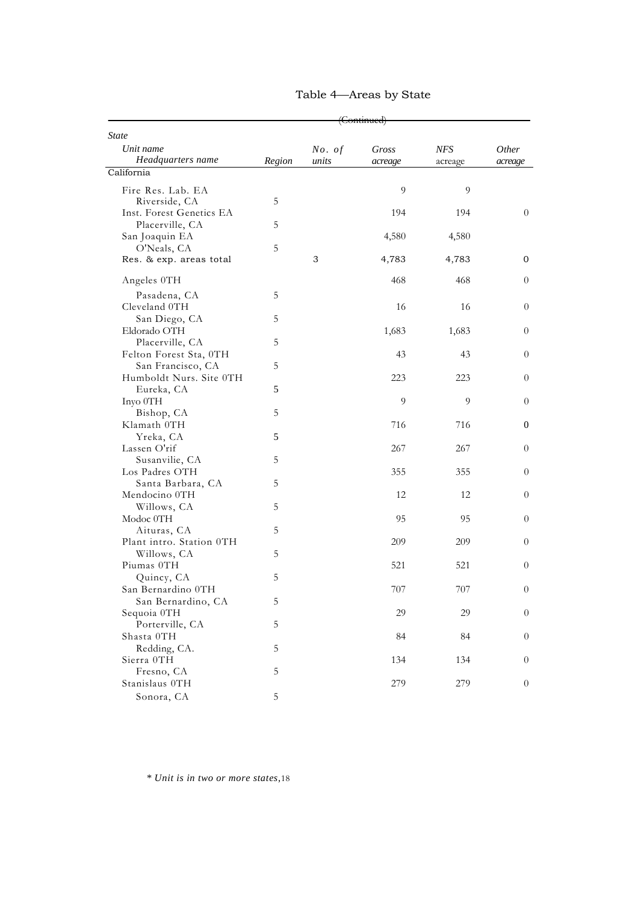# Table 4—Areas by State

(Continued)

| State<br>Unit name<br>Headquarters name | Region | No. of units | Gross acreage | NFS acreage | Other acreage |
|---|---|---|---|---|---|
| California | | | | | |
| Fire Res. Lab. EA | | | 9 | 9 | |
| Riverside, CA | 5 | | | | |
| Inst. Forest Genetics EA | | | 194 | 194 | 0 |
| Placerville, CA | 5 | | | | |
| San Joaquin EA | | | 4,580 | 4,580 | |
| O'Neals, CA | 5 | | | | |
| Res. & exp. areas total | | 3 | 4,783 | 4,783 | 0 |
| Angeles 0TH | | | 468 | 468 | 0 |
| Pasadena, CA | 5 | | | | |
| Cleveland 0TH | | | 16 | 16 | 0 |
| San Diego, CA | 5 | | | | |
| Eldorado OTH | | | 1,683 | 1,683 | 0 |
| Placerville, CA | 5 | | | | |
| Felton Forest Sta, 0TH | | | 43 | 43 | 0 |
| San Francisco, CA | 5 | | | | |
| Humboldt Nurs. Site 0TH | | | 223 | 223 | 0 |
| Eureka, CA | 5 | | | | |
| Inyo 0TH | | | 9 | 9 | 0 |
| Bishop, CA | 5 | | | | |
| Klamath 0TH | | | 716 | 716 | 0 |
| Yreka, CA | 5 | | | | |
| Lassen O'rif | | | 267 | 267 | 0 |
| Susanvilie, CA | 5 | | | | |
| Los Padres OTH | | | 355 | 355 | 0 |
| Santa Barbara, CA | 5 | | | | |
| Mendocino 0TH | | | 12 | 12 | 0 |
| Willows, CA | 5 | | | | |
| Modoc 0TH | | | 95 | 95 | 0 |
| Aituras, CA | 5 | | | | |
| Plant intro. Station 0TH | | | 209 | 209 | 0 |
| Willows, CA | 5 | | | | |
| Piumas 0TH | | | 521 | 521 | 0 |
| Quincy, CA | 5 | | | | |
| San Bernardino 0TH | | | 707 | 707 | 0 |
| San Bernardino, CA | 5 | | | | |
| Sequoia 0TH | | | 29 | 29 | 0 |
| Porterville, CA | 5 | | | | |
| Shasta 0TH | | | 84 | 84 | 0 |
| Redding, CA. | 5 | | | | |
| Sierra 0TH | | | 134 | 134 | 0 |
| Fresno, CA | 5 | | | | |
| Stanislaus 0TH | | | 279 | 279 | 0 |
| Sonora, CA | 5 | | | | |

*\* Unit is in two or more states,*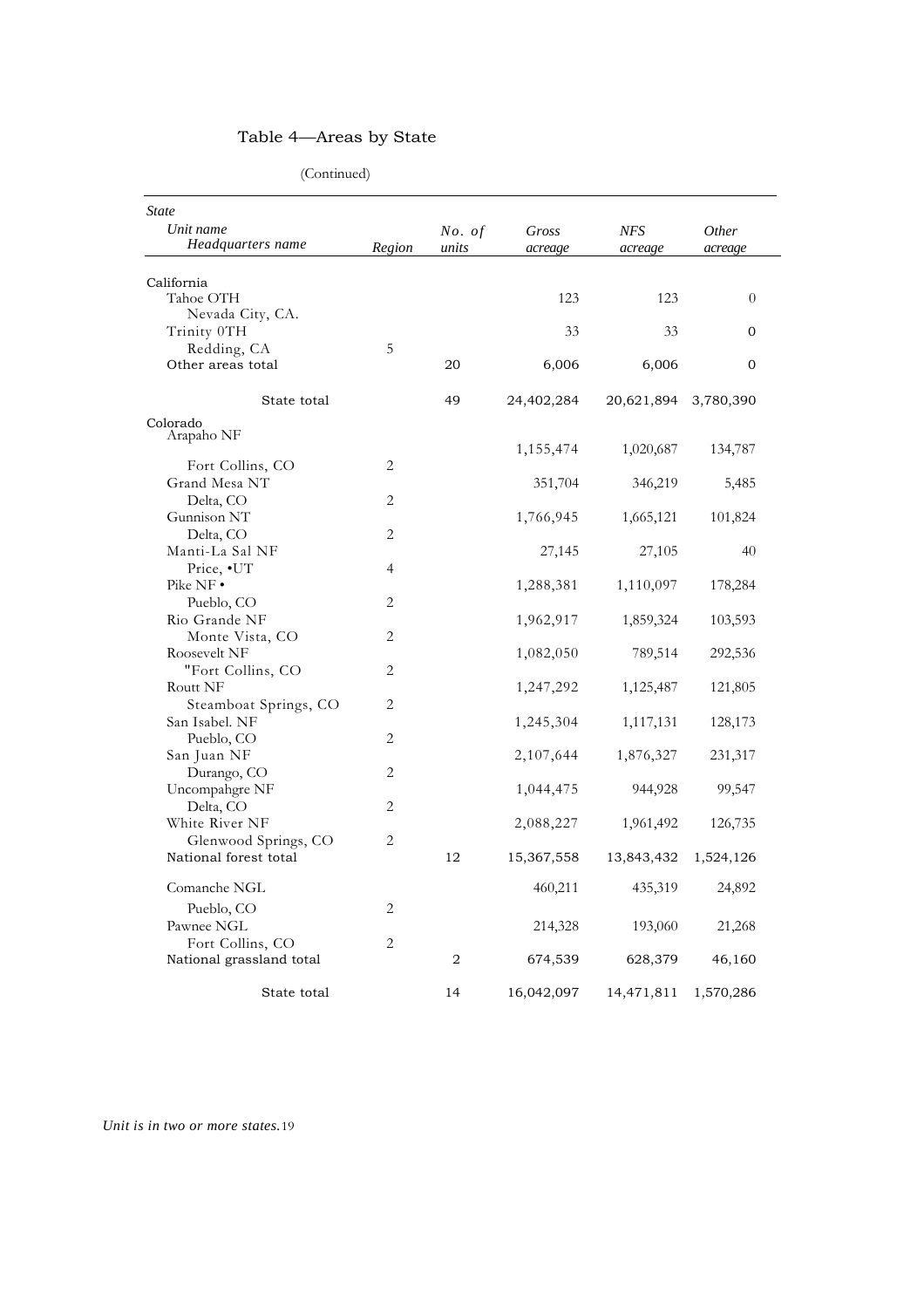## Table 4—Areas by State

(Continued)

| *State* / *Unit name* / *Headquarters name* | *Region* | *No. of units* | *Gross acreage* | *NFS acreage* | *Other acreage* |
|---|---|---|---|---|---|
| California | | | | | |
| Tahoe OTH | | | 123 | 123 | 0 |
| Nevada City, CA. | | | | | |
| Trinity 0TH | | | 33 | 33 | 0 |
| Redding, CA | 5 | | | | |
| Other areas total | | 20 | 6,006 | 6,006 | 0 |
| State total | | 49 | 24,402,284 | 20,621,894 | 3,780,390 |
| Colorado | | | | | |
| Arapaho NF | | | 1,155,474 | 1,020,687 | 134,787 |
| Fort Collins, CO | 2 | | | | |
| Grand Mesa NT | | | 351,704 | 346,219 | 5,485 |
| Delta, CO | 2 | | | | |
| Gunnison NT | | | 1,766,945 | 1,665,121 | 101,824 |
| Delta, CO | 2 | | | | |
| Manti-La Sal NF | | | 27,145 | 27,105 | 40 |
| Price, •UT | 4 | | | | |
| Pike NF • | | | 1,288,381 | 1,110,097 | 178,284 |
| Pueblo, CO | 2 | | | | |
| Rio Grande NF | | | 1,962,917 | 1,859,324 | 103,593 |
| Monte Vista, CO | 2 | | | | |
| Roosevelt NF | | | 1,082,050 | 789,514 | 292,536 |
| "Fort Collins, CO | 2 | | | | |
| Routt NF | | | 1,247,292 | 1,125,487 | 121,805 |
| Steamboat Springs, CO | 2 | | | | |
| San Isabel. NF | | | 1,245,304 | 1,117,131 | 128,173 |
| Pueblo, CO | 2 | | | | |
| San Juan NF | | | 2,107,644 | 1,876,327 | 231,317 |
| Durango, CO | 2 | | | | |
| Uncompahgre NF | | | 1,044,475 | 944,928 | 99,547 |
| Delta, CO | 2 | | | | |
| White River NF | | | 2,088,227 | 1,961,492 | 126,735 |
| Glenwood Springs, CO | 2 | | | | |
| National forest total | | 12 | 15,367,558 | 13,843,432 | 1,524,126 |
| Comanche NGL | | | 460,211 | 435,319 | 24,892 |
| Pueblo, CO | 2 | | | | |
| Pawnee NGL | | | 214,328 | 193,060 | 21,268 |
| Fort Collins, CO | 2 | | | | |
| National grassland total | | 2 | 674,539 | 628,379 | 46,160 |
| State total | | 14 | 16,042,097 | 14,471,811 | 1,570,286 |

*Unit is in two or more states.*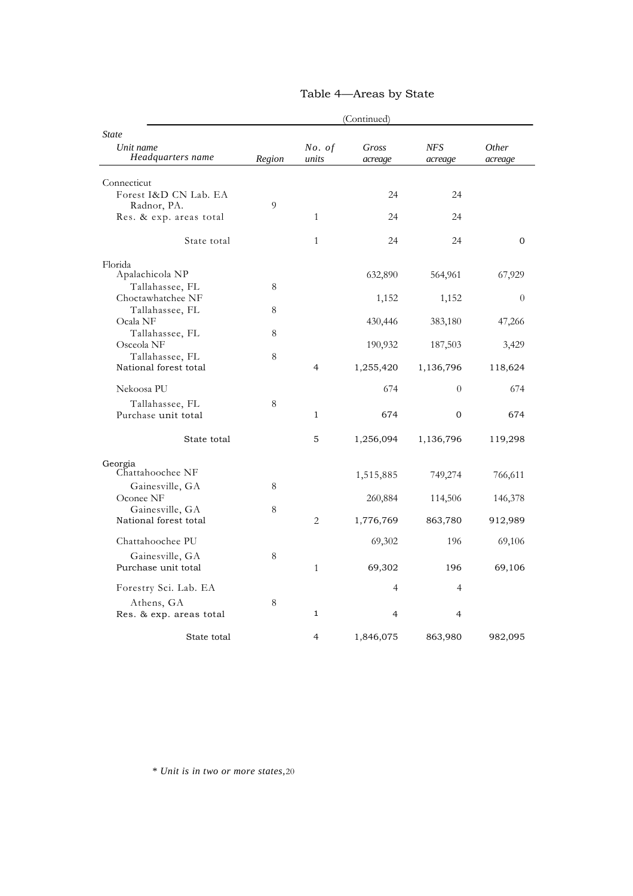# Table 4—Areas by State

(Continued)

| *State* <br> *Unit name* <br> *Headquarters name* | *Region* | *No. of units* | *Gross acreage* | *NFS acreage* | *Other acreage* |
|---|---|---|---|---|---|
| Connecticut | | | | | |
| Forest I&D CN Lab. EA | | | 24 | 24 | |
| Radnor, PA. | 9 | | | | |
| Res. & exp. areas total | | 1 | 24 | 24 | |
| State total | | 1 | 24 | 24 | 0 |
| Florida | | | | | |
| Apalachicola NP | | | 632,890 | 564,961 | 67,929 |
| Tallahassee, FL | 8 | | | | |
| Choctawhatchee NF | | | 1,152 | 1,152 | 0 |
| Tallahassee, FL | 8 | | | | |
| Ocala NF | | | 430,446 | 383,180 | 47,266 |
| Tallahassee, FL | 8 | | | | |
| Osceola NF | | | 190,932 | 187,503 | 3,429 |
| Tallahassee, FL | 8 | | | | |
| National forest total | | 4 | 1,255,420 | 1,136,796 | 118,624 |
| Nekoosa PU | | | 674 | 0 | 674 |
| Tallahassee, FL | 8 | | | | |
| Purchase unit total | | 1 | 674 | 0 | 674 |
| State total | | 5 | 1,256,094 | 1,136,796 | 119,298 |
| Georgia | | | | | |
| Chattahoochee NF | | | 1,515,885 | 749,274 | 766,611 |
| Gainesville, GA | 8 | | | | |
| Oconee NF | | | 260,884 | 114,506 | 146,378 |
| Gainesville, GA | 8 | | | | |
| National forest total | | 2 | 1,776,769 | 863,780 | 912,989 |
| Chattahoochee PU | | | 69,302 | 196 | 69,106 |
| Gainesville, GA | 8 | | | | |
| Purchase unit total | | 1 | 69,302 | 196 | 69,106 |
| Forestry Sci. Lab. EA | | | 4 | 4 | |
| Athens, GA | 8 | | | | |
| Res. & exp. areas total | | 1 | 4 | 4 | |
| State total | | 4 | 1,846,075 | 863,980 | 982,095 |

*\* Unit is in two or more states,*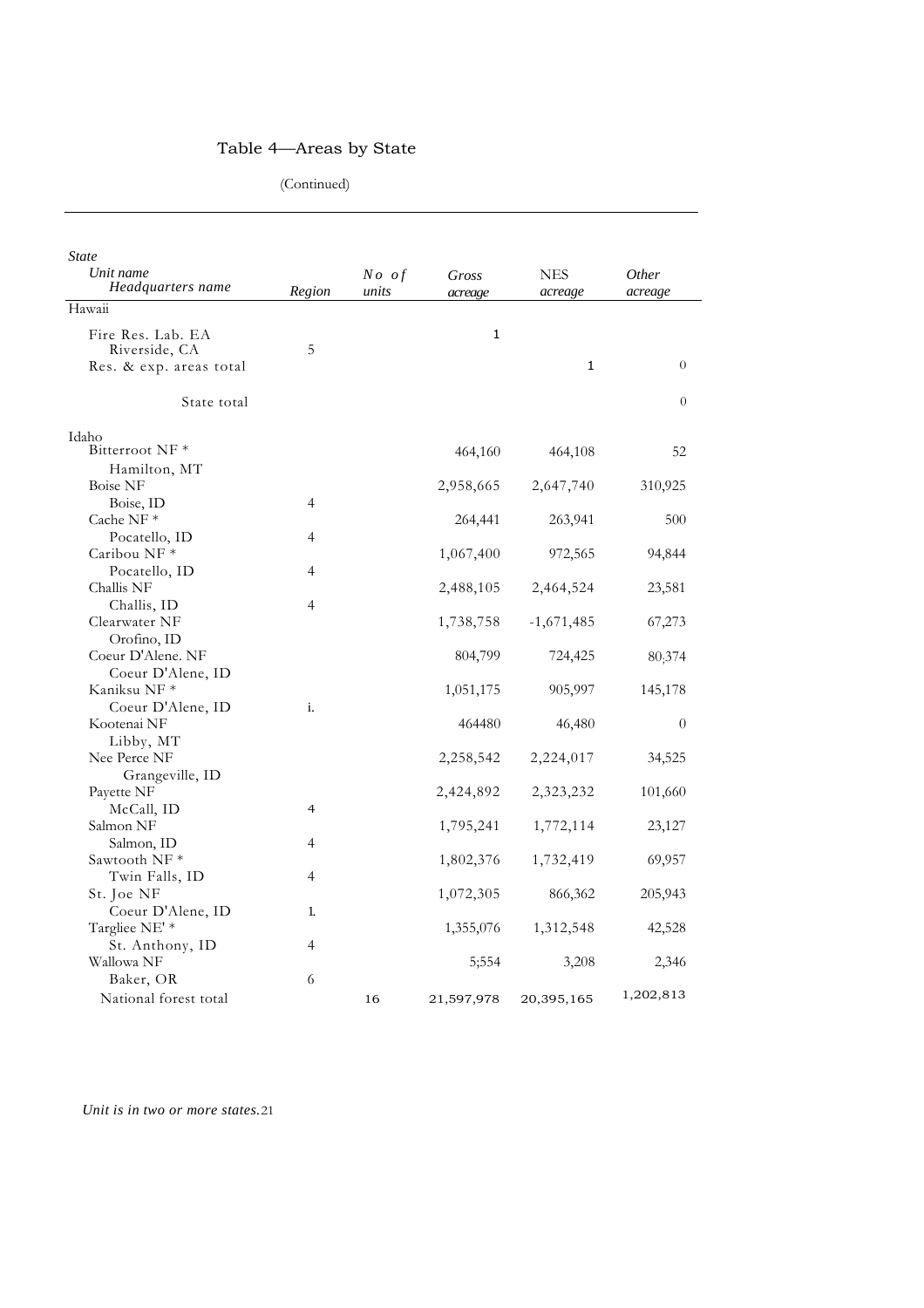# Table 4—Areas by State

(Continued)

| *State* <br> *Unit name* <br> *Headquarters name* | *Region* | *No of units* | *Gross acreage* | NES *acreage* | *Other acreage* |
|---|---|---|---|---|---|
| Hawaii | | | | | |
| Fire Res. Lab. EA | | | 1 | | |
| Riverside, CA | 5 | | | | |
| Res. & exp. areas total | | | | 1 | 0 |
| State total | | | | | 0 |
| Idaho | | | | | |
| Bitterroot NF * | | | 464,160 | 464,108 | 52 |
| Hamilton, MT | | | | | |
| Boise NF | | | 2,958,665 | 2,647,740 | 310,925 |
| Boise, ID | 4 | | | | |
| Cache NF * | | | 264,441 | 263,941 | 500 |
| Pocatello, ID | 4 | | | | |
| Caribou NF * | | | 1,067,400 | 972,565 | 94,844 |
| Pocatello, ID | 4 | | | | |
| Challis NF | | | 2,488,105 | 2,464,524 | 23,581 |
| Challis, ID | 4 | | | | |
| Clearwater NF | | | 1,738,758 | -1,671,485 | 67,273 |
| Orofino, ID | | | | | |
| Coeur D'Alene. NF | | | 804,799 | 724,425 | 80;374 |
| Coeur D'Alene, ID | | | | | |
| Kaniksu NF * | | | 1,051,175 | 905,997 | 145,178 |
| Coeur D'Alene, ID | i. | | | | |
| Kootenai NF | | | 464480 | 46,480 | 0 |
| Libby, MT | | | | | |
| Nee Perce NF | | | 2,258,542 | 2,224,017 | 34,525 |
| Grangeville, ID | | | | | |
| Payette NF | | | 2,424,892 | 2,323,232 | 101,660 |
| McCall, ID | 4 | | | | |
| Salmon NF | | | 1,795,241 | 1,772,114 | 23,127 |
| Salmon, ID | 4 | | | | |
| Sawtooth NF * | | | 1,802,376 | 1,732,419 | 69,957 |
| Twin Falls, ID | 4 | | | | |
| St. Joe NF | | | 1,072,305 | 866,362 | 205,943 |
| Coeur D'Alene, ID | 1. | | | | |
| Targliee NE' * | | | 1,355,076 | 1,312,548 | 42,528 |
| St. Anthony, ID | 4 | | | | |
| Wallowa NF | | | 5;554 | 3,208 | 2,346 |
| Baker, OR | 6 | | | | |
| National forest total | | 16 | 21,597,978 | 20,395,165 | 1,202,813 |

*Unit is in two or more states.*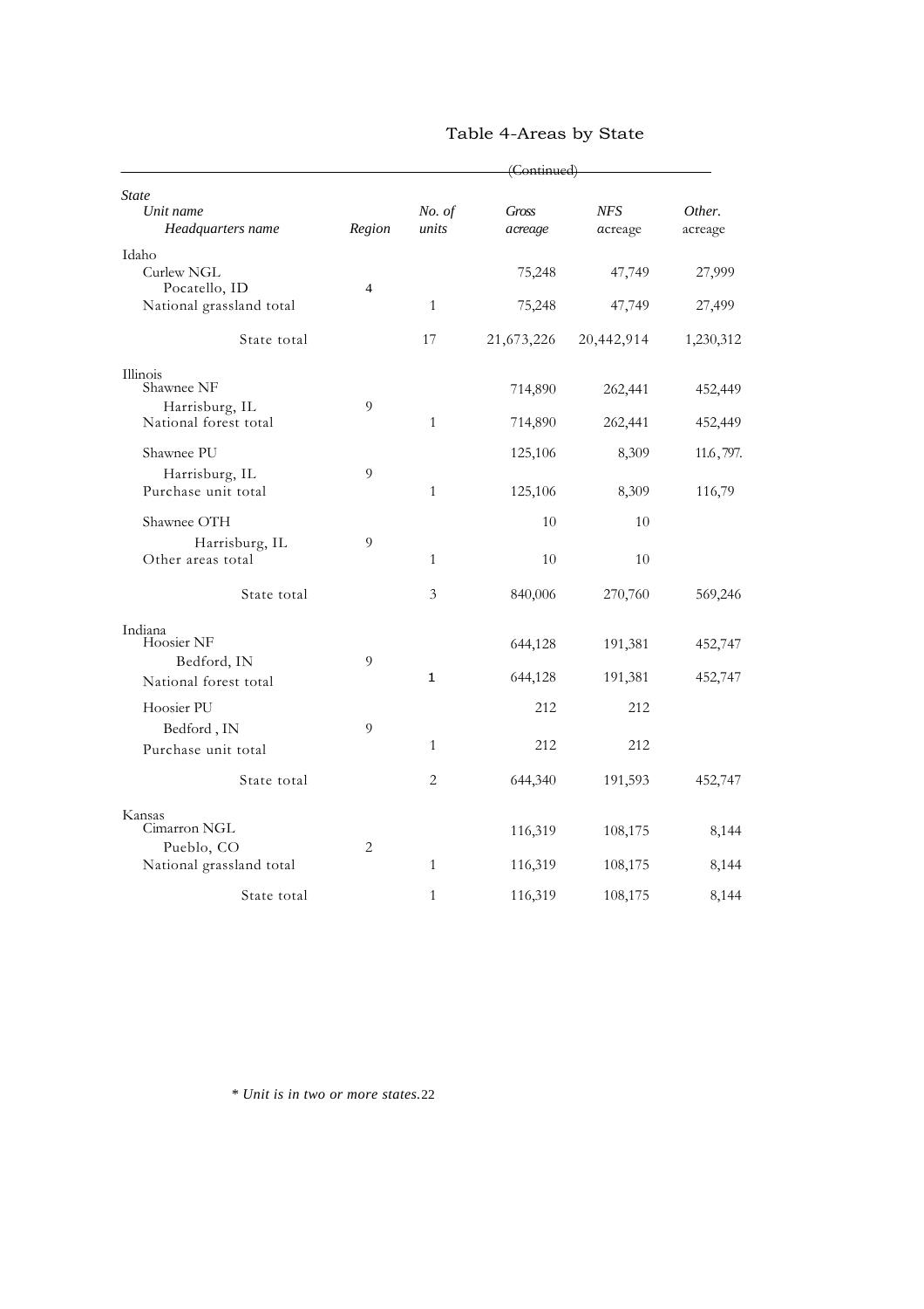# Table 4-Areas by State

(Continued)

| State<br>Unit name<br>Headquarters name | Region | No. of units | Gross acreage | NFS acreage | Other. acreage |
|---|---|---|---|---|---|
| Idaho | | | | | |
| Curlew NGL | | | 75,248 | 47,749 | 27,999 |
| Pocatello, ID | 4 | | | | |
| National grassland total | | 1 | 75,248 | 47,749 | 27,499 |
| State total | | 17 | 21,673,226 | 20,442,914 | 1,230,312 |
| Illinois | | | | | |
| Shawnee NF | | | 714,890 | 262,441 | 452,449 |
| Harrisburg, IL | 9 | | | | |
| National forest total | | 1 | 714,890 | 262,441 | 452,449 |
| Shawnee PU | | | 125,106 | 8,309 | 116,797. |
| Harrisburg, IL | 9 | | | | |
| Purchase unit total | | 1 | 125,106 | 8,309 | 116,79 |
| Shawnee OTH | | | 10 | 10 | |
| Harrisburg, IL | 9 | | | | |
| Other areas total | | 1 | 10 | 10 | |
| State total | | 3 | 840,006 | 270,760 | 569,246 |
| Indiana | | | | | |
| Hoosier NF | | | 644,128 | 191,381 | 452,747 |
| Bedford, IN | 9 | | | | |
| National forest total | | 1 | 644,128 | 191,381 | 452,747 |
| Hoosier PU | | | 212 | 212 | |
| Bedford , IN | 9 | | | | |
| Purchase unit total | | 1 | 212 | 212 | |
| State total | | 2 | 644,340 | 191,593 | 452,747 |
| Kansas | | | | | |
| Cimarron NGL | | | 116,319 | 108,175 | 8,144 |
| Pueblo, CO | 2 | | | | |
| National grassland total | | 1 | 116,319 | 108,175 | 8,144 |
| State total | | 1 | 116,319 | 108,175 | 8,144 |

*\* Unit is in two or more states.*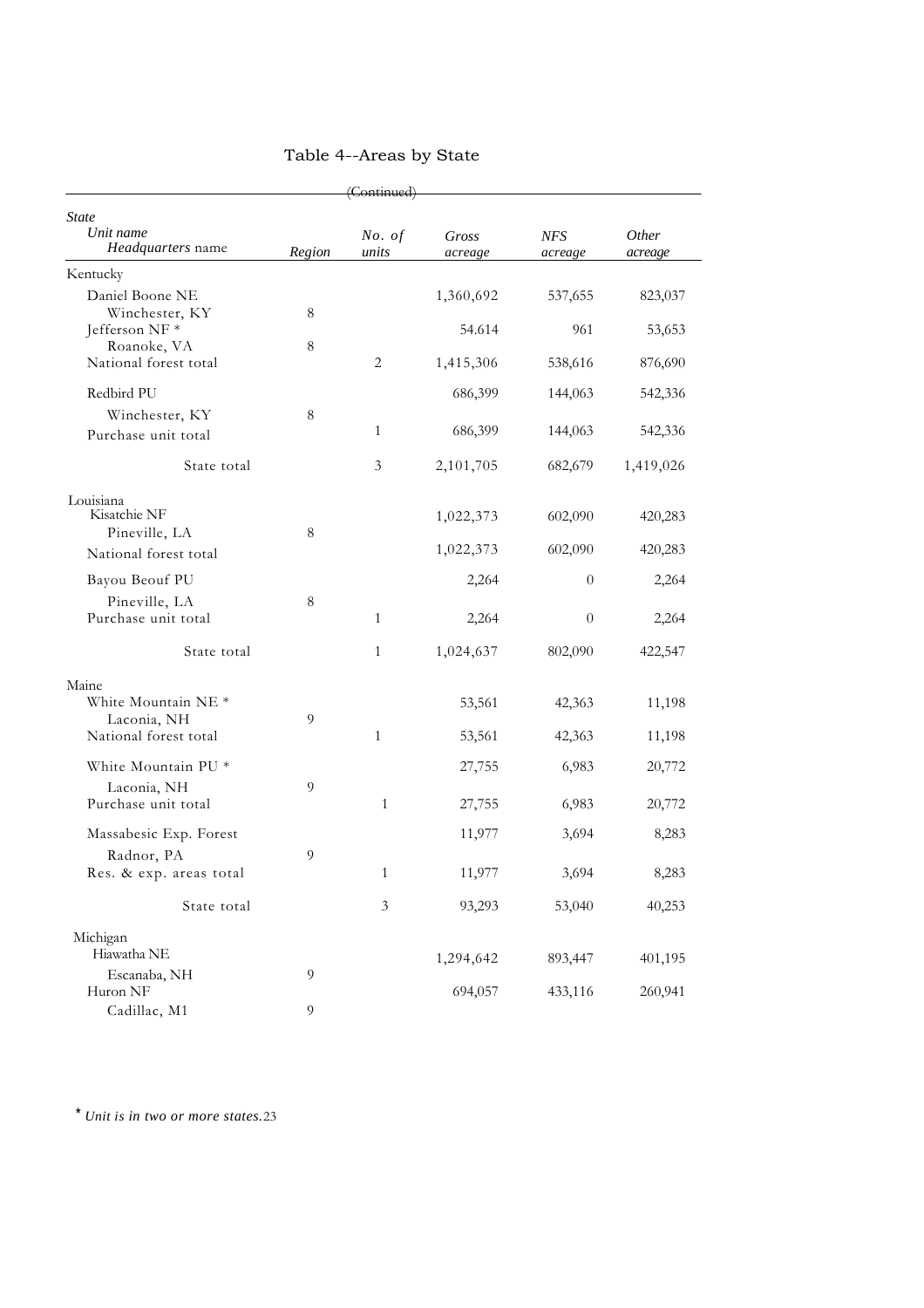# Table 4--Areas by State

(Continued)

| *State*<br>*Unit name*<br>*Headquarters* name | *Region* | *No. of units* | *Gross acreage* | *NFS acreage* | *Other acreage* |
|---|---|---|---|---|---|
| Kentucky | | | | | |
| Daniel Boone NE | | | 1,360,692 | 537,655 | 823,037 |
| Winchester, KY | 8 | | | | |
| Jefferson NF * | | | 54.614 | 961 | 53,653 |
| Roanoke, VA | 8 | | | | |
| National forest total | | 2 | 1,415,306 | 538,616 | 876,690 |
| Redbird PU | | | 686,399 | 144,063 | 542,336 |
| Winchester, KY | 8 | | | | |
| Purchase unit total | | 1 | 686,399 | 144,063 | 542,336 |
| State total | | 3 | 2,101,705 | 682,679 | 1,419,026 |
| Louisiana | | | | | |
| Kisatchie NF | | | 1,022,373 | 602,090 | 420,283 |
| Pineville, LA | 8 | | | | |
| National forest total | | | 1,022,373 | 602,090 | 420,283 |
| Bayou Beouf PU | | | 2,264 | 0 | 2,264 |
| Pineville, LA | 8 | | | | |
| Purchase unit total | | 1 | 2,264 | 0 | 2,264 |
| State total | | 1 | 1,024,637 | 802,090 | 422,547 |
| Maine | | | | | |
| White Mountain NE * | | | 53,561 | 42,363 | 11,198 |
| Laconia, NH | 9 | | | | |
| National forest total | | 1 | 53,561 | 42,363 | 11,198 |
| White Mountain PU * | | | 27,755 | 6,983 | 20,772 |
| Laconia, NH | 9 | | | | |
| Purchase unit total | | 1 | 27,755 | 6,983 | 20,772 |
| Massabesic Exp. Forest | | | 11,977 | 3,694 | 8,283 |
| Radnor, PA | 9 | | | | |
| Res. & exp. areas total | | 1 | 11,977 | 3,694 | 8,283 |
| State total | | 3 | 93,293 | 53,040 | 40,253 |
| Michigan | | | | | |
| Hiawatha NE | | | 1,294,642 | 893,447 | 401,195 |
| Escanaba, NH | 9 | | | | |
| Huron NF | | | 694,057 | 433,116 | 260,941 |
| Cadillac, M1 | 9 | | | | |

\* *Unit is in two or more states.*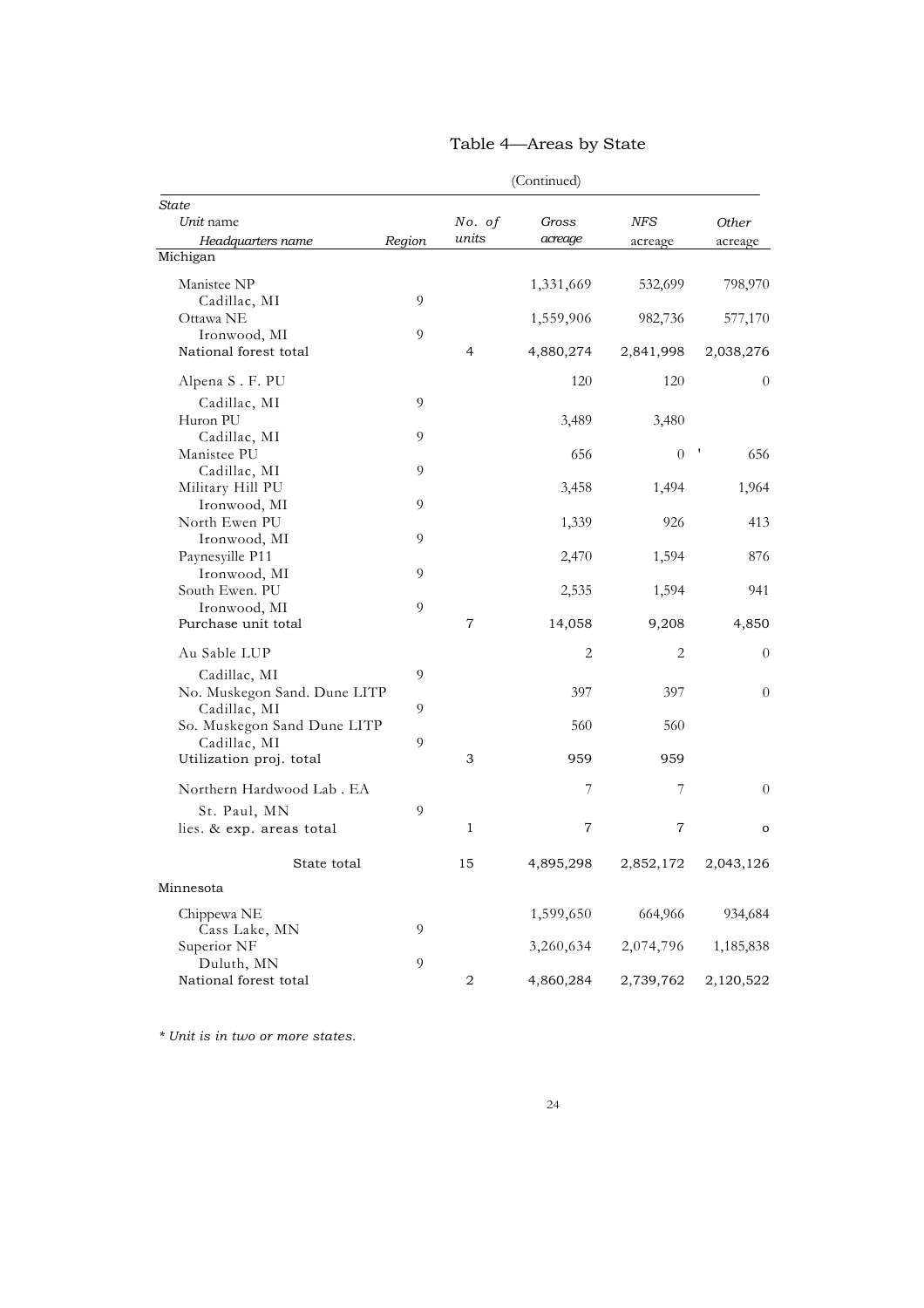# Table 4—Areas by State

(Continued)

| *State* / *Unit* name / *Headquarters name* | *Region* | *No. of units* | *Gross acreage* | *NFS* acreage | *Other* acreage |
|---|---|---|---|---|---|
| Michigan | | | | | |
| Manistee NP | | | 1,331,669 | 532,699 | 798,970 |
| Cadillac, MI | 9 | | | | |
| Ottawa NE | | | 1,559,906 | 982,736 | 577,170 |
| Ironwood, MI | 9 | | | | |
| National forest total | | 4 | 4,880,274 | 2,841,998 | 2,038,276 |
| Alpena S . F. PU | | | 120 | 120 | 0 |
| Cadillac, MI | 9 | | | | |
| Huron PU | | | 3,489 | 3,480 | |
| Cadillac, MI | 9 | | | | |
| Manistee PU | | | 656 | 0 ' | 656 |
| Cadillac, MI | 9 | | | | |
| Military Hill PU | | | 3,458 | 1,494 | 1,964 |
| Ironwood, MI | 9 | | | | |
| North Ewen PU | | | 1,339 | 926 | 413 |
| Ironwood, MI | 9 | | | | |
| Paynesyille P11 | | | 2,470 | 1,594 | 876 |
| Ironwood, MI | 9 | | | | |
| South Ewen. PU | | | 2,535 | 1,594 | 941 |
| Ironwood, MI | 9 | | | | |
| Purchase unit total | | 7 | 14,058 | 9,208 | 4,850 |
| Au Sable LUP | | | 2 | 2 | 0 |
| Cadillac, MI | 9 | | | | |
| No. Muskegon Sand. Dune LITP | | | 397 | 397 | 0 |
| Cadillac, MI | 9 | | | | |
| So. Muskegon Sand Dune LITP | | | 560 | 560 | |
| Cadillac, MI | 9 | | | | |
| Utilization proj. total | | 3 | 959 | 959 | |
| Northern Hardwood Lab . EA | | | 7 | 7 | 0 |
| St. Paul, MN | 9 | | | | |
| lies. & exp. areas total | | 1 | 7 | 7 | o |
| State total | | 15 | 4,895,298 | 2,852,172 | 2,043,126 |
| Minnesota | | | | | |
| Chippewa NE | | | 1,599,650 | 664,966 | 934,684 |
| Cass Lake, MN | 9 | | | | |
| Superior NF | | | 3,260,634 | 2,074,796 | 1,185,838 |
| Duluth, MN | 9 | | | | |
| National forest total | | 2 | 4,860,284 | 2,739,762 | 2,120,522 |

*\* Unit is in two or more states.*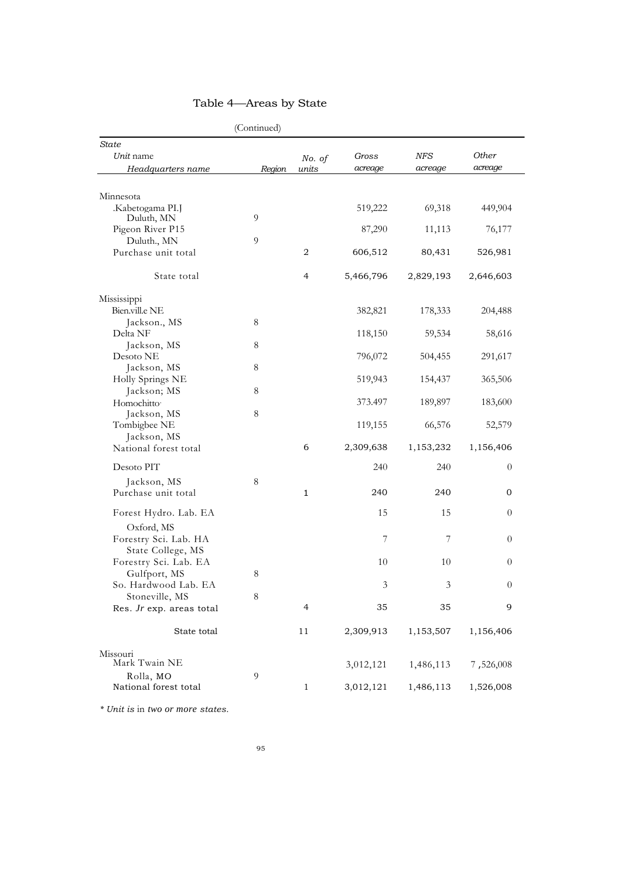# Table 4—Areas by State

(Continued)

| *State*<br>*Unit* name<br>*Headquarters name* | *Region* | *No. of units* | *Gross acreage* | *NFS acreage* | *Other acreage* |
|---|---|---|---|---|---|
| Minnesota | | | | | |
| .Kabetogama PI.J | | | 519,222 | 69,318 | 449,904 |
| Duluth, MN | 9 | | | | |
| Pigeon River P15 | | | 87,290 | 11,113 | 76,177 |
| Duluth., MN | 9 | | | | |
| Purchase unit total | | 2 | 606,512 | 80,431 | 526,981 |
| State total | | 4 | 5,466,796 | 2,829,193 | 2,646,603 |
| Mississippi | | | | | |
| Bien.vill.e NE | | | 382,821 | 178,333 | 204,488 |
| Jackson., MS | 8 | | | | |
| Delta NF | | | 118,150 | 59,534 | 58,616 |
| Jackson, MS | 8 | | | | |
| Desoto NE | | | 796,072 | 504,455 | 291,617 |
| Jackson, MS | 8 | | | | |
| Holly Springs NE | | | 519,943 | 154,437 | 365,506 |
| Jackson; MS | 8 | | | | |
| Homochitto· | | | 373.497 | 189,897 | 183,600 |
| Jackson, MS | 8 | | | | |
| Tombigbee NE | | | 119,155 | 66,576 | 52,579 |
| Jackson, MS | | | | | |
| National forest total | | 6 | 2,309,638 | 1,153,232 | 1,156,406 |
| Desoto PIT | | | 240 | 240 | 0 |
| Jackson, MS | 8 | | | | |
| Purchase unit total | | 1 | 240 | 240 | 0 |
| Forest Hydro. Lab. EA | | | 15 | 15 | 0 |
| Oxford, MS | | | | | |
| Forestry Sci. Lab. HA | | | 7 | 7 | 0 |
| State College, MS | | | | | |
| Forestry Sci. Lab. EA | | | 10 | 10 | 0 |
| Gulfport, MS | 8 | | | | |
| So. Hardwood Lab. EA | | | 3 | 3 | 0 |
| Stoneville, MS | 8 | | | | |
| Res. *Jr* exp. areas total | | 4 | 35 | 35 | 9 |
| State total | | 11 | 2,309,913 | 1,153,507 | 1,156,406 |
| Missouri | | | | | |
| Mark Twain NE | | | 3,012,121 | 1,486,113 | 7 ,526,008 |
| Rolla, MO | 9 | | | | |
| National forest total | | 1 | 3,012,121 | 1,486,113 | 1,526,008 |

*\* Unit is* in *two or more states.*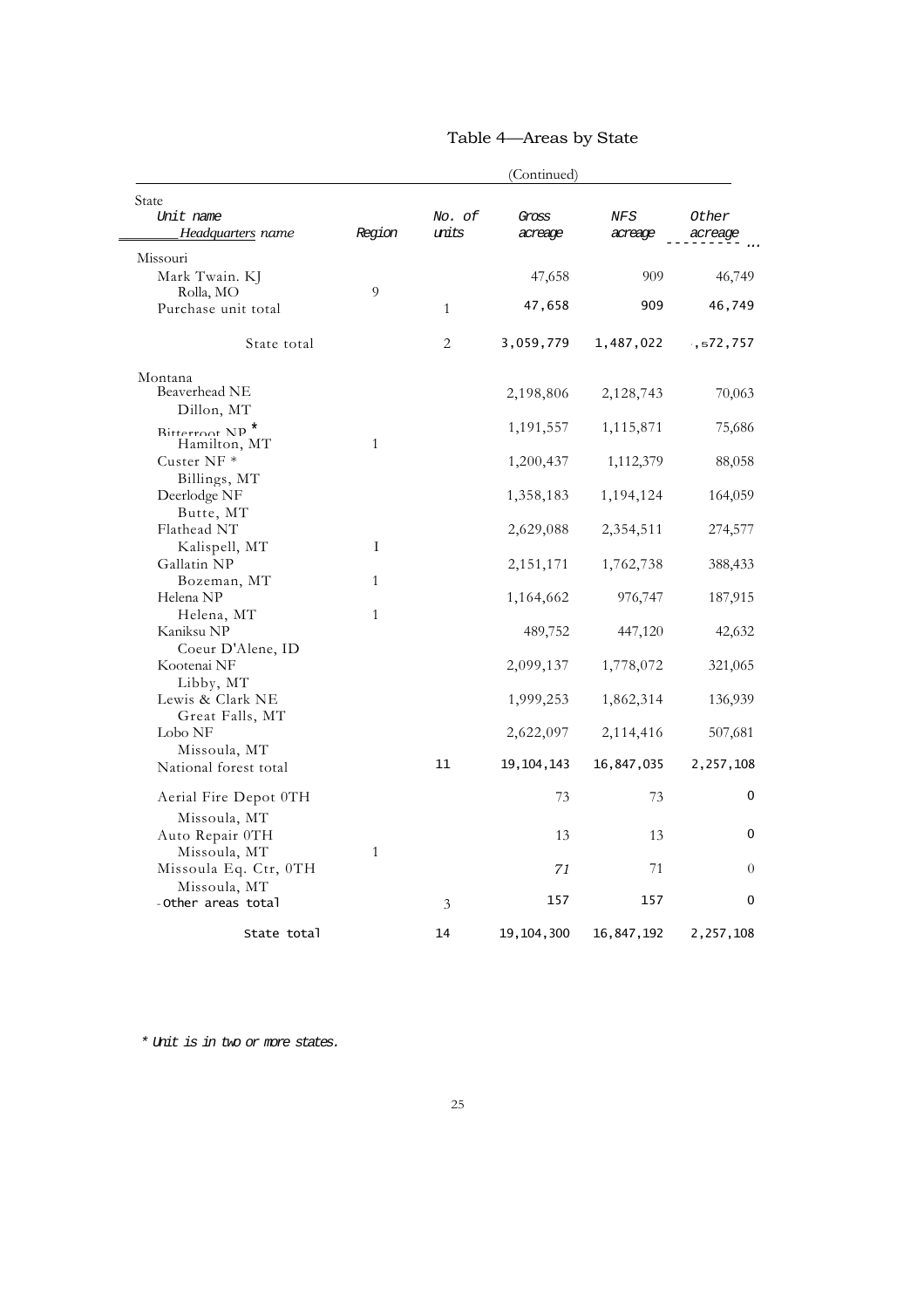# Table 4—Areas by State

(Continued)

| State<br>Unit name<br>Headquarters name | Region | No. of units | Gross acreage | NFS acreage | Other acreage |
|---|---|---|---|---|---|
| Missouri | | | | | |
| Mark Twain. KJ<br>Rolla, MO | 9 | | 47,658 | 909 | 46,749 |
| Purchase unit total | | 1 | 47,658 | 909 | 46,749 |
| State total | | 2 | 3,059,779 | 1,487,022 | ,572,757 |
| Montana | | | | | |
| Beaverhead NE<br>Dillon, MT | | | 2,198,806 | 2,128,743 | 70,063 |
| Bitterroot NP *<br>Hamilton, MT | 1 | | 1,191,557 | 1,115,871 | 75,686 |
| Custer NF *<br>Billings, MT | | | 1,200,437 | 1,112,379 | 88,058 |
| Deerlodge NF<br>Butte, MT | | | 1,358,183 | 1,194,124 | 164,059 |
| Flathead NT<br>Kalispell, MT | I | | 2,629,088 | 2,354,511 | 274,577 |
| Gallatin NP<br>Bozeman, MT | 1 | | 2,151,171 | 1,762,738 | 388,433 |
| Helena NP<br>Helena, MT | 1 | | 1,164,662 | 976,747 | 187,915 |
| Kaniksu NP<br>Coeur D'Alene, ID | | | 489,752 | 447,120 | 42,632 |
| Kootenai NF<br>Libby, MT | | | 2,099,137 | 1,778,072 | 321,065 |
| Lewis & Clark NE<br>Great Falls, MT | | | 1,999,253 | 1,862,314 | 136,939 |
| Lobo NF<br>Missoula, MT | | | 2,622,097 | 2,114,416 | 507,681 |
| National forest total | | 11 | 19,104,143 | 16,847,035 | 2,257,108 |
| Aerial Fire Depot 0TH<br>Missoula, MT | | | 73 | 73 | 0 |
| Auto Repair 0TH<br>Missoula, MT | 1 | | 13 | 13 | 0 |
| Missoula Eq. Ctr, 0TH<br>Missoula, MT | | | 71 | 71 | 0 |
| Other areas total | | 3 | 157 | 157 | 0 |
| State total | | 14 | 19,104,300 | 16,847,192 | 2,257,108 |

* Unit is in two or more states.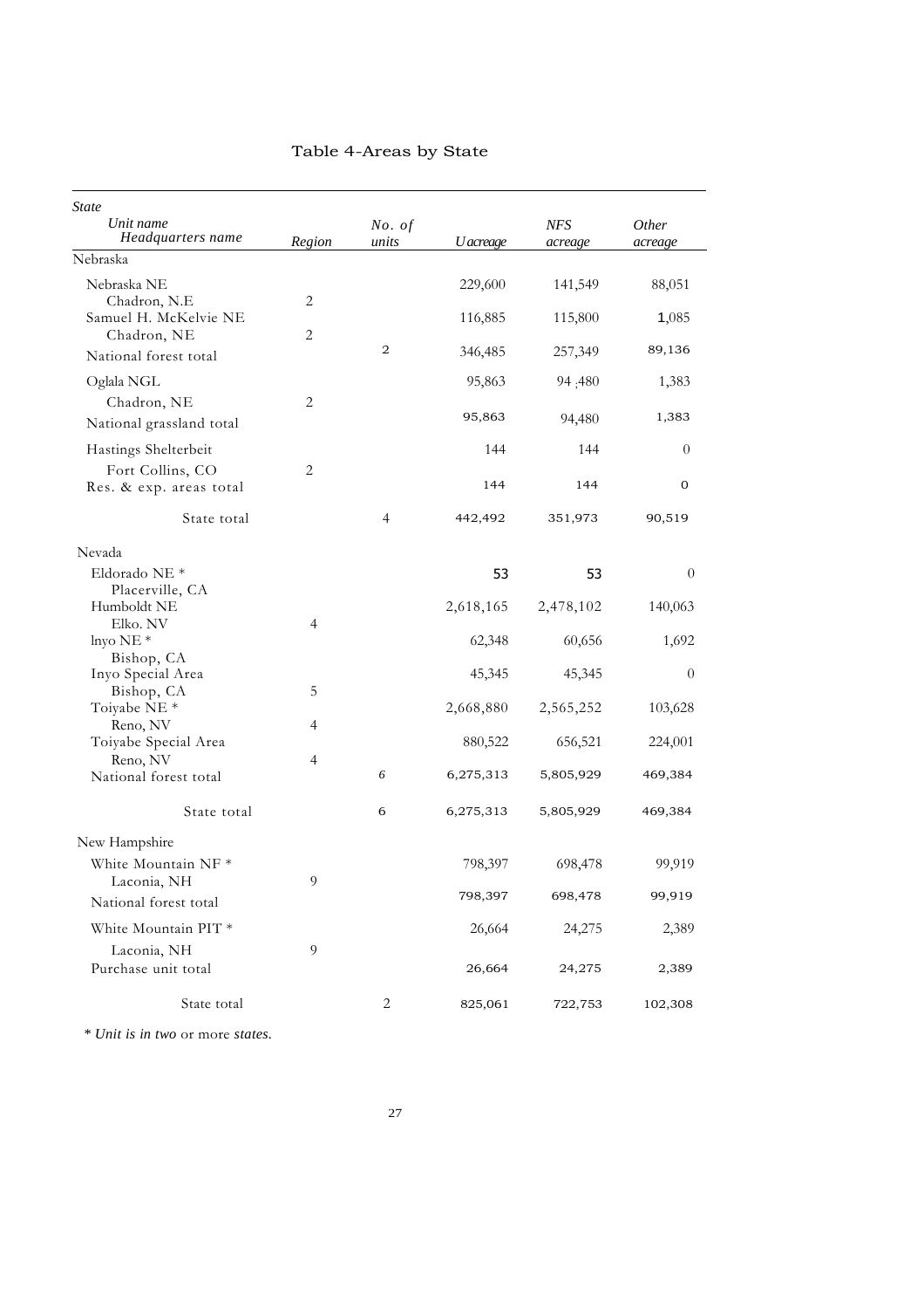# Table 4-Areas by State

| State<br>Unit name<br>Headquarters name | Region | No. of units | U acreage | NFS acreage | Other acreage |
|---|---|---|---|---|---|
| Nebraska | | | | | |
| Nebraska NE<br>Chadron, N.E | 2 | | 229,600 | 141,549 | 88,051 |
| Samuel H. McKelvie NE<br>Chadron, NE | 2 | | 116,885 | 115,800 | 1,085 |
| National forest total | | 2 | 346,485 | 257,349 | 89,136 |
| Oglala NGL<br>Chadron, NE | 2 | | 95,863 | 94 ,480 | 1,383 |
| National grassland total | | | 95,863 | 94,480 | 1,383 |
| Hastings Shelterbeit<br>Fort Collins, CO | 2 | | 144 | 144 | 0 |
| Res. & exp. areas total | | | 144 | 144 | 0 |
| State total | | 4 | 442,492 | 351,973 | 90,519 |
| Nevada | | | | | |
| Eldorado NE *<br>Placerville, CA | | | 53 | 53 | 0 |
| Humboldt NE<br>Elko. NV | 4 | | 2,618,165 | 2,478,102 | 140,063 |
| lnyo NE *<br>Bishop, CA | | | 62,348 | 60,656 | 1,692 |
| Inyo Special Area<br>Bishop, CA | 5 | | 45,345 | 45,345 | 0 |
| Toiyabe NE *<br>Reno, NV | 4 | | 2,668,880 | 2,565,252 | 103,628 |
| Toiyabe Special Area<br>Reno, NV | 4 | | 880,522 | 656,521 | 224,001 |
| National forest total | | 6 | 6,275,313 | 5,805,929 | 469,384 |
| State total | | 6 | 6,275,313 | 5,805,929 | 469,384 |
| New Hampshire | | | | | |
| White Mountain NF *<br>Laconia, NH | 9 | | 798,397 | 698,478 | 99,919 |
| National forest total | | | 798,397 | 698,478 | 99,919 |
| White Mountain PIT *<br>Laconia, NH | 9 | | 26,664 | 24,275 | 2,389 |
| Purchase unit total | | | 26,664 | 24,275 | 2,389 |
| State total | | 2 | 825,061 | 722,753 | 102,308 |

*\* Unit is in two* or more *states.*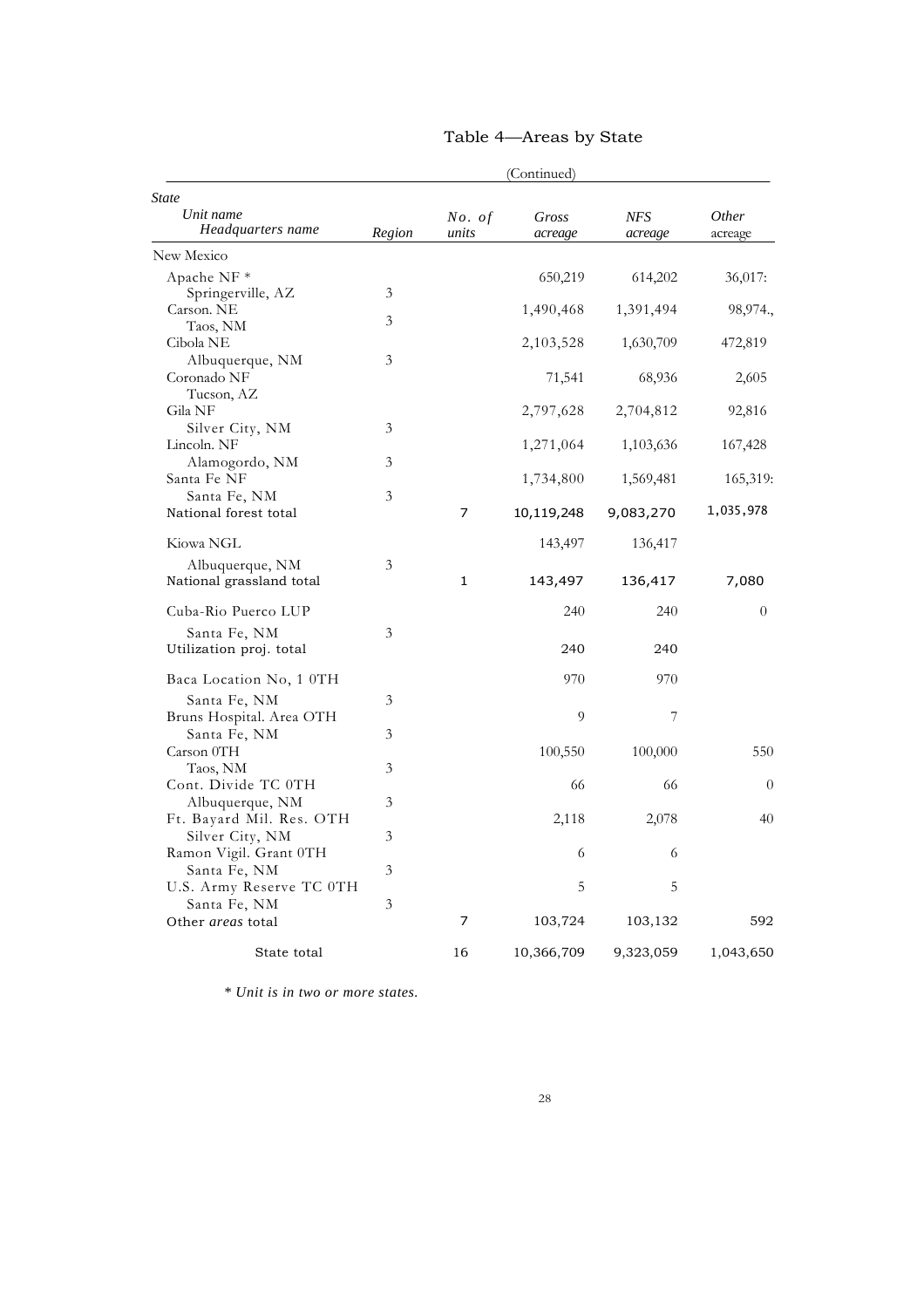# Table 4—Areas by State

(Continued)

| *State* / *Unit name* / *Headquarters name* | *Region* | *No. of units* | *Gross acreage* | *NFS acreage* | *Other acreage* |
|---|---|---|---|---|---|
| New Mexico | | | | | |
| Apache NF * | | | 650,219 | 614,202 | 36,017: |
| Springerville, AZ | 3 | | | | |
| Carson. NE | | | 1,490,468 | 1,391,494 | 98,974., |
| Taos, NM | 3 | | | | |
| Cibola NE | | | 2,103,528 | 1,630,709 | 472,819 |
| Albuquerque, NM | 3 | | | | |
| Coronado NF | | | 71,541 | 68,936 | 2,605 |
| Tucson, AZ | | | | | |
| Gila NF | | | 2,797,628 | 2,704,812 | 92,816 |
| Silver City, NM | 3 | | | | |
| Lincoln. NF | | | 1,271,064 | 1,103,636 | 167,428 |
| Alamogordo, NM | 3 | | | | |
| Santa Fe NF | | | 1,734,800 | 1,569,481 | 165,319: |
| Santa Fe, NM | 3 | | | | |
| National forest total | | 7 | 10,119,248 | 9,083,270 | 1,035,978 |
| Kiowa NGL | | | 143,497 | 136,417 | |
| Albuquerque, NM | 3 | | | | |
| National grassland total | | 1 | 143,497 | 136,417 | 7,080 |
| Cuba-Rio Puerco LUP | | | 240 | 240 | 0 |
| Santa Fe, NM | 3 | | | | |
| Utilization proj. total | | | 240 | 240 | |
| Baca Location No, 1 0TH | | | 970 | 970 | |
| Santa Fe, NM | 3 | | | | |
| Bruns Hospital. Area OTH | | | 9 | 7 | |
| Santa Fe, NM | 3 | | | | |
| Carson 0TH | | | 100,550 | 100,000 | 550 |
| Taos, NM | 3 | | | | |
| Cont. Divide TC 0TH | | | 66 | 66 | 0 |
| Albuquerque, NM | 3 | | | | |
| Ft. Bayard Mil. Res. OTH | | | 2,118 | 2,078 | 40 |
| Silver City, NM | 3 | | | | |
| Ramon Vigil. Grant 0TH | | | 6 | 6 | |
| Santa Fe, NM | 3 | | | | |
| U.S. Army Reserve TC 0TH | | | 5 | 5 | |
| Santa Fe, NM | 3 | | | | |
| Other *areas* total | | 7 | 103,724 | 103,132 | 592 |
| State total | | 16 | 10,366,709 | 9,323,059 | 1,043,650 |

*\* Unit is in two or more states.*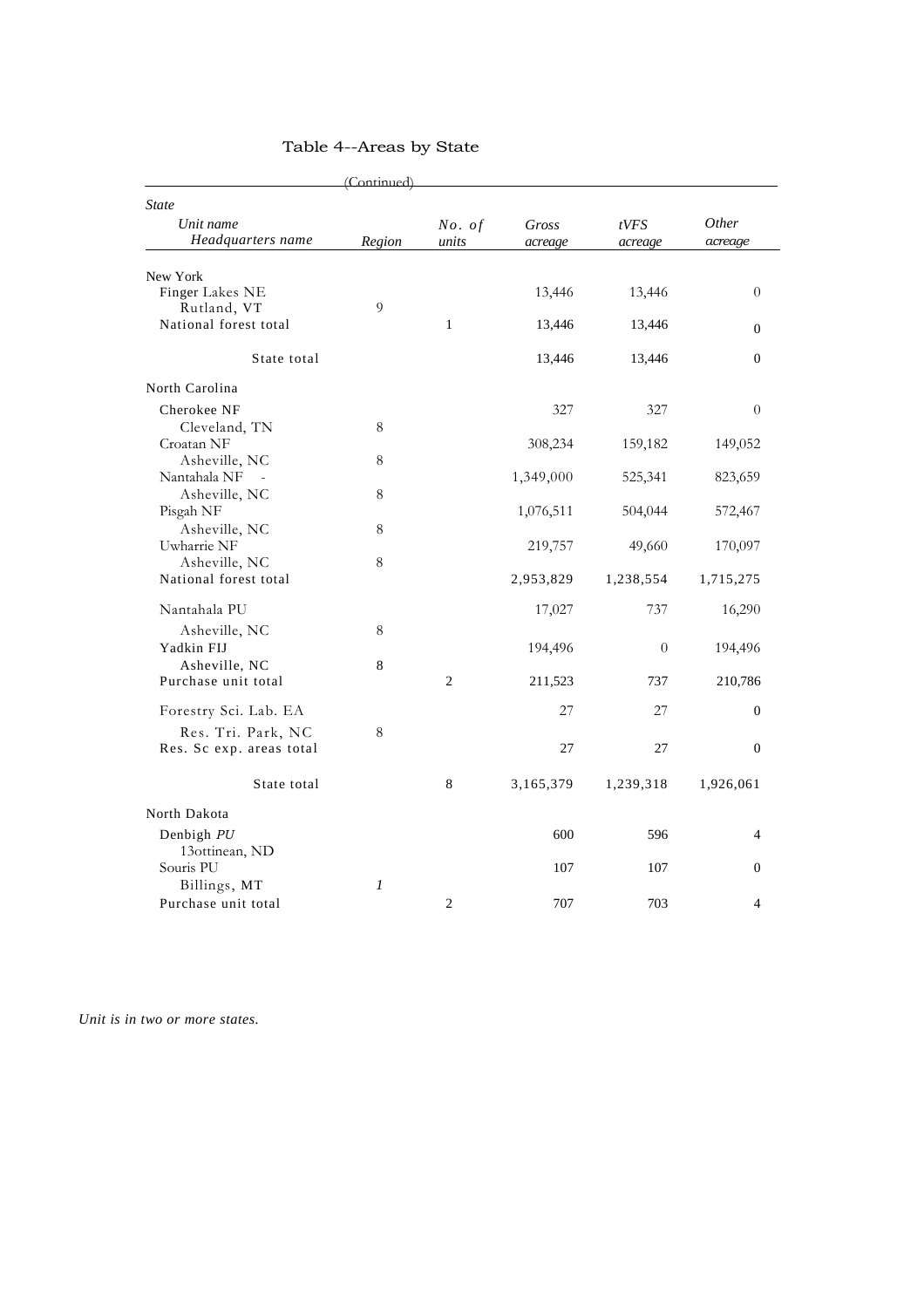# Table 4--Areas by State

(Continued)

| State<br>Unit name<br>Headquarters name | Region | No. of units | Gross acreage | tVFS acreage | Other acreage |
|---|---|---|---|---|---|
| New York | | | | | |
| Finger Lakes NE | | | 13,446 | 13,446 | 0 |
| Rutland, VT | 9 | | | | |
| National forest total | | 1 | 13,446 | 13,446 | 0 |
| State total | | | 13,446 | 13,446 | 0 |
| North Carolina | | | | | |
| Cherokee NF | | | 327 | 327 | 0 |
| Cleveland, TN | 8 | | | | |
| Croatan NF | | | 308,234 | 159,182 | 149,052 |
| Asheville, NC | 8 | | | | |
| Nantahala NF - | | | 1,349,000 | 525,341 | 823,659 |
| Asheville, NC | 8 | | | | |
| Pisgah NF | | | 1,076,511 | 504,044 | 572,467 |
| Asheville, NC | 8 | | | | |
| Uwharrie NF | | | 219,757 | 49,660 | 170,097 |
| Asheville, NC | 8 | | | | |
| National forest total | | | 2,953,829 | 1,238,554 | 1,715,275 |
| Nantahala PU | | | 17,027 | 737 | 16,290 |
| Asheville, NC | 8 | | | | |
| Yadkin FIJ | | | 194,496 | 0 | 194,496 |
| Asheville, NC | 8 | | | | |
| Purchase unit total | | 2 | 211,523 | 737 | 210,786 |
| Forestry Sci. Lab. EA | | | 27 | 27 | 0 |
| Res. Tri. Park, NC | 8 | | | | |
| Res. Sc exp. areas total | | | 27 | 27 | 0 |
| State total | | 8 | 3,165,379 | 1,239,318 | 1,926,061 |
| North Dakota | | | | | |
| Denbigh *PU* | | | 600 | 596 | 4 |
| 13ottinean, ND | | | | | |
| Souris PU | | | 107 | 107 | 0 |
| Billings, MT | *1* | | | | |
| Purchase unit total | | 2 | 707 | 703 | 4 |

*Unit is in two or more states.*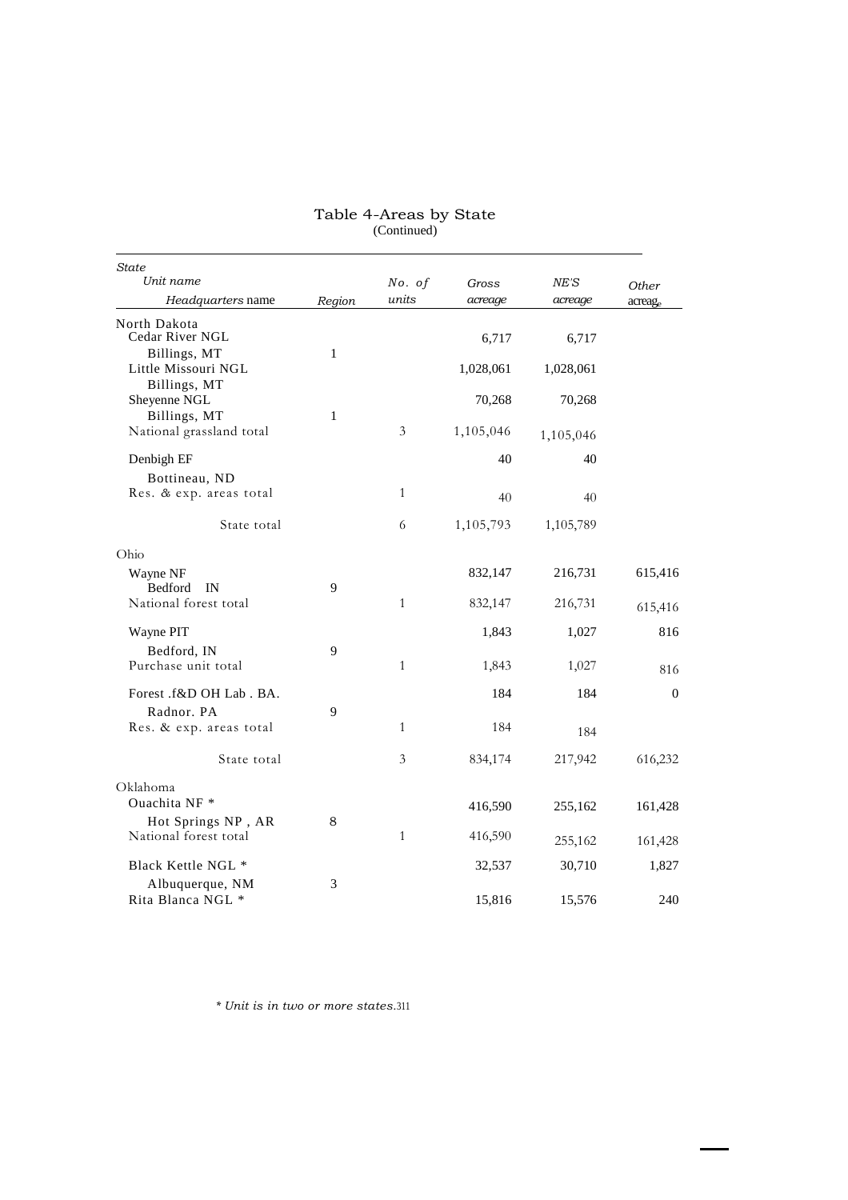Table 4-Areas by State
(Continued)

| State<br>Unit name<br>Headquarters name | Region | No. of units | Gross acreage | NE'S acreage | Other acreage |
|---|---|---|---|---|---|
| North Dakota | | | | | |
| Cedar River NGL | | | 6,717 | 6,717 | |
| Billings, MT | 1 | | | | |
| Little Missouri NGL | | | 1,028,061 | 1,028,061 | |
| Billings, MT | | | | | |
| Sheyenne NGL | | | 70,268 | 70,268 | |
| Billings, MT | 1 | | | | |
| National grassland total | | 3 | 1,105,046 | 1,105,046 | |
| Denbigh EF | | | 40 | 40 | |
| Bottineau, ND | | | | | |
| Res. & exp. areas total | | 1 | 40 | 40 | |
| State total | | 6 | 1,105,793 | 1,105,789 | |
| Ohio | | | | | |
| Wayne NF | | | 832,147 | 216,731 | 615,416 |
| Bedford IN | 9 | | | | |
| National forest total | | 1 | 832,147 | 216,731 | 615,416 |
| Wayne PIT | | | 1,843 | 1,027 | 816 |
| Bedford, IN | 9 | | | | |
| Purchase unit total | | 1 | 1,843 | 1,027 | 816 |
| Forest .f&D OH Lab . BA. | | | 184 | 184 | 0 |
| Radnor. PA | 9 | | | | |
| Res. & exp. areas total | | 1 | 184 | 184 | |
| State total | | 3 | 834,174 | 217,942 | 616,232 |
| Oklahoma | | | | | |
| Ouachita NF * | | | 416,590 | 255,162 | 161,428 |
| Hot Springs NP , AR | 8 | | | | |
| National forest total | | 1 | 416,590 | 255,162 | 161,428 |
| Black Kettle NGL * | | | 32,537 | 30,710 | 1,827 |
| Albuquerque, NM | 3 | | | | |
| Rita Blanca NGL * | | | 15,816 | 15,576 | 240 |

*\* Unit is in two or more states.*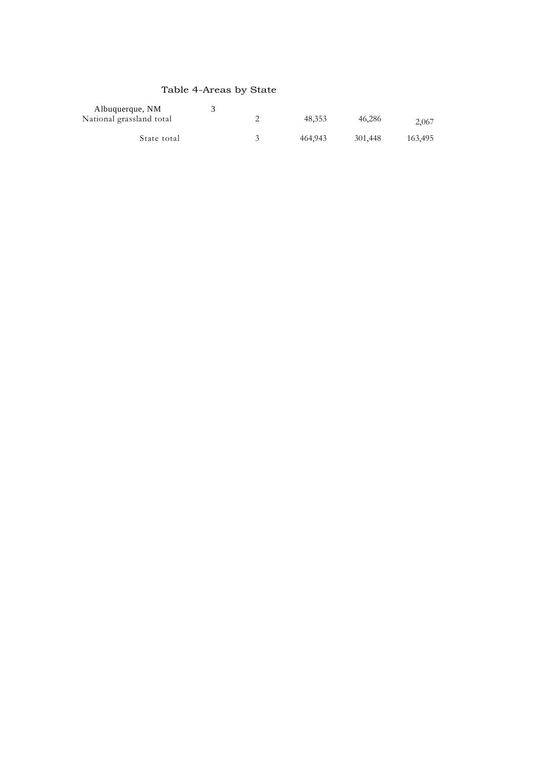Table 4-Areas by State

| | | | | | |
|---|---|---|---|---|---|
| Albuquerque, NM | 3 | | | | |
| National grassland total | | 2 | 48,353 | 46,286 | 2,067 |
| State total | | 3 | 464,943 | 301,448 | 163,495 |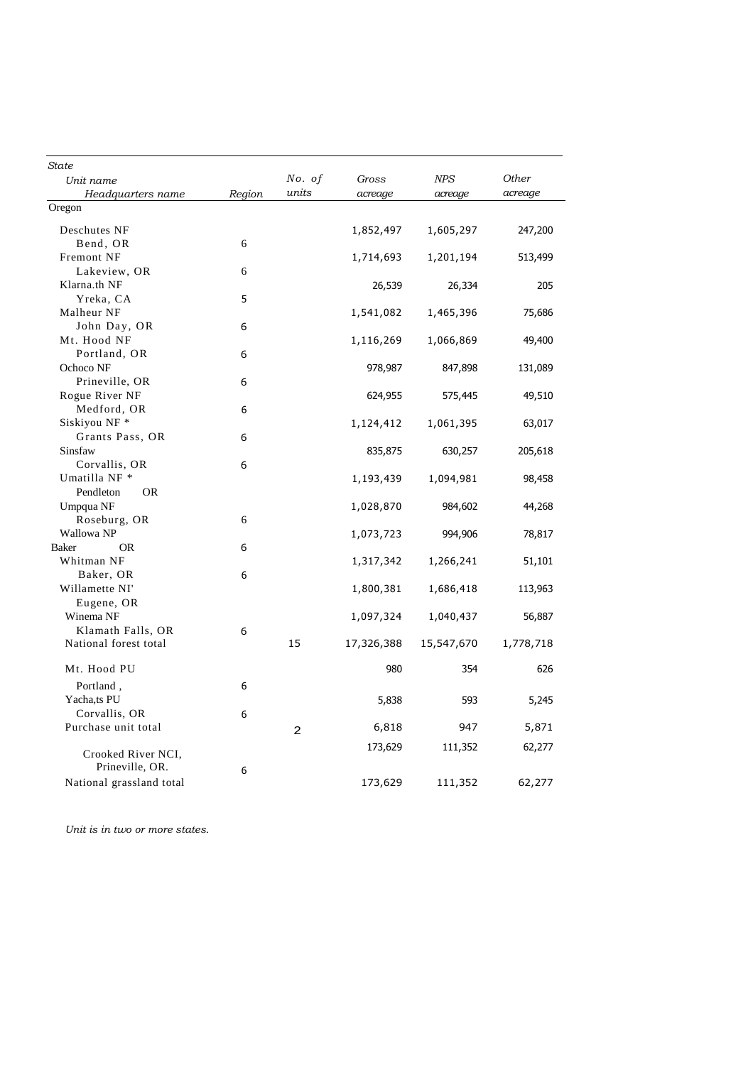| State<br>Unit name<br>Headquarters name | Region | No. of units | Gross acreage | NPS acreage | Other acreage |
|---|---|---|---|---|---|
| Oregon | | | | | |
| Deschutes NF | | | 1,852,497 | 1,605,297 | 247,200 |
| Bend, OR | 6 | | | | |
| Fremont NF | | | 1,714,693 | 1,201,194 | 513,499 |
| Lakeview, OR | 6 | | | | |
| Klarna.th NF | | | 26,539 | 26,334 | 205 |
| Yreka, CA | 5 | | | | |
| Malheur NF | | | 1,541,082 | 1,465,396 | 75,686 |
| John Day, OR | 6 | | | | |
| Mt. Hood NF | | | 1,116,269 | 1,066,869 | 49,400 |
| Portland, OR | 6 | | | | |
| Ochoco NF | | | 978,987 | 847,898 | 131,089 |
| Prineville, OR | 6 | | | | |
| Rogue River NF | | | 624,955 | 575,445 | 49,510 |
| Medford, OR | 6 | | | | |
| Siskiyou NF * | | | 1,124,412 | 1,061,395 | 63,017 |
| Grants Pass, OR | 6 | | | | |
| Sinsfaw | | | 835,875 | 630,257 | 205,618 |
| Corvallis, OR | 6 | | | | |
| Umatilla NF * | | | 1,193,439 | 1,094,981 | 98,458 |
| Pendleton OR | | | | | |
| Umpqua NF | | | 1,028,870 | 984,602 | 44,268 |
| Roseburg, OR | 6 | | | | |
| Wallowa NP | | | 1,073,723 | 994,906 | 78,817 |
| Baker OR | 6 | | | | |
| Whitman NF | | | 1,317,342 | 1,266,241 | 51,101 |
| Baker, OR | 6 | | | | |
| Willamette NI' | | | 1,800,381 | 1,686,418 | 113,963 |
| Eugene, OR | | | | | |
| Winema NF | | | 1,097,324 | 1,040,437 | 56,887 |
| Klamath Falls, OR | 6 | | | | |
| National forest total | | 15 | 17,326,388 | 15,547,670 | 1,778,718 |
| Mt. Hood PU | | | 980 | 354 | 626 |
| Portland , | 6 | | | | |
| Yacha,ts PU | | | 5,838 | 593 | 5,245 |
| Corvallis, OR | 6 | | | | |
| Purchase unit total | | 2 | 6,818 | 947 | 5,871 |
| Crooked River NCI, | | | 173,629 | 111,352 | 62,277 |
| Prineville, OR. | 6 | | | | |
| National grassland total | | | 173,629 | 111,352 | 62,277 |

*Unit is in two or more states.*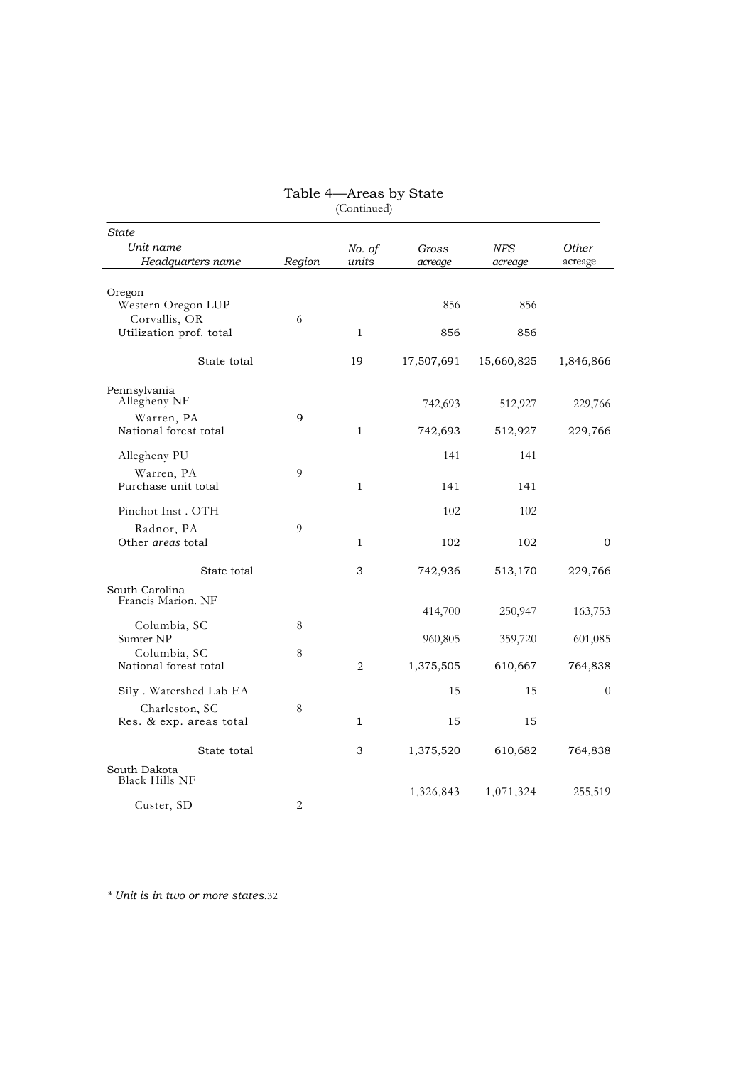# Table 4—Areas by State

(Continued)

| *State* <br> *Unit name* <br> *Headquarters name* | *Region* | *No. of units* | *Gross acreage* | *NFS acreage* | *Other acreage* |
|---|---|---|---|---|---|
| Oregon | | | | | |
| Western Oregon LUP | | | 856 | 856 | |
| Corvallis, OR | 6 | | | | |
| Utilization prof. total | | 1 | 856 | 856 | |
| State total | | 19 | 17,507,691 | 15,660,825 | 1,846,866 |
| Pennsylvania | | | | | |
| Allegheny NF | | | 742,693 | 512,927 | 229,766 |
| Warren, PA | 9 | | | | |
| National forest total | | 1 | 742,693 | 512,927 | 229,766 |
| Allegheny PU | | | 141 | 141 | |
| Warren, PA | 9 | | | | |
| Purchase unit total | | 1 | 141 | 141 | |
| Pinchot Inst . OTH | | | 102 | 102 | |
| Radnor, PA | 9 | | | | |
| Other *areas* total | | 1 | 102 | 102 | 0 |
| State total | | 3 | 742,936 | 513,170 | 229,766 |
| South Carolina | | | | | |
| Francis Marion. NF | | | 414,700 | 250,947 | 163,753 |
| Columbia, SC | 8 | | | | |
| Sumter NP | | | 960,805 | 359,720 | 601,085 |
| Columbia, SC | 8 | | | | |
| National forest total | | 2 | 1,375,505 | 610,667 | 764,838 |
| Sily . Watershed Lab EA | | | 15 | 15 | 0 |
| Charleston, SC | 8 | | | | |
| Res. & exp. areas total | | 1 | 15 | 15 | |
| State total | | 3 | 1,375,520 | 610,682 | 764,838 |
| South Dakota | | | | | |
| Black Hills NF | | | 1,326,843 | 1,071,324 | 255,519 |
| Custer, SD | 2 | | | | |

*\* Unit is in two or more states.*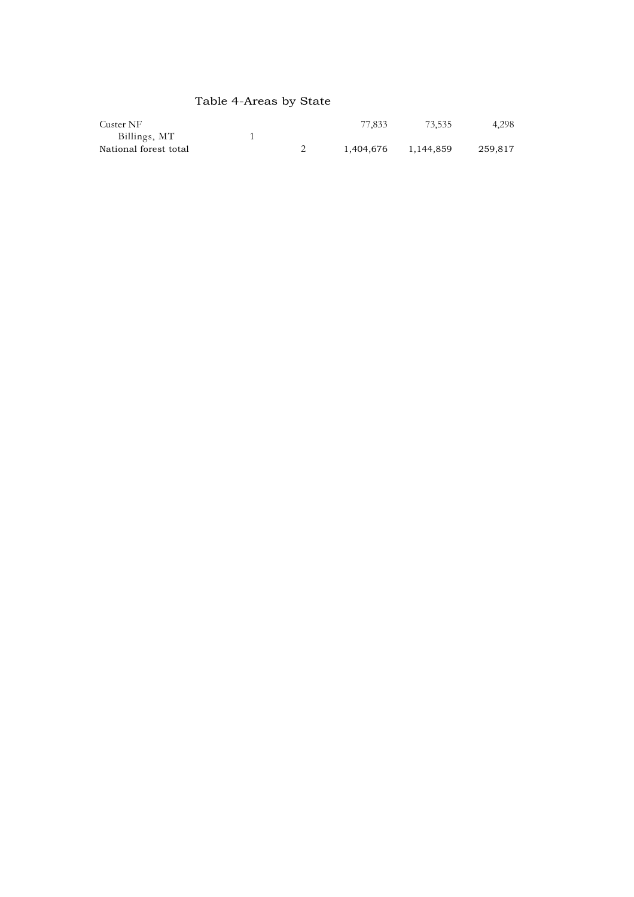Table 4-Areas by State

| | | | | | |
|---|---|---|---|---|---|
| Custer NF | | | 77,833 | 73,535 | 4,298 |
| Billings, MT | 1 | | | | |
| National forest total | | 2 | 1,404,676 | 1,144,859 | 259,817 |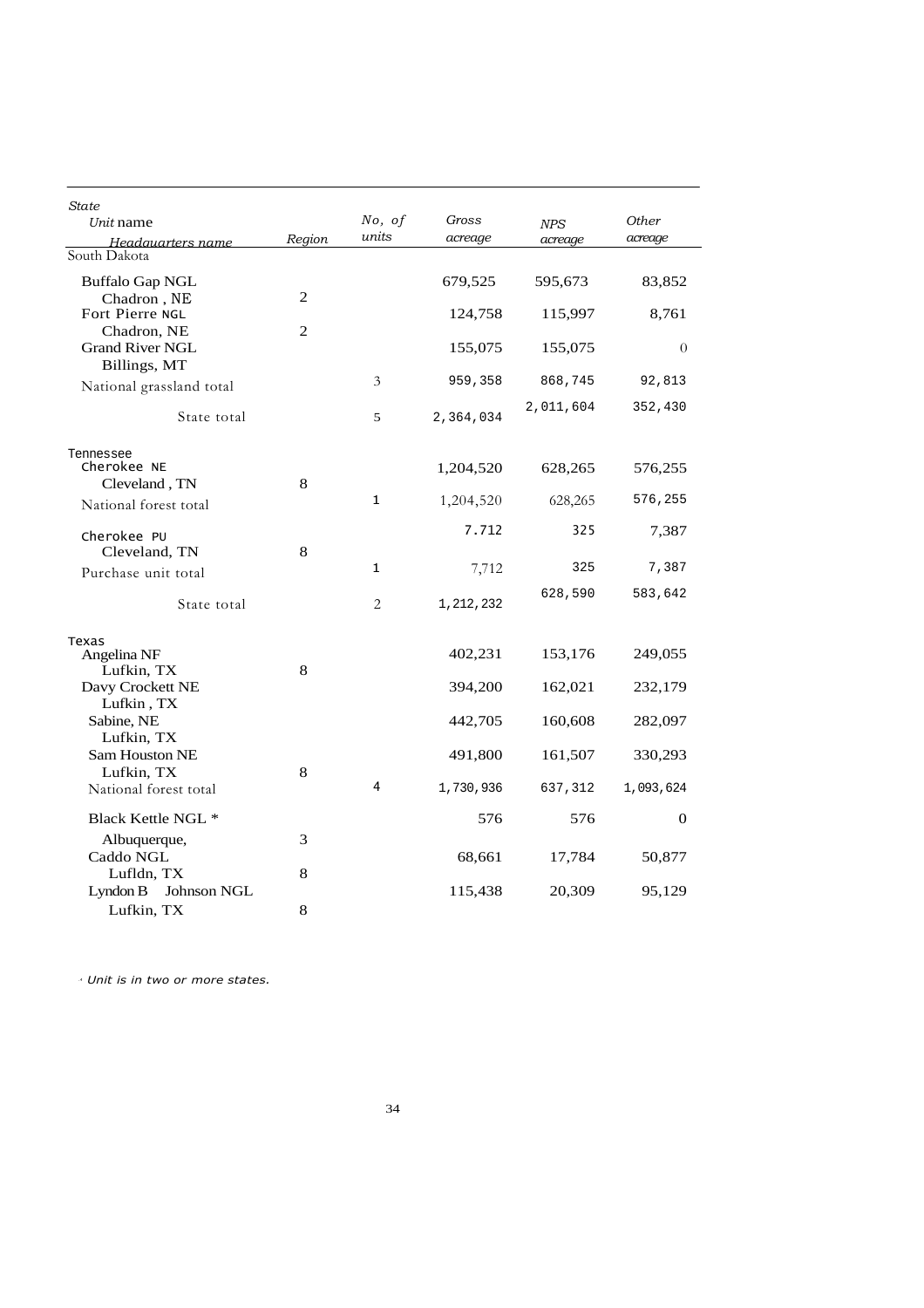| *State* *Unit* name *Headquarters name* | *Region* | *No, of units* | *Gross acreage* | *NPS acreage* | *Other acreage* |
|---|---|---|---|---|---|
| South Dakota | | | | | |
| Buffalo Gap NGL | | | 679,525 | 595,673 | 83,852 |
| Chadron , NE | 2 | | | | |
| Fort Pierre NGL | | | 124,758 | 115,997 | 8,761 |
| Chadron, NE | 2 | | | | |
| Grand River NGL | | | 155,075 | 155,075 | 0 |
| Billings, MT | | | | | |
| National grassland total | | 3 | 959,358 | 868,745 | 92,813 |
| State total | | 5 | 2,364,034 | 2,011,604 | 352,430 |
| Tennessee | | | | | |
| Cherokee NE | | | 1,204,520 | 628,265 | 576,255 |
| Cleveland , TN | 8 | | | | |
| National forest total | | 1 | 1,204,520 | 628,265 | 576,255 |
| Cherokee PU | | | 7.712 | 325 | 7,387 |
| Cleveland, TN | 8 | | | | |
| Purchase unit total | | 1 | 7,712 | 325 | 7,387 |
| State total | | 2 | 1,212,232 | 628,590 | 583,642 |
| Texas | | | | | |
| Angelina NF | | | 402,231 | 153,176 | 249,055 |
| Lufkin, TX | 8 | | | | |
| Davy Crockett NE | | | 394,200 | 162,021 | 232,179 |
| Lufkin , TX | | | | | |
| Sabine, NE | | | 442,705 | 160,608 | 282,097 |
| Lufkin, TX | | | | | |
| Sam Houston NE | | | 491,800 | 161,507 | 330,293 |
| Lufkin, TX | 8 | | | | |
| National forest total | | 4 | 1,730,936 | 637,312 | 1,093,624 |
| Black Kettle NGL * | | | 576 | 576 | 0 |
| Albuquerque, | 3 | | | | |
| Caddo NGL | | | 68,661 | 17,784 | 50,877 |
| Lufldn, TX | 8 | | | | |
| Lyndon B Johnson NGL | | | 115,438 | 20,309 | 95,129 |
| Lufkin, TX | 8 | | | | |

* Unit is in two or more states.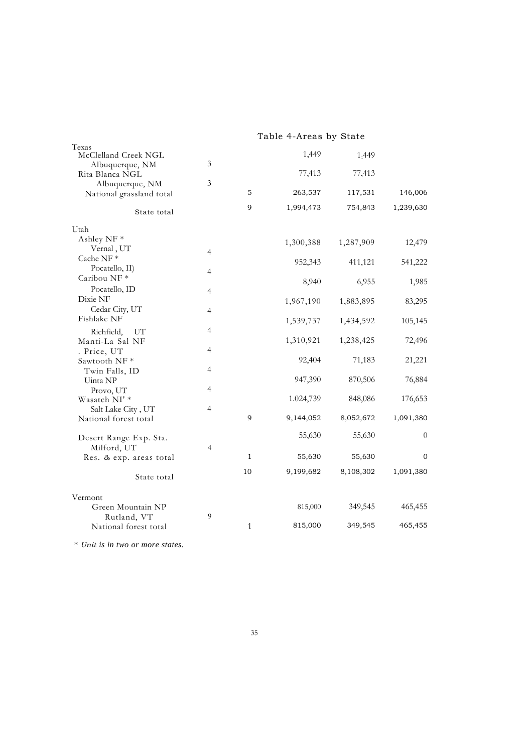Table 4-Areas by State

| | | | | | |
|---|---|---|---|---|---|
| Texas | | | | | |
| McClelland Creek NGL Albuquerque, NM | 3 | | 1,449 | 1,449 | |
| Rita Blanca NGL Albuquerque, NM | 3 | | 77,413 | 77,413 | |
| National grassland total | | 5 | 263,537 | 117,531 | 146,006 |
| State total | | 9 | 1,994,473 | 754,843 | 1,239,630 |
| Utah | | | | | |
| Ashley NF * Vernal , UT | 4 | | 1,300,388 | 1,287,909 | 12,479 |
| Cache NF * Pocatello, II) | 4 | | 952,343 | 411,121 | 541,222 |
| Caribou NF * Pocatello, ID | 4 | | 8,940 | 6,955 | 1,985 |
| Dixie NF Cedar City, UT | 4 | | 1,967,190 | 1,883,895 | 83,295 |
| Fishlake NF Richfield, UT | 4 | | 1,539,737 | 1,434,592 | 105,145 |
| Manti-La Sal NF . Price, UT | 4 | | 1,310,921 | 1,238,425 | 72,496 |
| Sawtooth NF * Twin Falls, ID | 4 | | 92,404 | 71,183 | 21,221 |
| Uinta NP Provo, UT | 4 | | 947,390 | 870,506 | 76,884 |
| Wasatch NI' * Salt Lake City , UT | 4 | | 1.024,739 | 848,086 | 176,653 |
| National forest total | | 9 | 9,144,052 | 8,052,672 | 1,091,380 |
| Desert Range Exp. Sta. Milford, UT | 4 | | 55,630 | 55,630 | 0 |
| Res. & exp. areas total | | 1 | 55,630 | 55,630 | 0 |
| State total | | 10 | 9,199,682 | 8,108,302 | 1,091,380 |
| Vermont | | | | | |
| Green Mountain NP Rutland, VT | 9 | | 815,000 | 349,545 | 465,455 |
| National forest total | | 1 | 815,000 | 349,545 | 465,455 |

*\* Unit is in two or more states.*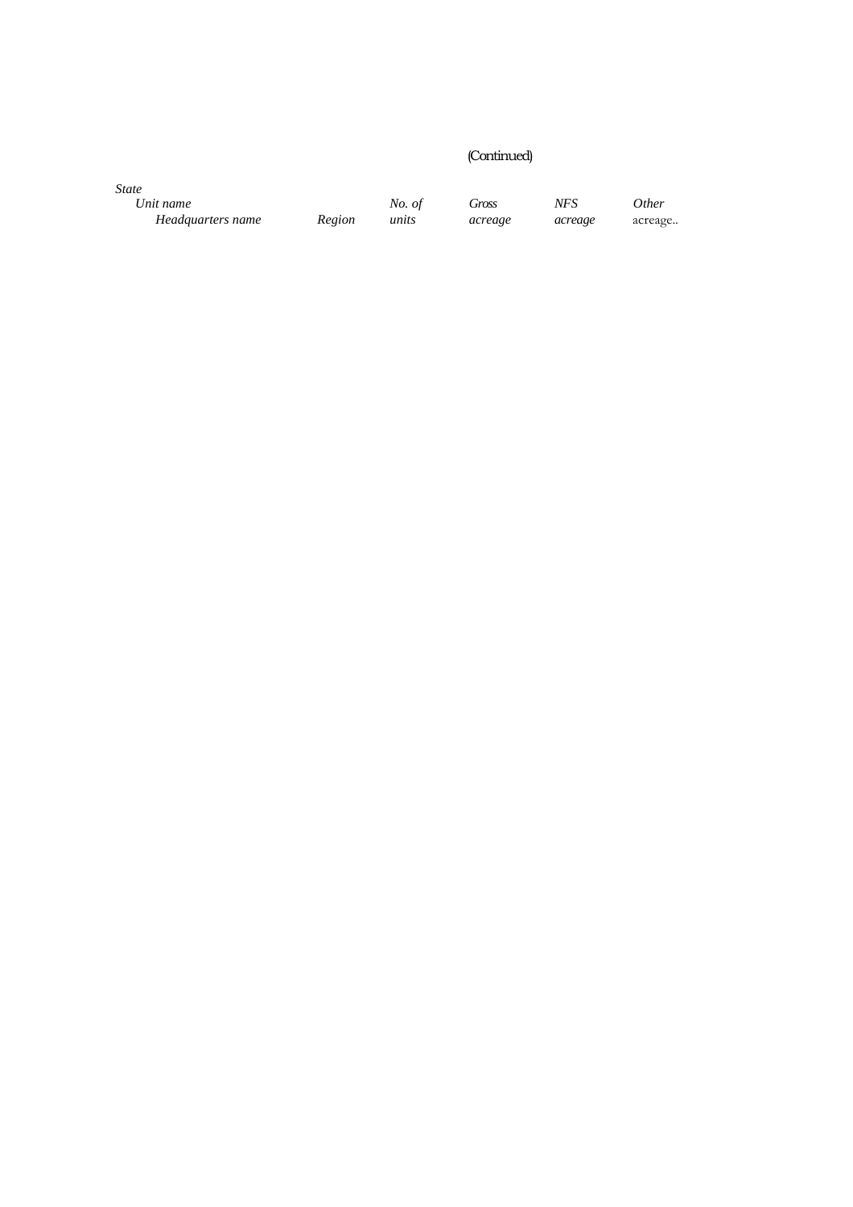(Continued)

| *State*<br>*Unit name*<br>*Headquarters name* | *Region* | *No. of units* | *Gross acreage* | *NFS acreage* | *Other* acreage.. |
|---|---|---|---|---|---|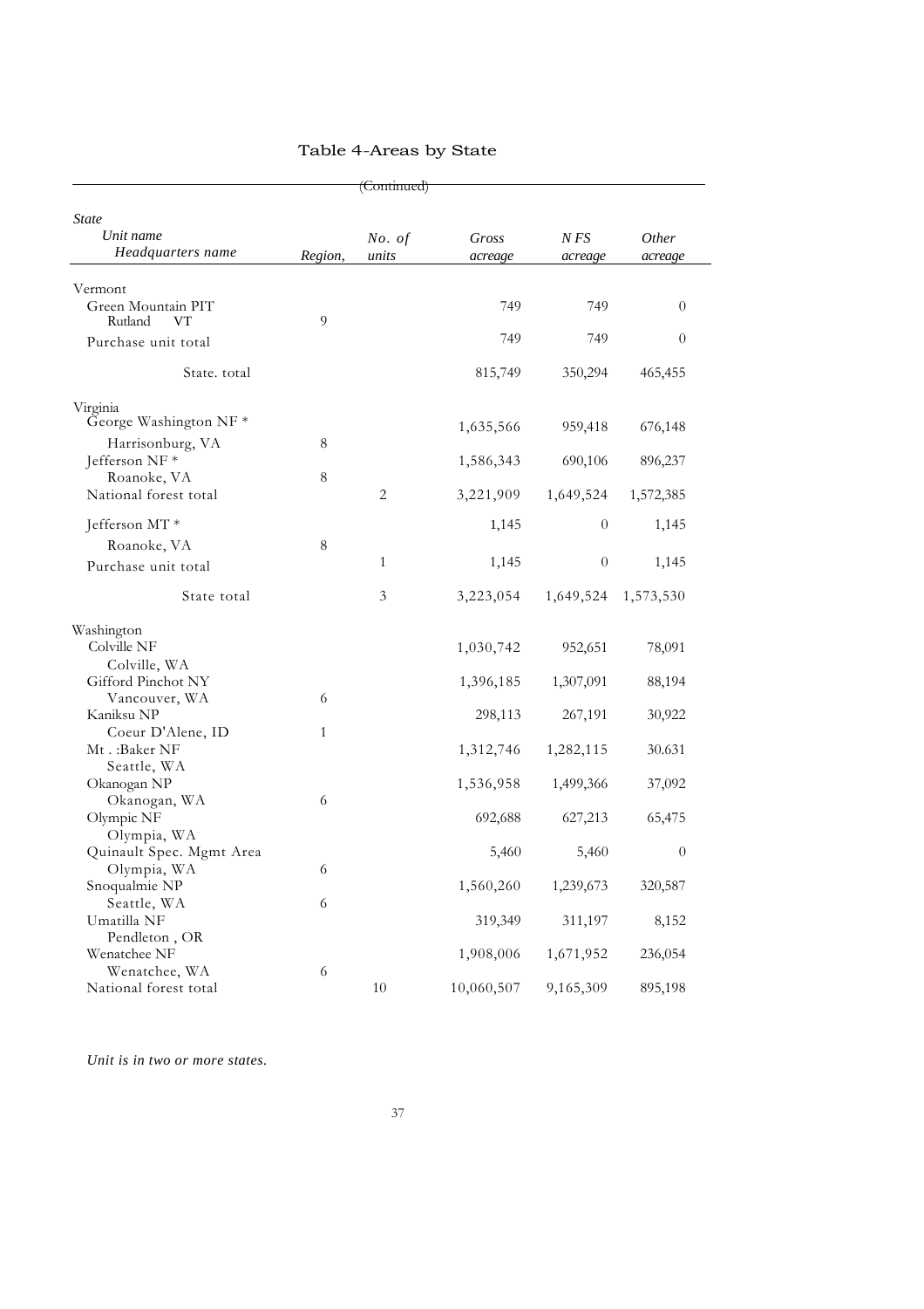# Table 4-Areas by State

(Continued)

| State<br>Unit name<br>Headquarters name | Region, | No. of units | Gross acreage | N FS acreage | Other acreage |
|---|---|---|---|---|---|
| Vermont | | | | | |
| Green Mountain PIT | | | 749 | 749 | 0 |
| Rutland VT | 9 | | | | |
| Purchase unit total | | | 749 | 749 | 0 |
| State. total | | | 815,749 | 350,294 | 465,455 |
| Virginia | | | | | |
| George Washington NF * | | | 1,635,566 | 959,418 | 676,148 |
| Harrisonburg, VA | 8 | | | | |
| Jefferson NF * | | | 1,586,343 | 690,106 | 896,237 |
| Roanoke, VA | 8 | | | | |
| National forest total | | 2 | 3,221,909 | 1,649,524 | 1,572,385 |
| Jefferson MT * | | | 1,145 | 0 | 1,145 |
| Roanoke, VA | 8 | | | | |
| Purchase unit total | | 1 | 1,145 | 0 | 1,145 |
| State total | | 3 | 3,223,054 | 1,649,524 | 1,573,530 |
| Washington | | | | | |
| Colville NF | | | 1,030,742 | 952,651 | 78,091 |
| Colville, WA | | | | | |
| Gifford Pinchot NY | | | 1,396,185 | 1,307,091 | 88,194 |
| Vancouver, WA | 6 | | | | |
| Kaniksu NP | | | 298,113 | 267,191 | 30,922 |
| Coeur D'Alene, ID | 1 | | | | |
| Mt . :Baker NF | | | 1,312,746 | 1,282,115 | 30.631 |
| Seattle, WA | | | | | |
| Okanogan NP | | | 1,536,958 | 1,499,366 | 37,092 |
| Okanogan, WA | 6 | | | | |
| Olympic NF | | | 692,688 | 627,213 | 65,475 |
| Olympia, WA | | | | | |
| Quinault Spec. Mgmt Area | | | 5,460 | 5,460 | 0 |
| Olympia, WA | 6 | | | | |
| Snoqualmie NP | | | 1,560,260 | 1,239,673 | 320,587 |
| Seattle, WA | 6 | | | | |
| Umatilla NF | | | 319,349 | 311,197 | 8,152 |
| Pendleton , OR | | | | | |
| Wenatchee NF | | | 1,908,006 | 1,671,952 | 236,054 |
| Wenatchee, WA | 6 | | | | |
| National forest total | | 10 | 10,060,507 | 9,165,309 | 895,198 |

*Unit is in two or more states.*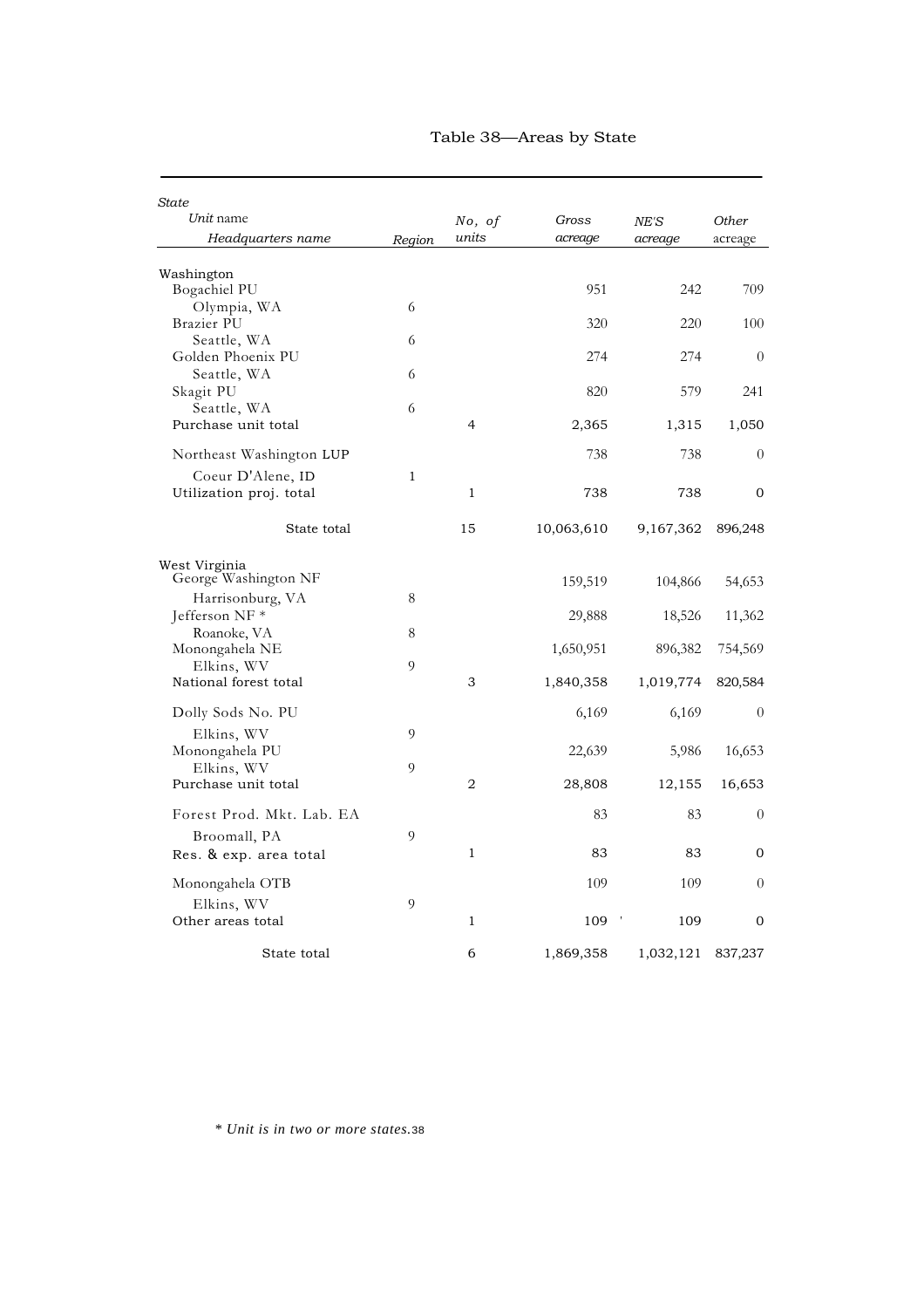# Table 38—Areas by State

| *State*<br>*Unit* name<br>*Headquarters name* | *Region* | *No, of units* | *Gross acreage* | *NE'S acreage* | *Other* acreage |
|---|---|---|---|---|---|
| Washington | | | | | |
| Bogachiel PU | | | 951 | 242 | 709 |
| Olympia, WA | 6 | | | | |
| Brazier PU | | | 320 | 220 | 100 |
| Seattle, WA | 6 | | | | |
| Golden Phoenix PU | | | 274 | 274 | 0 |
| Seattle, WA | 6 | | | | |
| Skagit PU | | | 820 | 579 | 241 |
| Seattle, WA | 6 | | | | |
| Purchase unit total | | 4 | 2,365 | 1,315 | 1,050 |
| Northeast Washington LUP | | | 738 | 738 | 0 |
| Coeur D'Alene, ID | 1 | | | | |
| Utilization proj. total | | 1 | 738 | 738 | 0 |
| State total | | 15 | 10,063,610 | 9,167,362 | 896,248 |
| West Virginia | | | | | |
| George Washington NF | | | 159,519 | 104,866 | 54,653 |
| Harrisonburg, VA | 8 | | | | |
| Jefferson NF * | | | 29,888 | 18,526 | 11,362 |
| Roanoke, VA | 8 | | | | |
| Monongahela NE | | | 1,650,951 | 896,382 | 754,569 |
| Elkins, WV | 9 | | | | |
| National forest total | | 3 | 1,840,358 | 1,019,774 | 820,584 |
| Dolly Sods No. PU | | | 6,169 | 6,169 | 0 |
| Elkins, WV | 9 | | | | |
| Monongahela PU | | | 22,639 | 5,986 | 16,653 |
| Elkins, WV | 9 | | | | |
| Purchase unit total | | 2 | 28,808 | 12,155 | 16,653 |
| Forest Prod. Mkt. Lab. EA | | | 83 | 83 | 0 |
| Broomall, PA | 9 | | | | |
| Res. & exp. area total | | 1 | 83 | 83 | 0 |
| Monongahela OTB | | | 109 | 109 | 0 |
| Elkins, WV | 9 | | | | |
| Other areas total | | 1 | 109 | 109 | 0 |
| State total | | 6 | 1,869,358 | 1,032,121 | 837,237 |

*\* Unit is in two or more states.*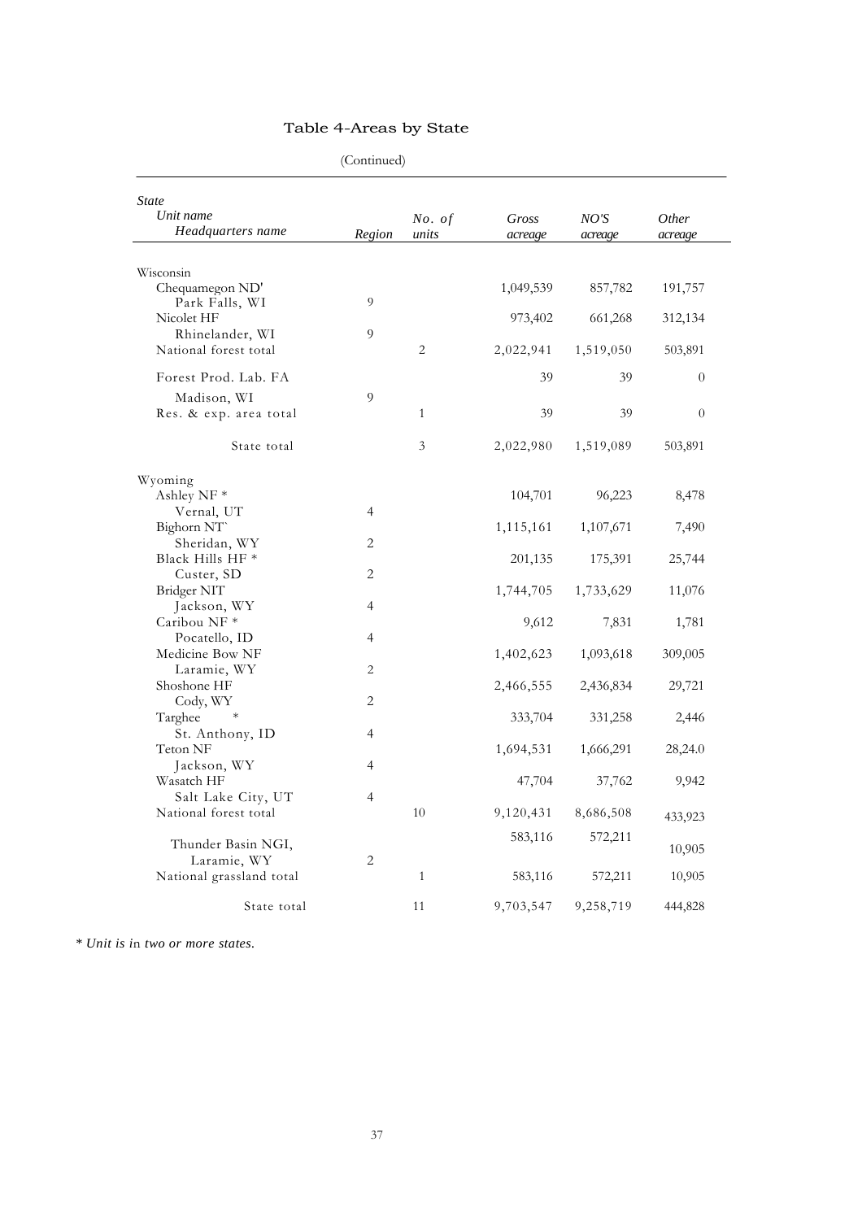# Table 4-Areas by State

(Continued)

| *State* / *Unit name* / *Headquarters name* | *Region* | *No. of units* | *Gross acreage* | *NO'S acreage* | *Other acreage* |
|---|---|---|---|---|---|
| Wisconsin | | | | | |
| Chequamegon ND' | | | 1,049,539 | 857,782 | 191,757 |
| Park Falls, WI | 9 | | | | |
| Nicolet HF | | | 973,402 | 661,268 | 312,134 |
| Rhinelander, WI | 9 | | | | |
| National forest total | | 2 | 2,022,941 | 1,519,050 | 503,891 |
| Forest Prod. Lab. FA | | | 39 | 39 | 0 |
| Madison, WI | 9 | | | | |
| Res. & exp. area total | | 1 | 39 | 39 | 0 |
| State total | | 3 | 2,022,980 | 1,519,089 | 503,891 |
| Wyoming | | | | | |
| Ashley NF * | | | 104,701 | 96,223 | 8,478 |
| Vernal, UT | 4 | | | | |
| Bighorn NT` | | | 1,115,161 | 1,107,671 | 7,490 |
| Sheridan, WY | 2 | | | | |
| Black Hills HF * | | | 201,135 | 175,391 | 25,744 |
| Custer, SD | 2 | | | | |
| Bridger NIT | | | 1,744,705 | 1,733,629 | 11,076 |
| Jackson, WY | 4 | | | | |
| Caribou NF * | | | 9,612 | 7,831 | 1,781 |
| Pocatello, ID | 4 | | | | |
| Medicine Bow NF | | | 1,402,623 | 1,093,618 | 309,005 |
| Laramie, WY | 2 | | | | |
| Shoshone HF | | | 2,466,555 | 2,436,834 | 29,721 |
| Cody, WY | 2 | | | | |
| Targhee * | | | 333,704 | 331,258 | 2,446 |
| St. Anthony, ID | 4 | | | | |
| Teton NF | | | 1,694,531 | 1,666,291 | 28,24.0 |
| Jackson, WY | 4 | | | | |
| Wasatch HF | | | 47,704 | 37,762 | 9,942 |
| Salt Lake City, UT | 4 | | | | |
| National forest total | | 10 | 9,120,431 | 8,686,508 | 433,923 |
| Thunder Basin NGI, | | | 583,116 | 572,211 | 10,905 |
| Laramie, WY | 2 | | | | |
| National grassland total | | 1 | 583,116 | 572,211 | 10,905 |
| State total | | 11 | 9,703,547 | 9,258,719 | 444,828 |

*\* Unit is in two or more states.*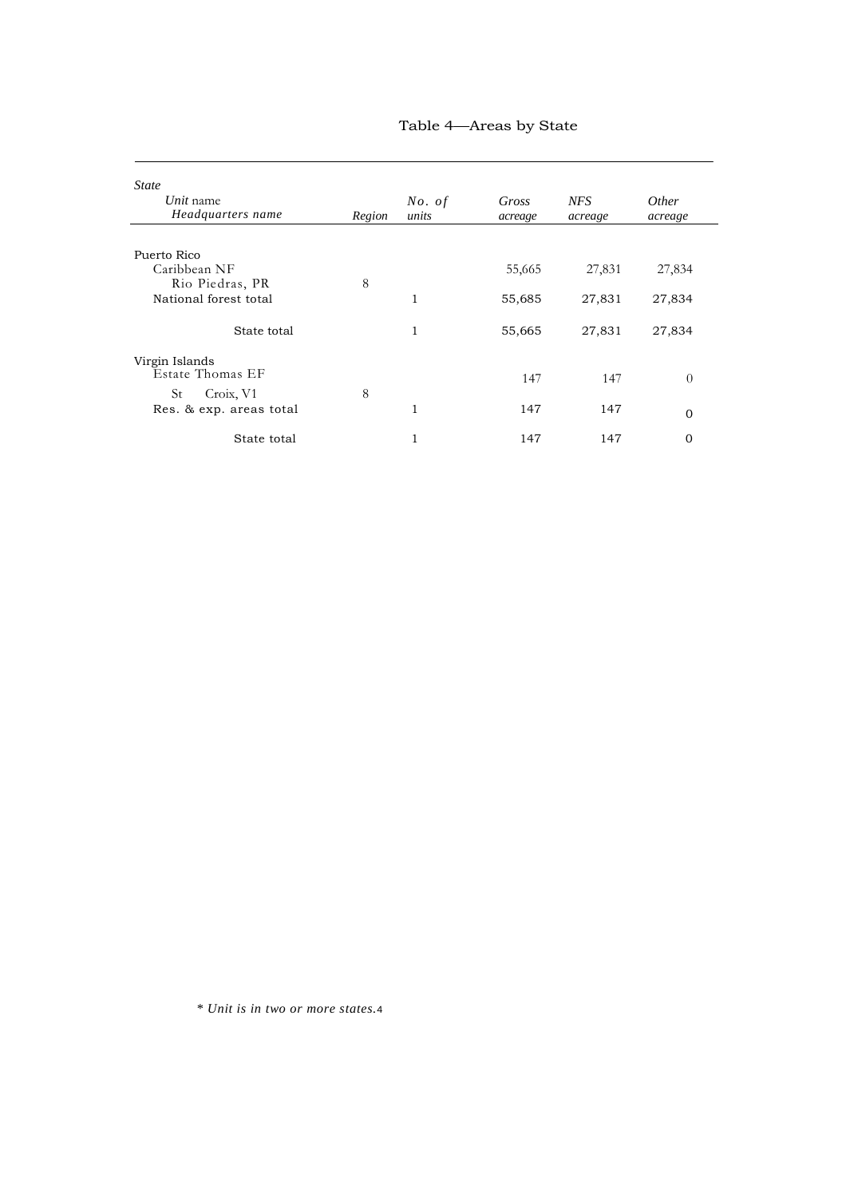# Table 4—Areas by State

| *State*<br>*Unit* name<br>*Headquarters name* | *Region* | *No. of units* | *Gross acreage* | *NFS acreage* | *Other acreage* |
|---|---|---|---|---|---|
| Puerto Rico | | | | | |
| Caribbean NF | | | 55,665 | 27,831 | 27,834 |
| Rio Piedras, PR | 8 | | | | |
| National forest total | | 1 | 55,685 | 27,831 | 27,834 |
| State total | | 1 | 55,665 | 27,831 | 27,834 |
| Virgin Islands | | | | | |
| Estate Thomas EF | | | 147 | 147 | 0 |
| St Croix, V1 | 8 | | | | |
| Res. & exp. areas total | | 1 | 147 | 147 | 0 |
| State total | | 1 | 147 | 147 | 0 |

*\* Unit is in two or more states.*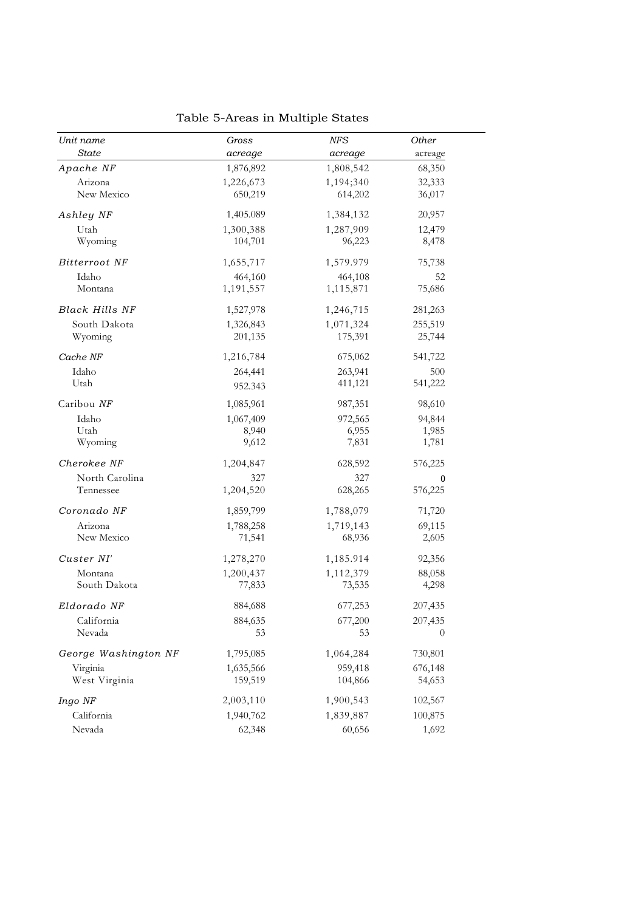Table 5-Areas in Multiple States

| *Unit name* <br> *State* | *Gross* <br> *acreage* | *NFS* <br> *acreage* | *Other* <br> acreage |
|---|---|---|---|
| *Apache NF* | 1,876,892 | 1,808,542 | 68,350 |
| Arizona | 1,226,673 | 1,194;340 | 32,333 |
| New Mexico | 650,219 | 614,202 | 36,017 |
| *Ashley NF* | 1,405.089 | 1,384,132 | 20,957 |
| Utah | 1,300,388 | 1,287,909 | 12,479 |
| Wyoming | 104,701 | 96,223 | 8,478 |
| *Bitterroot NF* | 1,655,717 | 1,579.979 | 75,738 |
| Idaho | 464,160 | 464,108 | 52 |
| Montana | 1,191,557 | 1,115,871 | 75,686 |
| *Black Hills NF* | 1,527,978 | 1,246,715 | 281,263 |
| South Dakota | 1,326,843 | 1,071,324 | 255,519 |
| Wyoming | 201,135 | 175,391 | 25,744 |
| *Cache NF* | 1,216,784 | 675,062 | 541,722 |
| Idaho | 264,441 | 263,941 | 500 |
| Utah | 952.343 | 411,121 | 541,222 |
| Caribou *NF* | 1,085,961 | 987,351 | 98,610 |
| Idaho | 1,067,409 | 972,565 | 94,844 |
| Utah | 8,940 | 6,955 | 1,985 |
| Wyoming | 9,612 | 7,831 | 1,781 |
| *Cherokee NF* | 1,204,847 | 628,592 | 576,225 |
| North Carolina | 327 | 327 | 0 |
| Tennessee | 1,204,520 | 628,265 | 576,225 |
| *Coronado NF* | 1,859,799 | 1,788,079 | 71,720 |
| Arizona | 1,788,258 | 1,719,143 | 69,115 |
| New Mexico | 71,541 | 68,936 | 2,605 |
| *Custer NI'* | 1,278,270 | 1,185.914 | 92,356 |
| Montana | 1,200,437 | 1,112,379 | 88,058 |
| South Dakota | 77,833 | 73,535 | 4,298 |
| *Eldorado NF* | 884,688 | 677,253 | 207,435 |
| California | 884,635 | 677,200 | 207,435 |
| Nevada | 53 | 53 | 0 |
| *George Washington NF* | 1,795,085 | 1,064,284 | 730,801 |
| Virginia | 1,635,566 | 959,418 | 676,148 |
| West Virginia | 159,519 | 104,866 | 54,653 |
| *Ingo NF* | 2,003,110 | 1,900,543 | 102,567 |
| California | 1,940,762 | 1,839,887 | 100,875 |
| Nevada | 62,348 | 60,656 | 1,692 |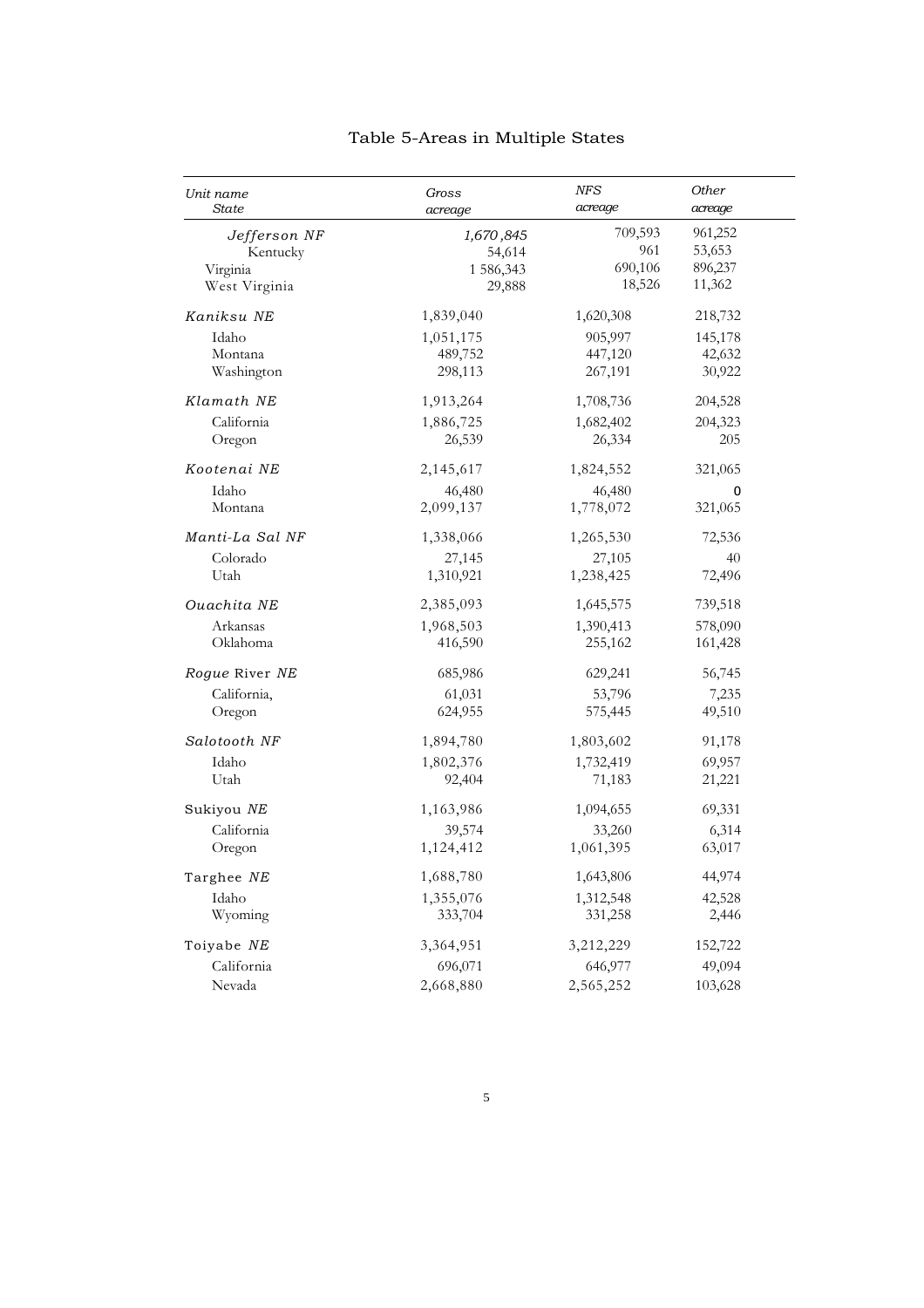# Table 5-Areas in Multiple States

| Unit name<br>State | Gross acreage | NFS acreage | Other acreage |
|---|---|---|---|
| *Jefferson NF* | *1,670 ,845* | 709,593 | 961,252 |
| Kentucky | 54,614 | 961 | 53,653 |
| Virginia | 1 586,343 | 690,106 | 896,237 |
| West Virginia | 29,888 | 18,526 | 11,362 |
| *Kaniksu NE* | 1,839,040 | 1,620,308 | 218,732 |
| Idaho | 1,051,175 | 905,997 | 145,178 |
| Montana | 489,752 | 447,120 | 42,632 |
| Washington | 298,113 | 267,191 | 30,922 |
| *Klamath NE* | 1,913,264 | 1,708,736 | 204,528 |
| California | 1,886,725 | 1,682,402 | 204,323 |
| Oregon | 26,539 | 26,334 | 205 |
| *Kootenai NE* | 2,145,617 | 1,824,552 | 321,065 |
| Idaho | 46,480 | 46,480 | 0 |
| Montana | 2,099,137 | 1,778,072 | 321,065 |
| *Manti-La Sal NF* | 1,338,066 | 1,265,530 | 72,536 |
| Colorado | 27,145 | 27,105 | 40 |
| Utah | 1,310,921 | 1,238,425 | 72,496 |
| *Ouachita NE* | 2,385,093 | 1,645,575 | 739,518 |
| Arkansas | 1,968,503 | 1,390,413 | 578,090 |
| Oklahoma | 416,590 | 255,162 | 161,428 |
| *Rogue* River *NE* | 685,986 | 629,241 | 56,745 |
| California, | 61,031 | 53,796 | 7,235 |
| Oregon | 624,955 | 575,445 | 49,510 |
| *Salotooth NF* | 1,894,780 | 1,803,602 | 91,178 |
| Idaho | 1,802,376 | 1,732,419 | 69,957 |
| Utah | 92,404 | 71,183 | 21,221 |
| Sukiyou *NE* | 1,163,986 | 1,094,655 | 69,331 |
| California | 39,574 | 33,260 | 6,314 |
| Oregon | 1,124,412 | 1,061,395 | 63,017 |
| Targhee *NE* | 1,688,780 | 1,643,806 | 44,974 |
| Idaho | 1,355,076 | 1,312,548 | 42,528 |
| Wyoming | 333,704 | 331,258 | 2,446 |
| Toiyabe *NE* | 3,364,951 | 3,212,229 | 152,722 |
| California | 696,071 | 646,977 | 49,094 |
| Nevada | 2,668,880 | 2,565,252 | 103,628 |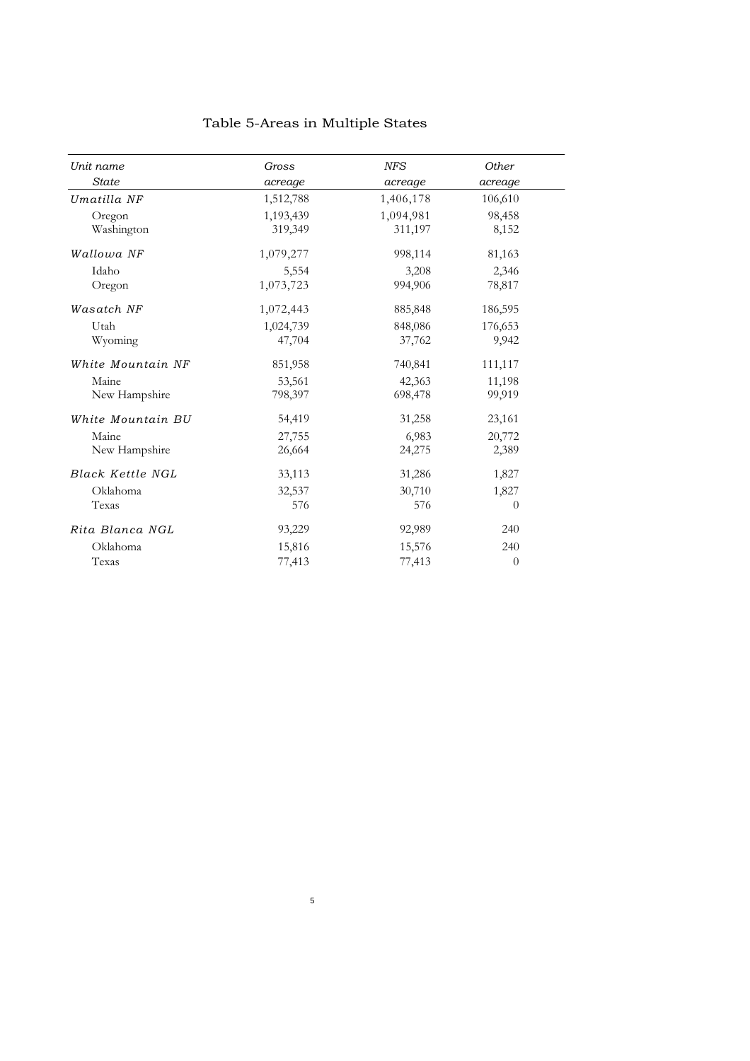# Table 5-Areas in Multiple States

| *Unit name*<br>*State* | *Gross acreage* | *NFS acreage* | *Other acreage* |
|---|---|---|---|
| *Umatilla NF* | 1,512,788 | 1,406,178 | 106,610 |
| Oregon | 1,193,439 | 1,094,981 | 98,458 |
| Washington | 319,349 | 311,197 | 8,152 |
| *Wallowa NF* | 1,079,277 | 998,114 | 81,163 |
| Idaho | 5,554 | 3,208 | 2,346 |
| Oregon | 1,073,723 | 994,906 | 78,817 |
| *Wasatch NF* | 1,072,443 | 885,848 | 186,595 |
| Utah | 1,024,739 | 848,086 | 176,653 |
| Wyoming | 47,704 | 37,762 | 9,942 |
| *White Mountain NF* | 851,958 | 740,841 | 111,117 |
| Maine | 53,561 | 42,363 | 11,198 |
| New Hampshire | 798,397 | 698,478 | 99,919 |
| *White Mountain BU* | 54,419 | 31,258 | 23,161 |
| Maine | 27,755 | 6,983 | 20,772 |
| New Hampshire | 26,664 | 24,275 | 2,389 |
| *Black Kettle NGL* | 33,113 | 31,286 | 1,827 |
| Oklahoma | 32,537 | 30,710 | 1,827 |
| Texas | 576 | 576 | 0 |
| *Rita Blanca NGL* | 93,229 | 92,989 | 240 |
| Oklahoma | 15,816 | 15,576 | 240 |
| Texas | 77,413 | 77,413 | 0 |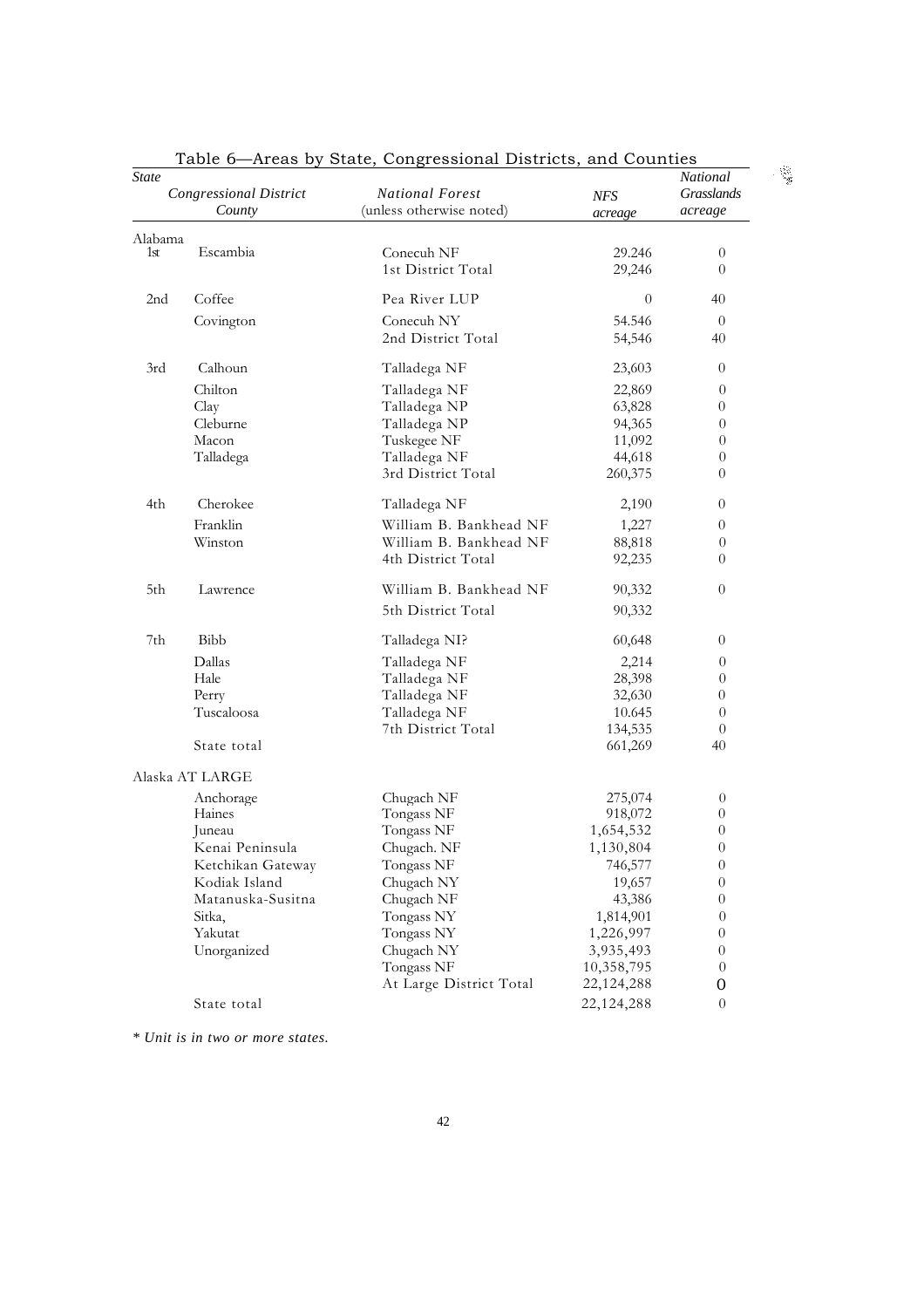Table 6—Areas by State, Congressional Districts, and Counties

| *State* | | | | |
|---|---|---|---|---|
| *Congressional District* | *County* | *National Forest* (unless otherwise noted) | *NFS acreage* | *National Grasslands acreage* |
| Alabama | | | | |
| 1st | Escambia | Conecuh NF | 29.246 | 0 |
| | | 1st District Total | 29,246 | 0 |
| 2nd | Coffee | Pea River LUP | 0 | 40 |
| | Covington | Conecuh NY | 54.546 | 0 |
| | | 2nd District Total | 54,546 | 40 |
| 3rd | Calhoun | Talladega NF | 23,603 | 0 |
| | Chilton | Talladega NF | 22,869 | 0 |
| | Clay | Talladega NP | 63,828 | 0 |
| | Cleburne | Talladega NP | 94,365 | 0 |
| | Macon | Tuskegee NF | 11,092 | 0 |
| | Talladega | Talladega NF | 44,618 | 0 |
| | | 3rd District Total | 260,375 | 0 |
| 4th | Cherokee | Talladega NF | 2,190 | 0 |
| | Franklin | William B. Bankhead NF | 1,227 | 0 |
| | Winston | William B. Bankhead NF | 88,818 | 0 |
| | | 4th District Total | 92,235 | 0 |
| 5th | Lawrence | William B. Bankhead NF | 90,332 | 0 |
| | | 5th District Total | 90,332 | |
| 7th | Bibb | Talladega NI? | 60,648 | 0 |
| | Dallas | Talladega NF | 2,214 | 0 |
| | Hale | Talladega NF | 28,398 | 0 |
| | Perry | Talladega NF | 32,630 | 0 |
| | Tuscaloosa | Talladega NF | 10.645 | 0 |
| | | 7th District Total | 134,535 | 0 |
| | State total | | 661,269 | 40 |
| Alaska AT LARGE | | | | |
| | Anchorage | Chugach NF | 275,074 | 0 |
| | Haines | Tongass NF | 918,072 | 0 |
| | Juneau | Tongass NF | 1,654,532 | 0 |
| | Kenai Peninsula | Chugach. NF | 1,130,804 | 0 |
| | Ketchikan Gateway | Tongass NF | 746,577 | 0 |
| | Kodiak Island | Chugach NY | 19,657 | 0 |
| | Matanuska-Susitna | Chugach NF | 43,386 | 0 |
| | Sitka, | Tongass NY | 1,814,901 | 0 |
| | Yakutat | Tongass NY | 1,226,997 | 0 |
| | Unorganized | Chugach NY | 3,935,493 | 0 |
| | | Tongass NF | 10,358,795 | 0 |
| | | At Large District Total | 22,124,288 | 0 |
| | State total | | 22,124,288 | 0 |

*\* Unit is in two or more states.*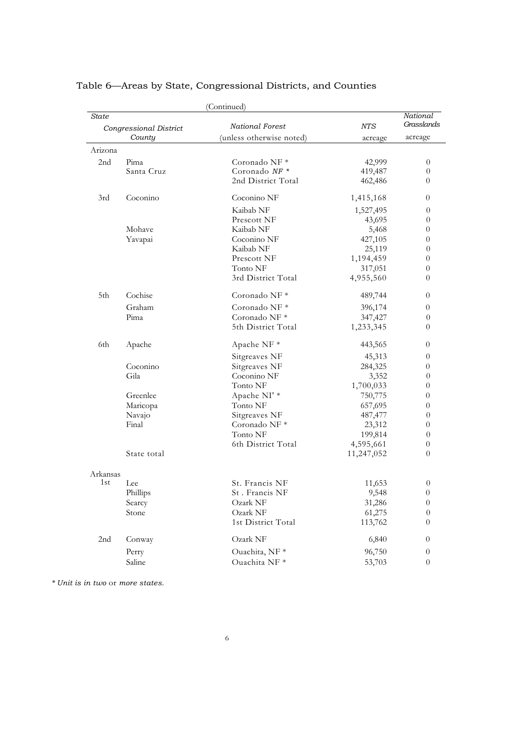## Table 6—Areas by State, Congressional Districts, and Counties

(Continued)

| *State* | | | | *National* |
|---|---|---|---|---|
| *Congressional District* | | *National Forest* | *NTS* | *Grasslands* |
| | *County* | (unless otherwise noted) | acreage | acreage |
| Arizona | | | | |
| 2nd | Pima | Coronado NF * | 42,999 | 0 |
| | Santa Cruz | Coronado *NF* * | 419,487 | 0 |
| | | 2nd District Total | 462,486 | 0 |
| 3rd | Coconino | Coconino NF | 1,415,168 | 0 |
| | | Kaibab NF | 1,527,495 | 0 |
| | | Prescott NF | 43,695 | 0 |
| | Mohave | Kaibab NF | 5,468 | 0 |
| | Yavapai | Coconino NF | 427,105 | 0 |
| | | Kaibab NF | 25,119 | 0 |
| | | Prescott NF | 1,194,459 | 0 |
| | | Tonto NF | 317,051 | 0 |
| | | 3rd District Total | 4,955,560 | 0 |
| 5th | Cochise | Coronado NF * | 489,744 | 0 |
| | Graham | Coronado NF * | 396,174 | 0 |
| | Pima | Coronado NF * | 347,427 | 0 |
| | | 5th District Total | 1,233,345 | 0 |
| 6th | Apache | Apache NF * | 443,565 | 0 |
| | | Sitgreaves NF | 45,313 | 0 |
| | Coconino | Sitgreaves NF | 284,325 | 0 |
| | Gila | Coconino NF | 3,352 | 0 |
| | | Tonto NF | 1,700,033 | 0 |
| | Greenlee | Apache NI' * | 750,775 | 0 |
| | Maricopa | Tonto NF | 657,695 | 0 |
| | Navajo | Sitgreaves NF | 487,477 | 0 |
| | Final | Coronado NF * | 23,312 | 0 |
| | | Tonto NF | 199,814 | 0 |
| | | 6th District Total | 4,595,661 | 0 |
| | State total | | 11,247,052 | 0 |
| Arkansas | | | | |
| 1st | Lee | St. Francis NF | 11,653 | 0 |
| | Phillips | St . Francis NF | 9,548 | 0 |
| | Searcy | Ozark NF | 31,286 | 0 |
| | Stone | Ozark NF | 61,275 | 0 |
| | | 1st District Total | 113,762 | 0 |
| 2nd | Conway | Ozark NF | 6,840 | 0 |
| | Perry | Ouachita, NF * | 96,750 | 0 |
| | Saline | Ouachita NF * | 53,703 | 0 |

*\* Unit is in two or more states.*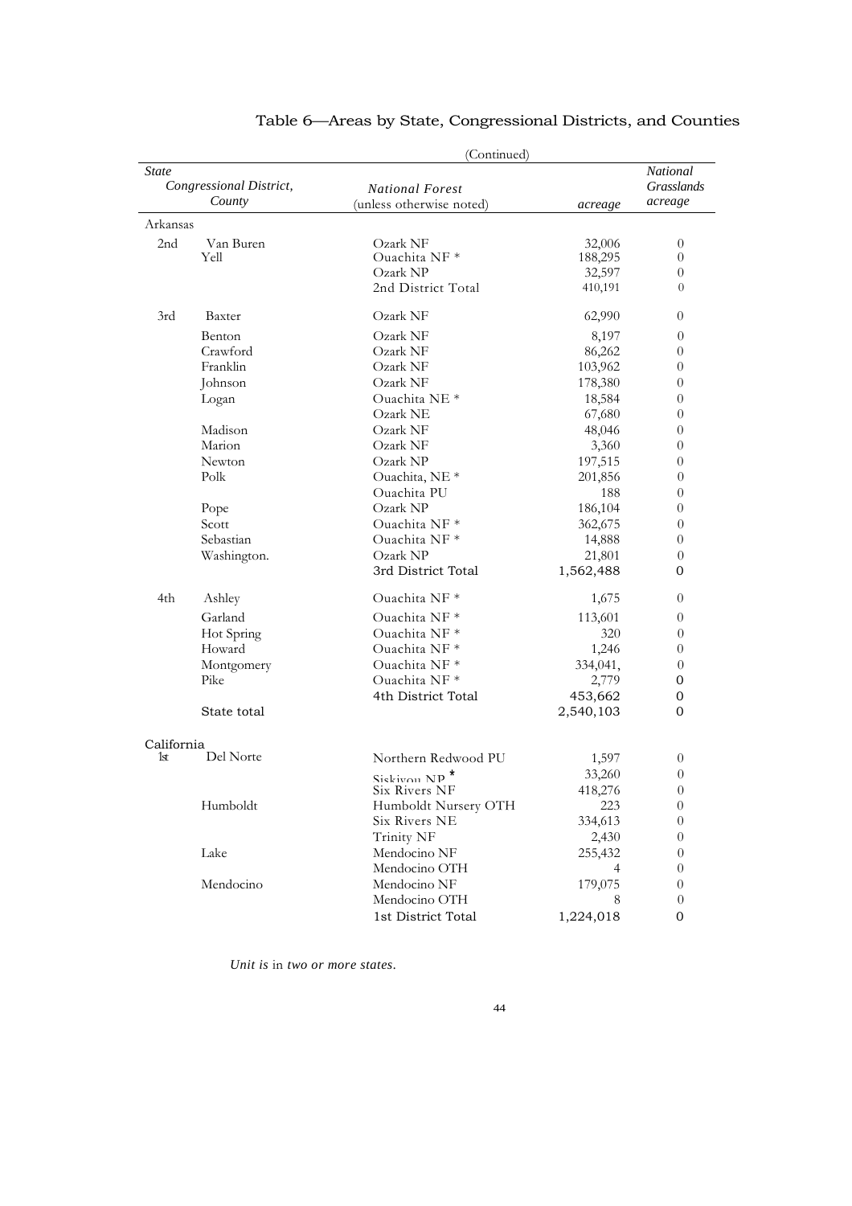## Table 6—Areas by State, Congressional Districts, and Counties

(Continued)

| State | Congressional District, County | National Forest (unless otherwise noted) | acreage | National Grasslands acreage |
|---|---|---|---|---|
| Arkansas | | | | |
| 2nd | Van Buren | Ozark NF | 32,006 | 0 |
| | Yell | Ouachita NF * | 188,295 | 0 |
| | | Ozark NP | 32,597 | 0 |
| | | 2nd District Total | 410,191 | 0 |
| 3rd | Baxter | Ozark NF | 62,990 | 0 |
| | Benton | Ozark NF | 8,197 | 0 |
| | Crawford | Ozark NF | 86,262 | 0 |
| | Franklin | Ozark NF | 103,962 | 0 |
| | Johnson | Ozark NF | 178,380 | 0 |
| | Logan | Ouachita NE * | 18,584 | 0 |
| | | Ozark NE | 67,680 | 0 |
| | Madison | Ozark NF | 48,046 | 0 |
| | Marion | Ozark NF | 3,360 | 0 |
| | Newton | Ozark NP | 197,515 | 0 |
| | Polk | Ouachita, NE * | 201,856 | 0 |
| | | Ouachita PU | 188 | 0 |
| | Pope | Ozark NP | 186,104 | 0 |
| | Scott | Ouachita NF * | 362,675 | 0 |
| | Sebastian | Ouachita NF * | 14,888 | 0 |
| | Washington. | Ozark NP | 21,801 | 0 |
| | | 3rd District Total | 1,562,488 | 0 |
| 4th | Ashley | Ouachita NF * | 1,675 | 0 |
| | Garland | Ouachita NF * | 113,601 | 0 |
| | Hot Spring | Ouachita NF * | 320 | 0 |
| | Howard | Ouachita NF * | 1,246 | 0 |
| | Montgomery | Ouachita NF * | 334,041, | 0 |
| | Pike | Ouachita NF * | 2,779 | 0 |
| | | 4th District Total | 453,662 | 0 |
| | State total | | 2,540,103 | 0 |
| California | | | | |
| 1st | Del Norte | Northern Redwood PU | 1,597 | 0 |
| | | Siskiyou NP * | 33,260 | 0 |
| | | Six Rivers NF | 418,276 | 0 |
| | Humboldt | Humboldt Nursery OTH | 223 | 0 |
| | | Six Rivers NE | 334,613 | 0 |
| | | Trinity NF | 2,430 | 0 |
| | Lake | Mendocino NF | 255,432 | 0 |
| | | Mendocino OTH | 4 | 0 |
| | Mendocino | Mendocino NF | 179,075 | 0 |
| | | Mendocino OTH | 8 | 0 |
| | | 1st District Total | 1,224,018 | 0 |

*Unit is* in *two or more states.*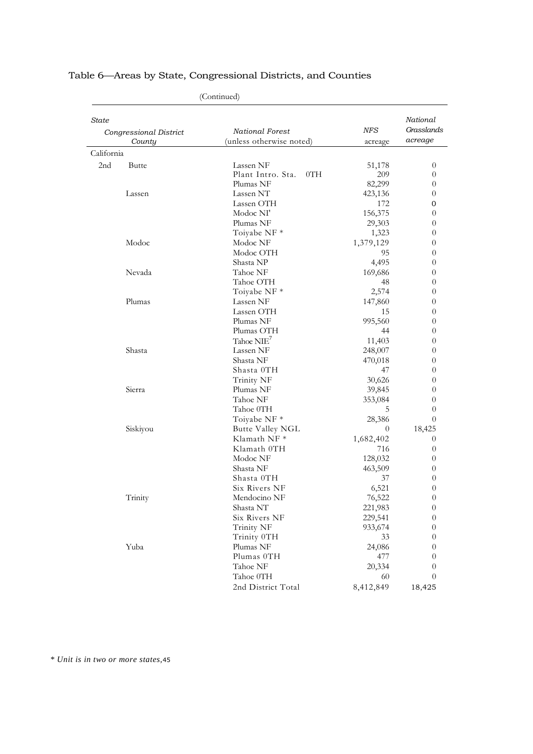## Table 6—Areas by State, Congressional Districts, and Counties

(Continued)

| State / Congressional District / County | | National Forest (unless otherwise noted) | NFS acreage | National Grasslands acreage |
|---|---|---|---|---|
| California | | | | |
| 2nd | Butte | Lassen NF | 51,178 | 0 |
| | | Plant Intro. Sta. 0TH | 209 | 0 |
| | | Plumas NF | 82,299 | 0 |
| | Lassen | Lassen NT | 423,136 | 0 |
| | | Lassen OTH | 172 | 0 |
| | | Modoc NI' | 156,375 | 0 |
| | | Plumas NF | 29,303 | 0 |
| | | Toiyabe NF * | 1,323 | 0 |
| | Modoc | Modoc NF | 1,379,129 | 0 |
| | | Modoc OTH | 95 | 0 |
| | | Shasta NP | 4,495 | 0 |
| | Nevada | Tahoe NF | 169,686 | 0 |
| | | Tahoe OTH | 48 | 0 |
| | | Toiyabe NF * | 2,574 | 0 |
| | Plumas | Lassen NF | 147,860 | 0 |
| | | Lassen OTH | 15 | 0 |
| | | Plumas NF | 995,560 | 0 |
| | | Plumas OTH | 44 | 0 |
| | | Tahoe NIE[7] | 11,403 | 0 |
| | Shasta | Lassen NF | 248,007 | 0 |
| | | Shasta NF | 470,018 | 0 |
| | | Shasta 0TH | 47 | 0 |
| | | Trinity NF | 30,626 | 0 |
| | Sierra | Plumas NF | 39,845 | 0 |
| | | Tahoe NF | 353,084 | 0 |
| | | Tahoe 0TH | 5 | 0 |
| | | Toiyabe NF * | 28,386 | 0 |
| | Siskiyou | Butte Valley NGL | 0 | 18,425 |
| | | Klamath NF * | 1,682,402 | 0 |
| | | Klamath 0TH | 716 | 0 |
| | | Modoc NF | 128,032 | 0 |
| | | Shasta NF | 463,509 | 0 |
| | | Shasta 0TH | 37 | 0 |
| | | Six Rivers NF | 6,521 | 0 |
| | Trinity | Mendocino NF | 76,522 | 0 |
| | | Shasta NT | 221,983 | 0 |
| | | Six Rivers NF | 229,541 | 0 |
| | | Trinity NF | 933,674 | 0 |
| | | Trinity 0TH | 33 | 0 |
| | Yuba | Plumas NF | 24,086 | 0 |
| | | Plumas 0TH | 477 | 0 |
| | | Tahoe NF | 20,334 | 0 |
| | | Tahoe 0TH | 60 | 0 |
| | | 2nd District Total | 8,412,849 | 18,425 |

*\* Unit is in two or more states,*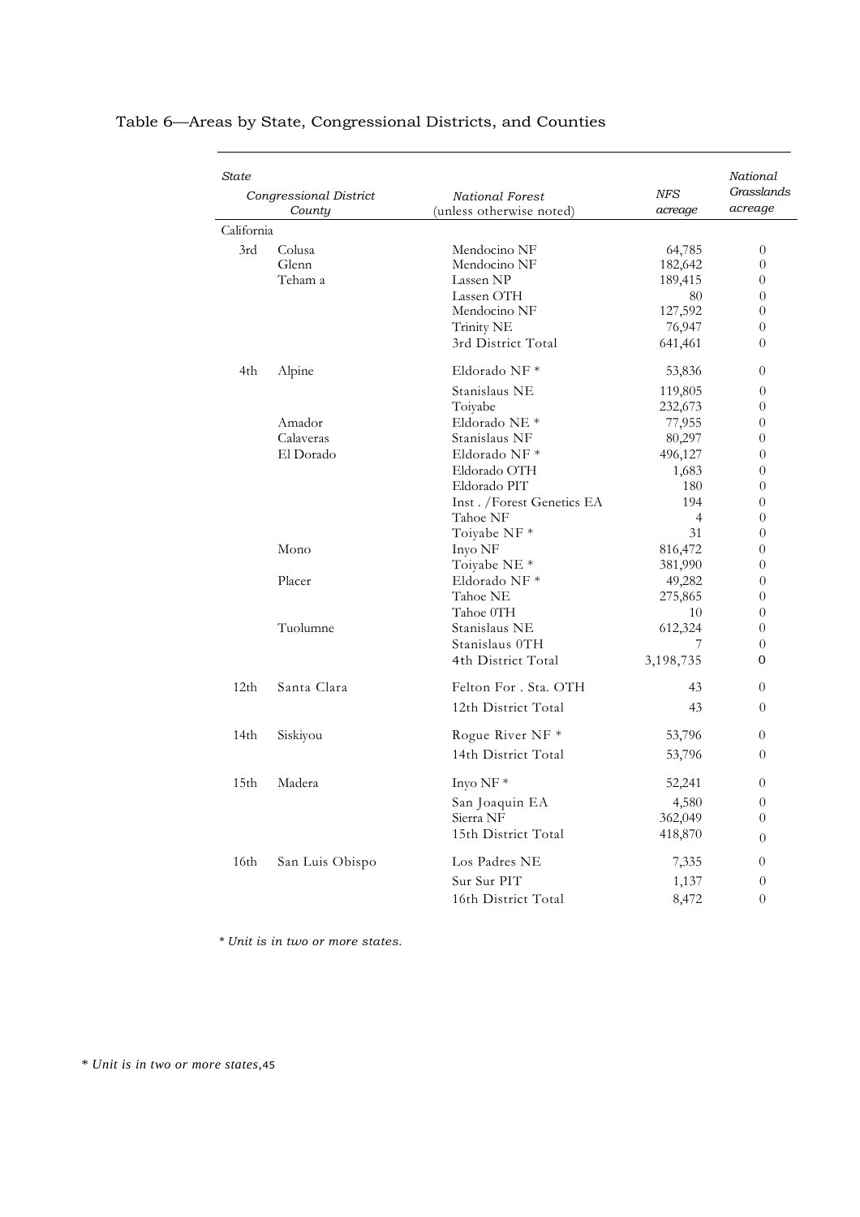Table 6—Areas by State, Congressional Districts, and Counties

| State | | | | |
|---|---|---|---|---|
| Congressional District | County | National Forest (unless otherwise noted) | NFS acreage | National Grasslands acreage |
| California | | | | |
| 3rd | Colusa | Mendocino NF | 64,785 | 0 |
| | Glenn | Mendocino NF | 182,642 | 0 |
| | Teham a | Lassen NP | 189,415 | 0 |
| | | Lassen OTH | 80 | 0 |
| | | Mendocino NF | 127,592 | 0 |
| | | Trinity NE | 76,947 | 0 |
| | | 3rd District Total | 641,461 | 0 |
| 4th | Alpine | Eldorado NF * | 53,836 | 0 |
| | | Stanislaus NE | 119,805 | 0 |
| | | Toiyabe | 232,673 | 0 |
| | Amador | Eldorado NE * | 77,955 | 0 |
| | Calaveras | Stanislaus NF | 80,297 | 0 |
| | El Dorado | Eldorado NF * | 496,127 | 0 |
| | | Eldorado OTH | 1,683 | 0 |
| | | Eldorado PIT | 180 | 0 |
| | | Inst . /Forest Genetics EA | 194 | 0 |
| | | Tahoe NF | 4 | 0 |
| | | Toiyabe NF * | 31 | 0 |
| | Mono | Inyo NF | 816,472 | 0 |
| | | Toiyabe NE * | 381,990 | 0 |
| | Placer | Eldorado NF * | 49,282 | 0 |
| | | Tahoe NE | 275,865 | 0 |
| | | Tahoe 0TH | 10 | 0 |
| | Tuolumne | Stanislaus NE | 612,324 | 0 |
| | | Stanislaus 0TH | 7 | 0 |
| | | 4th District Total | 3,198,735 | 0 |
| 12th | Santa Clara | Felton For . Sta. OTH | 43 | 0 |
| | | 12th District Total | 43 | 0 |
| 14th | Siskiyou | Rogue River NF * | 53,796 | 0 |
| | | 14th District Total | 53,796 | 0 |
| 15th | Madera | Inyo NF * | 52,241 | 0 |
| | | San Joaquin EA | 4,580 | 0 |
| | | Sierra NF | 362,049 | 0 |
| | | 15th District Total | 418,870 | 0 |
| 16th | San Luis Obispo | Los Padres NE | 7,335 | 0 |
| | | Sur Sur PIT | 1,137 | 0 |
| | | 16th District Total | 8,472 | 0 |

*\* Unit is in two or more states.*

*\* Unit is in two or more states,*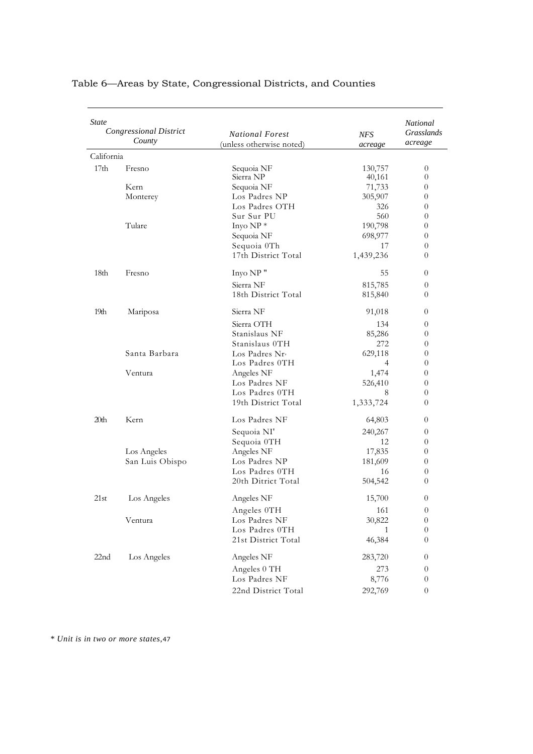Table 6—Areas by State, Congressional Districts, and Counties

| *State* / *Congressional District* / *County* | | National Forest (unless otherwise noted) | *NFS acreage* | *National Grasslands acreage* |
|---|---|---|---|---|
| California | | | | |
| 17th | Fresno | Sequoia NF | 130,757 | 0 |
| | | Sierra NP | 40,161 | 0 |
| | Kern | Sequoia NF | 71,733 | 0 |
| | Monterey | Los Padres NP | 305,907 | 0 |
| | | Los Padres OTH | 326 | 0 |
| | | Sur Sur PU | 560 | 0 |
| | Tulare | Inyo NP * | 190,798 | 0 |
| | | Sequoia NF | 698,977 | 0 |
| | | Sequoia 0Th | 17 | 0 |
| | | 17th District Total | 1,439,236 | 0 |
| 18th | Fresno | Inyo NP " | 55 | 0 |
| | | Sierra NF | 815,785 | 0 |
| | | 18th District Total | 815,840 | 0 |
| 19th | Mariposa | Sierra NF | 91,018 | 0 |
| | | Sierra OTH | 134 | 0 |
| | | Stanislaus NF | 85,286 | 0 |
| | | Stanislaus 0TH | 272 | 0 |
| | Santa Barbara | Los Padres Nr· | 629,118 | 0 |
| | | Los Padres 0TH | 4 | 0 |
| | Ventura | Angeles NF | 1,474 | 0 |
| | | Los Padres NF | 526,410 | 0 |
| | | Los Padres 0TH | 8 | 0 |
| | | 19th District Total | 1,333,724 | 0 |
| 20th | Kern | Los Padres NF | 64,803 | 0 |
| | | Sequoia NI' | 240,267 | 0 |
| | | Sequoia 0TH | 12 | 0 |
| | Los Angeles | Angeles NF | 17,835 | 0 |
| | San Luis Obispo | Los Padres NP | 181,609 | 0 |
| | | Los Padres 0TH | 16 | 0 |
| | | 20th Ditrict Total | 504,542 | 0 |
| 21st | Los Angeles | Angeles NF | 15,700 | 0 |
| | | Angeles 0TH | 161 | 0 |
| | Ventura | Los Padres NF | 30,822 | 0 |
| | | Los Padres 0TH | 1 | 0 |
| | | 21st District Total | 46,384 | 0 |
| 22nd | Los Angeles | Angeles NF | 283,720 | 0 |
| | | Angeles 0 TH | 273 | 0 |
| | | Los Padres NF | 8,776 | 0 |
| | | 22nd District Total | 292,769 | 0 |

*\* Unit is in two or more states,*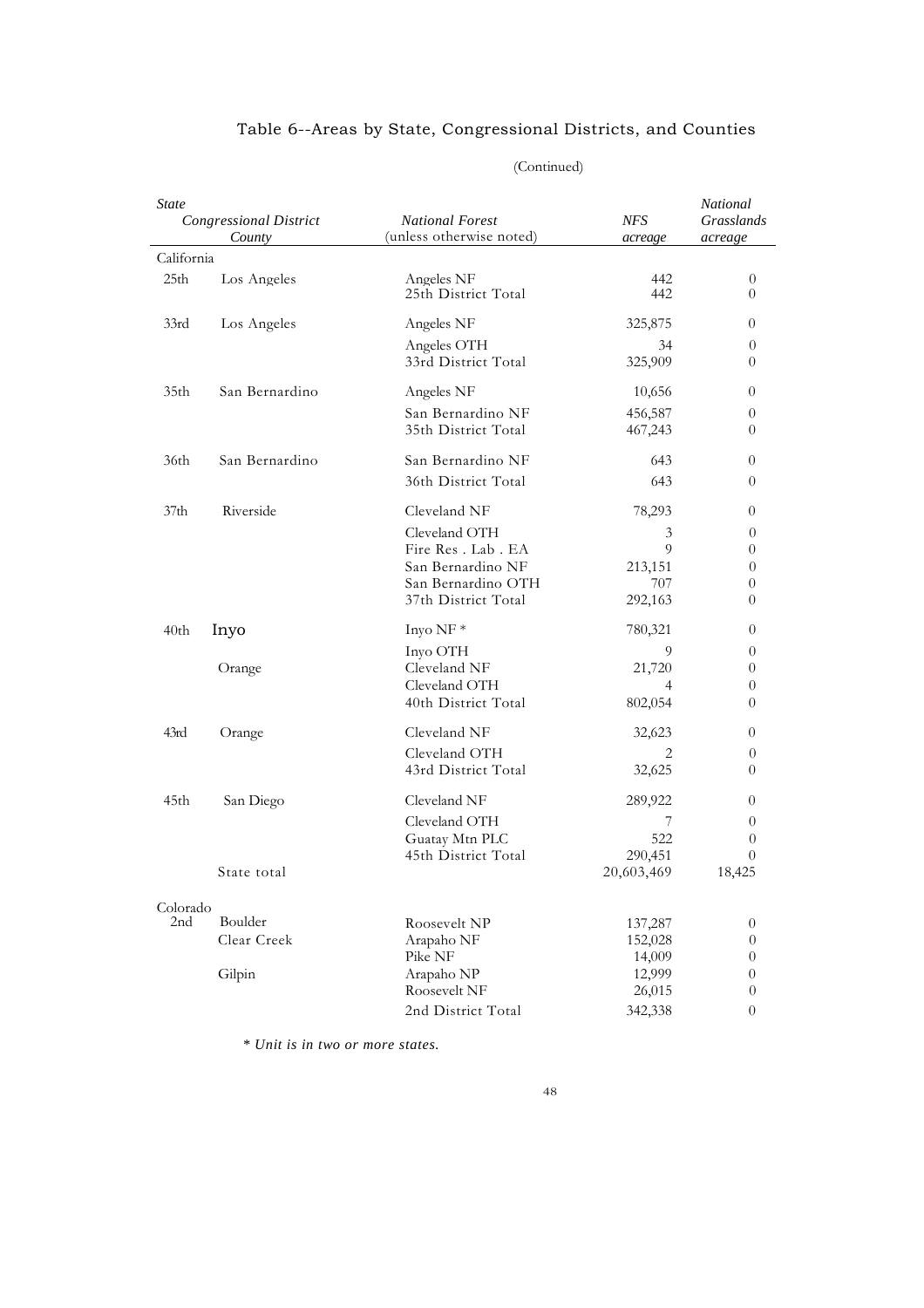# Table 6--Areas by State, Congressional Districts, and Counties

(Continued)

| *State* | *Congressional District* / *County* | *National Forest* (unless otherwise noted) | *NFS acreage* | *National Grasslands acreage* |
|---|---|---|---|---|
| California | | | | |
| 25th | Los Angeles | Angeles NF | 442 | 0 |
| | | 25th District Total | 442 | 0 |
| 33rd | Los Angeles | Angeles NF | 325,875 | 0 |
| | | Angeles OTH | 34 | 0 |
| | | 33rd District Total | 325,909 | 0 |
| 35th | San Bernardino | Angeles NF | 10,656 | 0 |
| | | San Bernardino NF | 456,587 | 0 |
| | | 35th District Total | 467,243 | 0 |
| 36th | San Bernardino | San Bernardino NF | 643 | 0 |
| | | 36th District Total | 643 | 0 |
| 37th | Riverside | Cleveland NF | 78,293 | 0 |
| | | Cleveland OTH | 3 | 0 |
| | | Fire Res . Lab . EA | 9 | 0 |
| | | San Bernardino NF | 213,151 | 0 |
| | | San Bernardino OTH | 707 | 0 |
| | | 37th District Total | 292,163 | 0 |
| 40th | Inyo | Inyo NF * | 780,321 | 0 |
| | | Inyo OTH | 9 | 0 |
| | Orange | Cleveland NF | 21,720 | 0 |
| | | Cleveland OTH | 4 | 0 |
| | | 40th District Total | 802,054 | 0 |
| 43rd | Orange | Cleveland NF | 32,623 | 0 |
| | | Cleveland OTH | 2 | 0 |
| | | 43rd District Total | 32,625 | 0 |
| 45th | San Diego | Cleveland NF | 289,922 | 0 |
| | | Cleveland OTH | 7 | 0 |
| | | Guatay Mtn PLC | 522 | 0 |
| | | 45th District Total | 290,451 | 0 |
| | State total | | 20,603,469 | 18,425 |
| Colorado | | | | |
| 2nd | Boulder | Roosevelt NP | 137,287 | 0 |
| | Clear Creek | Arapaho NF | 152,028 | 0 |
| | | Pike NF | 14,009 | 0 |
| | Gilpin | Arapaho NP | 12,999 | 0 |
| | | Roosevelt NF | 26,015 | 0 |
| | | 2nd District Total | 342,338 | 0 |

*\* Unit is in two or more states.*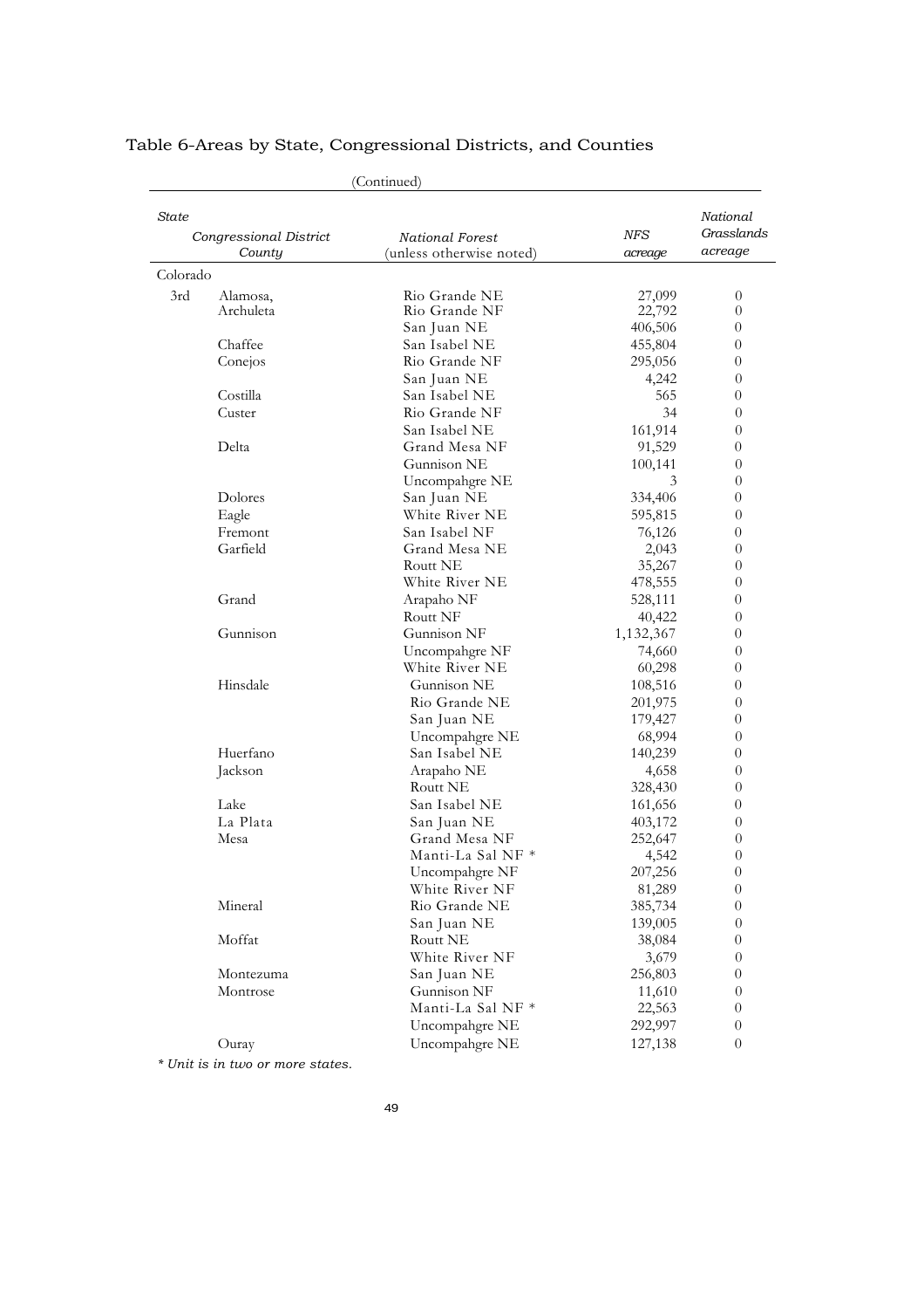## Table 6-Areas by State, Congressional Districts, and Counties

(Continued)

| *State* | | | | |
|---|---|---|---|---|
| *Congressional District* | *County* | *National Forest* (unless otherwise noted) | *NFS acreage* | *National Grasslands acreage* |
| Colorado | | | | |
| 3rd | Alamosa, | Rio Grande NF | 27,099 | 0 |
| | Archuleta | Rio Grande NF | 22,792 | 0 |
| | | San Juan NF | 406,506 | 0 |
| | Chaffee | San Isabel NF | 455,804 | 0 |
| | Conejos | Rio Grande NF | 295,056 | 0 |
| | | San Juan NF | 4,242 | 0 |
| | Costilla | San Isabel NF | 565 | 0 |
| | Custer | Rio Grande NF | 34 | 0 |
| | | San Isabel NF | 161,914 | 0 |
| | Delta | Grand Mesa NF | 91,529 | 0 |
| | | Gunnison NF | 100,141 | 0 |
| | | Uncompahgre NF | 3 | 0 |
| | Dolores | San Juan NF | 334,406 | 0 |
| | Eagle | White River NF | 595,815 | 0 |
| | Fremont | San Isabel NF | 76,126 | 0 |
| | Garfield | Grand Mesa NF | 2,043 | 0 |
| | | Routt NF | 35,267 | 0 |
| | | White River NF | 478,555 | 0 |
| | Grand | Arapaho NF | 528,111 | 0 |
| | | Routt NF | 40,422 | 0 |
| | Gunnison | Gunnison NF | 1,132,367 | 0 |
| | | Uncompahgre NF | 74,660 | 0 |
| | | White River NF | 60,298 | 0 |
| | Hinsdale | Gunnison NF | 108,516 | 0 |
| | | Rio Grande NF | 201,975 | 0 |
| | | San Juan NF | 179,427 | 0 |
| | | Uncompahgre NF | 68,994 | 0 |
| | Huerfano | San Isabel NF | 140,239 | 0 |
| | Jackson | Arapaho NF | 4,658 | 0 |
| | | Routt NF | 328,430 | 0 |
| | Lake | San Isabel NF | 161,656 | 0 |
| | La Plata | San Juan NF | 403,172 | 0 |
| | Mesa | Grand Mesa NF | 252,647 | 0 |
| | | Manti-La Sal NF * | 4,542 | 0 |
| | | Uncompahgre NF | 207,256 | 0 |
| | | White River NF | 81,289 | 0 |
| | Mineral | Rio Grande NF | 385,734 | 0 |
| | | San Juan NF | 139,005 | 0 |
| | Moffat | Routt NF | 38,084 | 0 |
| | | White River NF | 3,679 | 0 |
| | Montezuma | San Juan NF | 256,803 | 0 |
| | Montrose | Gunnison NF | 11,610 | 0 |
| | | Manti-La Sal NF * | 22,563 | 0 |
| | | Uncompahgre NF | 292,997 | 0 |
| | Ouray | Uncompahgre NF | 127,138 | 0 |

*\* Unit is in two or more states.*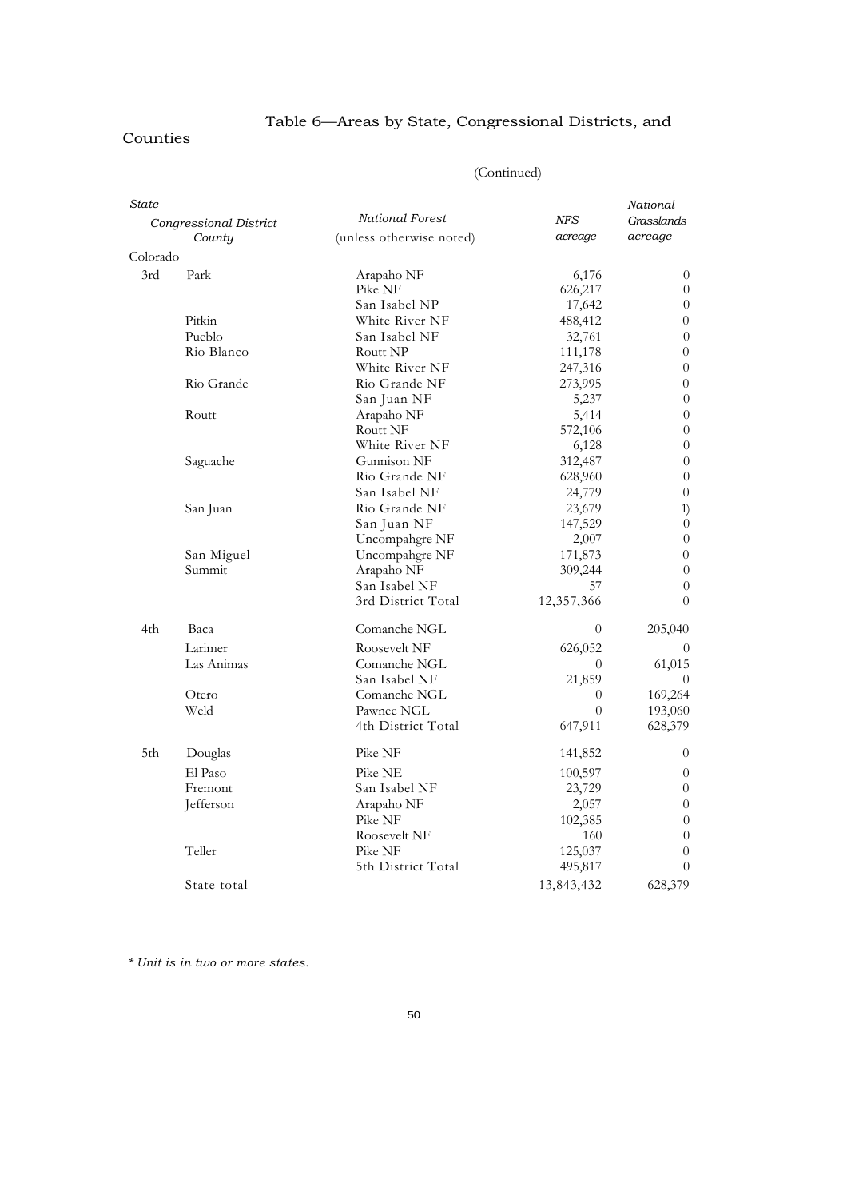## Table 6—Areas by State, Congressional Districts, and Counties

(Continued)

| State / Congressional District | County | National Forest (unless otherwise noted) | NFS acreage | National Grasslands acreage |
|---|---|---|---|---|
| Colorado | | | | |
| 3rd | Park | Arapaho NF | 6,176 | 0 |
| | | Pike NF | 626,217 | 0 |
| | | San Isabel NP | 17,642 | 0 |
| | Pitkin | White River NF | 488,412 | 0 |
| | Pueblo | San Isabel NF | 32,761 | 0 |
| | Rio Blanco | Routt NP | 111,178 | 0 |
| | | White River NF | 247,316 | 0 |
| | Rio Grande | Rio Grande NF | 273,995 | 0 |
| | | San Juan NF | 5,237 | 0 |
| | Routt | Arapaho NF | 5,414 | 0 |
| | | Routt NF | 572,106 | 0 |
| | | White River NF | 6,128 | 0 |
| | Saguache | Gunnison NF | 312,487 | 0 |
| | | Rio Grande NF | 628,960 | 0 |
| | | San Isabel NF | 24,779 | 0 |
| | San Juan | Rio Grande NF | 23,679 | 1) |
| | | San Juan NF | 147,529 | 0 |
| | | Uncompahgre NF | 2,007 | 0 |
| | San Miguel | Uncompahgre NF | 171,873 | 0 |
| | Summit | Arapaho NF | 309,244 | 0 |
| | | San Isabel NF | 57 | 0 |
| | | 3rd District Total | 12,357,366 | 0 |
| 4th | Baca | Comanche NGL | 0 | 205,040 |
| | Larimer | Roosevelt NF | 626,052 | 0 |
| | Las Animas | Comanche NGL | 0 | 61,015 |
| | | San Isabel NF | 21,859 | 0 |
| | Otero | Comanche NGL | 0 | 169,264 |
| | Weld | Pawnee NGL | 0 | 193,060 |
| | | 4th District Total | 647,911 | 628,379 |
| 5th | Douglas | Pike NF | 141,852 | 0 |
| | El Paso | Pike NE | 100,597 | 0 |
| | Fremont | San Isabel NF | 23,729 | 0 |
| | Jefferson | Arapaho NF | 2,057 | 0 |
| | | Pike NF | 102,385 | 0 |
| | | Roosevelt NF | 160 | 0 |
| | Teller | Pike NF | 125,037 | 0 |
| | | 5th District Total | 495,817 | 0 |
| | State total | | 13,843,432 | 628,379 |

*\* Unit is in two or more states.*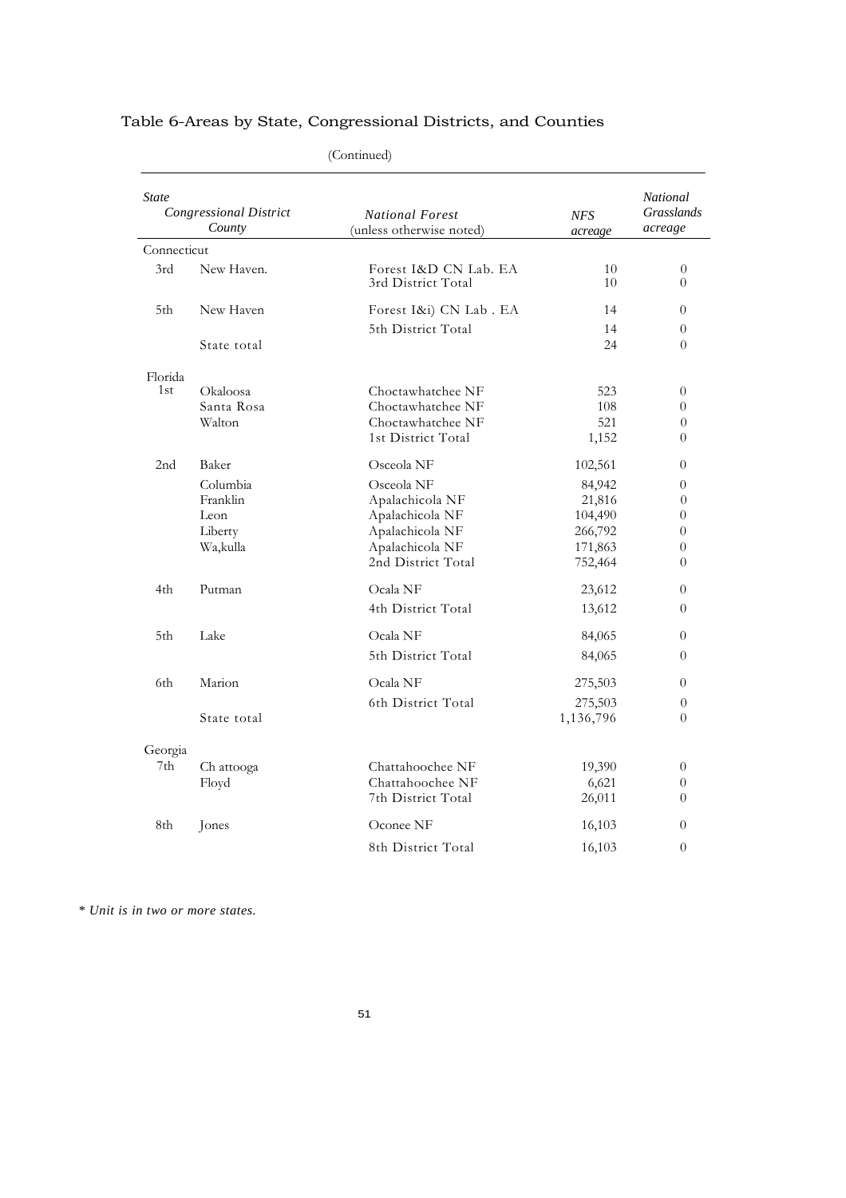## Table 6-Areas by State, Congressional Districts, and Counties

(Continued)

| *State* | *Congressional District* / *County* | *National Forest* (unless otherwise noted) | *NFS acreage* | *National Grasslands acreage* |
|---|---|---|---|---|
| Connecticut | | | | |
| 3rd | New Haven. | Forest I&D CN Lab. EA | 10 | 0 |
| | | 3rd District Total | 10 | 0 |
| 5th | New Haven | Forest I&i) CN Lab . EA | 14 | 0 |
| | | 5th District Total | 14 | 0 |
| | State total | | 24 | 0 |
| Florida | | | | |
| 1st | Okaloosa | Choctawhatchee NF | 523 | 0 |
| | Santa Rosa | Choctawhatchee NF | 108 | 0 |
| | Walton | Choctawhatchee NF | 521 | 0 |
| | | 1st District Total | 1,152 | 0 |
| 2nd | Baker | Osceola NF | 102,561 | 0 |
| | Columbia | Osceola NF | 84,942 | 0 |
| | Franklin | Apalachicola NF | 21,816 | 0 |
| | Leon | Apalachicola NF | 104,490 | 0 |
| | Liberty | Apalachicola NF | 266,792 | 0 |
| | Wa,kulla | Apalachicola NF | 171,863 | 0 |
| | | 2nd District Total | 752,464 | 0 |
| 4th | Putman | Ocala NF | 23,612 | 0 |
| | | 4th District Total | 13,612 | 0 |
| 5th | Lake | Ocala NF | 84,065 | 0 |
| | | 5th District Total | 84,065 | 0 |
| 6th | Marion | Ocala NF | 275,503 | 0 |
| | | 6th District Total | 275,503 | 0 |
| | State total | | 1,136,796 | 0 |
| Georgia | | | | |
| 7th | Ch attooga | Chattahoochee NF | 19,390 | 0 |
| | Floyd | Chattahoochee NF | 6,621 | 0 |
| | | 7th District Total | 26,011 | 0 |
| 8th | Jones | Oconee NF | 16,103 | 0 |
| | | 8th District Total | 16,103 | 0 |

*\* Unit is in two or more states.*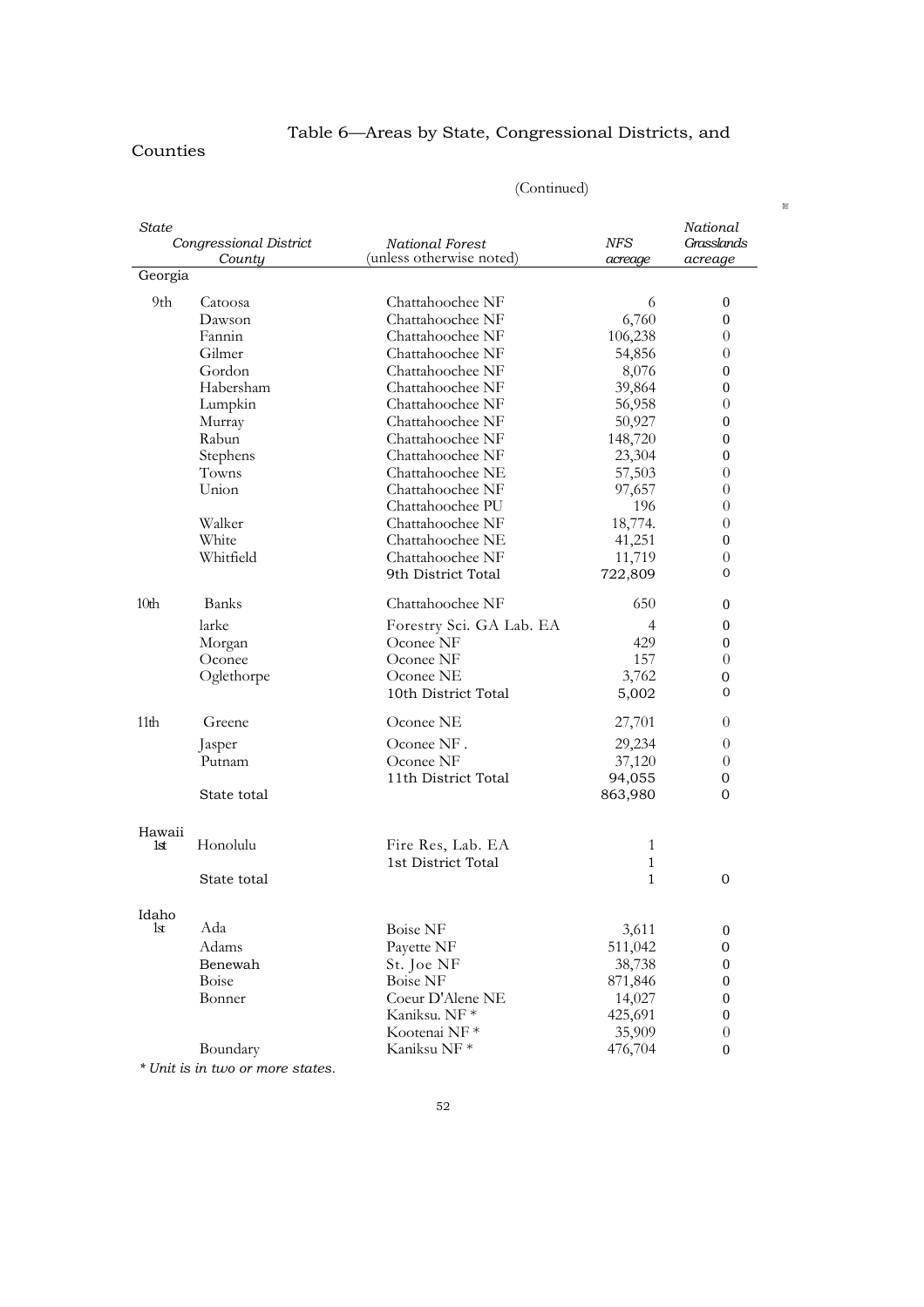## Table 6—Areas by State, Congressional Districts, and Counties

(Continued)

| *State* | *Congressional District* / *County* | *National Forest* (unless otherwise noted) | *NFS acreage* | *National Grasslands acreage* |
|---|---|---|---|---|
| Georgia | | | | |
| 9th | Catoosa | Chattahoochee NF | 6 | 0 |
| | Dawson | Chattahoochee NF | 6,760 | 0 |
| | Fannin | Chattahoochee NF | 106,238 | 0 |
| | Gilmer | Chattahoochee NF | 54,856 | 0 |
| | Gordon | Chattahoochee NF | 8,076 | 0 |
| | Habersham | Chattahoochee NF | 39,864 | 0 |
| | Lumpkin | Chattahoochee NF | 56,958 | 0 |
| | Murray | Chattahoochee NF | 50,927 | 0 |
| | Rabun | Chattahoochee NF | 148,720 | 0 |
| | Stephens | Chattahoochee NF | 23,304 | 0 |
| | Towns | Chattahoochee NE | 57,503 | 0 |
| | Union | Chattahoochee NF | 97,657 | 0 |
| | | Chattahoochee PU | 196 | 0 |
| | Walker | Chattahoochee NF | 18,774. | 0 |
| | White | Chattahoochee NE | 41,251 | 0 |
| | Whitfield | Chattahoochee NF | 11,719 | 0 |
| | | 9th District Total | 722,809 | 0 |
| 10th | Banks | Chattahoochee NF | 650 | 0 |
| | larke | Forestry Sci. GA Lab. EA | 4 | 0 |
| | Morgan | Oconee NF | 429 | 0 |
| | Oconee | Oconee NF | 157 | 0 |
| | Oglethorpe | Oconee NE | 3,762 | 0 |
| | | 10th District Total | 5,002 | 0 |
| 11th | Greene | Oconee NE | 27,701 | 0 |
| | Jasper | Oconee NF . | 29,234 | 0 |
| | Putnam | Oconee NF | 37,120 | 0 |
| | | 11th District Total | 94,055 | 0 |
| | State total | | 863,980 | 0 |
| Hawaii | | | | |
| 1st | Honolulu | Fire Res, Lab. EA | 1 | |
| | | 1st District Total | 1 | |
| | State total | | 1 | 0 |
| Idaho | | | | |
| 1st | Ada | Boise NF | 3,611 | 0 |
| | Adams | Payette NF | 511,042 | 0 |
| | Benewah | St. Joe NF | 38,738 | 0 |
| | Boise | Boise NF | 871,846 | 0 |
| | Bonner | Coeur D'Alene NE | 14,027 | 0 |
| | | Kaniksu. NF * | 425,691 | 0 |
| | | Kootenai NF * | 35,909 | 0 |
| | Boundary | Kaniksu NF * | 476,704 | 0 |

*\* Unit is in two or more states.*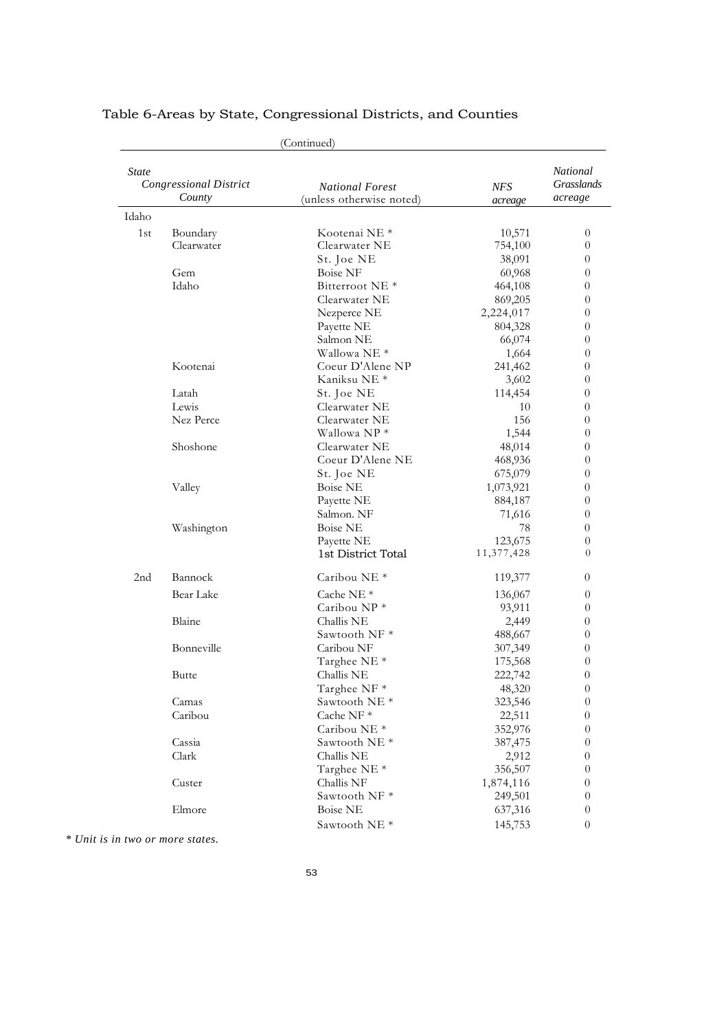# Table 6-Areas by State, Congressional Districts, and Counties

(Continued)

| State | Congressional District County | | National Forest (unless otherwise noted) | NFS acreage | National Grasslands acreage |
|---|---|---|---|---|---|
| Idaho | | | | | |
| | 1st | Boundary | Kootenai NE * | 10,571 | 0 |
| | | Clearwater | Clearwater NE | 754,100 | 0 |
| | | | St. Joe NE | 38,091 | 0 |
| | | Gem | Boise NF | 60,968 | 0 |
| | | Idaho | Bitterroot NE * | 464,108 | 0 |
| | | | Clearwater NE | 869,205 | 0 |
| | | | Nezperce NE | 2,224,017 | 0 |
| | | | Payette NE | 804,328 | 0 |
| | | | Salmon NE | 66,074 | 0 |
| | | | Wallowa NE * | 1,664 | 0 |
| | | Kootenai | Coeur D'Alene NP | 241,462 | 0 |
| | | | Kaniksu NE * | 3,602 | 0 |
| | | Latah | St. Joe NE | 114,454 | 0 |
| | | Lewis | Clearwater NE | 10 | 0 |
| | | Nez Perce | Clearwater NE | 156 | 0 |
| | | | Wallowa NP * | 1,544 | 0 |
| | | Shoshone | Clearwater NE | 48,014 | 0 |
| | | | Coeur D'Alene NE | 468,936 | 0 |
| | | | St. Joe NE | 675,079 | 0 |
| | | Valley | Boise NE | 1,073,921 | 0 |
| | | | Payette NE | 884,187 | 0 |
| | | | Salmon. NF | 71,616 | 0 |
| | | Washington | Boise NE | 78 | 0 |
| | | | Payette NE | 123,675 | 0 |
| | | | 1st District Total | 11,377,428 | 0 |
| | 2nd | Bannock | Caribou NE * | 119,377 | 0 |
| | | Bear Lake | Cache NE * | 136,067 | 0 |
| | | | Caribou NP * | 93,911 | 0 |
| | | Blaine | Challis NE | 2,449 | 0 |
| | | | Sawtooth NF * | 488,667 | 0 |
| | | Bonneville | Caribou NF | 307,349 | 0 |
| | | | Targhee NE * | 175,568 | 0 |
| | | Butte | Challis NE | 222,742 | 0 |
| | | | Targhee NF * | 48,320 | 0 |
| | | Camas | Sawtooth NE * | 323,546 | 0 |
| | | Caribou | Cache NF * | 22,511 | 0 |
| | | | Caribou NE * | 352,976 | 0 |
| | | Cassia | Sawtooth NE * | 387,475 | 0 |
| | | Clark | Challis NE | 2,912 | 0 |
| | | | Targhee NE * | 356,507 | 0 |
| | | Custer | Challis NF | 1,874,116 | 0 |
| | | | Sawtooth NF * | 249,501 | 0 |
| | | Elmore | Boise NE | 637,316 | 0 |
| | | | Sawtooth NE * | 145,753 | 0 |

*\* Unit is in two or more states.*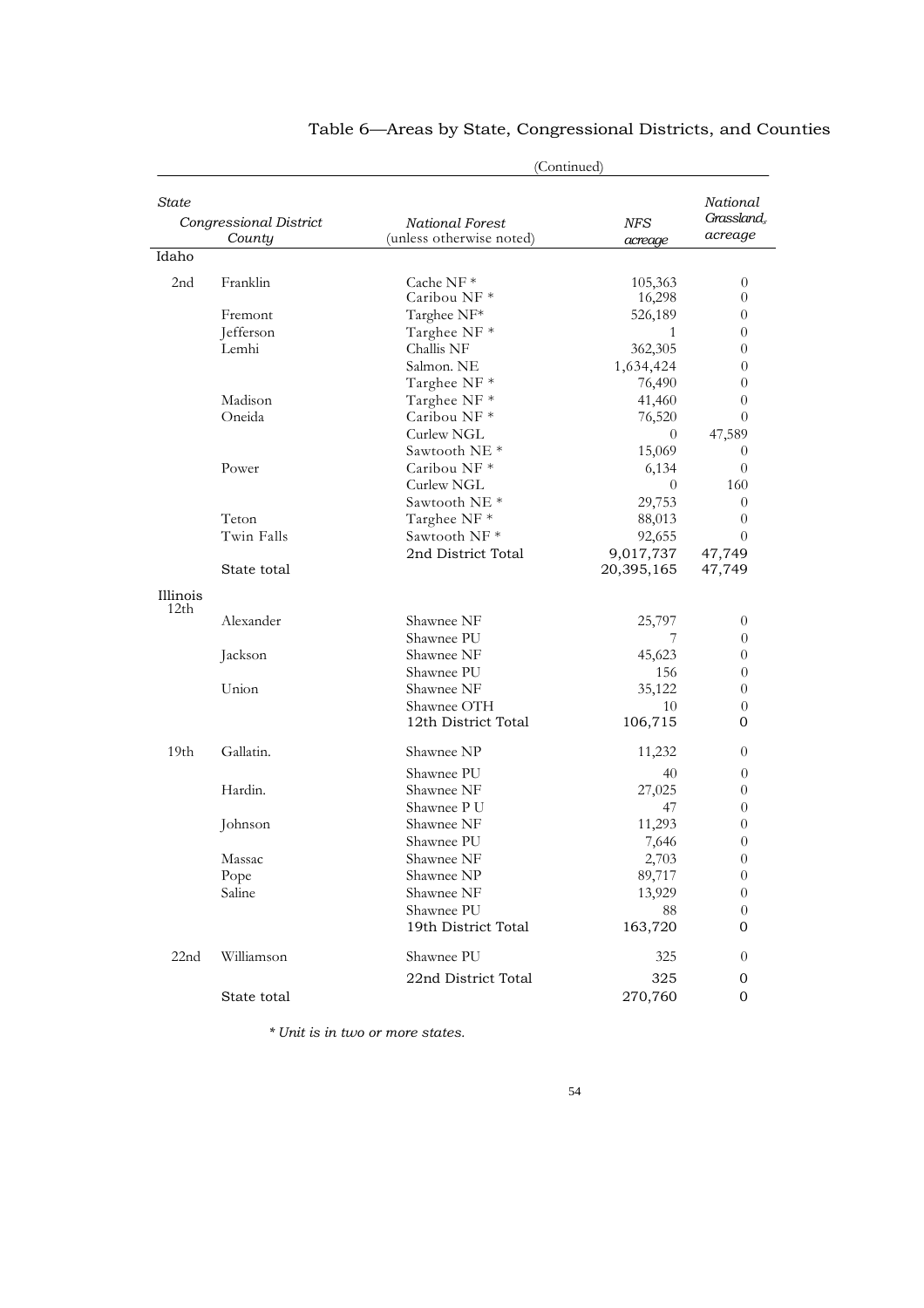# Table 6—Areas by State, Congressional Districts, and Counties

(Continued)

| *State* | | | | |
|---|---|---|---|---|
| *Congressional District* | *County* | *National Forest* (unless otherwise noted) | *NFS acreage* | *National Grassland, acreage* |
| Idaho | | | | |
| 2nd | Franklin | Cache NF * | 105,363 | 0 |
| | | Caribou NF * | 16,298 | 0 |
| | Fremont | Targhee NF* | 526,189 | 0 |
| | Jefferson | Targhee NF * | 1 | 0 |
| | Lemhi | Challis NF | 362,305 | 0 |
| | | Salmon. NE | 1,634,424 | 0 |
| | | Targhee NF * | 76,490 | 0 |
| | Madison | Targhee NF * | 41,460 | 0 |
| | Oneida | Caribou NF * | 76,520 | 0 |
| | | Curlew NGL | 0 | 47,589 |
| | | Sawtooth NE * | 15,069 | 0 |
| | Power | Caribou NF * | 6,134 | 0 |
| | | Curlew NGL | 0 | 160 |
| | | Sawtooth NE * | 29,753 | 0 |
| | Teton | Targhee NF * | 88,013 | 0 |
| | Twin Falls | Sawtooth NF * | 92,655 | 0 |
| | | 2nd District Total | 9,017,737 | 47,749 |
| | State total | | 20,395,165 | 47,749 |
| Illinois | | | | |
| 12th | Alexander | Shawnee NF | 25,797 | 0 |
| | | Shawnee PU | 7 | 0 |
| | Jackson | Shawnee NF | 45,623 | 0 |
| | | Shawnee PU | 156 | 0 |
| | Union | Shawnee NF | 35,122 | 0 |
| | | Shawnee OTH | 10 | 0 |
| | | 12th District Total | 106,715 | 0 |
| 19th | Gallatin. | Shawnee NP | 11,232 | 0 |
| | | Shawnee PU | 40 | 0 |
| | Hardin. | Shawnee NF | 27,025 | 0 |
| | | Shawnee P U | 47 | 0 |
| | Johnson | Shawnee NF | 11,293 | 0 |
| | | Shawnee PU | 7,646 | 0 |
| | Massac | Shawnee NF | 2,703 | 0 |
| | Pope | Shawnee NP | 89,717 | 0 |
| | Saline | Shawnee NF | 13,929 | 0 |
| | | Shawnee PU | 88 | 0 |
| | | 19th District Total | 163,720 | 0 |
| 22nd | Williamson | Shawnee PU | 325 | 0 |
| | | 22nd District Total | 325 | 0 |
| | State total | | 270,760 | 0 |

*\* Unit is in two or more states.*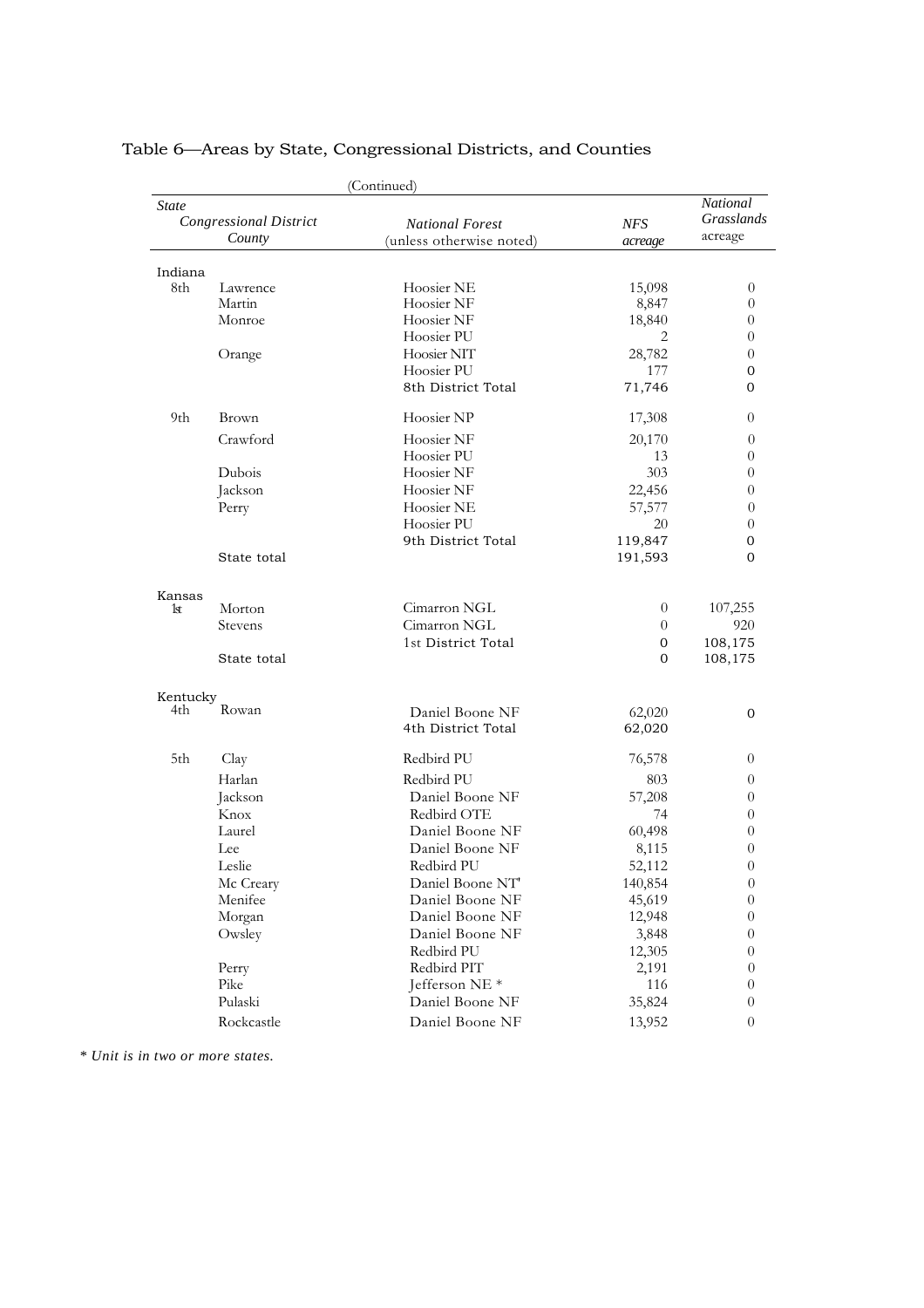## Table 6—Areas by State, Congressional Districts, and Counties

(Continued)

| State / Congressional District | County | National Forest (unless otherwise noted) | NFS acreage | National Grasslands acreage |
|---|---|---|---|---|
| Indiana | | | | |
| 8th | Lawrence | Hoosier NE | 15,098 | 0 |
| | Martin | Hoosier NF | 8,847 | 0 |
| | Monroe | Hoosier NF | 18,840 | 0 |
| | | Hoosier PU | 2 | 0 |
| | Orange | Hoosier NIT | 28,782 | 0 |
| | | Hoosier PU | 177 | 0 |
| | | 8th District Total | 71,746 | 0 |
| 9th | Brown | Hoosier NP | 17,308 | 0 |
| | Crawford | Hoosier NF | 20,170 | 0 |
| | | Hoosier PU | 13 | 0 |
| | Dubois | Hoosier NF | 303 | 0 |
| | Jackson | Hoosier NF | 22,456 | 0 |
| | Perry | Hoosier NE | 57,577 | 0 |
| | | Hoosier PU | 20 | 0 |
| | | 9th District Total | 119,847 | 0 |
| | State total | | 191,593 | 0 |
| Kansas | | | | |
| 1st | Morton | Cimarron NGL | 0 | 107,255 |
| | Stevens | Cimarron NGL | 0 | 920 |
| | | 1st District Total | 0 | 108,175 |
| | State total | | 0 | 108,175 |
| Kentucky | | | | |
| 4th | Rowan | Daniel Boone NF | 62,020 | 0 |
| | | 4th District Total | 62,020 | |
| 5th | Clay | Redbird PU | 76,578 | 0 |
| | Harlan | Redbird PU | 803 | 0 |
| | Jackson | Daniel Boone NF | 57,208 | 0 |
| | Knox | Redbird OTE | 74 | 0 |
| | Laurel | Daniel Boone NF | 60,498 | 0 |
| | Lee | Daniel Boone NF | 8,115 | 0 |
| | Leslie | Redbird PU | 52,112 | 0 |
| | Mc Creary | Daniel Boone NT' | 140,854 | 0 |
| | Menifee | Daniel Boone NF | 45,619 | 0 |
| | Morgan | Daniel Boone NF | 12,948 | 0 |
| | Owsley | Daniel Boone NF | 3,848 | 0 |
| | | Redbird PU | 12,305 | 0 |
| | Perry | Redbird PIT | 2,191 | 0 |
| | Pike | Jefferson NE * | 116 | 0 |
| | Pulaski | Daniel Boone NF | 35,824 | 0 |
| | Rockcastle | Daniel Boone NF | 13,952 | 0 |

*\* Unit is in two or more states.*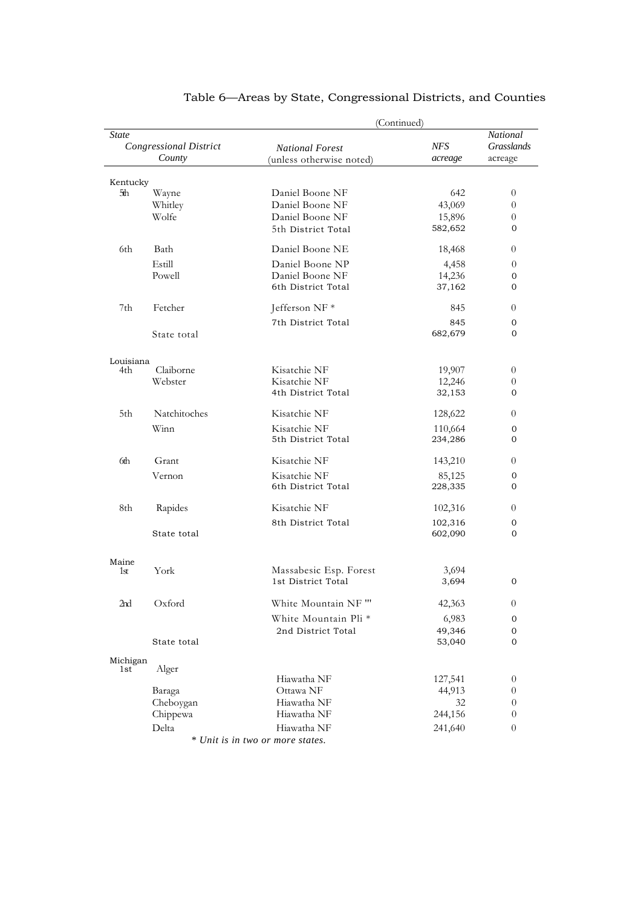# Table 6—Areas by State, Congressional Districts, and Counties

(Continued)

| State | | | | |
|---|---|---|---|---|
| Congressional District | County | National Forest (unless otherwise noted) | NFS acreage | National Grasslands acreage |
| Kentucky | | | | |
| 5th | Wayne | Daniel Boone NF | 642 | 0 |
| | Whitley | Daniel Boone NF | 43,069 | 0 |
| | Wolfe | Daniel Boone NF | 15,896 | 0 |
| | | 5th District Total | 582,652 | 0 |
| 6th | Bath | Daniel Boone NE | 18,468 | 0 |
| | Estill | Daniel Boone NP | 4,458 | 0 |
| | Powell | Daniel Boone NF | 14,236 | 0 |
| | | 6th District Total | 37,162 | 0 |
| 7th | Fetcher | Jefferson NF * | 845 | 0 |
| | | 7th District Total | 845 | 0 |
| | State total | | 682,679 | 0 |
| Louisiana | | | | |
| 4th | Claiborne | Kisatchie NF | 19,907 | 0 |
| | Webster | Kisatchie NF | 12,246 | 0 |
| | | 4th District Total | 32,153 | 0 |
| 5th | Natchitoches | Kisatchie NF | 128,622 | 0 |
| | Winn | Kisatchie NF | 110,664 | 0 |
| | | 5th District Total | 234,286 | 0 |
| 6th | Grant | Kisatchie NF | 143,210 | 0 |
| | Vernon | Kisatchie NF | 85,125 | 0 |
| | | 6th District Total | 228,335 | 0 |
| 8th | Rapides | Kisatchie NF | 102,316 | 0 |
| | | 8th District Total | 102,316 | 0 |
| | State total | | 602,090 | 0 |
| Maine | | | | |
| 1st | York | Massabesic Esp. Forest | 3,694 | |
| | | 1st District Total | 3,694 | 0 |
| 2nd | Oxford | White Mountain NF "' | 42,363 | 0 |
| | | White Mountain Pli * | 6,983 | 0 |
| | | 2nd District Total | 49,346 | 0 |
| | State total | | 53,040 | 0 |
| Michigan | | | | |
| 1st | Alger | Hiawatha NF | 127,541 | 0 |
| | Baraga | Ottawa NF | 44,913 | 0 |
| | Cheboygan | Hiawatha NF | 32 | 0 |
| | Chippewa | Hiawatha NF | 244,156 | 0 |
| | Delta | Hiawatha NF | 241,640 | 0 |

*\* Unit is in two or more states.*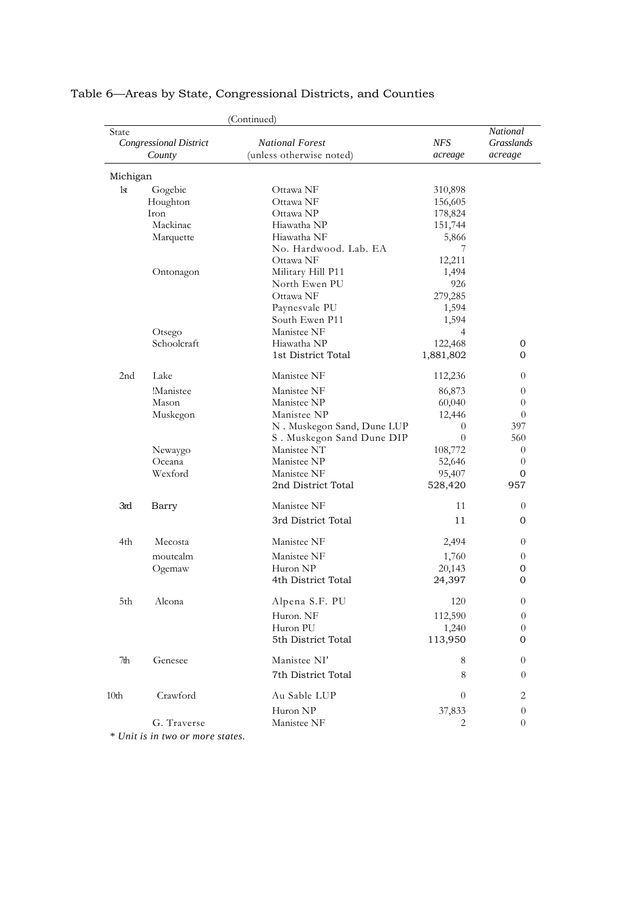Table 6—Areas by State, Congressional Districts, and Counties

(Continued)

| State / *Congressional District* / *County* | | *National Forest* (unless otherwise noted) | *NFS acreage* | *National Grasslands acreage* |
|---|---|---|---|---|
| Michigan | | | | |
| 1st | Gogebic | Ottawa NF | 310,898 | |
| | Houghton | Ottawa NF | 156,605 | |
| | Iron | Ottawa NP | 178,824 | |
| | Mackinac | Hiawatha NP | 151,744 | |
| | Marquette | Hiawatha NF | 5,866 | |
| | | No. Hardwood. Lab. EA | 7 | |
| | | Ottawa NF | 12,211 | |
| | Ontonagon | Military Hill P11 | 1,494 | |
| | | North Ewen PU | 926 | |
| | | Ottawa NF | 279,285 | |
| | | Paynesvale PU | 1,594 | |
| | | South Ewen P11 | 1,594 | |
| | Otsego | Manistee NF | 4 | |
| | Schoolcraft | Hiawatha NP | 122,468 | 0 |
| | | 1st District Total | 1,881,802 | 0 |
| 2nd | Lake | Manistee NF | 112,236 | 0 |
| | !Manistee | Manistee NF | 86,873 | 0 |
| | Mason | Manistee NP | 60,040 | 0 |
| | Muskegon | Manistee NP | 12,446 | 0 |
| | | N . Muskegon Sand, Dune LUP | 0 | 397 |
| | | S . Muskegon Sand Dune DIP | 0 | 560 |
| | Newaygo | Manistee NT | 108,772 | 0 |
| | Oceana | Manistee NP | 52,646 | 0 |
| | Wexford | Manistee NF | 95,407 | 0 |
| | | 2nd District Total | 528,420 | 957 |
| 3rd | Barry | Manistee NF | 11 | 0 |
| | | 3rd District Total | 11 | 0 |
| 4th | Mecosta | Manistee NF | 2,494 | 0 |
| | moutcalm | Manistee NF | 1,760 | 0 |
| | Ogemaw | Huron NP | 20,143 | 0 |
| | | 4th District Total | 24,397 | 0 |
| 5th | Alcona | Alpena S.F. PU | 120 | 0 |
| | | Huron. NF | 112,590 | 0 |
| | | Huron PU | 1,240 | 0 |
| | | 5th District Total | 113,950 | 0 |
| 7th | Genesee | Manistee NI' | 8 | 0 |
| | | 7th District Total | 8 | 0 |
| 10th | Crawford | Au Sable LUP | 0 | 2 |
| | | Huron NP | 37,833 | 0 |
| | G. Traverse | Manistee NF | 2 | 0 |

*\* Unit is in two or more states.*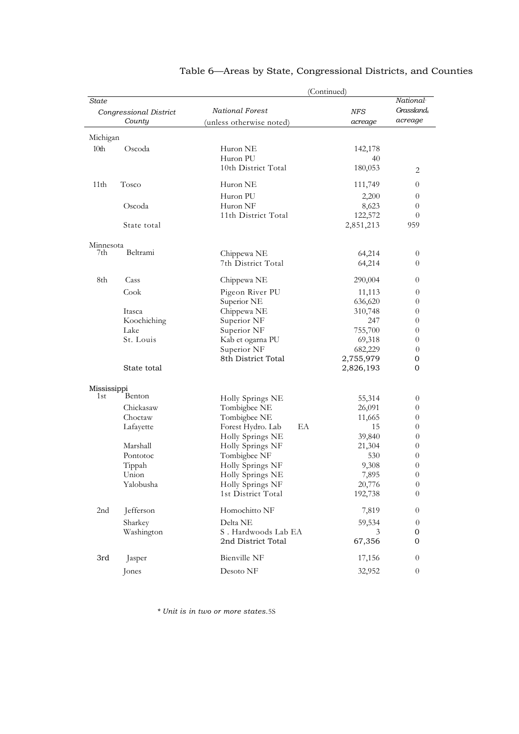# Table 6—Areas by State, Congressional Districts, and Counties

(Continued)

| *State* / *Congressional District* / *County* | | *National Forest* (unless otherwise noted) | *NFS acreage* | *National Grasslands acreage* |
|---|---|---|---|---|
| Michigan | | | | |
| 10th | Oscoda | Huron NE | 142,178 | |
| | | Huron PU | 40 | |
| | | 10th District Total | 180,053 | 2 |
| 11th | Tosco | Huron NE | 111,749 | 0 |
| | | Huron PU | 2,200 | 0 |
| | Oscoda | Huron NF | 8,623 | 0 |
| | | 11th District Total | 122,572 | 0 |
| | State total | | 2,851,213 | 959 |
| Minnesota | | | | |
| 7th | Beltrami | Chippewa NE | 64,214 | 0 |
| | | 7th District Total | 64,214 | 0 |
| 8th | Cass | Chippewa NE | 290,004 | 0 |
| | Cook | Pigeon River PU | 11,113 | 0 |
| | | Superior NE | 636,620 | 0 |
| | Itasca | Chippewa NE | 310,748 | 0 |
| | Koochiching | Superior NF | 247 | 0 |
| | Lake | Superior NF | 755,700 | 0 |
| | St. Louis | Kab et ogarna PU | 69,318 | 0 |
| | | Superior NF | 682,229 | 0 |
| | | 8th District Total | 2,755,979 | 0 |
| | State total | | 2,826,193 | 0 |
| Mississippi | | | | |
| 1st | Benton | Holly Springs NE | 55,314 | 0 |
| | Chickasaw | Tombigbee NE | 26,091 | 0 |
| | Choctaw | Tombigbee NE | 11,665 | 0 |
| | Lafayette | Forest Hydro. Lab EA | 15 | 0 |
| | | Holly Springs NE | 39,840 | 0 |
| | Marshall | Holly Springs NF | 21,304 | 0 |
| | Pontotoc | Tombigbee NF | 530 | 0 |
| | Tippah | Holly Springs NF | 9,308 | 0 |
| | Union | Holly Springs NE | 7,895 | 0 |
| | Yalobusha | Holly Springs NF | 20,776 | 0 |
| | | 1st District Total | 192,738 | 0 |
| 2nd | Jefferson | Homochitto NF | 7,819 | 0 |
| | Sharkey | Delta NE | 59,534 | 0 |
| | Washington | S . Hardwoods Lab EA | 3 | 0 |
| | | 2nd District Total | 67,356 | 0 |
| 3rd | Jasper | Bienville NF | 17,156 | 0 |
| | Jones | Desoto NF | 32,952 | 0 |

*\* Unit is in two or more states.*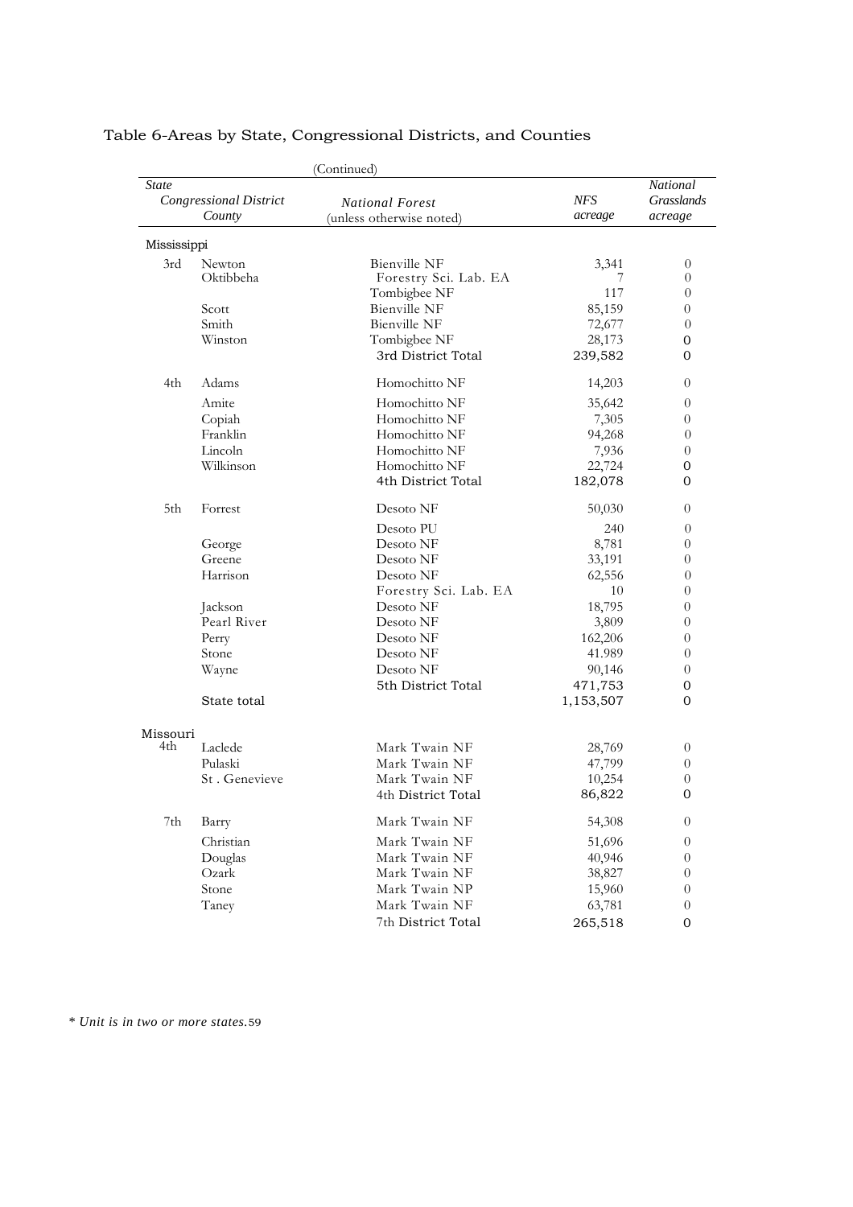## Table 6-Areas by State, Congressional Districts, and Counties

(Continued)

| *State* | *Congressional District* / *County* | *National Forest* (unless otherwise noted) | *NFS acreage* | *National Grasslands acreage* |
|---|---|---|---|---|
| Mississippi | | | | |
| 3rd | Newton | Bienville NF | 3,341 | 0 |
| | Oktibbeha | Forestry Sci. Lab. EA | 7 | 0 |
| | | Tombigbee NF | 117 | 0 |
| | Scott | Bienville NF | 85,159 | 0 |
| | Smith | Bienville NF | 72,677 | 0 |
| | Winston | Tombigbee NF | 28,173 | 0 |
| | | 3rd District Total | 239,582 | 0 |
| 4th | Adams | Homochitto NF | 14,203 | 0 |
| | Amite | Homochitto NF | 35,642 | 0 |
| | Copiah | Homochitto NF | 7,305 | 0 |
| | Franklin | Homochitto NF | 94,268 | 0 |
| | Lincoln | Homochitto NF | 7,936 | 0 |
| | Wilkinson | Homochitto NF | 22,724 | 0 |
| | | 4th District Total | 182,078 | 0 |
| 5th | Forrest | Desoto NF | 50,030 | 0 |
| | | Desoto PU | 240 | 0 |
| | George | Desoto NF | 8,781 | 0 |
| | Greene | Desoto NF | 33,191 | 0 |
| | Harrison | Desoto NF | 62,556 | 0 |
| | | Forestry Sci. Lab. EA | 10 | 0 |
| | Jackson | Desoto NF | 18,795 | 0 |
| | Pearl River | Desoto NF | 3,809 | 0 |
| | Perry | Desoto NF | 162,206 | 0 |
| | Stone | Desoto NF | 41.989 | 0 |
| | Wayne | Desoto NF | 90,146 | 0 |
| | | 5th District Total | 471,753 | 0 |
| | State total | | 1,153,507 | 0 |
| Missouri | | | | |
| 4th | Laclede | Mark Twain NF | 28,769 | 0 |
| | Pulaski | Mark Twain NF | 47,799 | 0 |
| | St . Genevieve | Mark Twain NF | 10,254 | 0 |
| | | 4th District Total | 86,822 | 0 |
| 7th | Barry | Mark Twain NF | 54,308 | 0 |
| | Christian | Mark Twain NF | 51,696 | 0 |
| | Douglas | Mark Twain NF | 40,946 | 0 |
| | Ozark | Mark Twain NF | 38,827 | 0 |
| | Stone | Mark Twain NP | 15,960 | 0 |
| | Taney | Mark Twain NF | 63,781 | 0 |
| | | 7th District Total | 265,518 | 0 |

*\* Unit is in two or more states.*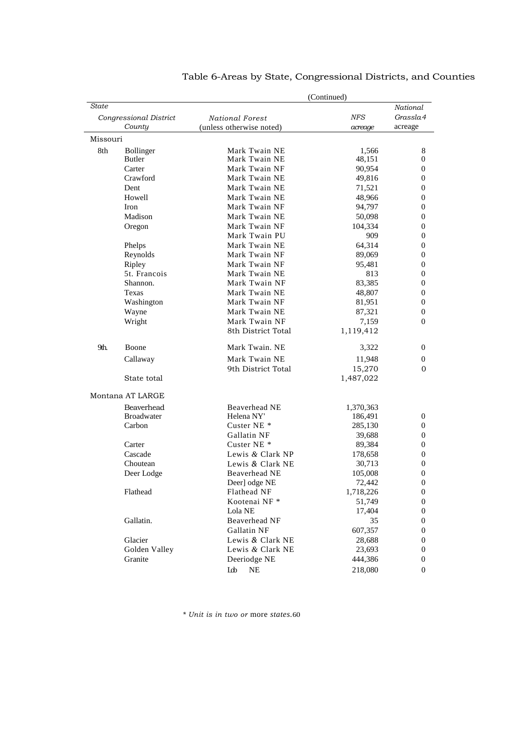# Table 6-Areas by State, Congressional Districts, and Counties

(Continued)

| *State* | | | | |
|---|---|---|---|---|
| *Congressional District* | *County* | *National Forest* (unless otherwise noted) | *NFS acreage* | *National Grassla4* acreage |
| Missouri | | | | |
| 8th | Bollinger | Mark Twain NE | 1,566 | 8 |
| | Butler | Mark Twain NE | 48,151 | 0 |
| | Carter | Mark Twain NF | 90,954 | 0 |
| | Crawford | Mark Twain NE | 49,816 | 0 |
| | Dent | Mark Twain NE | 71,521 | 0 |
| | Howell | Mark Twain NE | 48,966 | 0 |
| | Iron | Mark Twain NF | 94,797 | 0 |
| | Madison | Mark Twain NE | 50,098 | 0 |
| | Oregon | Mark Twain NF | 104,334 | 0 |
| | | Mark Twain PU | 909 | 0 |
| | Phelps | Mark Twain NE | 64,314 | 0 |
| | Reynolds | Mark Twain NF | 89,069 | 0 |
| | Ripley | Mark Twain NF | 95,481 | 0 |
| | 5t. Francois | Mark Twain NE | 813 | 0 |
| | Shannon. | Mark Twain NF | 83,385 | 0 |
| | Texas | Mark Twain NE | 48,807 | 0 |
| | Washington | Mark Twain NF | 81,951 | 0 |
| | Wayne | Mark Twain NE | 87,321 | 0 |
| | Wright | Mark Twain NF | 7,159 | 0 |
| | | 8th District Total | 1,119,412 | |
| 9th. | Boone | Mark Twain. NE | 3,322 | 0 |
| | Callaway | Mark Twain NE | 11,948 | 0 |
| | | 9th District Total | 15,270 | 0 |
| | State total | | 1,487,022 | |
| Montana AT LARGE | | | | |
| | Beaverhead | Beaverhead NE | 1,370,363 | |
| | Broadwater | Helena NY' | 186,491 | 0 |
| | Carbon | Custer NE * | 285,130 | 0 |
| | | Gallatin NF | 39,688 | 0 |
| | Carter | Custer NE * | 89,384 | 0 |
| | Cascade | Lewis & Clark NP | 178,658 | 0 |
| | Choutean | Lewis & Clark NE | 30,713 | 0 |
| | Deer Lodge | Beaverhead NE | 105,008 | 0 |
| | | Deer] odge NE | 72,442 | 0 |
| | Flathead | Flathead NF | 1,718,226 | 0 |
| | | Kootenai NF * | 51,749 | 0 |
| | | Lola NE | 17,404 | 0 |
| | Gallatin. | Beaverhead NF | 35 | 0 |
| | | Gallatin NF | 607,357 | 0 |
| | Glacier | Lewis & Clark NE | 28,688 | 0 |
| | Golden Valley | Lewis & Clark NE | 23,693 | 0 |
| | Granite | Deeriodge NE | 444,386 | 0 |
| | | Lob NE | 218,080 | 0 |

*\* Unit is in two or* more *states.*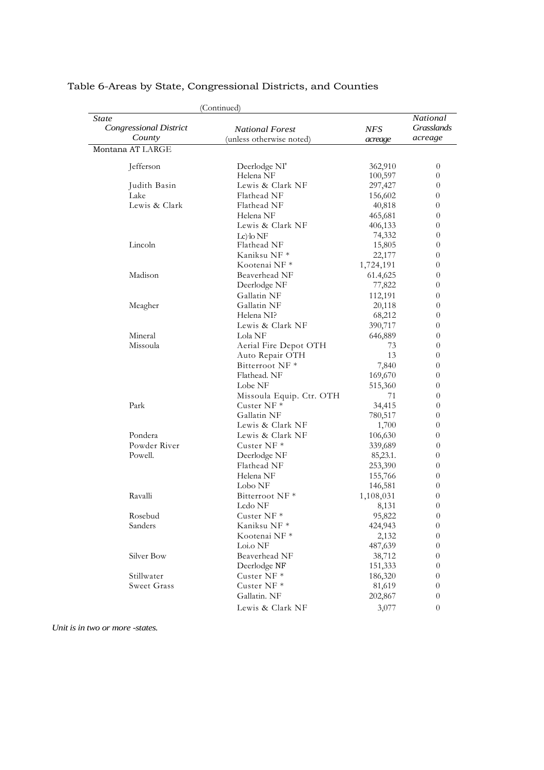# Table 6-Areas by State, Congressional Districts, and Counties

(Continued)

| *State* / *Congressional District* / *County* | *National Forest* (unless otherwise noted) | *NFS acreage* | *National Grasslands acreage* |
|---|---|---|---|
| Montana AT LARGE | | | |
| Jefferson | Deerlodge NI' | 362,910 | 0 |
| | Helena NF | 100,597 | 0 |
| Judith Basin | Lewis & Clark NF | 297,427 | 0 |
| Lake | Flathead NF | 156,602 | 0 |
| Lewis & Clark | Flathead NF | 40,818 | 0 |
| | Helena NF | 465,681 | 0 |
| | Lewis & Clark NF | 406,133 | 0 |
| | Lc)·lo NF | 74,332 | 0 |
| Lincoln | Flathead NF | 15,805 | 0 |
| | Kaniksu NF * | 22,177 | 0 |
| | Kootenai NF * | 1,724,191 | 0 |
| Madison | Beaverhead NF | 61.4,625 | 0 |
| | Deerlodge NF | 77,822 | 0 |
| | Gallatin NF | 112,191 | 0 |
| Meagher | Gallatin NF | 20,118 | 0 |
| | Helena NI? | 68,212 | 0 |
| | Lewis & Clark NF | 390,717 | 0 |
| Mineral | Lola NF | 646,889 | 0 |
| Missoula | Aerial Fire Depot OTH | 73 | 0 |
| | Auto Repair OTH | 13 | 0 |
| | Bitterroot NF * | 7,840 | 0 |
| | Flathead. NF | 169,670 | 0 |
| | Lobe NF | 515,360 | 0 |
| | Missoula Equip. Ctr. OTH | 71 | 0 |
| Park | Custer NF * | 34,415 | 0 |
| | Gallatin NF | 780,517 | 0 |
| | Lewis & Clark NF | 1,700 | 0 |
| Pondera | Lewis & Clark NF | 106,630 | 0 |
| Powder River | Custer NF * | 339,689 | 0 |
| Powell. | Deerlodge NF | 85,23.1. | 0 |
| | Flathead NF | 253,390 | 0 |
| | Helena NF | 155,766 | 0 |
| | Lobo NF | 146,581 | 0 |
| Ravalli | Bitterroot NF * | 1,108,031 | 0 |
| | Lcdo NF | 8,131 | 0 |
| Rosebud | Custer NF * | 95,822 | 0 |
| Sanders | Kaniksu NF * | 424,943 | 0 |
| | Kootenai NF * | 2,132 | 0 |
| | Loi.o NF | 487,639 | 0 |
| Silver Bow | Beaverhead NF | 38,712 | 0 |
| | Deerlodge NF | 151,333 | 0 |
| Stillwater | Custer NF * | 186,320 | 0 |
| Sweet Grass | Custer NF * | 81,619 | 0 |
| | Gallatin. NF | 202,867 | 0 |
| | Lewis & Clark NF | 3,077 | 0 |

*Unit is in two or more -states.*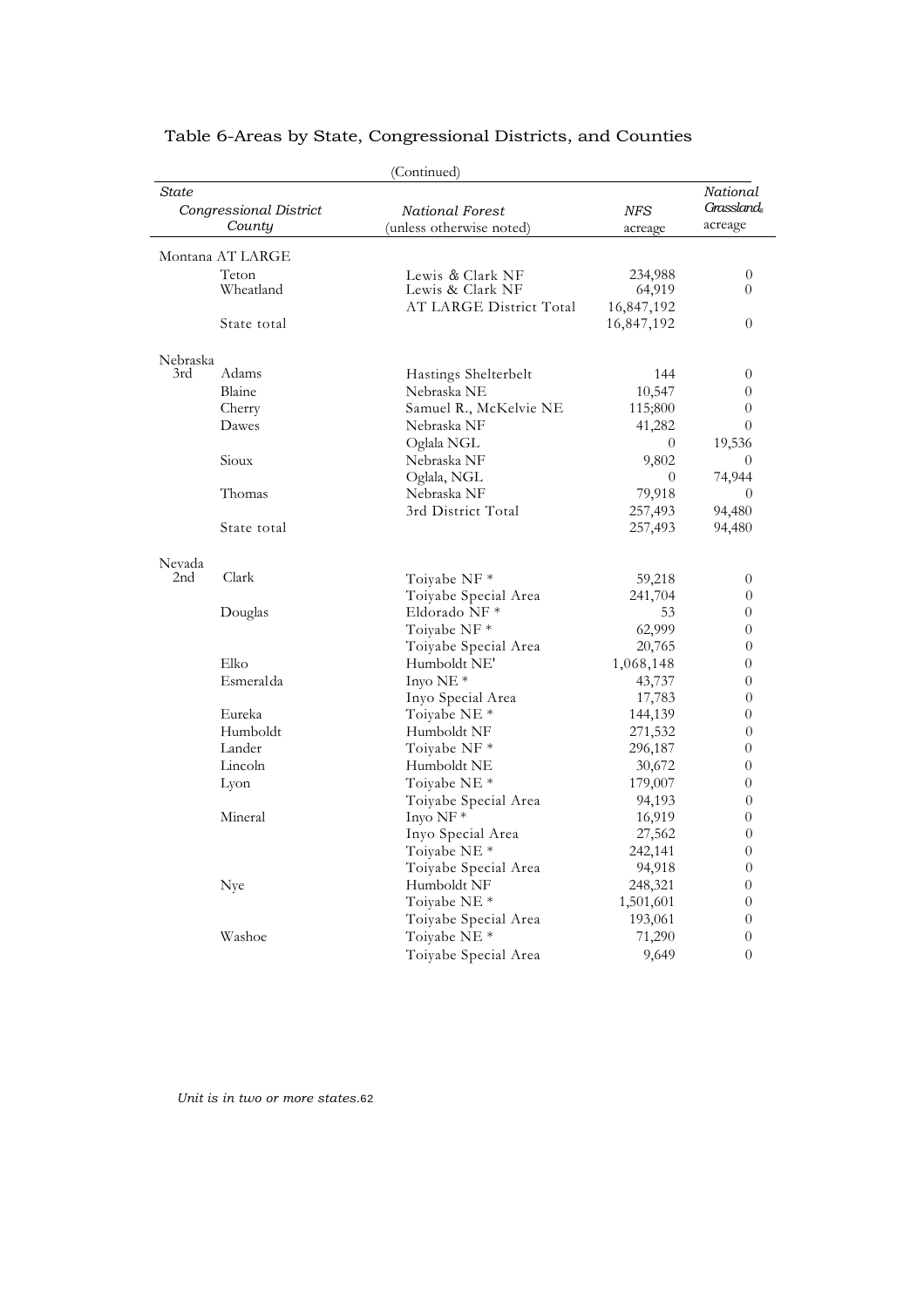# Table 6-Areas by State, Congressional Districts, and Counties

(Continued)

| State / Congressional District / County | | National Forest (unless otherwise noted) | NFS acreage | National Grasslands acreage |
|---|---|---|---|---|
| Montana AT LARGE | | | | |
| | Teton | Lewis & Clark NF | 234,988 | 0 |
| | Wheatland | Lewis & Clark NF | 64,919 | 0 |
| | | AT LARGE District Total | 16,847,192 | |
| | State total | | 16,847,192 | 0 |
| Nebraska | | | | |
| 3rd | Adams | Hastings Shelterbelt | 144 | 0 |
| | Blaine | Nebraska NE | 10,547 | 0 |
| | Cherry | Samuel R., McKelvie NE | 115;800 | 0 |
| | Dawes | Nebraska NF | 41,282 | 0 |
| | | Oglala NGL | 0 | 19,536 |
| | Sioux | Nebraska NF | 9,802 | 0 |
| | | Oglala, NGL | 0 | 74,944 |
| | Thomas | Nebraska NF | 79,918 | 0 |
| | | 3rd District Total | 257,493 | 94,480 |
| | State total | | 257,493 | 94,480 |
| Nevada | | | | |
| 2nd | Clark | Toiyabe NF * | 59,218 | 0 |
| | | Toiyabe Special Area | 241,704 | 0 |
| | Douglas | Eldorado NF * | 53 | 0 |
| | | Toiyabe NF * | 62,999 | 0 |
| | | Toiyabe Special Area | 20,765 | 0 |
| | Elko | Humboldt NE' | 1,068,148 | 0 |
| | Esmeralda | Inyo NE * | 43,737 | 0 |
| | | Inyo Special Area | 17,783 | 0 |
| | Eureka | Toiyabe NE * | 144,139 | 0 |
| | Humboldt | Humboldt NF | 271,532 | 0 |
| | Lander | Toiyabe NF * | 296,187 | 0 |
| | Lincoln | Humboldt NE | 30,672 | 0 |
| | Lyon | Toiyabe NE * | 179,007 | 0 |
| | | Toiyabe Special Area | 94,193 | 0 |
| | Mineral | Inyo NF * | 16,919 | 0 |
| | | Inyo Special Area | 27,562 | 0 |
| | | Toiyabe NE * | 242,141 | 0 |
| | | Toiyabe Special Area | 94,918 | 0 |
| | Nye | Humboldt NF | 248,321 | 0 |
| | | Toiyabe NE * | 1,501,601 | 0 |
| | | Toiyabe Special Area | 193,061 | 0 |
| | Washoe | Toiyabe NE * | 71,290 | 0 |
| | | Toiyabe Special Area | 9,649 | 0 |

*Unit is in two or more states.*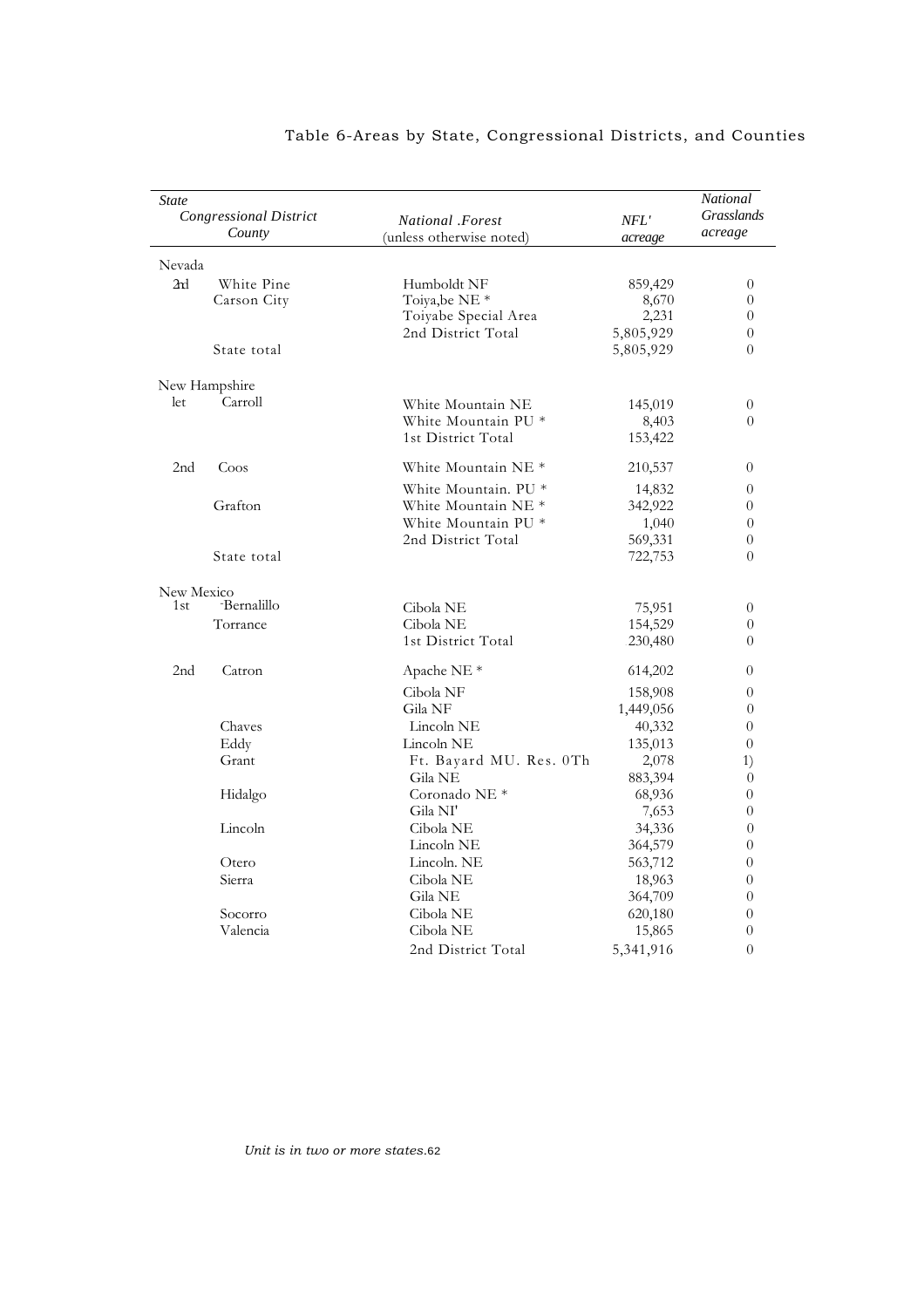# Table 6-Areas by State, Congressional Districts, and Counties

| State / Congressional District | County | National .Forest (unless otherwise noted) | NFL' acreage | National Grasslands acreage |
|---|---|---|---|---|
| Nevada | | | | |
| 2nd | White Pine | Humboldt NF | 859,429 | 0 |
| | Carson City | Toiya,be NE * | 8,670 | 0 |
| | | Toiyabe Special Area | 2,231 | 0 |
| | | 2nd District Total | 5,805,929 | 0 |
| | State total | | 5,805,929 | 0 |
| New Hampshire | | | | |
| let | Carroll | White Mountain NE | 145,019 | 0 |
| | | White Mountain PU * | 8,403 | 0 |
| | | 1st District Total | 153,422 | |
| 2nd | Coos | White Mountain NE * | 210,537 | 0 |
| | | White Mountain. PU * | 14,832 | 0 |
| | Grafton | White Mountain NE * | 342,922 | 0 |
| | | White Mountain PU * | 1,040 | 0 |
| | | 2nd District Total | 569,331 | 0 |
| | State total | | 722,753 | 0 |
| New Mexico | | | | |
| 1st | -Bernalillo | Cibola NE | 75,951 | 0 |
| | Torrance | Cibola NE | 154,529 | 0 |
| | | 1st District Total | 230,480 | 0 |
| 2nd | Catron | Apache NE * | 614,202 | 0 |
| | | Cibola NF | 158,908 | 0 |
| | | Gila NF | 1,449,056 | 0 |
| | Chaves | Lincoln NE | 40,332 | 0 |
| | Eddy | Lincoln NE | 135,013 | 0 |
| | Grant | Ft. Bayard MU. Res. 0Th | 2,078 | 1) |
| | | Gila NE | 883,394 | 0 |
| | Hidalgo | Coronado NE * | 68,936 | 0 |
| | | Gila NI' | 7,653 | 0 |
| | Lincoln | Cibola NE | 34,336 | 0 |
| | | Lincoln NE | 364,579 | 0 |
| | Otero | Lincoln. NE | 563,712 | 0 |
| | Sierra | Cibola NE | 18,963 | 0 |
| | | Gila NE | 364,709 | 0 |
| | Socorro | Cibola NE | 620,180 | 0 |
| | Valencia | Cibola NE | 15,865 | 0 |
| | | 2nd District Total | 5,341,916 | 0 |

*Unit is in two or more states.*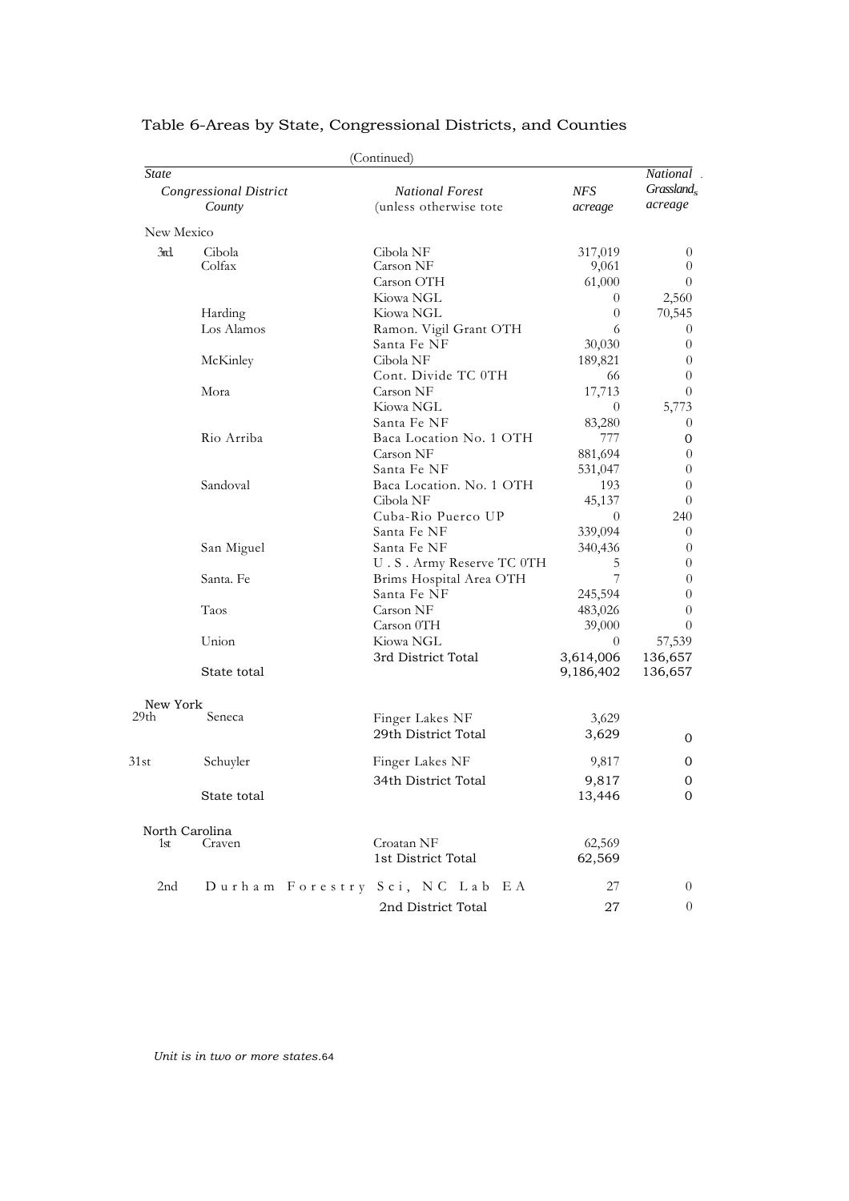# Table 6-Areas by State, Congressional Districts, and Counties

(Continued)

| State<br>Congressional District<br>County | | National Forest<br>(unless otherwise tote | NFS acreage | National Grasslands acreage |
|---|---|---|---|---|
| New Mexico | | | | |
| 3rd. | Cibola | Cibola NF | 317,019 | 0 |
| | Colfax | Carson NF | 9,061 | 0 |
| | | Carson OTH | 61,000 | 0 |
| | | Kiowa NGL | 0 | 2,560 |
| | Harding | Kiowa NGL | 0 | 70,545 |
| | Los Alamos | Ramon. Vigil Grant OTH | 6 | 0 |
| | | Santa Fe NF | 30,030 | 0 |
| | McKinley | Cibola NF | 189,821 | 0 |
| | | Cont. Divide TC 0TH | 66 | 0 |
| | Mora | Carson NF | 17,713 | 0 |
| | | Kiowa NGL | 0 | 5,773 |
| | | Santa Fe NF | 83,280 | 0 |
| | Rio Arriba | Baca Location No. 1 OTH | 777 | 0 |
| | | Carson NF | 881,694 | 0 |
| | | Santa Fe NF | 531,047 | 0 |
| | Sandoval | Baca Location. No. 1 OTH | 193 | 0 |
| | | Cibola NF | 45,137 | 0 |
| | | Cuba-Rio Puerco UP | 0 | 240 |
| | | Santa Fe NF | 339,094 | 0 |
| | San Miguel | Santa Fe NF | 340,436 | 0 |
| | | U . S . Army Reserve TC 0TH | 5 | 0 |
| | Santa. Fe | Brims Hospital Area OTH | 7 | 0 |
| | | Santa Fe NF | 245,594 | 0 |
| | Taos | Carson NF | 483,026 | 0 |
| | | Carson 0TH | 39,000 | 0 |
| | Union | Kiowa NGL | 0 | 57,539 |
| | | 3rd District Total | 3,614,006 | 136,657 |
| | State total | | 9,186,402 | 136,657 |
| New York | | | | |
| 29th | Seneca | Finger Lakes NF | 3,629 | |
| | | 29th District Total | 3,629 | 0 |
| 31st | Schuyler | Finger Lakes NF | 9,817 | 0 |
| | | 34th District Total | 9,817 | 0 |
| | State total | | 13,446 | 0 |
| North Carolina | | | | |
| 1st | Craven | Croatan NF | 62,569 | |
| | | 1st District Total | 62,569 | |
| 2nd | Durham | Forestry Sci, NC Lab EA | 27 | 0 |
| | | 2nd District Total | 27 | 0 |

*Unit is in two or more states.*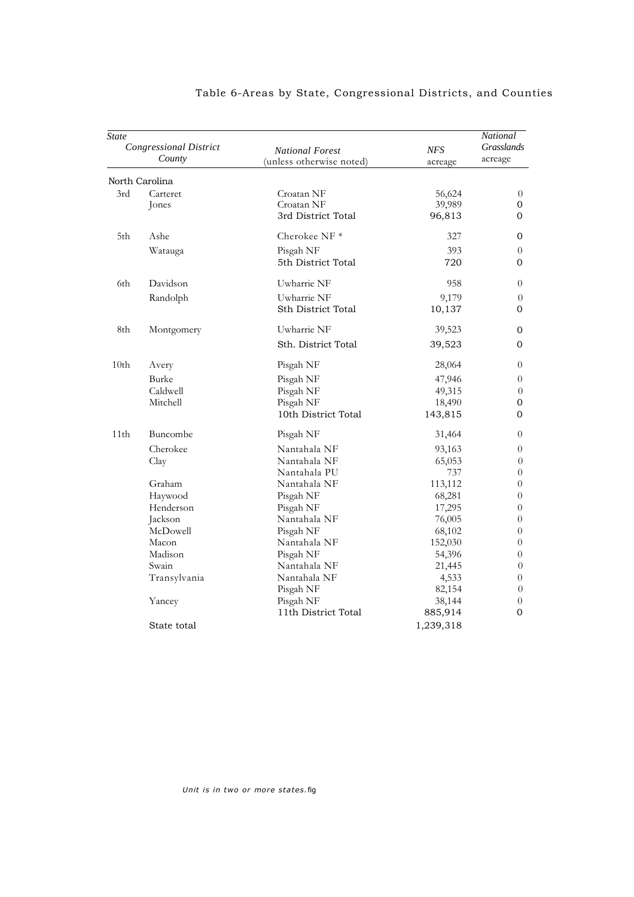# Table 6-Areas by State, Congressional Districts, and Counties

| State | | | | |
|---|---|---|---|---|
| Congressional District | County | National Forest (unless otherwise noted) | NFS acreage | National Grasslands acreage |
| North Carolina | | | | |
| 3rd | Carteret | Croatan NF | 56,624 | 0 |
| | Jones | Croatan NF | 39,989 | 0 |
| | | 3rd District Total | 96,813 | 0 |
| 5th | Ashe | Cherokee NF * | 327 | 0 |
| | Watauga | Pisgah NF | 393 | 0 |
| | | 5th District Total | 720 | 0 |
| 6th | Davidson | Uwharrie NF | 958 | 0 |
| | Randolph | Uwharrie NF | 9,179 | 0 |
| | | Sth District Total | 10,137 | 0 |
| 8th | Montgomery | Uwharrie NF | 39,523 | 0 |
| | | Sth. District Total | 39,523 | 0 |
| 10th | Avery | Pisgah NF | 28,064 | 0 |
| | Burke | Pisgah NF | 47,946 | 0 |
| | Caldwell | Pisgah NF | 49,315 | 0 |
| | Mitchell | Pisgah NF | 18,490 | 0 |
| | | 10th District Total | 143,815 | 0 |
| 11th | Buncombe | Pisgah NF | 31,464 | 0 |
| | Cherokee | Nantahala NF | 93,163 | 0 |
| | Clay | Nantahala NF | 65,053 | 0 |
| | | Nantahala PU | 737 | 0 |
| | Graham | Nantahala NF | 113,112 | 0 |
| | Haywood | Pisgah NF | 68,281 | 0 |
| | Henderson | Pisgah NF | 17,295 | 0 |
| | Jackson | Nantahala NF | 76,005 | 0 |
| | McDowell | Pisgah NF | 68,102 | 0 |
| | Macon | Nantahala NF | 152,030 | 0 |
| | Madison | Pisgah NF | 54,396 | 0 |
| | Swain | Nantahala NF | 21,445 | 0 |
| | Transylvania | Nantahala NF | 4,533 | 0 |
| | | Pisgah NF | 82,154 | 0 |
| | Yancey | Pisgah NF | 38,144 | 0 |
| | | 11th District Total | 885,914 | 0 |
| | State total | | 1,239,318 | |

*Unit is in two or more states.*fig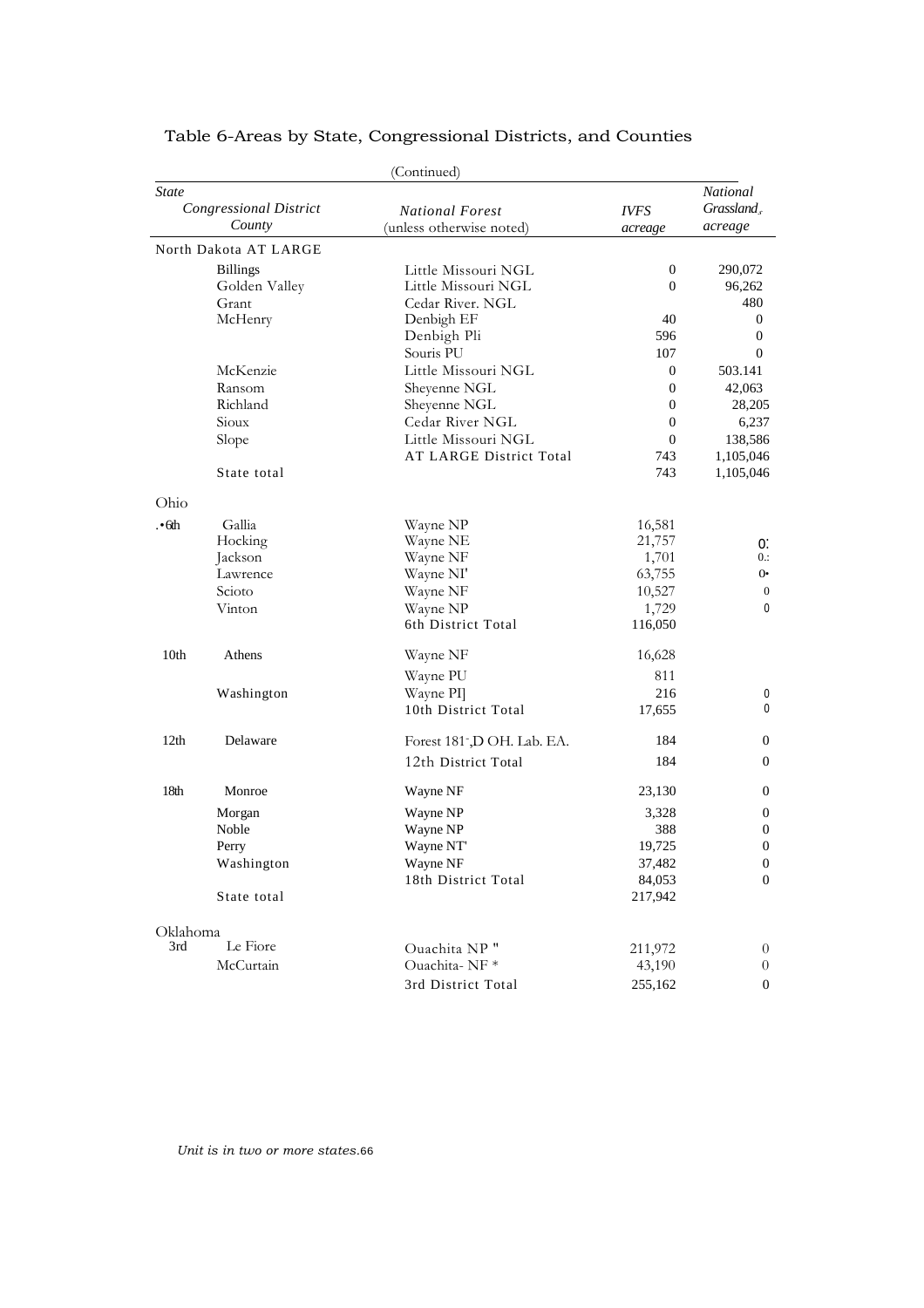# Table 6-Areas by State, Congressional Districts, and Counties

(Continued)

| State<br>Congressional District<br>County | | National Forest<br>(unless otherwise noted) | IVFS acreage | National Grassland acreage |
|---|---|---|---|---|
| North Dakota AT LARGE | | | | |
| | Billings | Little Missouri NGL | 0 | 290,072 |
| | Golden Valley | Little Missouri NGL | 0 | 96,262 |
| | Grant | Cedar River. NGL | | 480 |
| | McHenry | Denbigh EF | 40 | 0 |
| | | Denbigh Pli | 596 | 0 |
| | | Souris PU | 107 | 0 |
| | McKenzie | Little Missouri NGL | 0 | 503.141 |
| | Ransom | Sheyenne NGL | 0 | 42,063 |
| | Richland | Sheyenne NGL | 0 | 28,205 |
| | Sioux | Cedar River NGL | 0 | 6,237 |
| | Slope | Little Missouri NGL | 0 | 138,586 |
| | | AT LARGE District Total | 743 | 1,105,046 |
| | State total | | 743 | 1,105,046 |
| Ohio | | | | |
| .•6th | Gallia | Wayne NP | 16,581 | |
| | Hocking | Wayne NE | 21,757 | 0: |
| | Jackson | Wayne NF | 1,701 | 0.: |
| | Lawrence | Wayne NI' | 63,755 | 0• |
| | Scioto | Wayne NF | 10,527 | 0 |
| | Vinton | Wayne NP | 1,729 | 0 |
| | | 6th District Total | 116,050 | |
| 10th | Athens | Wayne NF | 16,628 | |
| | | Wayne PU | 811 | |
| | Washington | Wayne PI] | 216 | 0 |
| | | 10th District Total | 17,655 | 0 |
| 12th | Delaware | Forest 181-,D OH. Lab. EA. | 184 | 0 |
| | | 12th District Total | 184 | 0 |
| 18th | Monroe | Wayne NF | 23,130 | 0 |
| | Morgan | Wayne NP | 3,328 | 0 |
| | Noble | Wayne NP | 388 | 0 |
| | Perry | Wayne NT' | 19,725 | 0 |
| | Washington | Wayne NF | 37,482 | 0 |
| | | 18th District Total | 84,053 | 0 |
| | State total | | 217,942 | |
| Oklahoma | | | | |
| 3rd | Le Fiore | Ouachita NP " | 211,972 | 0 |
| | McCurtain | Ouachita- NF * | 43,190 | 0 |
| | | 3rd District Total | 255,162 | 0 |

*Unit is in two or more states.*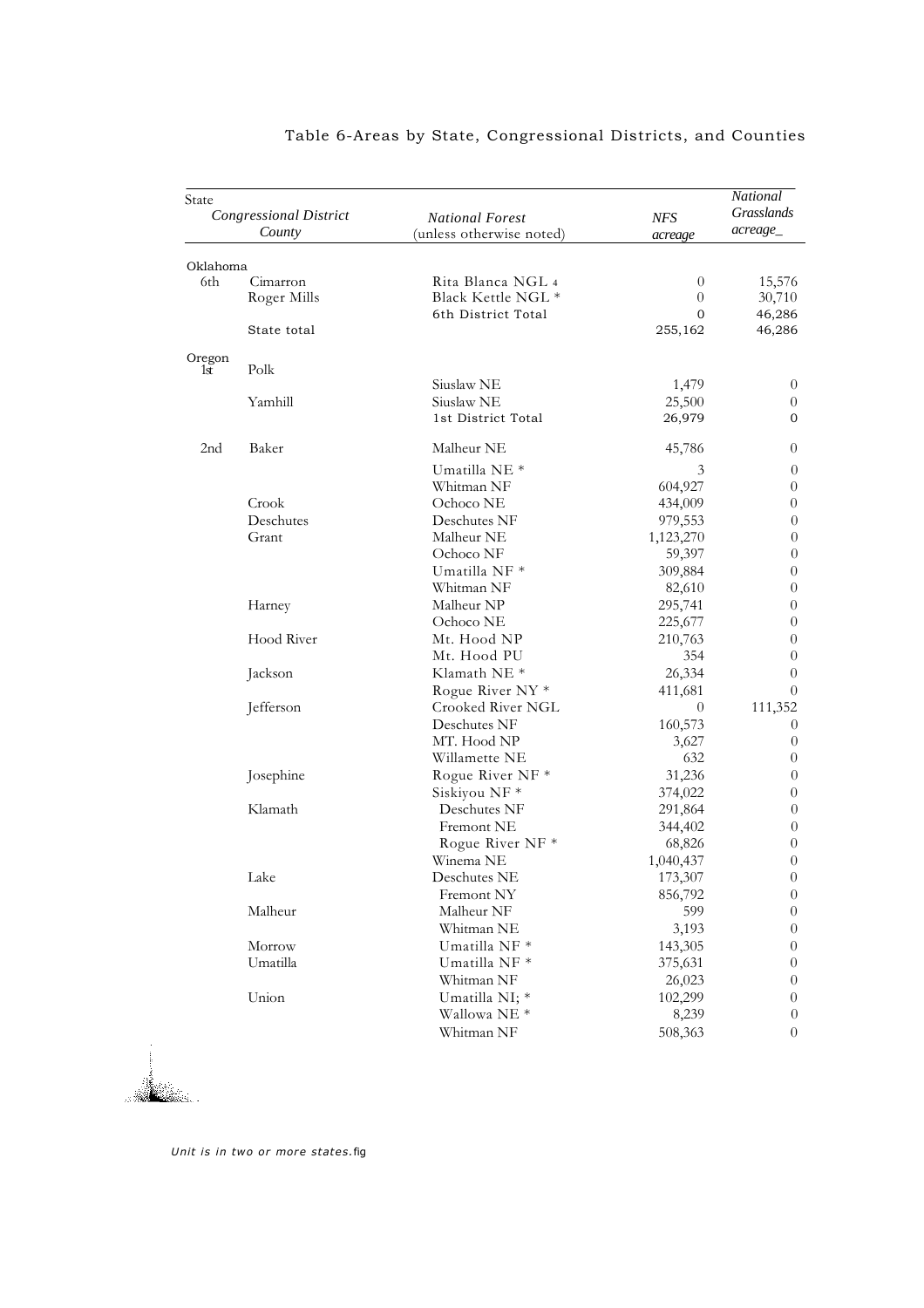## Table 6-Areas by State, Congressional Districts, and Counties

| State / Congressional District | County | National Forest (unless otherwise noted) | NFS acreage | National Grasslands acreage_ |
|---|---|---|---|---|
| Oklahoma | | | | |
| 6th | Cimarron | Rita Blanca NGL 4 | 0 | 15,576 |
| | Roger Mills | Black Kettle NGL * | 0 | 30,710 |
| | | 6th District Total | 0 | 46,286 |
| | State total | | 255,162 | 46,286 |
| Oregon | | | | |
| 1st | Polk | | | |
| | | Siuslaw NE | 1,479 | 0 |
| | Yamhill | Siuslaw NE | 25,500 | 0 |
| | | 1st District Total | 26,979 | 0 |
| 2nd | Baker | Malheur NE | 45,786 | 0 |
| | | Umatilla NE * | 3 | 0 |
| | | Whitman NF | 604,927 | 0 |
| | Crook | Ochoco NE | 434,009 | 0 |
| | Deschutes | Deschutes NF | 979,553 | 0 |
| | Grant | Malheur NE | 1,123,270 | 0 |
| | | Ochoco NF | 59,397 | 0 |
| | | Umatilla NF * | 309,884 | 0 |
| | | Whitman NF | 82,610 | 0 |
| | Harney | Malheur NP | 295,741 | 0 |
| | | Ochoco NE | 225,677 | 0 |
| | Hood River | Mt. Hood NP | 210,763 | 0 |
| | | Mt. Hood PU | 354 | 0 |
| | Jackson | Klamath NE * | 26,334 | 0 |
| | | Rogue River NY * | 411,681 | 0 |
| | Jefferson | Crooked River NGL | 0 | 111,352 |
| | | Deschutes NF | 160,573 | 0 |
| | | MT. Hood NP | 3,627 | 0 |
| | | Willamette NE | 632 | 0 |
| | Josephine | Rogue River NF * | 31,236 | 0 |
| | | Siskiyou NF * | 374,022 | 0 |
| | Klamath | Deschutes NF | 291,864 | 0 |
| | | Fremont NE | 344,402 | 0 |
| | | Rogue River NF * | 68,826 | 0 |
| | | Winema NE | 1,040,437 | 0 |
| | Lake | Deschutes NE | 173,307 | 0 |
| | | Fremont NY | 856,792 | 0 |
| | Malheur | Malheur NF | 599 | 0 |
| | | Whitman NE | 3,193 | 0 |
| | Morrow | Umatilla NF * | 143,305 | 0 |
| | Umatilla | Umatilla NF * | 375,631 | 0 |
| | | Whitman NF | 26,023 | 0 |
| | Union | Umatilla NI; * | 102,299 | 0 |
| | | Wallowa NE * | 8,239 | 0 |
| | | Whitman NF | 508,363 | 0 |

*Unit is in two or more states.*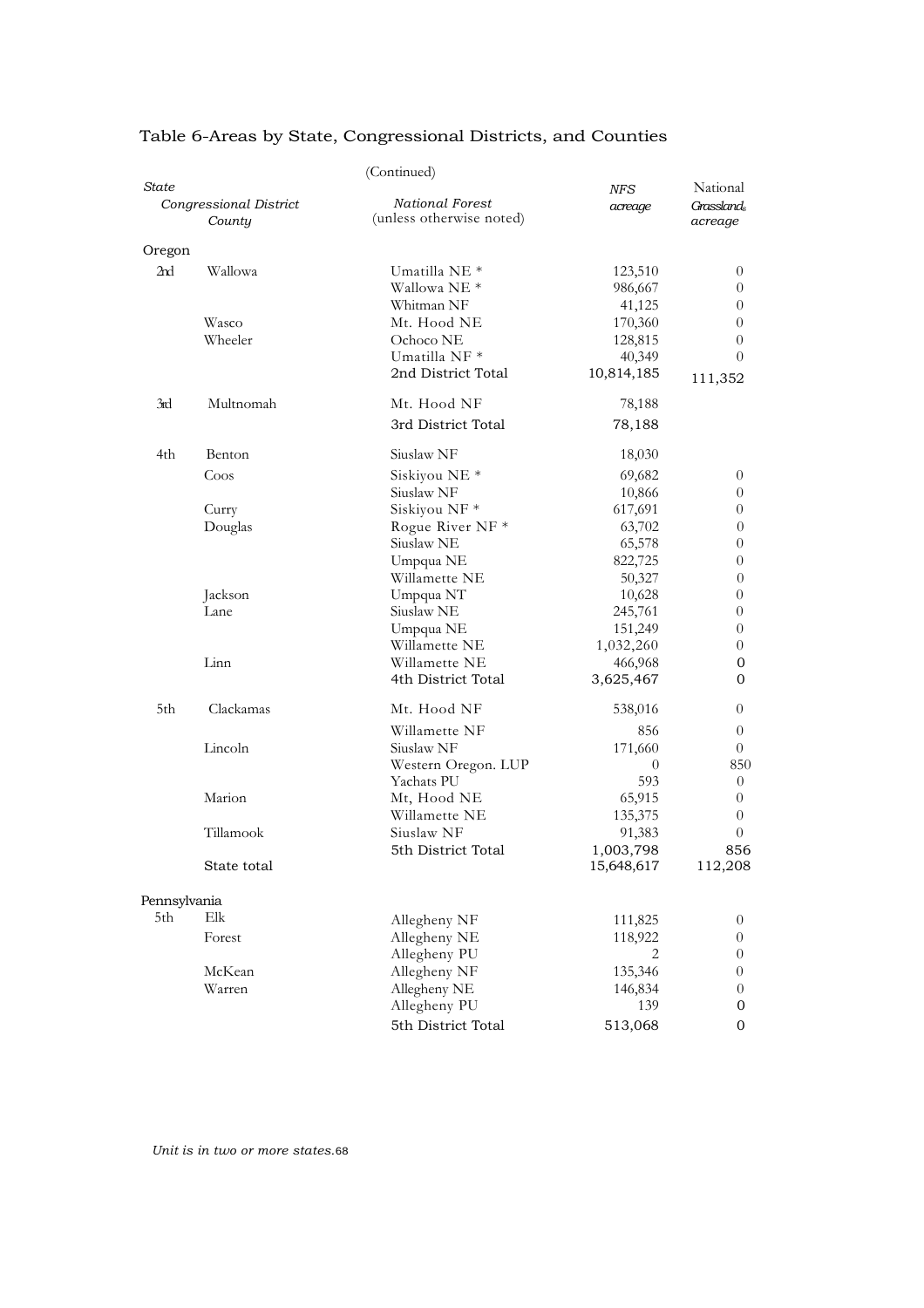## Table 6-Areas by State, Congressional Districts, and Counties

(Continued)

| *State* / *Congressional District* / *County* | | *National Forest* (unless otherwise noted) | *NFS acreage* | National *Grassland acreage* |
|---|---|---|---|---|
| Oregon | | | | |
| 2nd | Wallowa | Umatilla NE * | 123,510 | 0 |
| | | Wallowa NE * | 986,667 | 0 |
| | | Whitman NF | 41,125 | 0 |
| | Wasco | Mt. Hood NE | 170,360 | 0 |
| | Wheeler | Ochoco NE | 128,815 | 0 |
| | | Umatilla NF * | 40,349 | 0 |
| | | 2nd District Total | 10,814,185 | 111,352 |
| 3rd | Multnomah | Mt. Hood NF | 78,188 | |
| | | 3rd District Total | 78,188 | |
| 4th | Benton | Siuslaw NF | 18,030 | |
| | Coos | Siskiyou NE * | 69,682 | 0 |
| | | Siuslaw NF | 10,866 | 0 |
| | Curry | Siskiyou NF * | 617,691 | 0 |
| | Douglas | Rogue River NF * | 63,702 | 0 |
| | | Siuslaw NE | 65,578 | 0 |
| | | Umpqua NE | 822,725 | 0 |
| | | Willamette NE | 50,327 | 0 |
| | Jackson | Umpqua NT | 10,628 | 0 |
| | Lane | Siuslaw NE | 245,761 | 0 |
| | | Umpqua NE | 151,249 | 0 |
| | | Willamette NE | 1,032,260 | 0 |
| | Linn | Willamette NE | 466,968 | 0 |
| | | 4th District Total | 3,625,467 | 0 |
| 5th | Clackamas | Mt. Hood NF | 538,016 | 0 |
| | | Willamette NF | 856 | 0 |
| | Lincoln | Siuslaw NF | 171,660 | 0 |
| | | Western Oregon. LUP | 0 | 850 |
| | | Yachats PU | 593 | 0 |
| | Marion | Mt, Hood NE | 65,915 | 0 |
| | | Willamette NE | 135,375 | 0 |
| | Tillamook | Siuslaw NF | 91,383 | 0 |
| | | 5th District Total | 1,003,798 | 856 |
| | State total | | 15,648,617 | 112,208 |
| Pennsylvania | | | | |
| 5th | Elk | Allegheny NF | 111,825 | 0 |
| | Forest | Allegheny NE | 118,922 | 0 |
| | | Allegheny PU | 2 | 0 |
| | McKean | Allegheny NF | 135,346 | 0 |
| | Warren | Allegheny NE | 146,834 | 0 |
| | | Allegheny PU | 139 | 0 |
| | | 5th District Total | 513,068 | 0 |

*Unit is in two or more states.*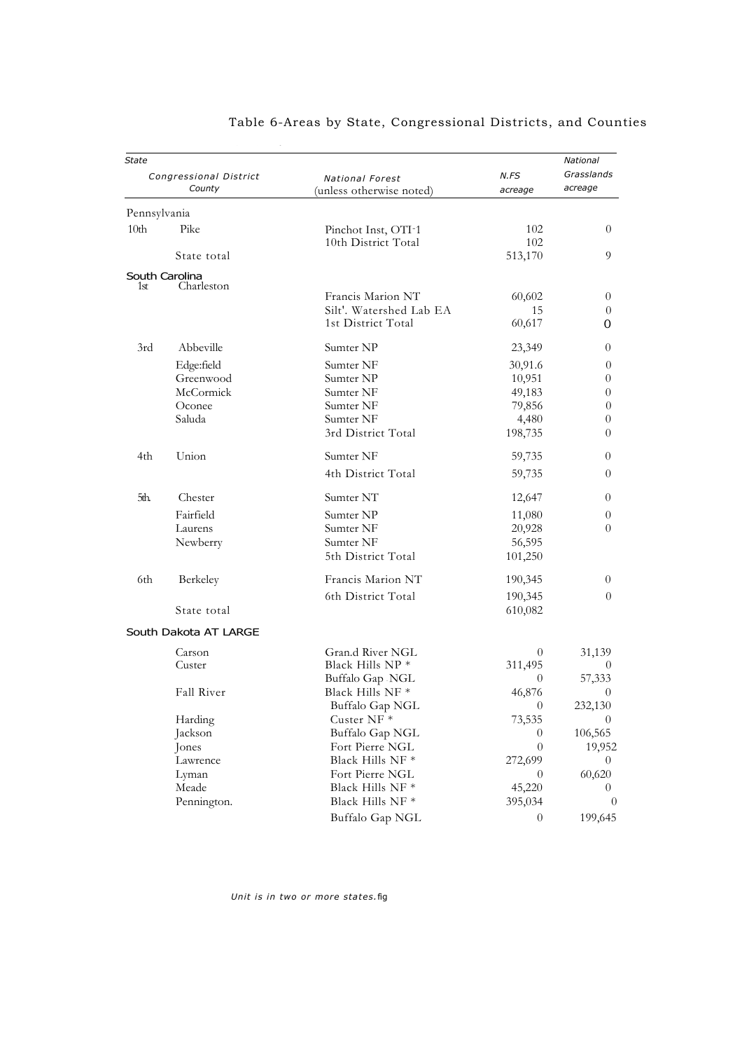# Table 6-Areas by State, Congressional Districts, and Counties

| State | | | | National |
|---|---|---|---|---|
| Congressional District | | National Forest | N.FS | Grasslands |
| | County | (unless otherwise noted) | acreage | acreage |
| Pennsylvania | | | | |
| 10th | Pike | Pinchot Inst, OTI-1 | 102 | 0 |
| | | 10th District Total | 102 | |
| | State total | | 513,170 | 9 |
| South Carolina | | | | |
| 1st | Charleston | | | |
| | | Francis Marion NT | 60,602 | 0 |
| | | Silt'. Watershed Lab EA | 15 | 0 |
| | | 1st District Total | 60,617 | 0 |
| 3rd | Abbeville | Sumter NP | 23,349 | 0 |
| | Edge:field | Sumter NF | 30,91.6 | 0 |
| | Greenwood | Sumter NP | 10,951 | 0 |
| | McCormick | Sumter NF | 49,183 | 0 |
| | Oconee | Sumter NF | 79,856 | 0 |
| | Saluda | Sumter NF | 4,480 | 0 |
| | | 3rd District Total | 198,735 | 0 |
| 4th | Union | Sumter NF | 59,735 | 0 |
| | | 4th District Total | 59,735 | 0 |
| 5th. | Chester | Sumter NT | 12,647 | 0 |
| | Fairfield | Sumter NP | 11,080 | 0 |
| | Laurens | Sumter NF | 20,928 | 0 |
| | Newberry | Sumter NF | 56,595 | |
| | | 5th District Total | 101,250 | |
| 6th | Berkeley | Francis Marion NT | 190,345 | 0 |
| | | 6th District Total | 190,345 | 0 |
| | State total | | 610,082 | |
| South Dakota AT LARGE | | | | |
| | Carson | Gran.d River NGL | 0 | 31,139 |
| | Custer | Black Hills NP * | 311,495 | 0 |
| | | Buffalo Gap NGL | 0 | 57,333 |
| | Fall River | Black Hills NF * | 46,876 | 0 |
| | | Buffalo Gap NGL | 0 | 232,130 |
| | Harding | Custer NF * | 73,535 | 0 |
| | Jackson | Buffalo Gap NGL | 0 | 106,565 |
| | Jones | Fort Pierre NGL | 0 | 19,952 |
| | Lawrence | Black Hills NF * | 272,699 | 0 |
| | Lyman | Fort Pierre NGL | 0 | 60,620 |
| | Meade | Black Hills NF * | 45,220 | 0 |
| | Pennington. | Black Hills NF * | 395,034 | 0 |
| | | Buffalo Gap NGL | 0 | 199,645 |

*Unit is in two or more states.*fig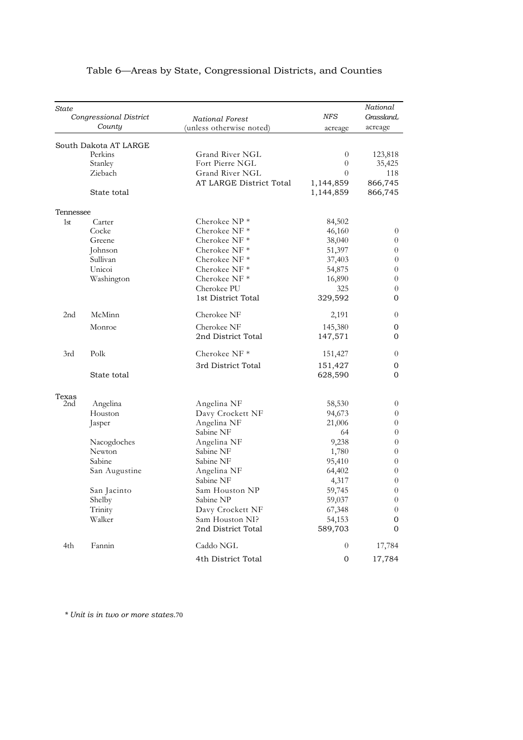## Table 6—Areas by State, Congressional Districts, and Counties

| State / Congressional District / County | | National Forest (unless otherwise noted) | NFS acreage | National Grassland acreage |
|---|---|---|---|---|
| South Dakota AT LARGE | | | | |
| | Perkins | Grand River NGL | 0 | 123,818 |
| | Stanley | Fort Pierre NGL | 0 | 35,425 |
| | Ziebach | Grand River NGL | 0 | 118 |
| | | AT LARGE District Total | 1,144,859 | 866,745 |
| | State total | | 1,144,859 | 866,745 |
| Tennessee | | | | |
| 1st | Carter | Cherokee NP * | 84,502 | |
| | Cocke | Cherokee NF * | 46,160 | 0 |
| | Greene | Cherokee NF * | 38,040 | 0 |
| | Johnson | Cherokee NF * | 51,397 | 0 |
| | Sullivan | Cherokee NF * | 37,403 | 0 |
| | Unicoi | Cherokee NF * | 54,875 | 0 |
| | Washington | Cherokee NF * | 16,890 | 0 |
| | | Cherokee PU | 325 | 0 |
| | | 1st District Total | 329,592 | 0 |
| 2nd | McMinn | Cherokee NF | 2,191 | 0 |
| | Monroe | Cherokee NF | 145,380 | 0 |
| | | 2nd District Total | 147,571 | 0 |
| 3rd | Polk | Cherokee NF * | 151,427 | 0 |
| | | 3rd District Total | 151,427 | 0 |
| | State total | | 628,590 | 0 |
| Texas | | | | |
| 2nd | Angelina | Angelina NF | 58,530 | 0 |
| | Houston | Davy Crockett NF | 94,673 | 0 |
| | Jasper | Angelina NF | 21,006 | 0 |
| | | Sabine NF | 64 | 0 |
| | Nacogdoches | Angelina NF | 9,238 | 0 |
| | Newton | Sabine NF | 1,780 | 0 |
| | Sabine | Sabine NF | 95,410 | 0 |
| | San Augustine | Angelina NF | 64,402 | 0 |
| | | Sabine NF | 4,317 | 0 |
| | San Jacinto | Sam Houston NP | 59,745 | 0 |
| | Shelby | Sabine NP | 59,037 | 0 |
| | Trinity | Davy Crockett NF | 67,348 | 0 |
| | Walker | Sam Houston NI? | 54,153 | 0 |
| | | 2nd District Total | 589,703 | 0 |
| 4th | Fannin | Caddo NGL | 0 | 17,784 |
| | | 4th District Total | 0 | 17,784 |

*\* Unit is in two or more states.*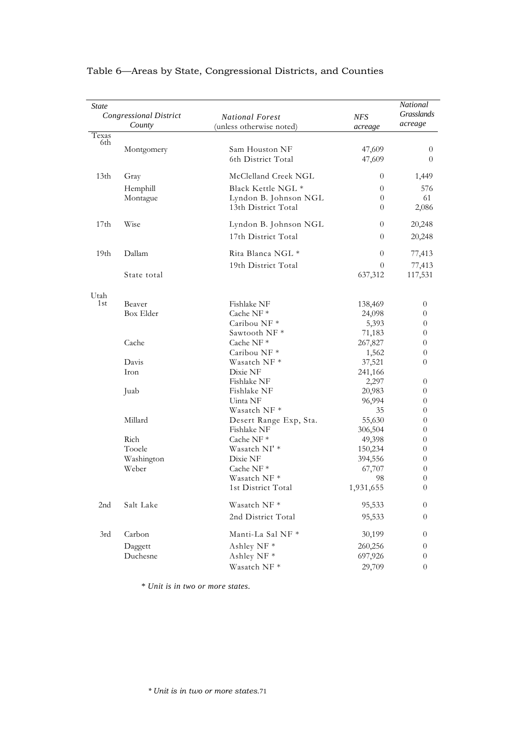Table 6—Areas by State, Congressional Districts, and Counties

| State / Congressional District / County | | National Forest (unless otherwise noted) | NFS acreage | National Grasslands acreage |
|---|---|---|---|---|
| Texas | | | | |
| 6th | Montgomery | Sam Houston NF | 47,609 | 0 |
| | | 6th District Total | 47,609 | 0 |
| 13th | Gray | McClelland Creek NGL | 0 | 1,449 |
| | Hemphill | Black Kettle NGL * | 0 | 576 |
| | Montague | Lyndon B. Johnson NGL | 0 | 61 |
| | | 13th District Total | 0 | 2,086 |
| 17th | Wise | Lyndon B. Johnson NGL | 0 | 20,248 |
| | | 17th District Total | 0 | 20,248 |
| 19th | Dallam | Rita Blanca NGL * | 0 | 77,413 |
| | | 19th District Total | 0 | 77,413 |
| | State total | | 637,312 | 117,531 |
| Utah | | | | |
| 1st | Beaver | Fishlake NF | 138,469 | 0 |
| | Box Elder | Cache NF * | 24,098 | 0 |
| | | Caribou NF * | 5,393 | 0 |
| | | Sawtooth NF * | 71,183 | 0 |
| | Cache | Cache NF * | 267,827 | 0 |
| | | Caribou NF * | 1,562 | 0 |
| | Davis | Wasatch NF * | 37,521 | 0 |
| | Iron | Dixie NF | 241,166 | |
| | | Fishlake NF | 2,297 | 0 |
| | Juab | Fishlake NF | 20,983 | 0 |
| | | Uinta NF | 96,994 | 0 |
| | | Wasatch NF * | 35 | 0 |
| | Millard | Desert Range Exp, Sta. | 55,630 | 0 |
| | | Fishlake NF | 306,504 | 0 |
| | Rich | Cache NF * | 49,398 | 0 |
| | Tooele | Wasatch NI' * | 150,234 | 0 |
| | Washington | Dixie NF | 394,556 | 0 |
| | Weber | Cache NF * | 67,707 | 0 |
| | | Wasatch NF * | 98 | 0 |
| | | 1st District Total | 1,931,655 | 0 |
| 2nd | Salt Lake | Wasatch NF * | 95,533 | 0 |
| | | 2nd District Total | 95,533 | 0 |
| 3rd | Carbon | Manti-La Sal NF * | 30,199 | 0 |
| | Daggett | Ashley NF * | 260,256 | 0 |
| | Duchesne | Ashley NF * | 697,926 | 0 |
| | | Wasatch NF * | 29,709 | 0 |

*\* Unit is in two or more states.*

*\* Unit is in two or more states.*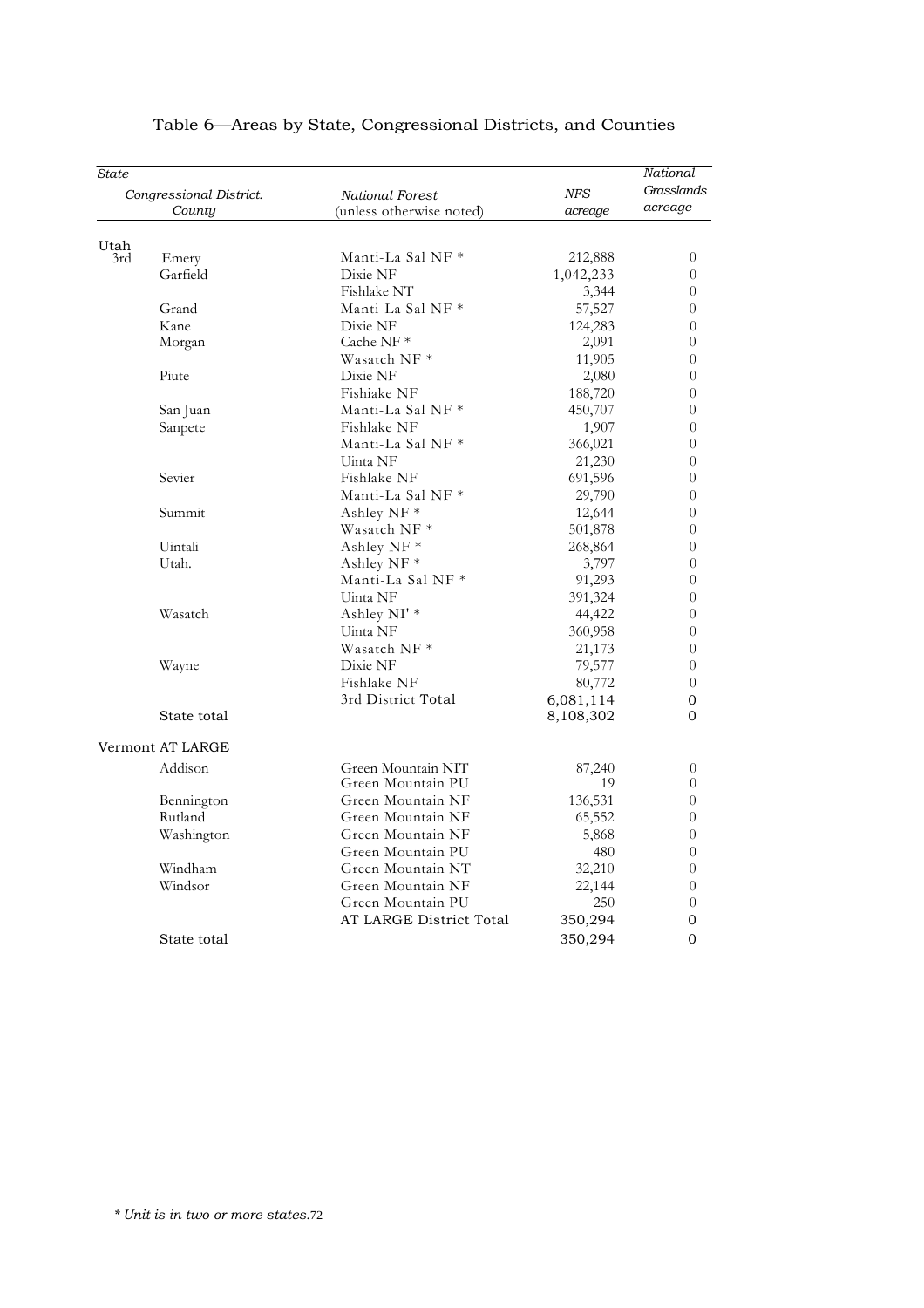# Table 6—Areas by State, Congressional Districts, and Counties

| *State* | | | | |
|---|---|---|---|---|
| *Congressional District.* | *County* | *National Forest (unless otherwise noted)* | *NFS acreage* | *National Grasslands acreage* |
| Utah | | | | |
| 3rd | Emery | Manti-La Sal NF * | 212,888 | 0 |
| | Garfield | Dixie NF | 1,042,233 | 0 |
| | | Fishlake NT | 3,344 | 0 |
| | Grand | Manti-La Sal NF * | 57,527 | 0 |
| | Kane | Dixie NF | 124,283 | 0 |
| | Morgan | Cache NF * | 2,091 | 0 |
| | | Wasatch NF * | 11,905 | 0 |
| | Piute | Dixie NF | 2,080 | 0 |
| | | Fishiake NF | 188,720 | 0 |
| | San Juan | Manti-La Sal NF * | 450,707 | 0 |
| | Sanpete | Fishlake NF | 1,907 | 0 |
| | | Manti-La Sal NF * | 366,021 | 0 |
| | | Uinta NF | 21,230 | 0 |
| | Sevier | Fishlake NF | 691,596 | 0 |
| | | Manti-La Sal NF * | 29,790 | 0 |
| | Summit | Ashley NF * | 12,644 | 0 |
| | | Wasatch NF * | 501,878 | 0 |
| | Uintali | Ashley NF * | 268,864 | 0 |
| | Utah. | Ashley NF * | 3,797 | 0 |
| | | Manti-La Sal NF * | 91,293 | 0 |
| | | Uinta NF | 391,324 | 0 |
| | Wasatch | Ashley NI' * | 44,422 | 0 |
| | | Uinta NF | 360,958 | 0 |
| | | Wasatch NF * | 21,173 | 0 |
| | Wayne | Dixie NF | 79,577 | 0 |
| | | Fishlake NF | 80,772 | 0 |
| | | 3rd District Total | 6,081,114 | 0 |
| | State total | | 8,108,302 | 0 |
| Vermont AT LARGE | | | | |
| | Addison | Green Mountain NIT | 87,240 | 0 |
| | | Green Mountain PU | 19 | 0 |
| | Bennington | Green Mountain NF | 136,531 | 0 |
| | Rutland | Green Mountain NF | 65,552 | 0 |
| | Washington | Green Mountain NF | 5,868 | 0 |
| | | Green Mountain PU | 480 | 0 |
| | Windham | Green Mountain NT | 32,210 | 0 |
| | Windsor | Green Mountain NF | 22,144 | 0 |
| | | Green Mountain PU | 250 | 0 |
| | | AT LARGE District Total | 350,294 | 0 |
| | State total | | 350,294 | 0 |

*\* Unit is in two or more states.*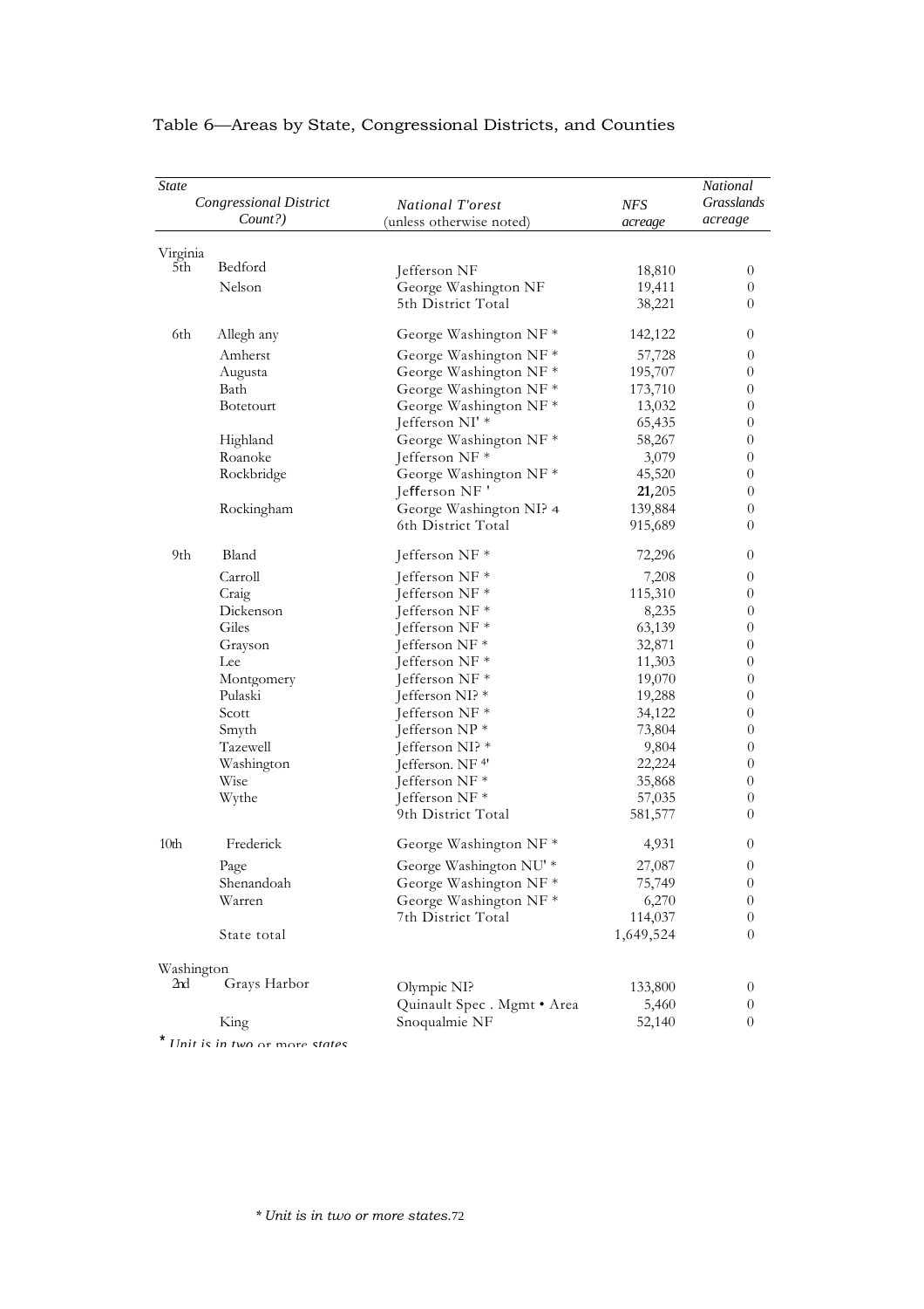Table 6—Areas by State, Congressional Districts, and Counties

| State | Congressional District | Count?) | National T'orest (unless otherwise noted) | NFS acreage | National Grasslands acreage |
|---|---|---|---|---|---|
| Virginia | | | | | |
| | 5th | Bedford | Jefferson NF | 18,810 | 0 |
| | | Nelson | George Washington NF | 19,411 | 0 |
| | | | 5th District Total | 38,221 | 0 |
| | 6th | Allegh any | George Washington NF * | 142,122 | 0 |
| | | Amherst | George Washington NF * | 57,728 | 0 |
| | | Augusta | George Washington NF * | 195,707 | 0 |
| | | Bath | George Washington NF * | 173,710 | 0 |
| | | Botetourt | George Washington NF * | 13,032 | 0 |
| | | | Jefferson NI' * | 65,435 | 0 |
| | | Highland | George Washington NF * | 58,267 | 0 |
| | | Roanoke | Jefferson NF * | 3,079 | 0 |
| | | Rockbridge | George Washington NF * | 45,520 | 0 |
| | | | Jefferson NF ' | **21,**205 | 0 |
| | | Rockingham | George Washington NI? 4 | 139,884 | 0 |
| | | | 6th District Total | 915,689 | 0 |
| | 9th | Bland | Jefferson NF * | 72,296 | 0 |
| | | Carroll | Jefferson NF * | 7,208 | 0 |
| | | Craig | Jefferson NF * | 115,310 | 0 |
| | | Dickenson | Jefferson NF * | 8,235 | 0 |
| | | Giles | Jefferson NF * | 63,139 | 0 |
| | | Grayson | Jefferson NF * | 32,871 | 0 |
| | | Lee | Jefferson NF * | 11,303 | 0 |
| | | Montgomery | Jefferson NF * | 19,070 | 0 |
| | | Pulaski | Jefferson NI? * | 19,288 | 0 |
| | | Scott | Jefferson NF * | 34,122 | 0 |
| | | Smyth | Jefferson NP * | 73,804 | 0 |
| | | Tazewell | Jefferson NI? * | 9,804 | 0 |
| | | Washington | Jefferson. NF 4' | 22,224 | 0 |
| | | Wise | Jefferson NF * | 35,868 | 0 |
| | | Wythe | Jefferson NF * | 57,035 | 0 |
| | | | 9th District Total | 581,577 | 0 |
| | 10th | Frederick | George Washington NF * | 4,931 | 0 |
| | | Page | George Washington NU' * | 27,087 | 0 |
| | | Shenandoah | George Washington NF * | 75,749 | 0 |
| | | Warren | George Washington NF * | 6,270 | 0 |
| | | | 7th District Total | 114,037 | 0 |
| | | State total | | 1,649,524 | 0 |
| Washington | | | | | |
| | 2nd | Grays Harbor | Olympic NI? | 133,800 | 0 |
| | | | Quinault Spec . Mgmt • Area | 5,460 | 0 |
| | | King | Snoqualmie NF | 52,140 | 0 |

\* Unit is in two or more states

\* Unit is in two or more states.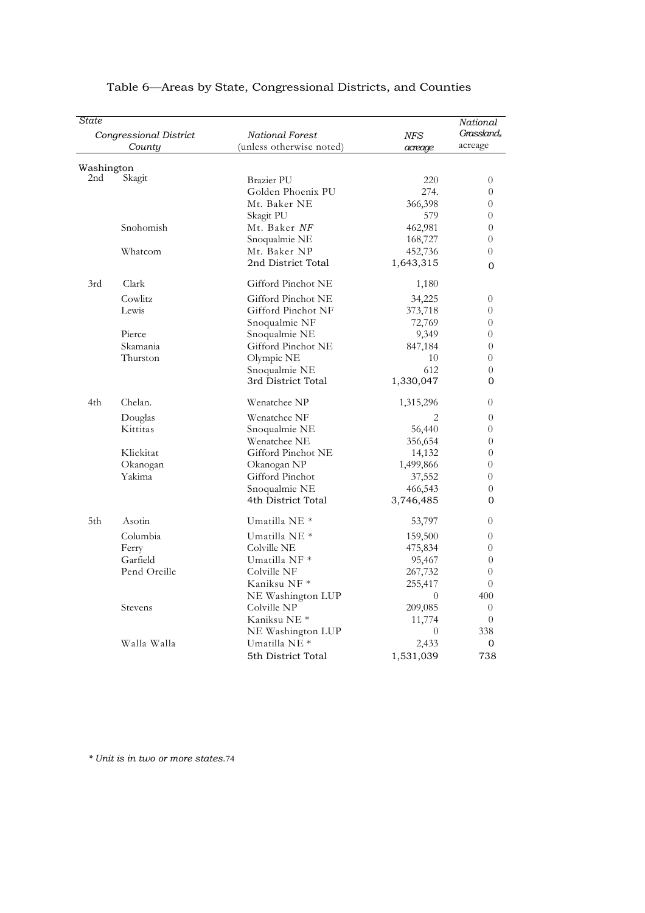# Table 6—Areas by State, Congressional Districts, and Counties

| *State* | | | | |
|---|---|---|---|---|
| *Congressional District* | *County* | *National Forest (unless otherwise noted)* | *NFS acreage* | *National Grasslands acreage* |
| Washington | | | | |
| 2nd | Skagit | Brazier PU | 220 | 0 |
| | | Golden Phoenix PU | 274. | 0 |
| | | Mt. Baker NE | 366,398 | 0 |
| | | Skagit PU | 579 | 0 |
| | Snohomish | Mt. Baker *NF* | 462,981 | 0 |
| | | Snoqualmie NE | 168,727 | 0 |
| | Whatcom | Mt. Baker NP | 452,736 | 0 |
| | | 2nd District Total | 1,643,315 | 0 |
| 3rd | Clark | Gifford Pinchot NE | 1,180 | |
| | Cowlitz | Gifford Pinchot NE | 34,225 | 0 |
| | Lewis | Gifford Pinchot NF | 373,718 | 0 |
| | | Snoqualmie NF | 72,769 | 0 |
| | Pierce | Snoqualmie NE | 9,349 | 0 |
| | Skamania | Gifford Pinchot NE | 847,184 | 0 |
| | Thurston | Olympic NE | 10 | 0 |
| | | Snoqualmie NE | 612 | 0 |
| | | 3rd District Total | 1,330,047 | 0 |
| 4th | Chelan. | Wenatchee NP | 1,315,296 | 0 |
| | Douglas | Wenatchee NF | 2 | 0 |
| | Kittitas | Snoqualmie NE | 56,440 | 0 |
| | | Wenatchee NE | 356,654 | 0 |
| | Klickitat | Gifford Pinchot NE | 14,132 | 0 |
| | Okanogan | Okanogan NP | 1,499,866 | 0 |
| | Yakima | Gifford Pinchot | 37,552 | 0 |
| | | Snoqualmie NE | 466,543 | 0 |
| | | 4th District Total | 3,746,485 | 0 |
| 5th | Asotin | Umatilla NE * | 53,797 | 0 |
| | Columbia | Umatilla NE * | 159,500 | 0 |
| | Ferry | Colville NE | 475,834 | 0 |
| | Garfield | Umatilla NF * | 95,467 | 0 |
| | Pend Oreille | Colville NF | 267,732 | 0 |
| | | Kaniksu NF * | 255,417 | 0 |
| | | NE Washington LUP | 0 | 400 |
| | Stevens | Colville NP | 209,085 | 0 |
| | | Kaniksu NE * | 11,774 | 0 |
| | | NE Washington LUP | 0 | 338 |
| | Walla Walla | Umatilla NE * | 2,433 | 0 |
| | | 5th District Total | 1,531,039 | 738 |

*\* Unit is in two or more states.*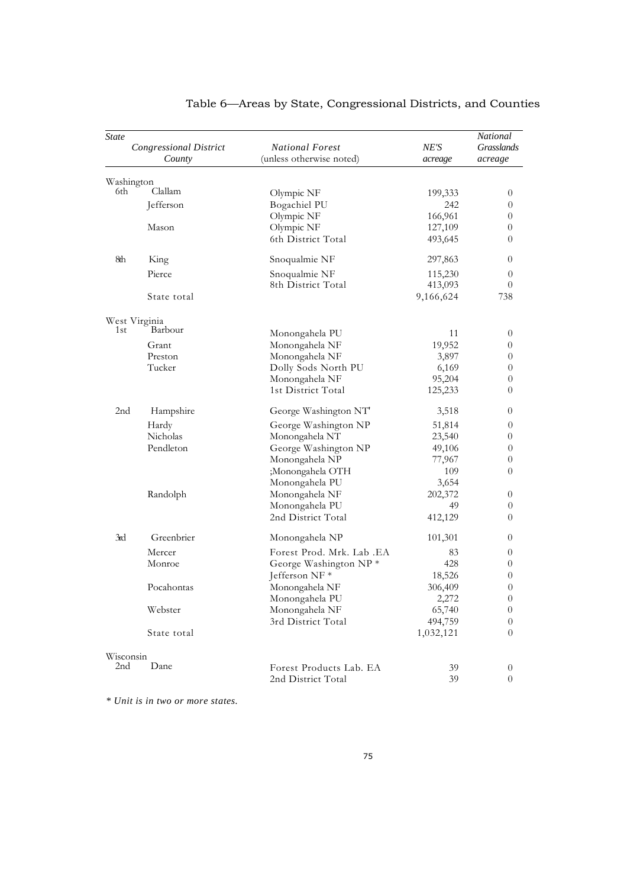# Table 6—Areas by State, Congressional Districts, and Counties

| *State* | | | | |
|---|---|---|---|---|
| *Congressional District* | *County* | *National Forest* (unless otherwise noted) | *NE'S acreage* | *National Grasslands acreage* |
| Washington | | | | |
| 6th | Clallam | Olympic NF | 199,333 | 0 |
| | Jefferson | Bogachiel PU | 242 | 0 |
| | | Olympic NF | 166,961 | 0 |
| | Mason | Olympic NF | 127,109 | 0 |
| | | 6th District Total | 493,645 | 0 |
| 8th | King | Snoqualmie NF | 297,863 | 0 |
| | Pierce | Snoqualmie NF | 115,230 | 0 |
| | | 8th District Total | 413,093 | 0 |
| | State total | | 9,166,624 | 738 |
| West Virginia | | | | |
| 1st | Barbour | Monongahela PU | 11 | 0 |
| | Grant | Monongahela NF | 19,952 | 0 |
| | Preston | Monongahela NF | 3,897 | 0 |
| | Tucker | Dolly Sods North PU | 6,169 | 0 |
| | | Monongahela NF | 95,204 | 0 |
| | | 1st District Total | 125,233 | 0 |
| 2nd | Hampshire | George Washington NT' | 3,518 | 0 |
| | Hardy | George Washington NP | 51,814 | 0 |
| | Nicholas | Monongahela NT | 23,540 | 0 |
| | Pendleton | George Washington NP | 49,106 | 0 |
| | | Monongahela NP | 77,967 | 0 |
| | | ;Monongahela OTH | 109 | 0 |
| | | Monongahela PU | 3,654 | |
| | Randolph | Monongahela NF | 202,372 | 0 |
| | | Monongahela PU | 49 | 0 |
| | | 2nd District Total | 412,129 | 0 |
| 3rd | Greenbrier | Monongahela NP | 101,301 | 0 |
| | Mercer | Forest Prod. Mrk. Lab .EA | 83 | 0 |
| | Monroe | George Washington NP * | 428 | 0 |
| | | Jefferson NF * | 18,526 | 0 |
| | Pocahontas | Monongahela NF | 306,409 | 0 |
| | | Monongahela PU | 2,272 | 0 |
| | Webster | Monongahela NF | 65,740 | 0 |
| | | 3rd District Total | 494,759 | 0 |
| | State total | | 1,032,121 | 0 |
| Wisconsin | | | | |
| 2nd | Dane | Forest Products Lab. EA | 39 | 0 |
| | | 2nd District Total | 39 | 0 |

*\* Unit is in two or more states.*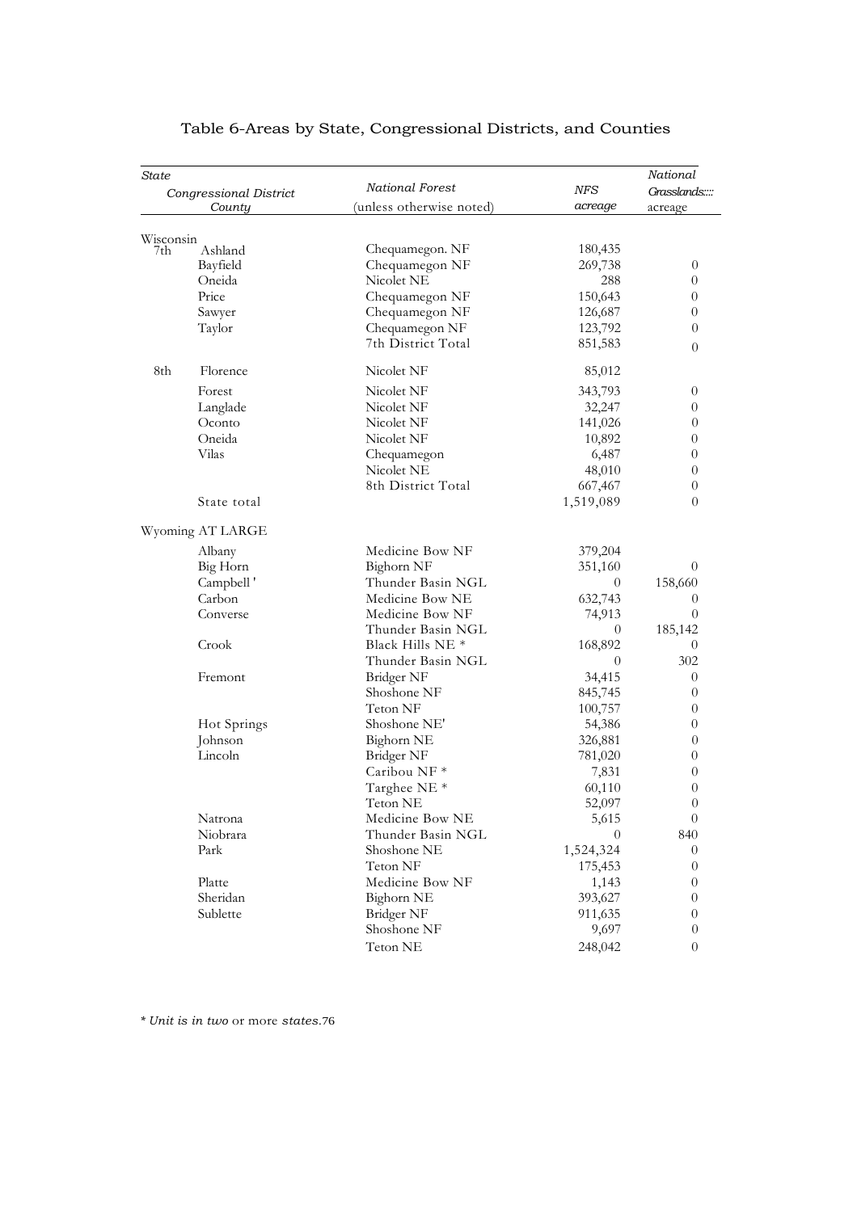## Table 6-Areas by State, Congressional Districts, and Counties

| State | Congressional District | County | National Forest (unless otherwise noted) | NFS acreage | National Grasslands:::: acreage |
|---|---|---|---|---|---|
| Wisconsin | | | | | |
| | 7th | Ashland | Chequamegon. NF | 180,435 | |
| | | Bayfield | Chequamegon NF | 269,738 | 0 |
| | | Oneida | Nicolet NE | 288 | 0 |
| | | Price | Chequamegon NF | 150,643 | 0 |
| | | Sawyer | Chequamegon NF | 126,687 | 0 |
| | | Taylor | Chequamegon NF | 123,792 | 0 |
| | | | 7th District Total | 851,583 | 0 |
| | 8th | Florence | Nicolet NF | 85,012 | |
| | | Forest | Nicolet NF | 343,793 | 0 |
| | | Langlade | Nicolet NF | 32,247 | 0 |
| | | Oconto | Nicolet NF | 141,026 | 0 |
| | | Oneida | Nicolet NF | 10,892 | 0 |
| | | Vilas | Chequamegon | 6,487 | 0 |
| | | | Nicolet NE | 48,010 | 0 |
| | | | 8th District Total | 667,467 | 0 |
| | | State total | | 1,519,089 | 0 |
| Wyoming AT LARGE | | | | | |
| | | Albany | Medicine Bow NF | 379,204 | |
| | | Big Horn | Bighorn NF | 351,160 | 0 |
| | | Campbell ' | Thunder Basin NGL | 0 | 158,660 |
| | | Carbon | Medicine Bow NE | 632,743 | 0 |
| | | Converse | Medicine Bow NF | 74,913 | 0 |
| | | | Thunder Basin NGL | 0 | 185,142 |
| | | Crook | Black Hills NE * | 168,892 | 0 |
| | | | Thunder Basin NGL | 0 | 302 |
| | | Fremont | Bridger NF | 34,415 | 0 |
| | | | Shoshone NF | 845,745 | 0 |
| | | | Teton NF | 100,757 | 0 |
| | | Hot Springs | Shoshone NE' | 54,386 | 0 |
| | | Johnson | Bighorn NE | 326,881 | 0 |
| | | Lincoln | Bridger NF | 781,020 | 0 |
| | | | Caribou NF * | 7,831 | 0 |
| | | | Targhee NE * | 60,110 | 0 |
| | | | Teton NE | 52,097 | 0 |
| | | Natrona | Medicine Bow NE | 5,615 | 0 |
| | | Niobrara | Thunder Basin NGL | 0 | 840 |
| | | Park | Shoshone NE | 1,524,324 | 0 |
| | | | Teton NF | 175,453 | 0 |
| | | Platte | Medicine Bow NF | 1,143 | 0 |
| | | Sheridan | Bighorn NE | 393,627 | 0 |
| | | Sublette | Bridger NF | 911,635 | 0 |
| | | | Shoshone NF | 9,697 | 0 |
| | | | Teton NE | 248,042 | 0 |

*\* Unit is in two* or more *states.*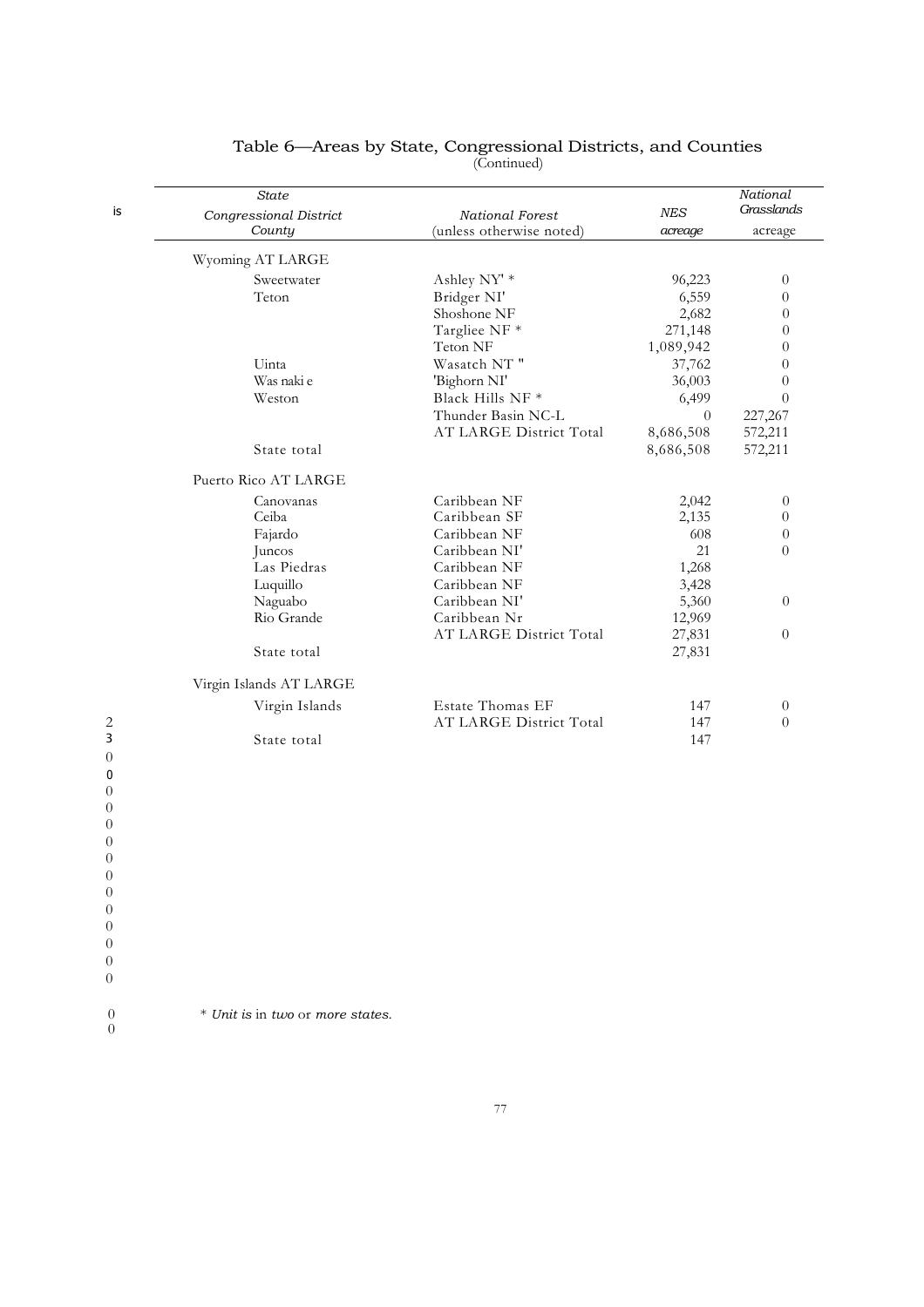## Table 6—Areas by State, Congressional Districts, and Counties
(Continued)

| *State* / *Congressional District* / *County* | *National Forest* (unless otherwise noted) | *NES acreage* | *National Grasslands* acreage |
|---|---|---|---|
| Wyoming AT LARGE | | | |
| Sweetwater | Ashley NY' * | 96,223 | 0 |
| Teton | Bridger NI' | 6,559 | 0 |
| | Shoshone NF | 2,682 | 0 |
| | Targliee NF * | 271,148 | 0 |
| | Teton NF | 1,089,942 | 0 |
| Uinta | Wasatch NT " | 37,762 | 0 |
| Was naki e | 'Bighorn NI' | 36,003 | 0 |
| Weston | Black Hills NF * | 6,499 | 0 |
| | Thunder Basin NC-L | 0 | 227,267 |
| | AT LARGE District Total | 8,686,508 | 572,211 |
| State total | | 8,686,508 | 572,211 |
| Puerto Rico AT LARGE | | | |
| Canovanas | Caribbean NF | 2,042 | 0 |
| Ceiba | Caribbean SF | 2,135 | 0 |
| Fajardo | Caribbean NF | 608 | 0 |
| Juncos | Caribbean NI' | 21 | 0 |
| Las Piedras | Caribbean NF | 1,268 | |
| Luquillo | Caribbean NF | 3,428 | |
| Naguabo | Caribbean NI' | 5,360 | 0 |
| Rio Grande | Caribbean Nr | 12,969 | |
| | AT LARGE District Total | 27,831 | 0 |
| State total | | 27,831 | |
| Virgin Islands AT LARGE | | | |
| Virgin Islands | Estate Thomas EF | 147 | 0 |
| | AT LARGE District Total | 147 | 0 |
| State total | | 147 | |

\* *Unit is* in *two* or *more states.*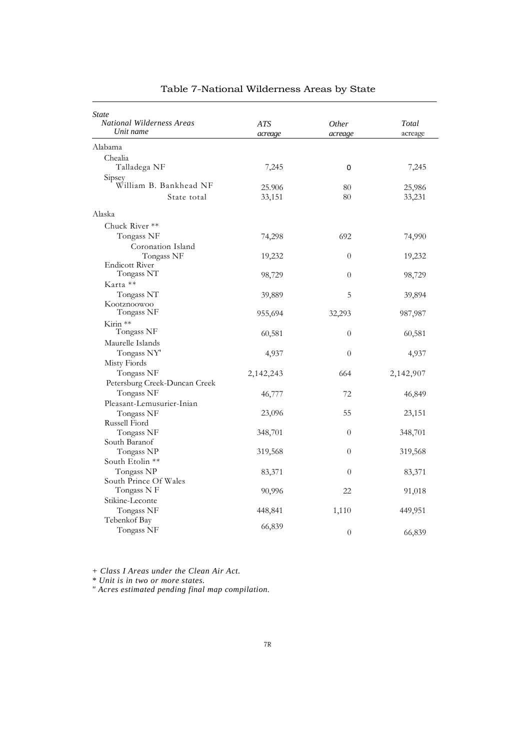# Table 7-National Wilderness Areas by State

| *State* <br> *National Wilderness Areas* <br> *Unit name* | *ATS acreage* | *Other acreage* | *Total* acreage |
|---|---|---|---|
| Alabama | | | |
| Chealia | | | |
| Talladega NF | 7,245 | 0 | 7,245 |
| Sipsey | | | |
| William B. Bankhead NF | 25.906 | 80 | 25,986 |
| State total | 33,151 | 80 | 33,231 |
| Alaska | | | |
| Chuck River ** | | | |
| Tongass NF | 74,298 | 692 | 74,990 |
| Coronation Island | | | |
| Tongass NF | 19,232 | 0 | 19,232 |
| Endicott River | | | |
| Tongass NT | 98,729 | 0 | 98,729 |
| Karta ** | | | |
| Tongass NT | 39,889 | 5 | 39,894 |
| Kootznoowoo | | | |
| Tongass NF | 955,694 | 32,293 | 987,987 |
| Kirin ** | | | |
| Tongass NF | 60,581 | 0 | 60,581 |
| Maurelle Islands | | | |
| Tongass NY' | 4,937 | 0 | 4,937 |
| Misty Fiords | | | |
| Tongass NF | 2,142,243 | 664 | 2,142,907 |
| Petersburg Creek-Duncan Creek | | | |
| Tongass NF | 46,777 | 72 | 46,849 |
| Pleasant-Lemusurier-Inian | | | |
| Tongass NF | 23,096 | 55 | 23,151 |
| Russell Fiord | | | |
| Tongass NF | 348,701 | 0 | 348,701 |
| South Baranof | | | |
| Tongass NP | 319,568 | 0 | 319,568 |
| South Etolin ** | | | |
| Tongass NP | 83,371 | 0 | 83,371 |
| South Prince Of Wales | | | |
| Tongass N F | 90,996 | 22 | 91,018 |
| Stikine-Leconte | | | |
| Tongass NF | 448,841 | 1,110 | 449,951 |
| Tebenkof Bay | | | |
| Tongass NF | 66,839 | 0 | 66,839 |

*+ Class I Areas under the Clean Air Act.*

*\* Unit is in two or more states.*

*" Acres estimated pending final map compilation.*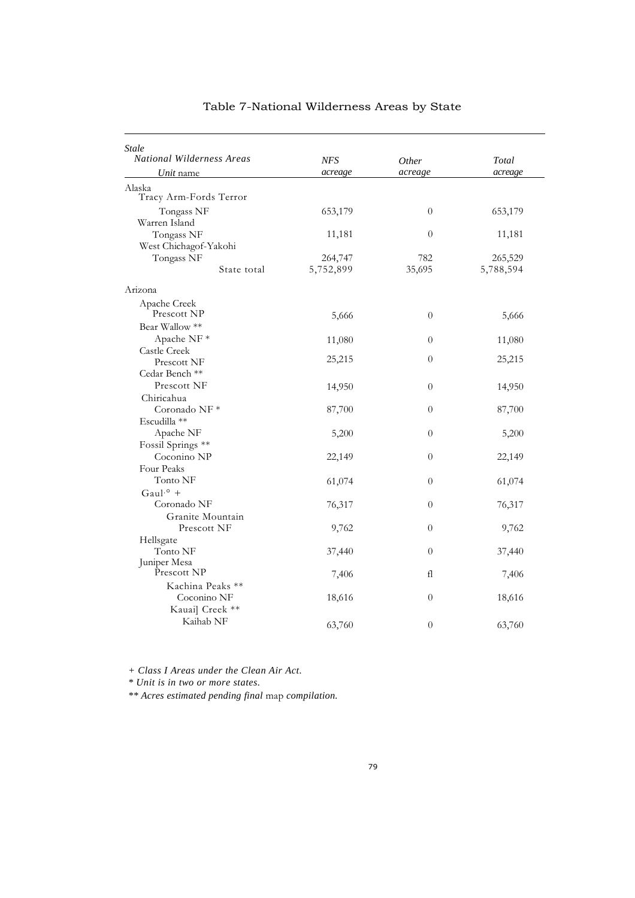# Table 7-National Wilderness Areas by State

| *Stale* *National Wilderness Areas* *Unit* name | *NFS acreage* | *Other acreage* | *Total acreage* |
|---|---|---|---|
| Alaska | | | |
| Tracy Arm-Fords Terror | | | |
| Tongass NF | 653,179 | 0 | 653,179 |
| Warren Island | | | |
| Tongass NF | 11,181 | 0 | 11,181 |
| West Chichagof-Yakohi | | | |
| Tongass NF | 264,747 | 782 | 265,529 |
| State total | 5,752,899 | 35,695 | 5,788,594 |
| Arizona | | | |
| Apache Creek | | | |
| Prescott NP | 5,666 | 0 | 5,666 |
| Bear Wallow ** | | | |
| Apache NF * | 11,080 | 0 | 11,080 |
| Castle Creek | | | |
| Prescott NF | 25,215 | 0 | 25,215 |
| Cedar Bench ** | | | |
| Prescott NF | 14,950 | 0 | 14,950 |
| Chiricahua | | | |
| Coronado NF * | 87,700 | 0 | 87,700 |
| Escudilla ** | | | |
| Apache NF | 5,200 | 0 | 5,200 |
| Fossil Springs ** | | | |
| Coconino NP | 22,149 | 0 | 22,149 |
| Four Peaks | | | |
| Tonto NF | 61,074 | 0 | 61,074 |
| Gaul·° + | | | |
| Coronado NF | 76,317 | 0 | 76,317 |
| Granite Mountain | | | |
| Prescott NF | 9,762 | 0 | 9,762 |
| Hellsgate | | | |
| Tonto NF | 37,440 | 0 | 37,440 |
| Juniper Mesa | | | |
| Prescott NP | 7,406 | fl | 7,406 |
| Kachina Peaks ** | | | |
| Coconino NF | 18,616 | 0 | 18,616 |
| Kauai] Creek ** | | | |
| Kaihab NF | 63,760 | 0 | 63,760 |

*+ Class I Areas under the Clean Air Act.*

*\* Unit is in two or more states.*

*\*\* Acres estimated pending final* map *compilation.*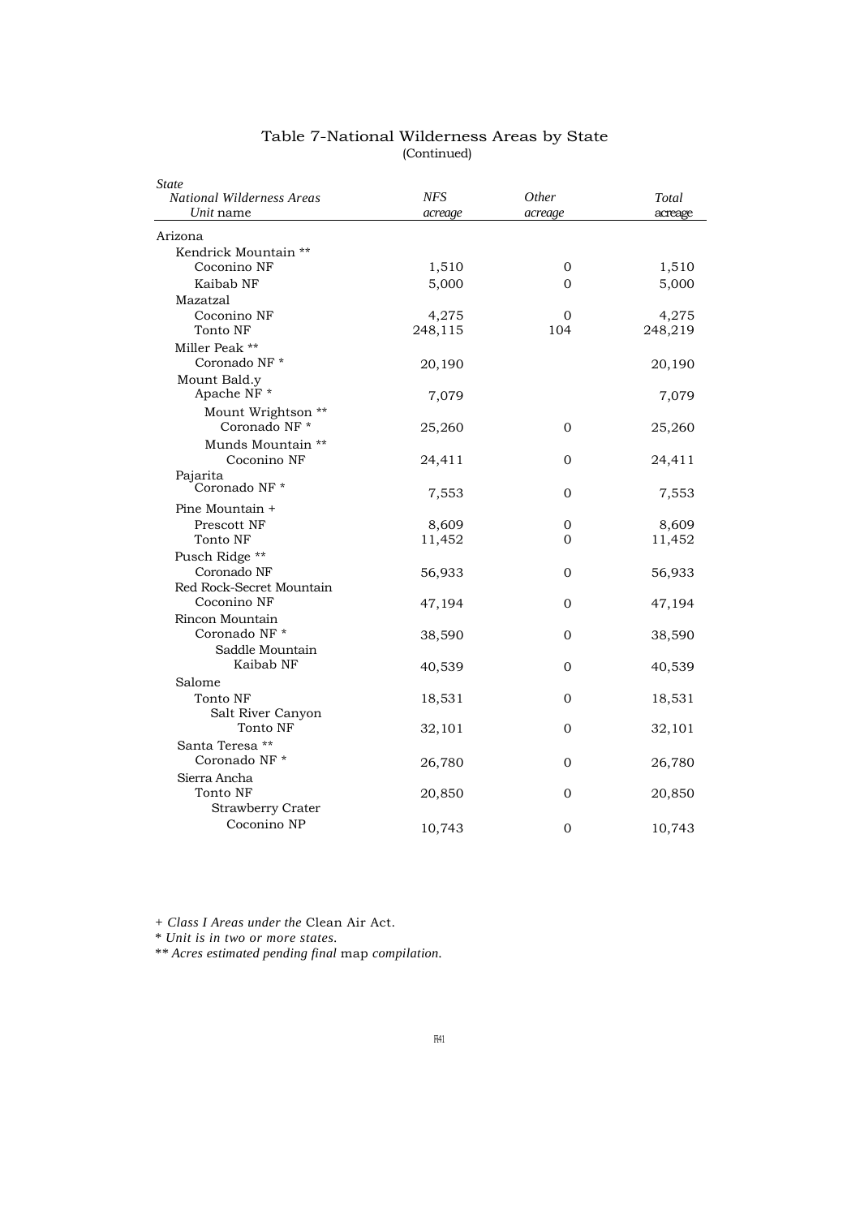# Table 7-National Wilderness Areas by State
(Continued)

| *State*<br>*National Wilderness Areas*<br>*Unit* name | *NFS acreage* | *Other acreage* | *Total acreage* |
|---|---|---|---|
| Arizona | | | |
| Kendrick Mountain ** | | | |
| Coconino NF | 1,510 | 0 | 1,510 |
| Kaibab NF | 5,000 | 0 | 5,000 |
| Mazatzal | | | |
| Coconino NF | 4,275 | 0 | 4,275 |
| Tonto NF | 248,115 | 104 | 248,219 |
| Miller Peak ** | | | |
| Coronado NF * | 20,190 | | 20,190 |
| Mount Bald.y | | | |
| Apache NF * | 7,079 | | 7,079 |
| Mount Wrightson ** | | | |
| Coronado NF * | 25,260 | 0 | 25,260 |
| Munds Mountain ** | | | |
| Coconino NF | 24,411 | 0 | 24,411 |
| Pajarita | | | |
| Coronado NF * | 7,553 | 0 | 7,553 |
| Pine Mountain + | | | |
| Prescott NF | 8,609 | 0 | 8,609 |
| Tonto NF | 11,452 | 0 | 11,452 |
| Pusch Ridge ** | | | |
| Coronado NF | 56,933 | 0 | 56,933 |
| Red Rock-Secret Mountain | | | |
| Coconino NF | 47,194 | 0 | 47,194 |
| Rincon Mountain | | | |
| Coronado NF * | 38,590 | 0 | 38,590 |
| Saddle Mountain | | | |
| Kaibab NF | 40,539 | 0 | 40,539 |
| Salome | | | |
| Tonto NF | 18,531 | 0 | 18,531 |
| Salt River Canyon | | | |
| Tonto NF | 32,101 | 0 | 32,101 |
| Santa Teresa ** | | | |
| Coronado NF * | 26,780 | 0 | 26,780 |
| Sierra Ancha | | | |
| Tonto NF | 20,850 | 0 | 20,850 |
| Strawberry Crater | | | |
| Coconino NP | 10,743 | 0 | 10,743 |

+ *Class I Areas under the* Clean Air Act.

* *Unit is in two or more states.*

** *Acres estimated pending final* map *compilation.*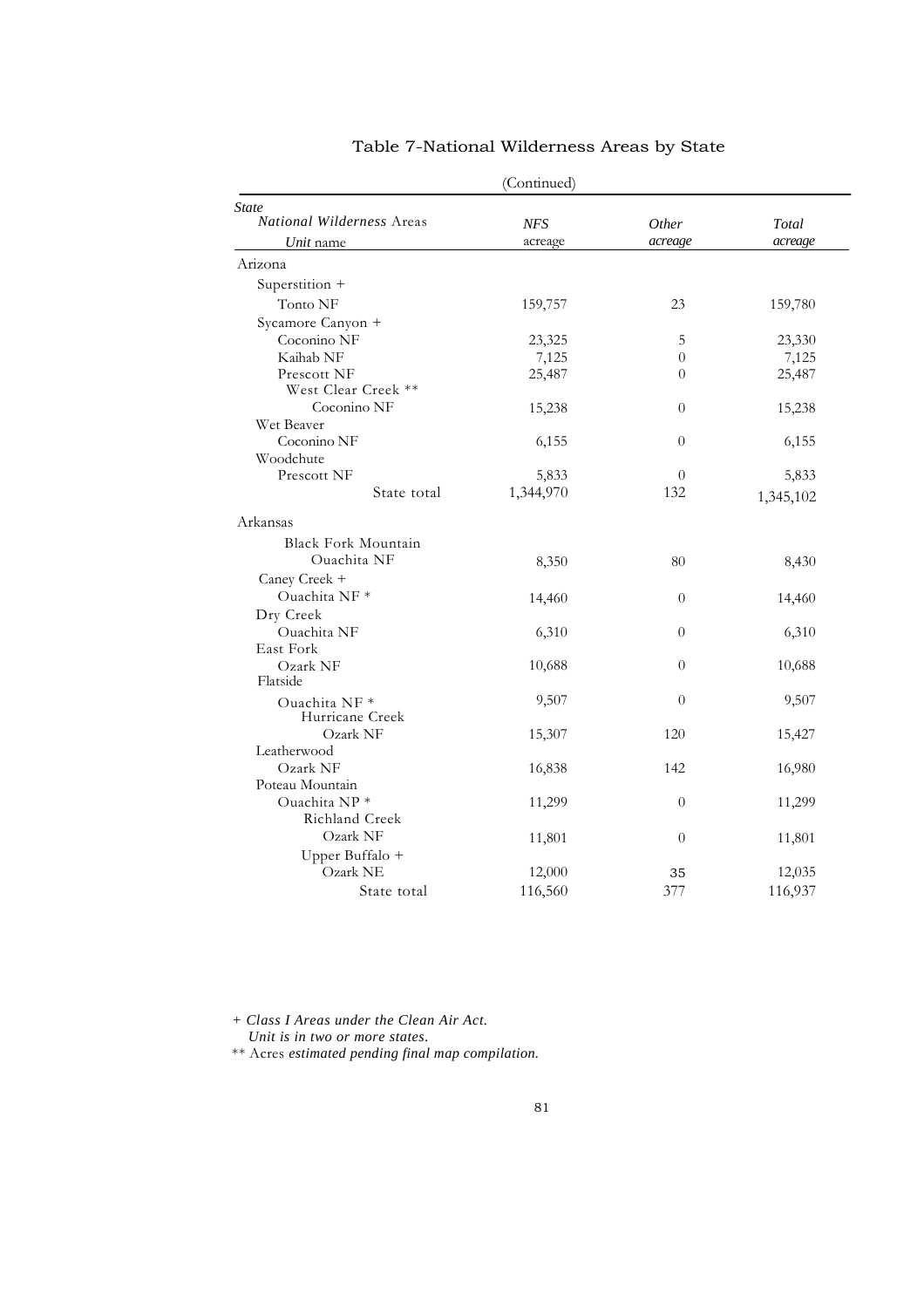# Table 7-National Wilderness Areas by State

(Continued)

| State<br>National Wilderness Areas<br>Unit name | NFS acreage | Other acreage | Total acreage |
|---|---|---|---|
| Arizona | | | |
| Superstition + | | | |
| Tonto NF | 159,757 | 23 | 159,780 |
| Sycamore Canyon + | | | |
| Coconino NF | 23,325 | 5 | 23,330 |
| Kaihab NF | 7,125 | 0 | 7,125 |
| Prescott NF | 25,487 | 0 | 25,487 |
| West Clear Creek ** | | | |
| Coconino NF | 15,238 | 0 | 15,238 |
| Wet Beaver | | | |
| Coconino NF | 6,155 | 0 | 6,155 |
| Woodchute | | | |
| Prescott NF | 5,833 | 0 | 5,833 |
| State total | 1,344,970 | 132 | 1,345,102 |
| Arkansas | | | |
| Black Fork Mountain | | | |
| Ouachita NF | 8,350 | 80 | 8,430 |
| Caney Creek + | | | |
| Ouachita NF * | 14,460 | 0 | 14,460 |
| Dry Creek | | | |
| Ouachita NF | 6,310 | 0 | 6,310 |
| East Fork | | | |
| Ozark NF | 10,688 | 0 | 10,688 |
| Flatside | | | |
| Ouachita NF * | 9,507 | 0 | 9,507 |
| Hurricane Creek | | | |
| Ozark NF | 15,307 | 120 | 15,427 |
| Leatherwood | | | |
| Ozark NF | 16,838 | 142 | 16,980 |
| Poteau Mountain | | | |
| Ouachita NP * | 11,299 | 0 | 11,299 |
| Richland Creek | | | |
| Ozark NF | 11,801 | 0 | 11,801 |
| Upper Buffalo + | | | |
| Ozark NE | 12,000 | 35 | 12,035 |
| State total | 116,560 | 377 | 116,937 |

+ *Class I Areas under the Clean Air Act.*
*Unit is in two or more states.*
** Acres *estimated pending final map compilation.*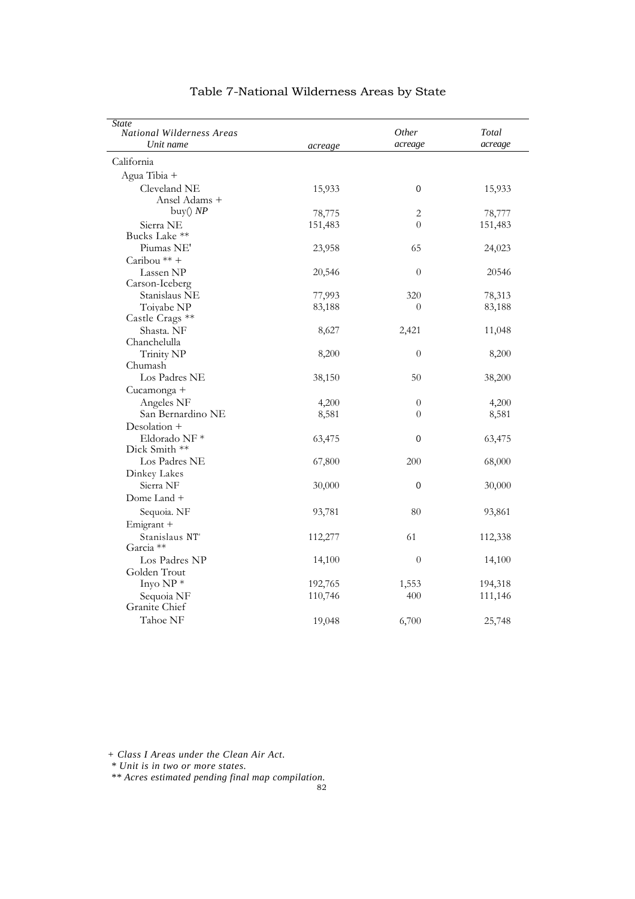# Table 7-National Wilderness Areas by State

| *State* / *National Wilderness Areas* / *Unit name* | *acreage* | *Other acreage* | *Total acreage* |
|---|---|---|---|
| California | | | |
| Agua Tibia + | | | |
| Cleveland NE | 15,933 | 0 | 15,933 |
| Ansel Adams + | | | |
| buy() *NP* | 78,775 | 2 | 78,777 |
| Sierra NE | 151,483 | 0 | 151,483 |
| Bucks Lake ** | | | |
| Piumas NE' | 23,958 | 65 | 24,023 |
| Caribou ** + | | | |
| Lassen NP | 20,546 | 0 | 20546 |
| Carson-Iceberg | | | |
| Stanislaus NE | 77,993 | 320 | 78,313 |
| Toiyabe NP | 83,188 | 0 | 83,188 |
| Castle Crags ** | | | |
| Shasta. NF | 8,627 | 2,421 | 11,048 |
| Chanchelulla | | | |
| Trinity NP | 8,200 | 0 | 8,200 |
| Chumash | | | |
| Los Padres NE | 38,150 | 50 | 38,200 |
| Cucamonga + | | | |
| Angeles NF | 4,200 | 0 | 4,200 |
| San Bernardino NE | 8,581 | 0 | 8,581 |
| Desolation + | | | |
| Eldorado NF * | 63,475 | 0 | 63,475 |
| Dick Smith ** | | | |
| Los Padres NE | 67,800 | 200 | 68,000 |
| Dinkey Lakes | | | |
| Sierra NF | 30,000 | 0 | 30,000 |
| Dome Land + | | | |
| Sequoia. NF | 93,781 | 80 | 93,861 |
| Emigrant + | | | |
| Stanislaus NT' | 112,277 | 61 | 112,338 |
| Garcia ** | | | |
| Los Padres NP | 14,100 | 0 | 14,100 |
| Golden Trout | | | |
| Inyo NP * | 192,765 | 1,553 | 194,318 |
| Sequoia NF | 110,746 | 400 | 111,146 |
| Granite Chief | | | |
| Tahoe NF | 19,048 | 6,700 | 25,748 |

*+ Class I Areas under the Clean Air Act.*

*\* Unit is in two or more states.*

*\*\* Acres estimated pending final map compilation.*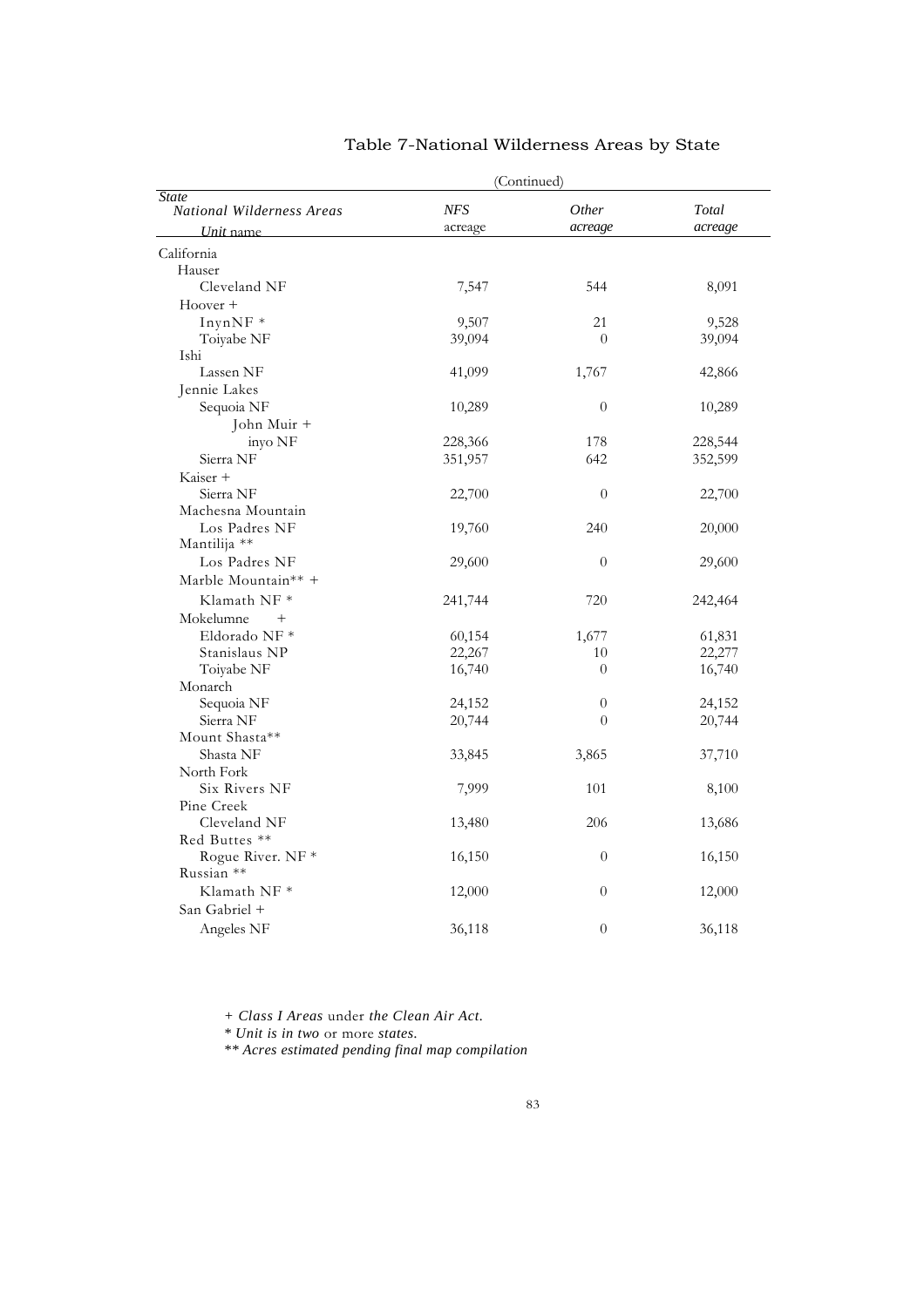# Table 7-National Wilderness Areas by State

(Continued)

| *State* / *National Wilderness Areas* / *Unit name* | *NFS* acreage | *Other acreage* | *Total acreage* |
|---|---|---|---|
| California | | | |
| Hauser | | | |
| Cleveland NF | 7,547 | 544 | 8,091 |
| Hoover + | | | |
| InynNF * | 9,507 | 21 | 9,528 |
| Toiyabe NF | 39,094 | 0 | 39,094 |
| Ishi | | | |
| Lassen NF | 41,099 | 1,767 | 42,866 |
| Jennie Lakes | | | |
| Sequoia NF | 10,289 | 0 | 10,289 |
| John Muir + | | | |
| inyo NF | 228,366 | 178 | 228,544 |
| Sierra NF | 351,957 | 642 | 352,599 |
| Kaiser + | | | |
| Sierra NF | 22,700 | 0 | 22,700 |
| Machesna Mountain | | | |
| Los Padres NF | 19,760 | 240 | 20,000 |
| Mantilija ** | | | |
| Los Padres NF | 29,600 | 0 | 29,600 |
| Marble Mountain** + | | | |
| Klamath NF * | 241,744 | 720 | 242,464 |
| Mokelumne + | | | |
| Eldorado NF * | 60,154 | 1,677 | 61,831 |
| Stanislaus NP | 22,267 | 10 | 22,277 |
| Toiyabe NF | 16,740 | 0 | 16,740 |
| Monarch | | | |
| Sequoia NF | 24,152 | 0 | 24,152 |
| Sierra NF | 20,744 | 0 | 20,744 |
| Mount Shasta** | | | |
| Shasta NF | 33,845 | 3,865 | 37,710 |
| North Fork | | | |
| Six Rivers NF | 7,999 | 101 | 8,100 |
| Pine Creek | | | |
| Cleveland NF | 13,480 | 206 | 13,686 |
| Red Buttes ** | | | |
| Rogue River. NF * | 16,150 | 0 | 16,150 |
| Russian ** | | | |
| Klamath NF * | 12,000 | 0 | 12,000 |
| San Gabriel + | | | |
| Angeles NF | 36,118 | 0 | 36,118 |

*+ Class I Areas* under *the Clean Air Act.*

*\* Unit is in two* or more *states.*

*\*\* Acres estimated pending final map compilation*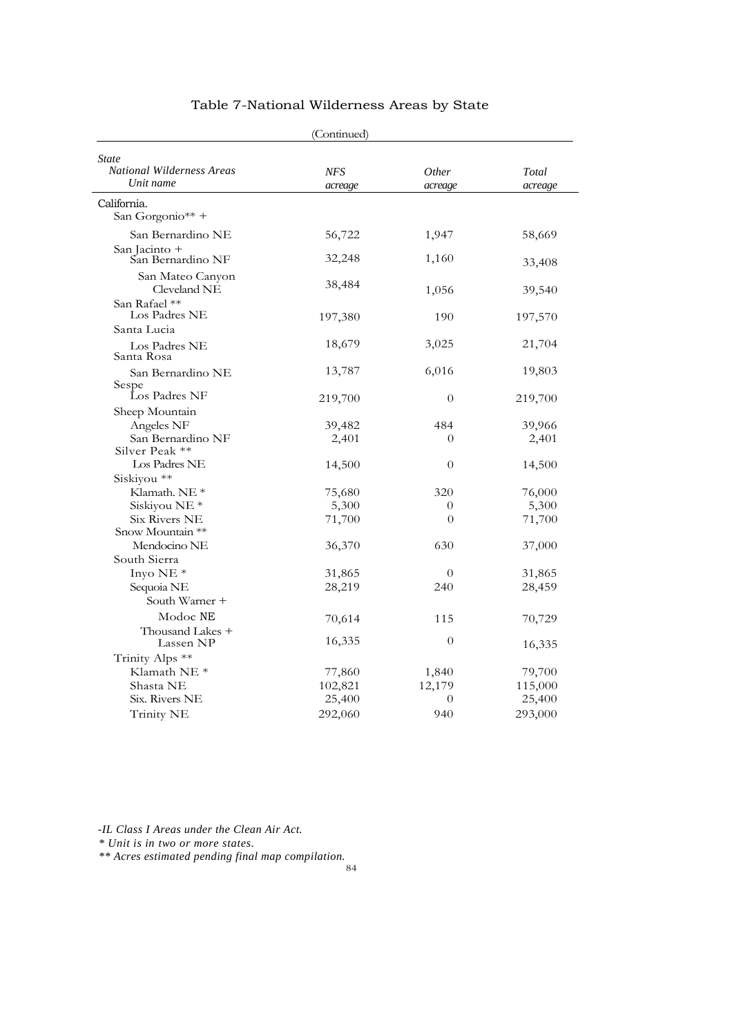# Table 7-National Wilderness Areas by State

(Continued)

| *State* *National Wilderness Areas* *Unit name* | *NFS acreage* | *Other acreage* | *Total acreage* |
|---|---|---|---|
| California. | | | |
| San Gorgonio** + | | | |
| San Bernardino NE | 56,722 | 1,947 | 58,669 |
| San Jacinto + | | | |
| San Bernardino NF | 32,248 | 1,160 | 33,408 |
| San Mateo Canyon | | | |
| Cleveland NE | 38,484 | 1,056 | 39,540 |
| San Rafael ** | | | |
| Los Padres NE | 197,380 | 190 | 197,570 |
| Santa Lucia | | | |
| Los Padres NE | 18,679 | 3,025 | 21,704 |
| Santa Rosa | | | |
| San Bernardino NE | 13,787 | 6,016 | 19,803 |
| Sespe | | | |
| Los Padres NF | 219,700 | 0 | 219,700 |
| Sheep Mountain | | | |
| Angeles NF | 39,482 | 484 | 39,966 |
| San Bernardino NF | 2,401 | 0 | 2,401 |
| Silver Peak ** | | | |
| Los Padres NE | 14,500 | 0 | 14,500 |
| Siskiyou ** | | | |
| Klamath. NE * | 75,680 | 320 | 76,000 |
| Siskiyou NE * | 5,300 | 0 | 5,300 |
| Six Rivers NE | 71,700 | 0 | 71,700 |
| Snow Mountain ** | | | |
| Mendocino NE | 36,370 | 630 | 37,000 |
| South Sierra | | | |
| Inyo NE * | 31,865 | 0 | 31,865 |
| Sequoia NE | 28,219 | 240 | 28,459 |
| South Warner + | | | |
| Modoc NE | 70,614 | 115 | 70,729 |
| Thousand Lakes + | | | |
| Lassen NP | 16,335 | 0 | 16,335 |
| Trinity Alps ** | | | |
| Klamath NE * | 77,860 | 1,840 | 79,700 |
| Shasta NE | 102,821 | 12,179 | 115,000 |
| Six. Rivers NE | 25,400 | 0 | 25,400 |
| Trinity NE | 292,060 | 940 | 293,000 |

*-IL Class I Areas under the Clean Air Act.*

*\* Unit is in two or more states.*

*\*\* Acres estimated pending final map compilation.*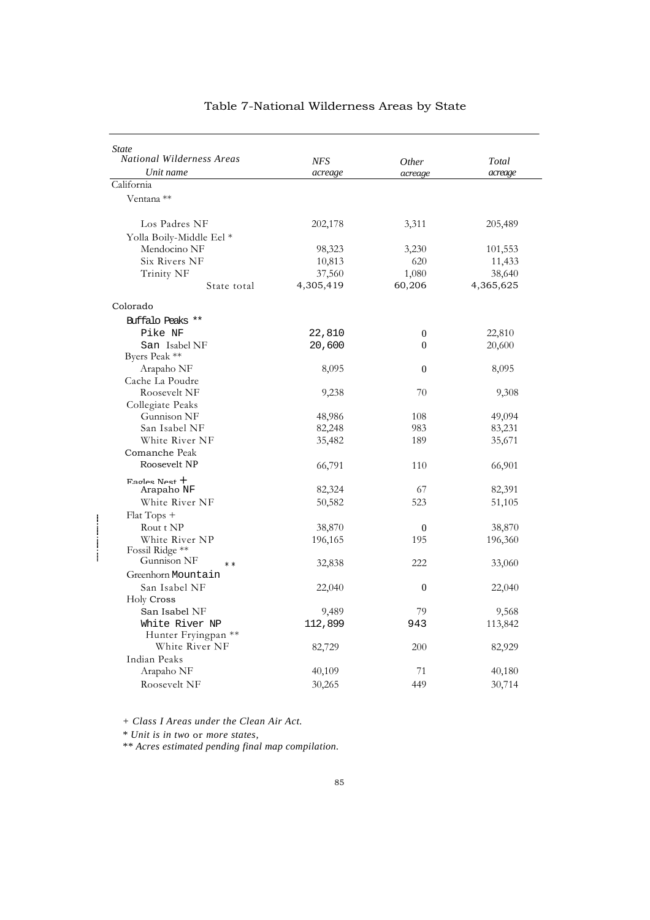# Table 7-National Wilderness Areas by State

| *State* *National Wilderness Areas* *Unit name* | *NFS acreage* | *Other acreage* | *Total acreage* |
|---|---|---|---|
| California | | | |
| Ventana ** | | | |
| Los Padres NF | 202,178 | 3,311 | 205,489 |
| Yolla Boily-Middle Eel * | | | |
| Mendocino NF | 98,323 | 3,230 | 101,553 |
| Six Rivers NF | 10,813 | 620 | 11,433 |
| Trinity NF | 37,560 | 1,080 | 38,640 |
| State total | 4,305,419 | 60,206 | 4,365,625 |
| Colorado | | | |
| Buffalo Peaks ** | | | |
| Pike NF | 22,810 | 0 | 22,810 |
| San Isabel NF | 20,600 | 0 | 20,600 |
| Byers Peak ** | | | |
| Arapaho NF | 8,095 | 0 | 8,095 |
| Cache La Poudre | | | |
| Roosevelt NF | 9,238 | 70 | 9,308 |
| Collegiate Peaks | | | |
| Gunnison NF | 48,986 | 108 | 49,094 |
| San Isabel NF | 82,248 | 983 | 83,231 |
| White River NF | 35,482 | 189 | 35,671 |
| Comanche Peak | | | |
| Roosevelt NP | 66,791 | 110 | 66,901 |
| Eagles Nest + | | | |
| Arapaho NF | 82,324 | 67 | 82,391 |
| White River NF | 50,582 | 523 | 51,105 |
| Flat Tops + | | | |
| Rout t NP | 38,870 | 0 | 38,870 |
| White River NP | 196,165 | 195 | 196,360 |
| Fossil Ridge ** | | | |
| Gunnison NF ** | 32,838 | 222 | 33,060 |
| Greenhorn Mountain | | | |
| San Isabel NF | 22,040 | 0 | 22,040 |
| Holy Cross | | | |
| San Isabel NF | 9,489 | 79 | 9,568 |
| White River NP | 112,899 | 943 | 113,842 |
| Hunter Fryingpan ** | | | |
| White River NF | 82,729 | 200 | 82,929 |
| Indian Peaks | | | |
| Arapaho NF | 40,109 | 71 | 40,180 |
| Roosevelt NF | 30,265 | 449 | 30,714 |

*+ Class I Areas under the Clean Air Act.*

*\* Unit is in two or more states,*

*\*\* Acres estimated pending final map compilation.*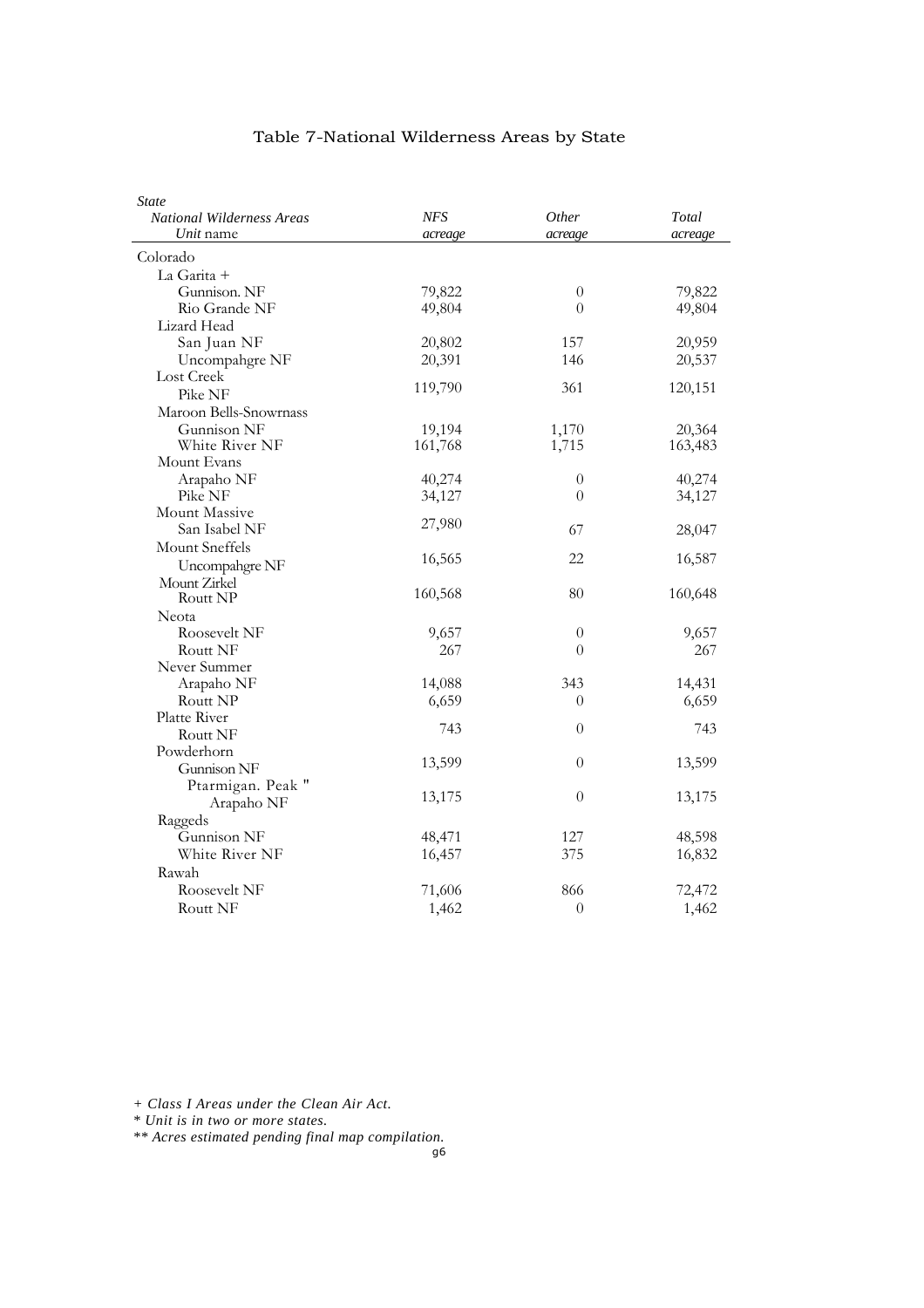# Table 7-National Wilderness Areas by State

| *State* *National Wilderness Areas* *Unit* name | *NFS acreage* | *Other acreage* | *Total acreage* |
|---|---|---|---|
| Colorado | | | |
| La Garita + | | | |
| Gunnison. NF | 79,822 | 0 | 79,822 |
| Rio Grande NF | 49,804 | 0 | 49,804 |
| Lizard Head | | | |
| San Juan NF | 20,802 | 157 | 20,959 |
| Uncompahgre NF | 20,391 | 146 | 20,537 |
| Lost Creek | | | |
| Pike NF | 119,790 | 361 | 120,151 |
| Maroon Bells-Snowrnass | | | |
| Gunnison NF | 19,194 | 1,170 | 20,364 |
| White River NF | 161,768 | 1,715 | 163,483 |
| Mount Evans | | | |
| Arapaho NF | 40,274 | 0 | 40,274 |
| Pike NF | 34,127 | 0 | 34,127 |
| Mount Massive | | | |
| San Isabel NF | 27,980 | 67 | 28,047 |
| Mount Sneffels | | | |
| Uncompahgre NF | 16,565 | 22 | 16,587 |
| Mount Zirkel | | | |
| Routt NP | 160,568 | 80 | 160,648 |
| Neota | | | |
| Roosevelt NF | 9,657 | 0 | 9,657 |
| Routt NF | 267 | 0 | 267 |
| Never Summer | | | |
| Arapaho NF | 14,088 | 343 | 14,431 |
| Routt NP | 6,659 | 0 | 6,659 |
| Platte River | | | |
| Routt NF | 743 | 0 | 743 |
| Powderhorn | | | |
| Gunnison NF | 13,599 | 0 | 13,599 |
| Ptarmigan. Peak " | | | |
| Arapaho NF | 13,175 | 0 | 13,175 |
| Raggeds | | | |
| Gunnison NF | 48,471 | 127 | 48,598 |
| White River NF | 16,457 | 375 | 16,832 |
| Rawah | | | |
| Roosevelt NF | 71,606 | 866 | 72,472 |
| Routt NF | 1,462 | 0 | 1,462 |

*+ Class I Areas under the Clean Air Act.*
*\* Unit is in two or more states.*
*\*\* Acres estimated pending final map compilation.*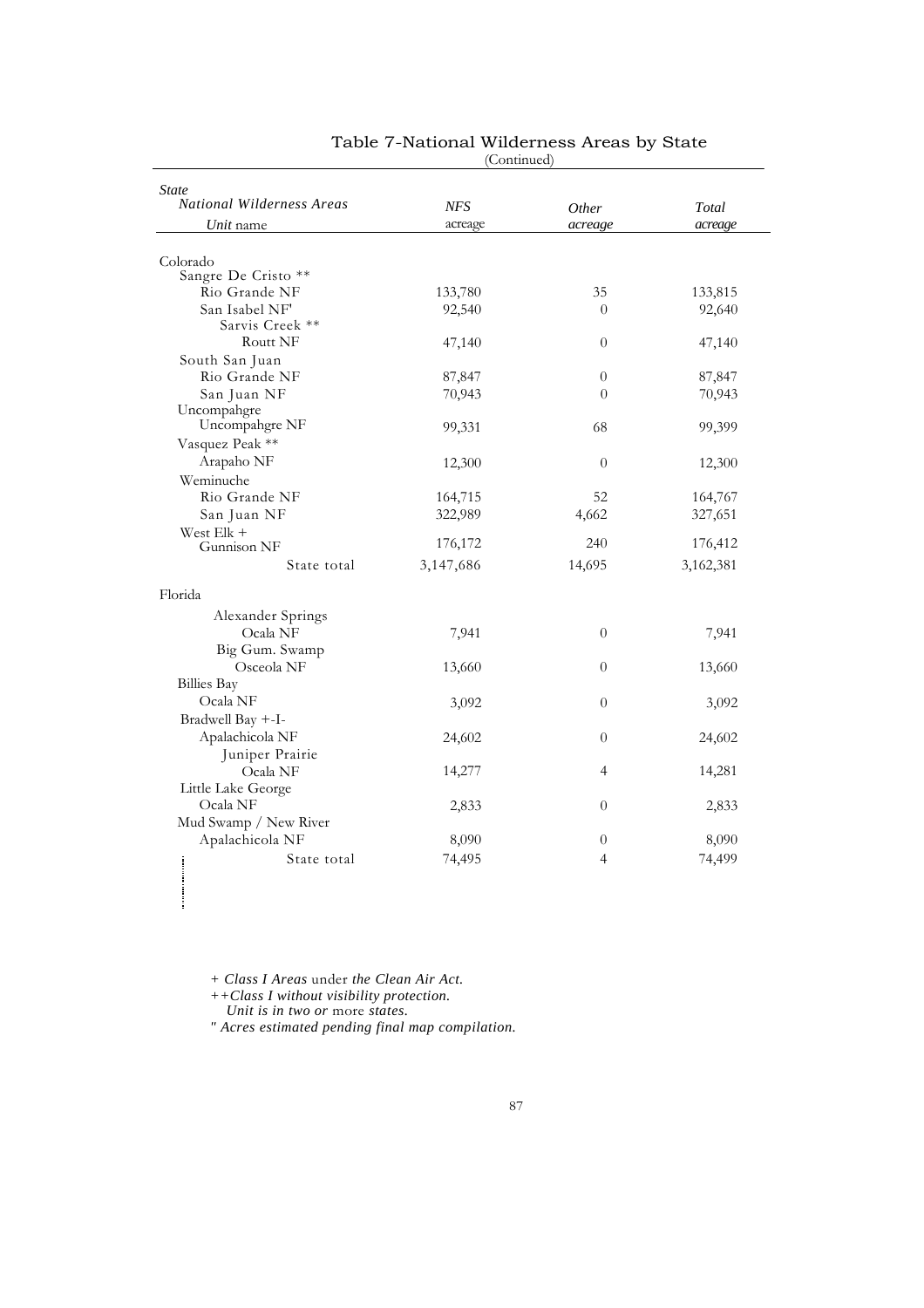# Table 7-National Wilderness Areas by State

(Continued)

| *State*<br>*National Wilderness Areas*<br>*Unit* name | *NFS* acreage | *Other acreage* | *Total acreage* |
|---|---|---|---|
| Colorado | | | |
| Sangre De Cristo ** | | | |
| Rio Grande NF | 133,780 | 35 | 133,815 |
| San Isabel NF' | 92,540 | 0 | 92,640 |
| Sarvis Creek ** | | | |
| Routt NF | 47,140 | 0 | 47,140 |
| South San Juan | | | |
| Rio Grande NF | 87,847 | 0 | 87,847 |
| San Juan NF | 70,943 | 0 | 70,943 |
| Uncompahgre | | | |
| Uncompahgre NF | 99,331 | 68 | 99,399 |
| Vasquez Peak ** | | | |
| Arapaho NF | 12,300 | 0 | 12,300 |
| Weminuche | | | |
| Rio Grande NF | 164,715 | 52 | 164,767 |
| San Juan NF | 322,989 | 4,662 | 327,651 |
| West Elk + | | | |
| Gunnison NF | 176,172 | 240 | 176,412 |
| State total | 3,147,686 | 14,695 | 3,162,381 |
| Florida | | | |
| Alexander Springs | | | |
| Ocala NF | 7,941 | 0 | 7,941 |
| Big Gum. Swamp | | | |
| Osceola NF | 13,660 | 0 | 13,660 |
| Billies Bay | | | |
| Ocala NF | 3,092 | 0 | 3,092 |
| Bradwell Bay +-I- | | | |
| Apalachicola NF | 24,602 | 0 | 24,602 |
| Juniper Prairie | | | |
| Ocala NF | 14,277 | 4 | 14,281 |
| Little Lake George | | | |
| Ocala NF | 2,833 | 0 | 2,833 |
| Mud Swamp / New River | | | |
| Apalachicola NF | 8,090 | 0 | 8,090 |
| State total | 74,495 | 4 | 74,499 |

+ *Class I Areas* under *the Clean Air Act.*

++*Class I without visibility protection.*

*Unit is in two or* more *states.*

" *Acres estimated pending final map compilation.*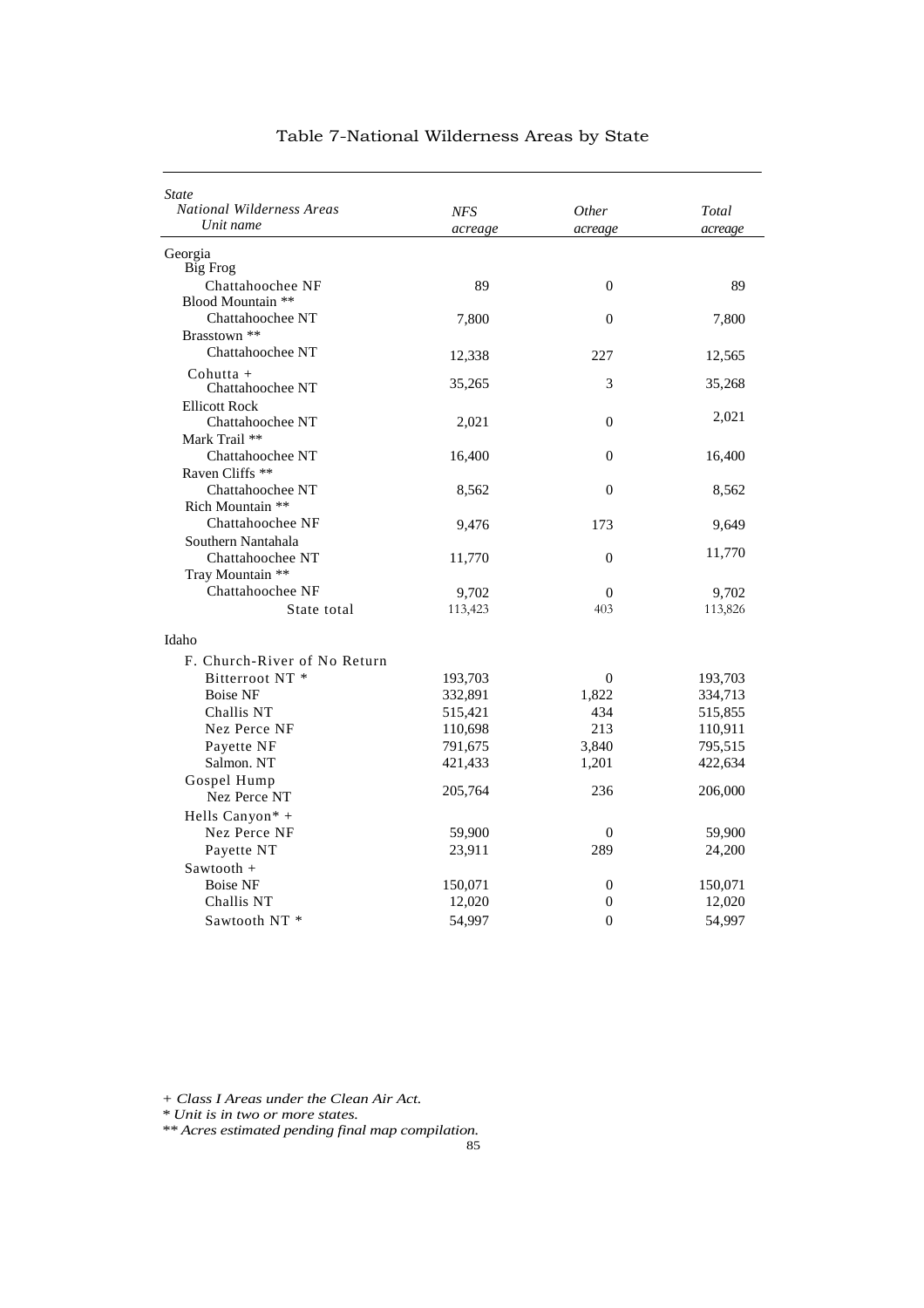# Table 7-National Wilderness Areas by State

| *State* / *National Wilderness Areas* / *Unit name* | *NFS acreage* | *Other acreage* | *Total acreage* |
|---|---|---|---|
| Georgia | | | |
| Big Frog | | | |
| Chattahoochee NF | 89 | 0 | 89 |
| Blood Mountain ** | | | |
| Chattahoochee NT | 7,800 | 0 | 7,800 |
| Brasstown ** | | | |
| Chattahoochee NT | 12,338 | 227 | 12,565 |
| Cohutta + | | | |
| Chattahoochee NT | 35,265 | 3 | 35,268 |
| Ellicott Rock | | | |
| Chattahoochee NT | 2,021 | 0 | 2,021 |
| Mark Trail ** | | | |
| Chattahoochee NT | 16,400 | 0 | 16,400 |
| Raven Cliffs ** | | | |
| Chattahoochee NT | 8,562 | 0 | 8,562 |
| Rich Mountain ** | | | |
| Chattahoochee NF | 9,476 | 173 | 9,649 |
| Southern Nantahala | | | |
| Chattahoochee NT | 11,770 | 0 | 11,770 |
| Tray Mountain ** | | | |
| Chattahoochee NF | 9,702 | 0 | 9,702 |
| State total | 113,423 | 403 | 113,826 |
| Idaho | | | |
| F. Church-River of No Return | | | |
| Bitterroot NT * | 193,703 | 0 | 193,703 |
| Boise NF | 332,891 | 1,822 | 334,713 |
| Challis NT | 515,421 | 434 | 515,855 |
| Nez Perce NF | 110,698 | 213 | 110,911 |
| Payette NF | 791,675 | 3,840 | 795,515 |
| Salmon. NT | 421,433 | 1,201 | 422,634 |
| Gospel Hump | | | |
| Nez Perce NT | 205,764 | 236 | 206,000 |
| Hells Canyon* + | | | |
| Nez Perce NF | 59,900 | 0 | 59,900 |
| Payette NT | 23,911 | 289 | 24,200 |
| Sawtooth + | | | |
| Boise NF | 150,071 | 0 | 150,071 |
| Challis NT | 12,020 | 0 | 12,020 |
| Sawtooth NT * | 54,997 | 0 | 54,997 |

*+ Class I Areas under the Clean Air Act.*
*\* Unit is in two or more states.*
*\*\* Acres estimated pending final map compilation.*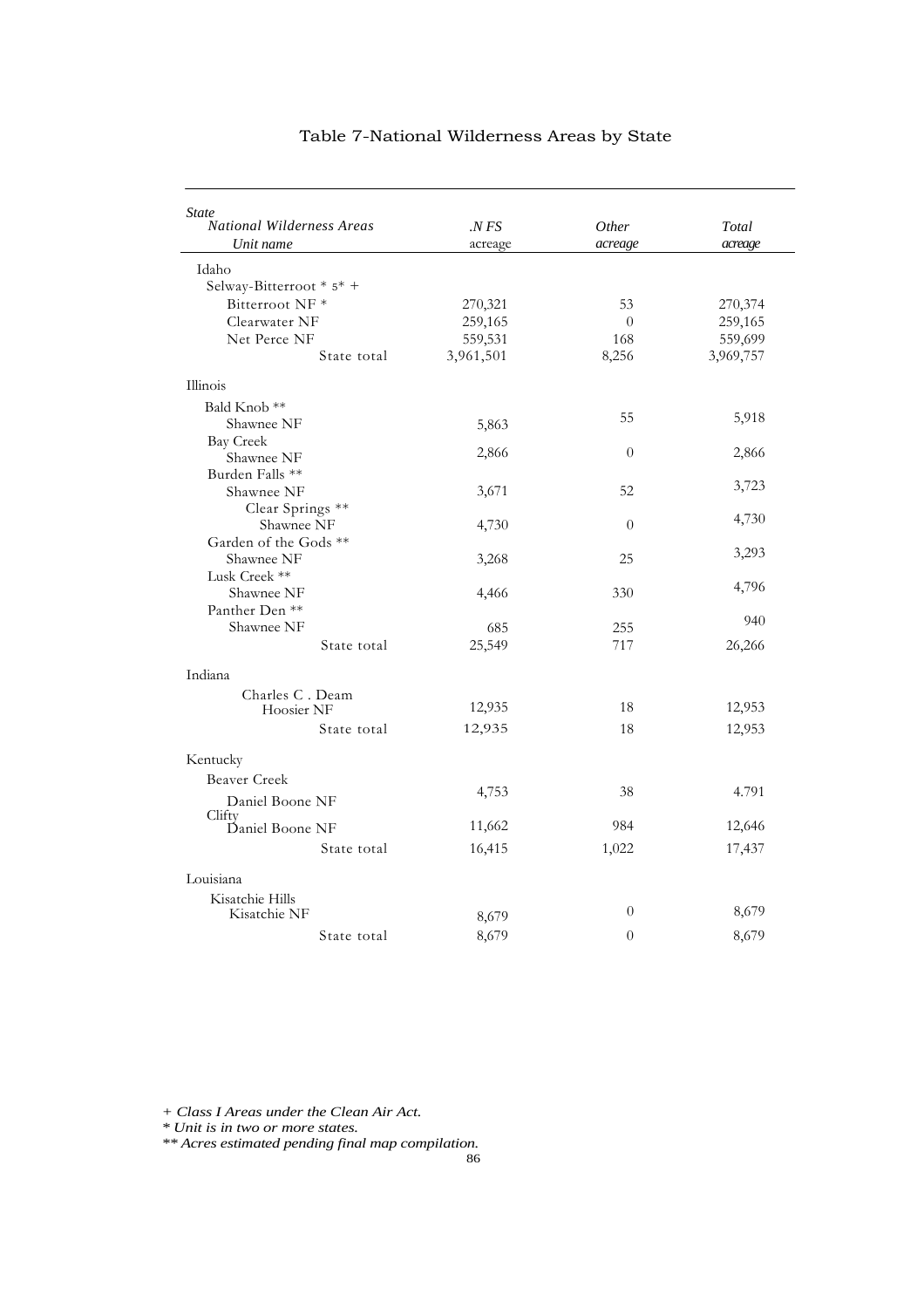# Table 7-National Wilderness Areas by State

| State<br>National Wilderness Areas<br>Unit name | .N FS acreage | Other acreage | Total acreage |
|---|---|---|---|
| Idaho | | | |
| Selway-Bitterroot * 5* + | | | |
| Bitterroot NF * | 270,321 | 53 | 270,374 |
| Clearwater NF | 259,165 | 0 | 259,165 |
| Net Perce NF | 559,531 | 168 | 559,699 |
| State total | 3,961,501 | 8,256 | 3,969,757 |
| Illinois | | | |
| Bald Knob ** | | | |
| Shawnee NF | 5,863 | 55 | 5,918 |
| Bay Creek | | | |
| Shawnee NF | 2,866 | 0 | 2,866 |
| Burden Falls ** | | | |
| Shawnee NF | 3,671 | 52 | 3,723 |
| Clear Springs ** | | | |
| Shawnee NF | 4,730 | 0 | 4,730 |
| Garden of the Gods ** | | | |
| Shawnee NF | 3,268 | 25 | 3,293 |
| Lusk Creek ** | | | |
| Shawnee NF | 4,466 | 330 | 4,796 |
| Panther Den ** | | | |
| Shawnee NF | 685 | 255 | 940 |
| State total | 25,549 | 717 | 26,266 |
| Indiana | | | |
| Charles C . Deam | | | |
| Hoosier NF | 12,935 | 18 | 12,953 |
| State total | 12,935 | 18 | 12,953 |
| Kentucky | | | |
| Beaver Creek | | | |
| Daniel Boone NF | 4,753 | 38 | 4.791 |
| Clifty | | | |
| Daniel Boone NF | 11,662 | 984 | 12,646 |
| State total | 16,415 | 1,022 | 17,437 |
| Louisiana | | | |
| Kisatchie Hills | | | |
| Kisatchie NF | 8,679 | 0 | 8,679 |
| State total | 8,679 | 0 | 8,679 |

*+ Class I Areas under the Clean Air Act.*

*\* Unit is in two or more states.*

*\*\* Acres estimated pending final map compilation.*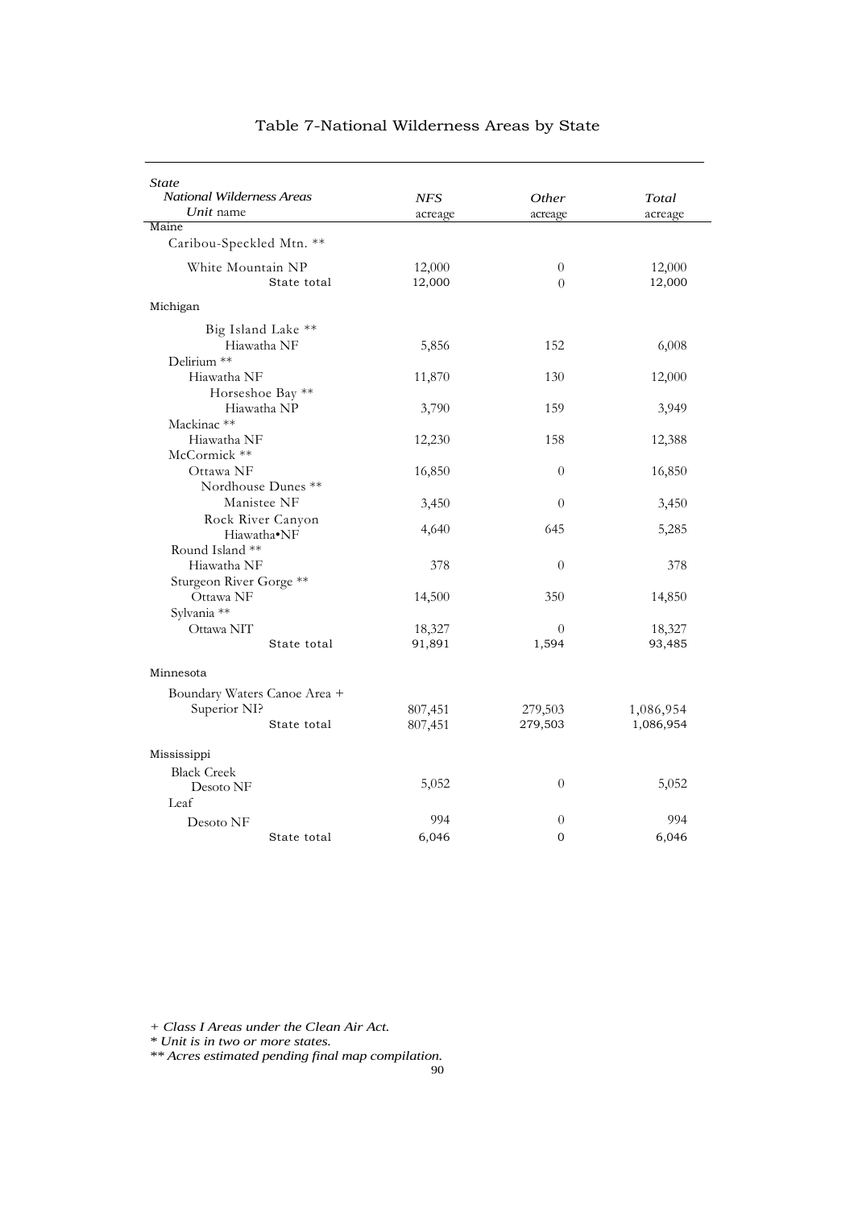## Table 7-National Wilderness Areas by State

| *State* / *National Wilderness Areas* / *Unit* name | *NFS* acreage | *Other* acreage | *Total* acreage |
|---|---|---|---|
| Maine | | | |
| Caribou-Speckled Mtn. ** | | | |
| White Mountain NP | 12,000 | 0 | 12,000 |
| State total | 12,000 | 0 | 12,000 |
| Michigan | | | |
| Big Island Lake ** | | | |
| Hiawatha NF | 5,856 | 152 | 6,008 |
| Delirium ** | | | |
| Hiawatha NF | 11,870 | 130 | 12,000 |
| Horseshoe Bay ** | | | |
| Hiawatha NP | 3,790 | 159 | 3,949 |
| Mackinac ** | | | |
| Hiawatha NF | 12,230 | 158 | 12,388 |
| McCormick ** | | | |
| Ottawa NF | 16,850 | 0 | 16,850 |
| Nordhouse Dunes ** | | | |
| Manistee NF | 3,450 | 0 | 3,450 |
| Rock River Canyon | | | |
| Hiawatha•NF | 4,640 | 645 | 5,285 |
| Round Island ** | | | |
| Hiawatha NF | 378 | 0 | 378 |
| Sturgeon River Gorge ** | | | |
| Ottawa NF | 14,500 | 350 | 14,850 |
| Sylvania ** | | | |
| Ottawa NIT | 18,327 | 0 | 18,327 |
| State total | 91,891 | 1,594 | 93,485 |
| Minnesota | | | |
| Boundary Waters Canoe Area + | | | |
| Superior NI? | 807,451 | 279,503 | 1,086,954 |
| State total | 807,451 | 279,503 | 1,086,954 |
| Mississippi | | | |
| Black Creek | | | |
| Desoto NF | 5,052 | 0 | 5,052 |
| Leaf | | | |
| Desoto NF | 994 | 0 | 994 |
| State total | 6,046 | 0 | 6,046 |

*+ Class I Areas under the Clean Air Act.*

*\* Unit is in two or more states.*

*\*\* Acres estimated pending final map compilation.*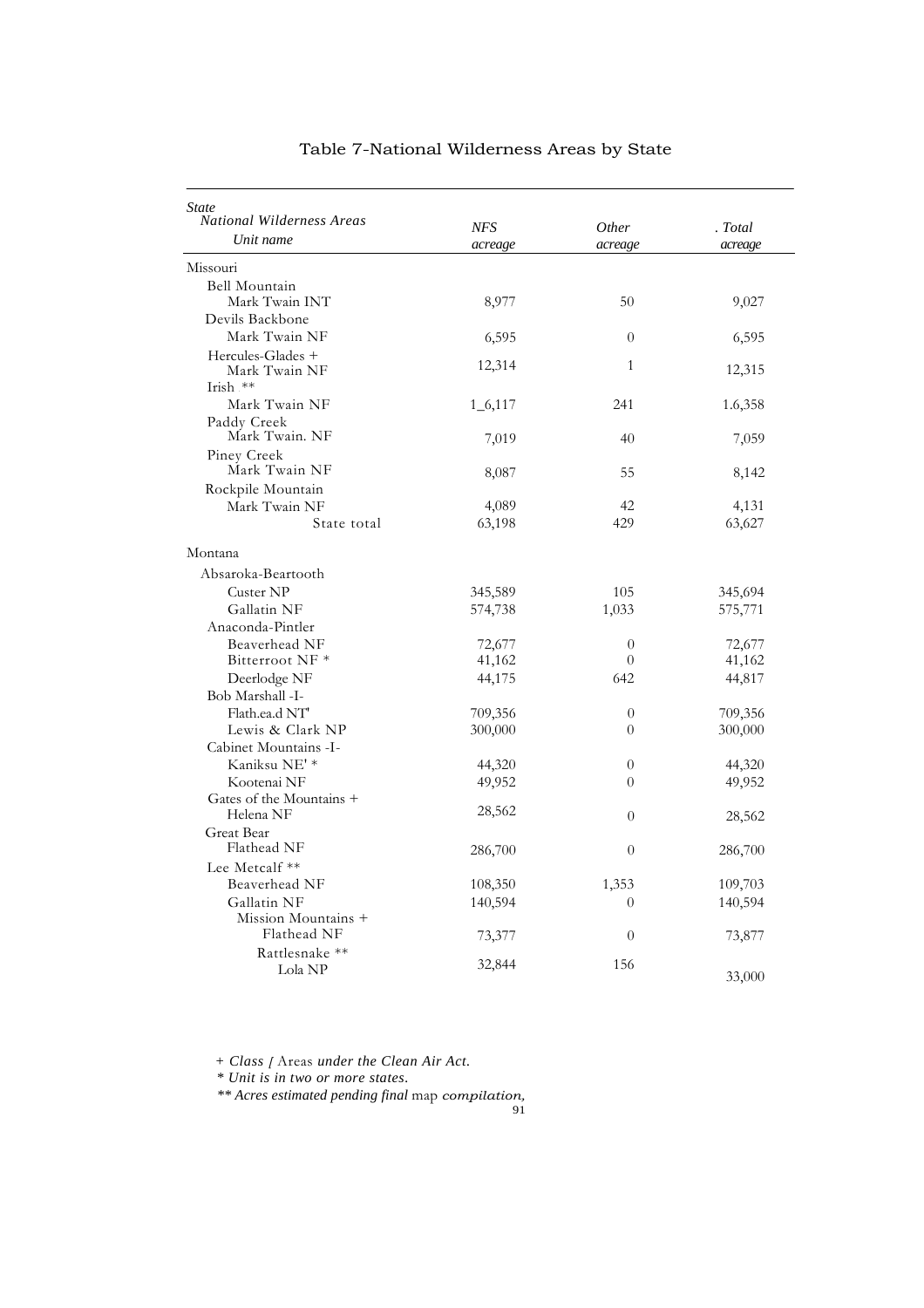# Table 7-National Wilderness Areas by State

| State<br>National Wilderness Areas<br>Unit name | NFS acreage | Other acreage | Total acreage |
|---|---|---|---|
| Missouri | | | |
| Bell Mountain | | | |
| Mark Twain INT | 8,977 | 50 | 9,027 |
| Devils Backbone | | | |
| Mark Twain NF | 6,595 | 0 | 6,595 |
| Hercules-Glades + | | | |
| Mark Twain NF | 12,314 | 1 | 12,315 |
| Irish ** | | | |
| Mark Twain NF | 1_6,117 | 241 | 1.6,358 |
| Paddy Creek | | | |
| Mark Twain. NF | 7,019 | 40 | 7,059 |
| Piney Creek | | | |
| Mark Twain NF | 8,087 | 55 | 8,142 |
| Rockpile Mountain | | | |
| Mark Twain NF | 4,089 | 42 | 4,131 |
| State total | 63,198 | 429 | 63,627 |
| Montana | | | |
| Absaroka-Beartooth | | | |
| Custer NP | 345,589 | 105 | 345,694 |
| Gallatin NF | 574,738 | 1,033 | 575,771 |
| Anaconda-Pintler | | | |
| Beaverhead NF | 72,677 | 0 | 72,677 |
| Bitterroot NF * | 41,162 | 0 | 41,162 |
| Deerlodge NF | 44,175 | 642 | 44,817 |
| Bob Marshall -I- | | | |
| Flath.ea.d NT' | 709,356 | 0 | 709,356 |
| Lewis & Clark NP | 300,000 | 0 | 300,000 |
| Cabinet Mountains -I- | | | |
| Kaniksu NE' * | 44,320 | 0 | 44,320 |
| Kootenai NF | 49,952 | 0 | 49,952 |
| Gates of the Mountains + | | | |
| Helena NF | 28,562 | 0 | 28,562 |
| Great Bear | | | |
| Flathead NF | 286,700 | 0 | 286,700 |
| Lee Metcalf ** | | | |
| Beaverhead NF | 108,350 | 1,353 | 109,703 |
| Gallatin NF | 140,594 | 0 | 140,594 |
| Mission Mountains + | | | |
| Flathead NF | 73,377 | 0 | 73,877 |
| Rattlesnake ** | | | |
| Lola NP | 32,844 | 156 | 33,000 |

+ *Class [* Areas *under the Clean Air Act.*

\* *Unit is in two or more states.*

** *Acres estimated pending final* map *compilation,*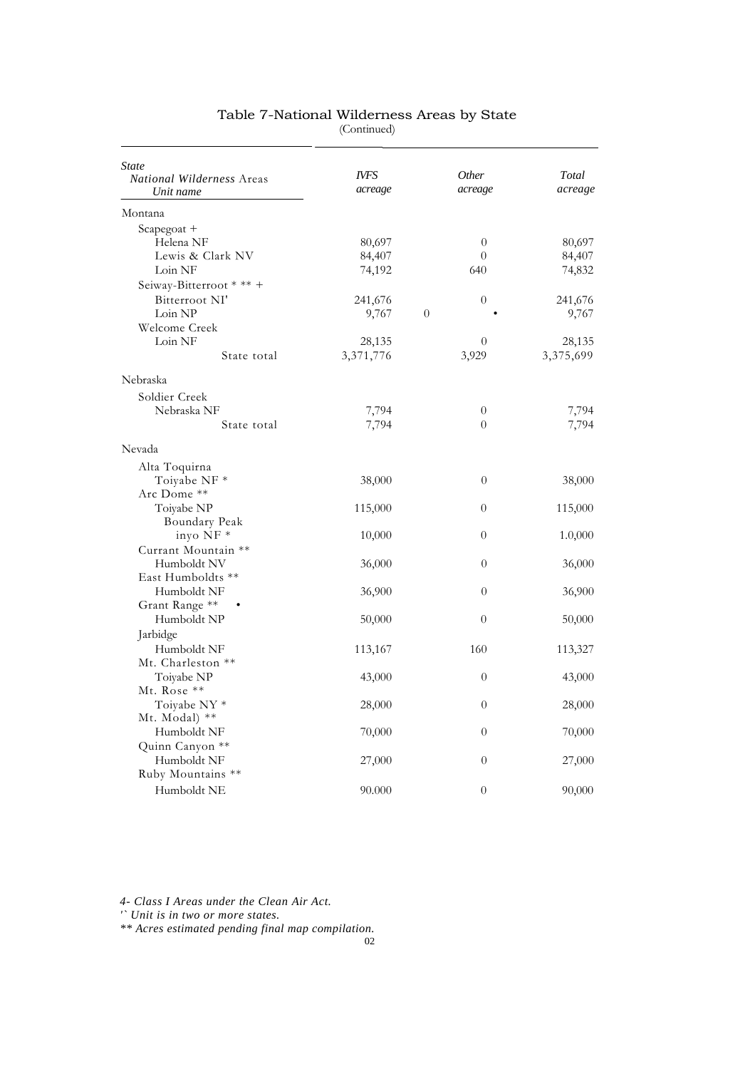# Table 7-National Wilderness Areas by State

(Continued)

| *State* *National Wilderness* Areas *Unit name* | *IVFS acreage* | *Other acreage* | *Total acreage* |
|---|---|---|---|
| Montana | | | |
| Scapegoat + | | | |
| Helena NF | 80,697 | 0 | 80,697 |
| Lewis & Clark NV | 84,407 | 0 | 84,407 |
| Loin NF | 74,192 | 640 | 74,832 |
| Seiway-Bitterroot * ** + | | | |
| Bitterroot NI' | 241,676 | 0 | 241,676 |
| Loin NP | 9,767 | 0 • | 9,767 |
| Welcome Creek | | | |
| Loin NF | 28,135 | 0 | 28,135 |
| State total | 3,371,776 | 3,929 | 3,375,699 |
| Nebraska | | | |
| Soldier Creek | | | |
| Nebraska NF | 7,794 | 0 | 7,794 |
| State total | 7,794 | 0 | 7,794 |
| Nevada | | | |
| Alta Toquirna | | | |
| Toiyabe NF * | 38,000 | 0 | 38,000 |
| Arc Dome ** | | | |
| Toiyabe NP | 115,000 | 0 | 115,000 |
| Boundary Peak | | | |
| inyo NF * | 10,000 | 0 | 1.0,000 |
| Currant Mountain ** | | | |
| Humboldt NV | 36,000 | 0 | 36,000 |
| East Humboldts ** | | | |
| Humboldt NF | 36,900 | 0 | 36,900 |
| Grant Range ** • | | | |
| Humboldt NP | 50,000 | 0 | 50,000 |
| Jarbidge | | | |
| Humboldt NF | 113,167 | 160 | 113,327 |
| Mt. Charleston ** | | | |
| Toiyabe NP | 43,000 | 0 | 43,000 |
| Mt. Rose ** | | | |
| Toiyabe NY * | 28,000 | 0 | 28,000 |
| Mt. Modal) ** | | | |
| Humboldt NF | 70,000 | 0 | 70,000 |
| Quinn Canyon ** | | | |
| Humboldt NF | 27,000 | 0 | 27,000 |
| Ruby Mountains ** | | | |
| Humboldt NE | 90.000 | 0 | 90,000 |

*4- Class I Areas under the Clean Air Act.*

*'` Unit is in two or more states.*

*** Acres estimated pending final map compilation.*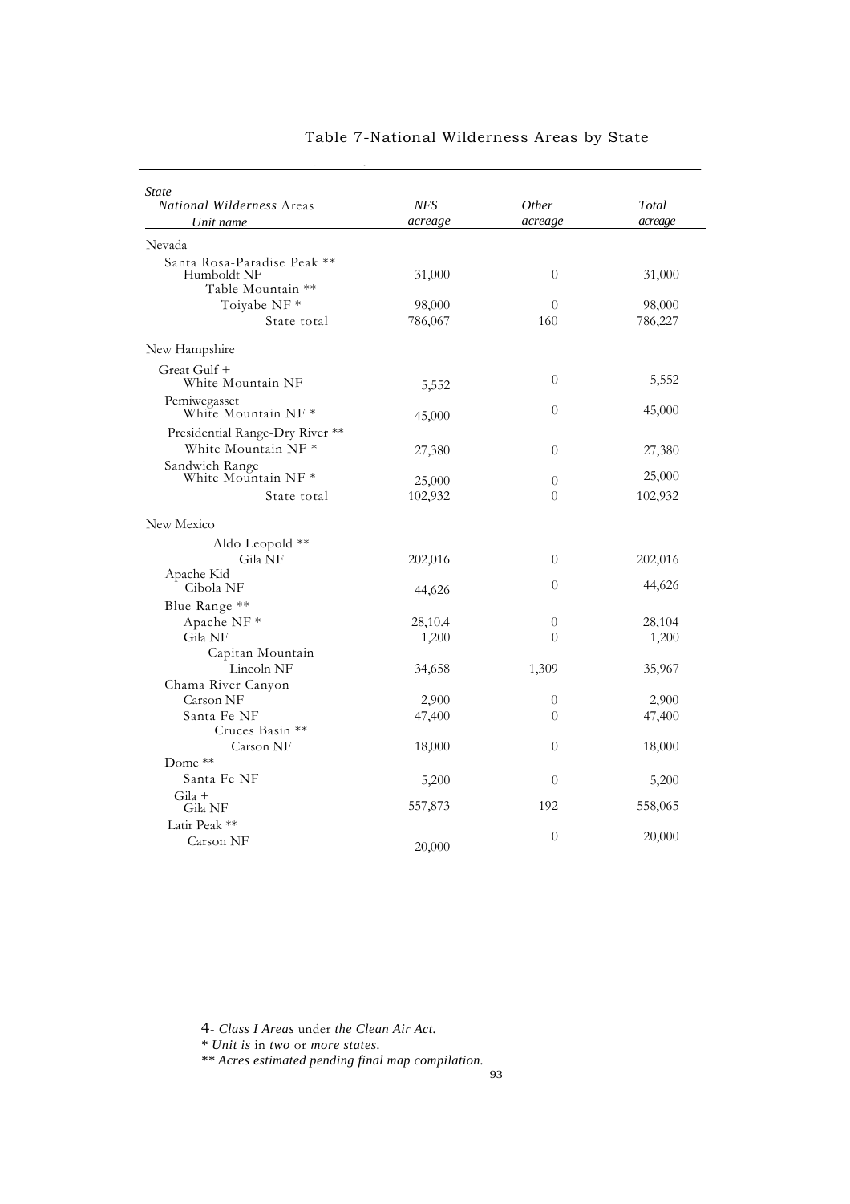# Table 7-National Wilderness Areas by State

| *State*<br>*National Wilderness* Areas<br>*Unit name* | *NFS acreage* | *Other acreage* | *Total acreage* |
|---|---|---|---|
| Nevada | | | |
| Santa Rosa-Paradise Peak ** | | | |
| Humboldt NF | 31,000 | 0 | 31,000 |
| Table Mountain ** | | | |
| Toiyabe NF * | 98,000 | 0 | 98,000 |
| State total | 786,067 | 160 | 786,227 |
| New Hampshire | | | |
| Great Gulf + | | | |
| White Mountain NF | 5,552 | 0 | 5,552 |
| Pemiwegasset | | | |
| White Mountain NF * | 45,000 | 0 | 45,000 |
| Presidential Range-Dry River ** | | | |
| White Mountain NF * | 27,380 | 0 | 27,380 |
| Sandwich Range | | | |
| White Mountain NF * | 25,000 | 0 | 25,000 |
| State total | 102,932 | 0 | 102,932 |
| New Mexico | | | |
| Aldo Leopold ** | | | |
| Gila NF | 202,016 | 0 | 202,016 |
| Apache Kid | | | |
| Cibola NF | 44,626 | 0 | 44,626 |
| Blue Range ** | | | |
| Apache NF * | 28,10.4 | 0 | 28,104 |
| Gila NF | 1,200 | 0 | 1,200 |
| Capitan Mountain | | | |
| Lincoln NF | 34,658 | 1,309 | 35,967 |
| Chama River Canyon | | | |
| Carson NF | 2,900 | 0 | 2,900 |
| Santa Fe NF | 47,400 | 0 | 47,400 |
| Cruces Basin ** | | | |
| Carson NF | 18,000 | 0 | 18,000 |
| Dome ** | | | |
| Santa Fe NF | 5,200 | 0 | 5,200 |
| Gila + | | | |
| Gila NF | 557,873 | 192 | 558,065 |
| Latir Peak ** | | | |
| Carson NF | 20,000 | 0 | 20,000 |

+ *Class I Areas* under *the Clean Air Act.*

* *Unit is* in *two* or *more states.*

** *Acres estimated pending final map compilation.*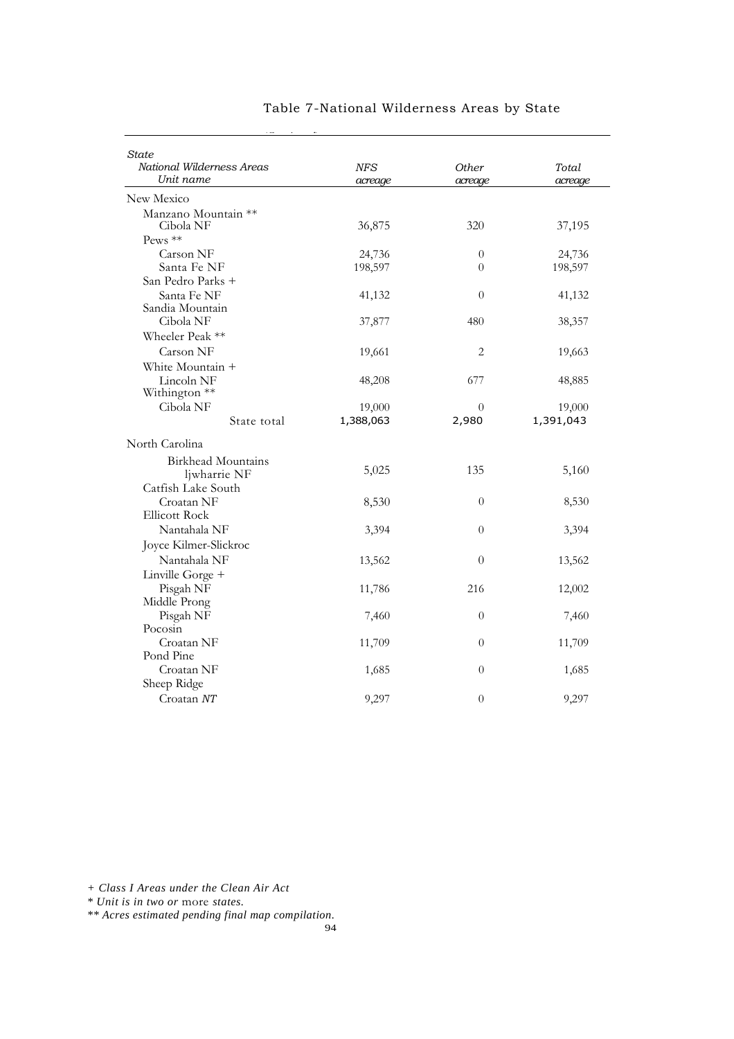# Table 7-National Wilderness Areas by State

| *State* <br> *National Wilderness Areas* <br> *Unit name* | *NFS acreage* | *Other acreage* | *Total acreage* |
|---|---|---|---|
| New Mexico | | | |
| Manzano Mountain ** | | | |
| Cibola NF | 36,875 | 320 | 37,195 |
| Pews ** | | | |
| Carson NF | 24,736 | 0 | 24,736 |
| Santa Fe NF | 198,597 | 0 | 198,597 |
| San Pedro Parks + | | | |
| Santa Fe NF | 41,132 | 0 | 41,132 |
| Sandia Mountain | | | |
| Cibola NF | 37,877 | 480 | 38,357 |
| Wheeler Peak ** | | | |
| Carson NF | 19,661 | 2 | 19,663 |
| White Mountain + | | | |
| Lincoln NF | 48,208 | 677 | 48,885 |
| Withington ** | | | |
| Cibola NF | 19,000 | 0 | 19,000 |
| State total | 1,388,063 | 2,980 | 1,391,043 |
| North Carolina | | | |
| Birkhead Mountains | | | |
| ljwharrie NF | 5,025 | 135 | 5,160 |
| Catfish Lake South | | | |
| Croatan NF | 8,530 | 0 | 8,530 |
| Ellicott Rock | | | |
| Nantahala NF | 3,394 | 0 | 3,394 |
| Joyce Kilmer-Slickroc | | | |
| Nantahala NF | 13,562 | 0 | 13,562 |
| Linville Gorge + | | | |
| Pisgah NF | 11,786 | 216 | 12,002 |
| Middle Prong | | | |
| Pisgah NF | 7,460 | 0 | 7,460 |
| Pocosin | | | |
| Croatan NF | 11,709 | 0 | 11,709 |
| Pond Pine | | | |
| Croatan NF | 1,685 | 0 | 1,685 |
| Sheep Ridge | | | |
| Croatan *NT* | 9,297 | 0 | 9,297 |

*+ Class I Areas under the Clean Air Act*
*\* Unit is in two or more states.*
*\*\* Acres estimated pending final map compilation.*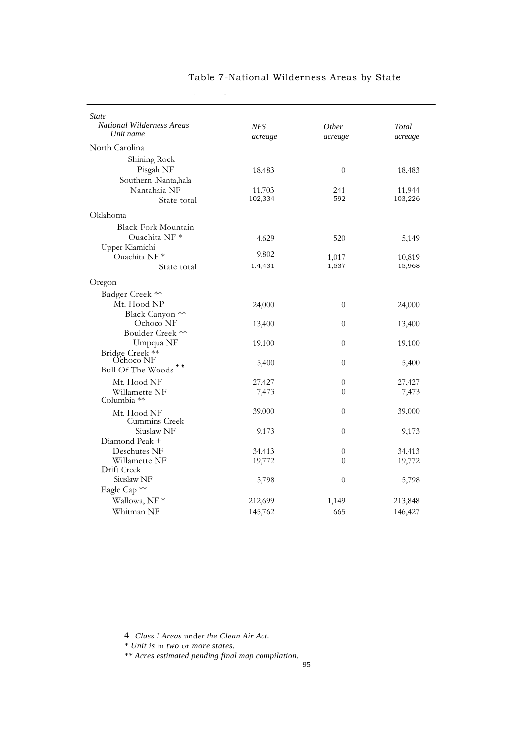# Table 7-National Wilderness Areas by State

| *State* *National Wilderness Areas* *Unit name* | *NFS acreage* | *Other acreage* | *Total acreage* |
|---|---|---|---|
| North Carolina | | | |
| Shining Rock + | | | |
| Pisgah NF | 18,483 | 0 | 18,483 |
| Southern .Nanta,hala | | | |
| Nantahaia NF | 11,703 | 241 | 11,944 |
| State total | 102,334 | 592 | 103,226 |
| Oklahoma | | | |
| Black Fork Mountain | | | |
| Ouachita NF * | 4,629 | 520 | 5,149 |
| Upper Kiamichi | | | |
| Ouachita NF * | 9,802 | 1,017 | 10,819 |
| State total | 1.4,431 | 1,537 | 15,968 |
| Oregon | | | |
| Badger Creek ** | | | |
| Mt. Hood NP | 24,000 | 0 | 24,000 |
| Black Canyon ** | | | |
| Ochoco NF | 13,400 | 0 | 13,400 |
| Boulder Creek ** | | | |
| Umpqua NF | 19,100 | 0 | 19,100 |
| Bridge Creek ** | | | |
| Ochoco NF | 5,400 | 0 | 5,400 |
| Bull Of The Woods ** | | | |
| Mt. Hood NF | 27,427 | 0 | 27,427 |
| Willamette NF | 7,473 | 0 | 7,473 |
| Columbia ** | | | |
| Mt. Hood NF | 39,000 | 0 | 39,000 |
| Cummins Creek | | | |
| Siuslaw NF | 9,173 | 0 | 9,173 |
| Diamond Peak + | | | |
| Deschutes NF | 34,413 | 0 | 34,413 |
| Willamette NF | 19,772 | 0 | 19,772 |
| Drift Creek | | | |
| Siuslaw NF | 5,798 | 0 | 5,798 |
| Eagle Cap ** | | | |
| Wallowa, NF * | 212,699 | 1,149 | 213,848 |
| Whitman NF | 145,762 | 665 | 146,427 |

4- *Class I Areas* under *the Clean Air Act.*

*\* Unit is* in *two* or *more states.*

*\*\* Acres estimated pending final map compilation.*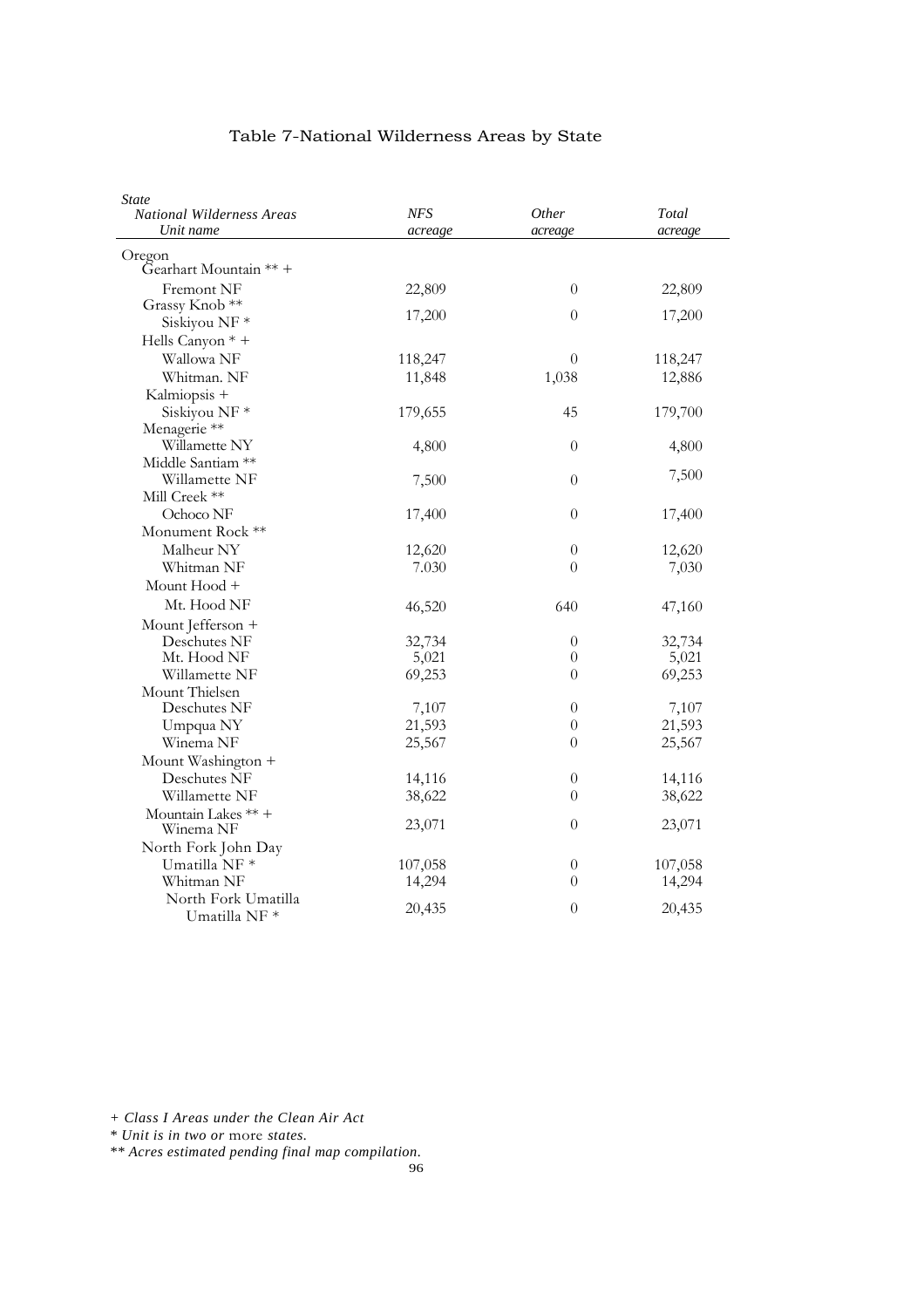## Table 7-National Wilderness Areas by State

| *State* <br> *National Wilderness Areas* <br> *Unit name* | *NFS acreage* | *Other acreage* | *Total acreage* |
|---|---|---|---|
| Oregon | | | |
| Gearhart Mountain ** + | | | |
| Fremont NF | 22,809 | 0 | 22,809 |
| Grassy Knob ** | | | |
| Siskiyou NF * | 17,200 | 0 | 17,200 |
| Hells Canyon * + | | | |
| Wallowa NF | 118,247 | 0 | 118,247 |
| Whitman. NF | 11,848 | 1,038 | 12,886 |
| Kalmiopsis + | | | |
| Siskiyou NF * | 179,655 | 45 | 179,700 |
| Menagerie ** | | | |
| Willamette NY | 4,800 | 0 | 4,800 |
| Middle Santiam ** | | | |
| Willamette NF | 7,500 | 0 | 7,500 |
| Mill Creek ** | | | |
| Ochoco NF | 17,400 | 0 | 17,400 |
| Monument Rock ** | | | |
| Malheur NY | 12,620 | 0 | 12,620 |
| Whitman NF | 7.030 | 0 | 7,030 |
| Mount Hood + | | | |
| Mt. Hood NF | 46,520 | 640 | 47,160 |
| Mount Jefferson + | | | |
| Deschutes NF | 32,734 | 0 | 32,734 |
| Mt. Hood NF | 5,021 | 0 | 5,021 |
| Willamette NF | 69,253 | 0 | 69,253 |
| Mount Thielsen | | | |
| Deschutes NF | 7,107 | 0 | 7,107 |
| Umpqua NY | 21,593 | 0 | 21,593 |
| Winema NF | 25,567 | 0 | 25,567 |
| Mount Washington + | | | |
| Deschutes NF | 14,116 | 0 | 14,116 |
| Willamette NF | 38,622 | 0 | 38,622 |
| Mountain Lakes ** + | | | |
| Winema NF | 23,071 | 0 | 23,071 |
| North Fork John Day | | | |
| Umatilla NF * | 107,058 | 0 | 107,058 |
| Whitman NF | 14,294 | 0 | 14,294 |
| North Fork Umatilla | | | |
| Umatilla NF * | 20,435 | 0 | 20,435 |

*+ Class I Areas under the Clean Air Act*

*\* Unit is in two or more states.*

*\*\* Acres estimated pending final map compilation.*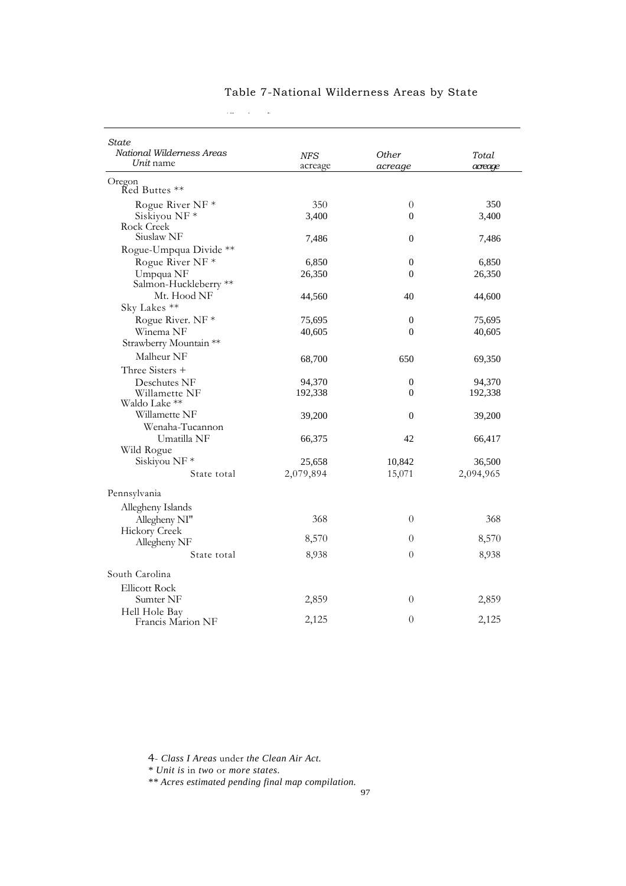# Table 7-National Wilderness Areas by State

| State<br>National Wilderness Areas<br>Unit name | NFS acreage | Other acreage | Total acreage |
|---|---|---|---|
| **Oregon** | | | |
| Red Buttes ** | | | |
| Rogue River NF * | 350 | 0 | 350 |
| Siskiyou NF * | 3,400 | 0 | 3,400 |
| Rock Creek | | | |
| Siuslaw NF | 7,486 | 0 | 7,486 |
| Rogue-Umpqua Divide ** | | | |
| Rogue River NF * | 6,850 | 0 | 6,850 |
| Umpqua NF | 26,350 | 0 | 26,350 |
| Salmon-Huckleberry ** | | | |
| Mt. Hood NF | 44,560 | 40 | 44,600 |
| Sky Lakes ** | | | |
| Rogue River. NF * | 75,695 | 0 | 75,695 |
| Winema NF | 40,605 | 0 | 40,605 |
| Strawberry Mountain ** | | | |
| Malheur NF | 68,700 | 650 | 69,350 |
| Three Sisters + | | | |
| Deschutes NF | 94,370 | 0 | 94,370 |
| Willamette NF | 192,338 | 0 | 192,338 |
| Waldo Lake ** | | | |
| Willamette NF | 39,200 | 0 | 39,200 |
| Wenaha-Tucannon | | | |
| Umatilla NF | 66,375 | 42 | 66,417 |
| Wild Rogue | | | |
| Siskiyou NF * | 25,658 | 10,842 | 36,500 |
| State total | 2,079,894 | 15,071 | 2,094,965 |
| **Pennsylvania** | | | |
| Allegheny Islands | | | |
| Allegheny NI" | 368 | 0 | 368 |
| Hickory Creek | | | |
| Allegheny NF | 8,570 | 0 | 8,570 |
| State total | 8,938 | 0 | 8,938 |
| **South Carolina** | | | |
| Ellicott Rock | | | |
| Sumter NF | 2,859 | 0 | 2,859 |
| Hell Hole Bay | | | |
| Francis Marion NF | 2,125 | 0 | 2,125 |

4- *Class I Areas* under *the Clean Air Act.*

\* *Unit is* in *two* or *more states.*

\*\* *Acres estimated pending final map compilation.*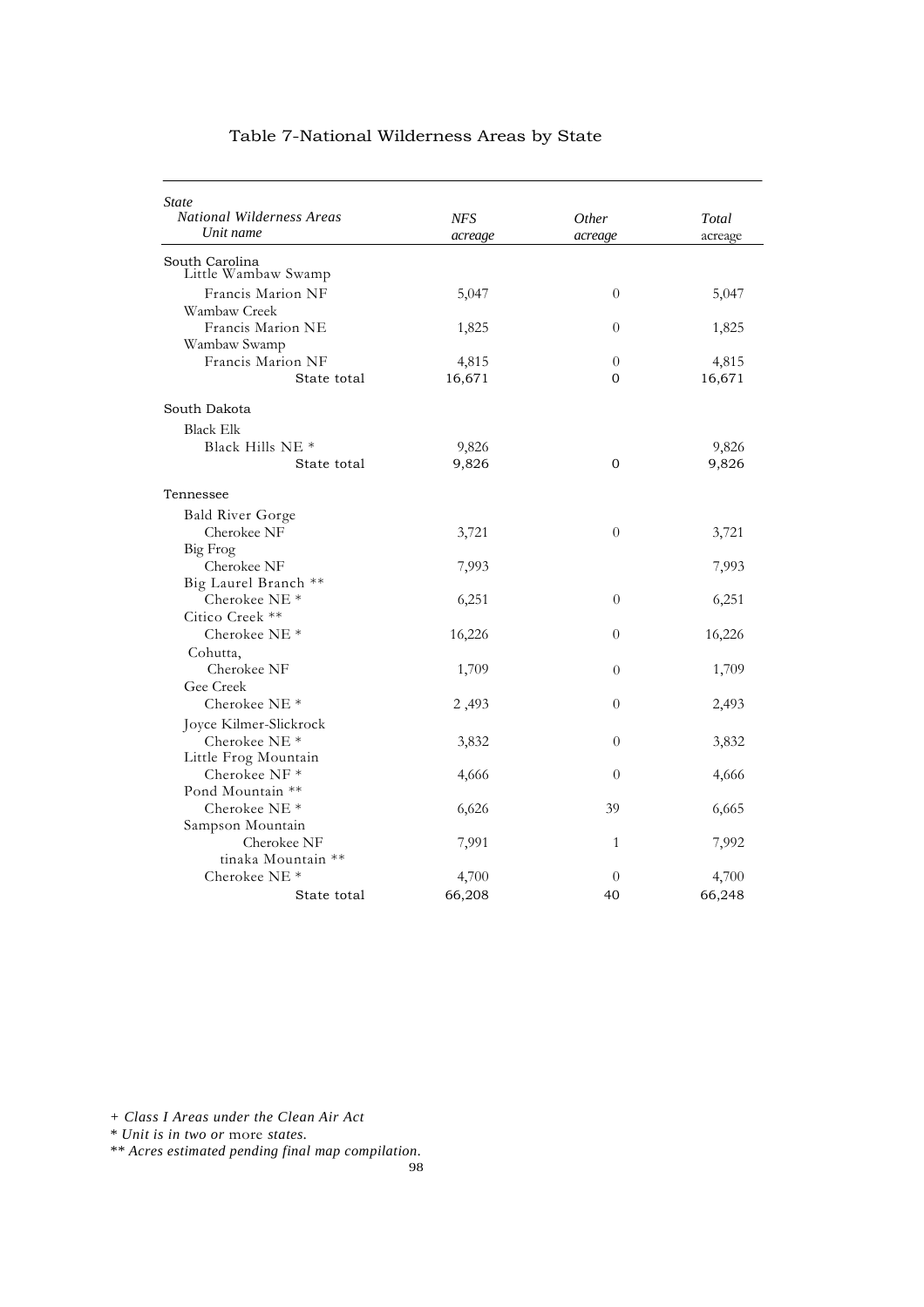# Table 7-National Wilderness Areas by State

| *State* <br> *National Wilderness Areas* <br> *Unit name* | *NFS acreage* | *Other acreage* | *Total acreage* |
|---|---|---|---|
| South Carolina | | | |
| Little Wambaw Swamp | | | |
| Francis Marion NF | 5,047 | 0 | 5,047 |
| Wambaw Creek | | | |
| Francis Marion NE | 1,825 | 0 | 1,825 |
| Wambaw Swamp | | | |
| Francis Marion NF | 4,815 | 0 | 4,815 |
| State total | 16,671 | 0 | 16,671 |
| South Dakota | | | |
| Black Elk | | | |
| Black Hills NE * | 9,826 | | 9,826 |
| State total | 9,826 | 0 | 9,826 |
| Tennessee | | | |
| Bald River Gorge | | | |
| Cherokee NF | 3,721 | 0 | 3,721 |
| Big Frog | | | |
| Cherokee NF | 7,993 | | 7,993 |
| Big Laurel Branch ** | | | |
| Cherokee NE * | 6,251 | 0 | 6,251 |
| Citico Creek ** | | | |
| Cherokee NE * | 16,226 | 0 | 16,226 |
| Cohutta, | | | |
| Cherokee NF | 1,709 | 0 | 1,709 |
| Gee Creek | | | |
| Cherokee NE * | 2 ,493 | 0 | 2,493 |
| Joyce Kilmer-Slickrock | | | |
| Cherokee NE * | 3,832 | 0 | 3,832 |
| Little Frog Mountain | | | |
| Cherokee NF * | 4,666 | 0 | 4,666 |
| Pond Mountain ** | | | |
| Cherokee NE * | 6,626 | 39 | 6,665 |
| Sampson Mountain | | | |
| Cherokee NF | 7,991 | 1 | 7,992 |
| tinaka Mountain ** | | | |
| Cherokee NE * | 4,700 | 0 | 4,700 |
| State total | 66,208 | 40 | 66,248 |

*+ Class I Areas under the Clean Air Act*

*\* Unit is in two or* more *states.*

*\*\* Acres estimated pending final map compilation.*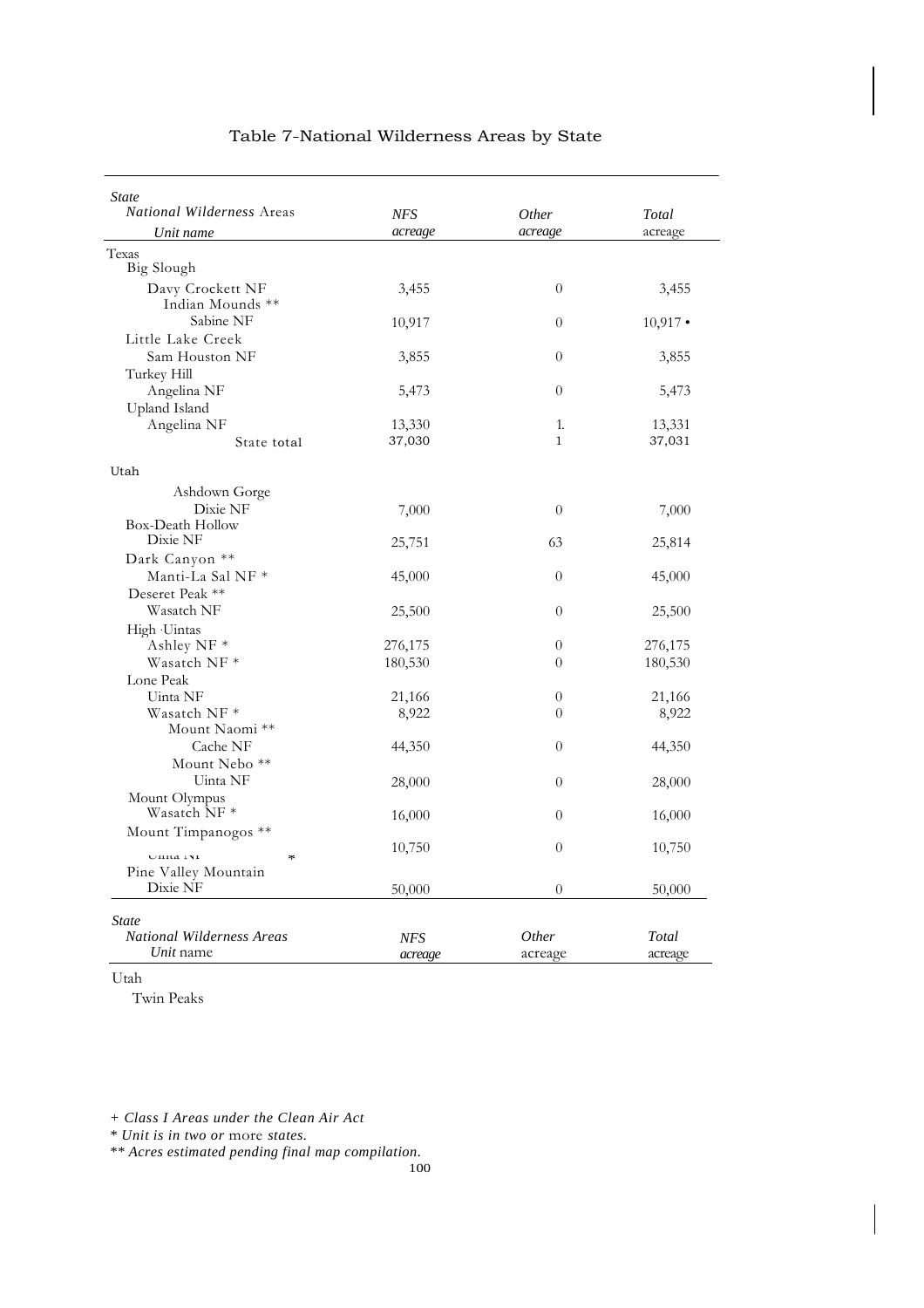# Table 7-National Wilderness Areas by State

| State / National Wilderness Areas / Unit name | NFS acreage | Other acreage | Total acreage |
|---|---|---|---|
| Texas | | | |
| Big Slough | | | |
| Davy Crockett NF | 3,455 | 0 | 3,455 |
| Indian Mounds ** | | | |
| Sabine NF | 10,917 | 0 | 10,917 • |
| Little Lake Creek | | | |
| Sam Houston NF | 3,855 | 0 | 3,855 |
| Turkey Hill | | | |
| Angelina NF | 5,473 | 0 | 5,473 |
| Upland Island | | | |
| Angelina NF | 13,330 | 1. | 13,331 |
| State total | 37,030 | 1 | 37,031 |
| Utah | | | |
| Ashdown Gorge | | | |
| Dixie NF | 7,000 | 0 | 7,000 |
| Box-Death Hollow | | | |
| Dixie NF | 25,751 | 63 | 25,814 |
| Dark Canyon ** | | | |
| Manti-La Sal NF * | 45,000 | 0 | 45,000 |
| Deseret Peak ** | | | |
| Wasatch NF | 25,500 | 0 | 25,500 |
| High Uintas | | | |
| Ashley NF * | 276,175 | 0 | 276,175 |
| Wasatch NF * | 180,530 | 0 | 180,530 |
| Lone Peak | | | |
| Uinta NF | 21,166 | 0 | 21,166 |
| Wasatch NF * | 8,922 | 0 | 8,922 |
| Mount Naomi ** | | | |
| Cache NF | 44,350 | 0 | 44,350 |
| Mount Nebo ** | | | |
| Uinta NF | 28,000 | 0 | 28,000 |
| Mount Olympus | | | |
| Wasatch NF * | 16,000 | 0 | 16,000 |
| Mount Timpanogos ** | | | |
| Uinta NF * | 10,750 | 0 | 10,750 |
| Pine Valley Mountain | | | |
| Dixie NF | 50,000 | 0 | 50,000 |

| State / National Wilderness Areas / Unit name | NFS acreage | Other acreage | Total acreage |
|---|---|---|---|
| Utah | | | |
| Twin Peaks | | | |

*+ Class I Areas under the Clean Air Act*

*\* Unit is in two or more states.*

*\*\* Acres estimated pending final map compilation.*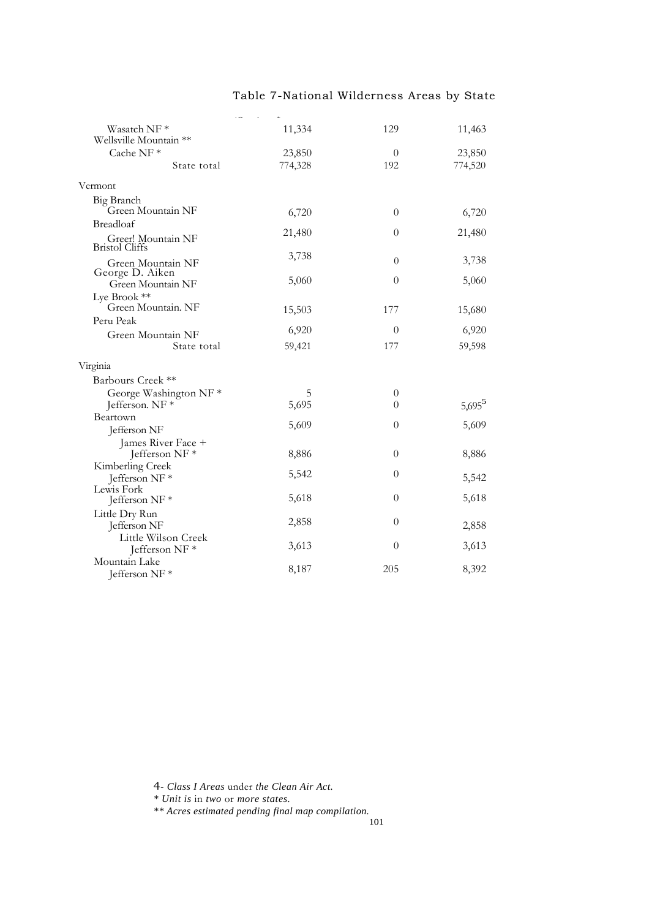# Table 7-National Wilderness Areas by State

| | | | |
|---|---|---|---|
| Wasatch NF * | 11,334 | 129 | 11,463 |
| Wellsville Mountain ** | | | |
| Cache NF * | 23,850 | 0 | 23,850 |
| State total | 774,328 | 192 | 774,520 |
| Vermont | | | |
| Big Branch | | | |
| Green Mountain NF | 6,720 | 0 | 6,720 |
| Breadloaf | | | |
| Greer! Mountain NF | 21,480 | 0 | 21,480 |
| Bristol Cliffs | | | |
| Green Mountain NF | 3,738 | 0 | 3,738 |
| George D. Aiken | | | |
| Green Mountain NF | 5,060 | 0 | 5,060 |
| Lye Brook ** | | | |
| Green Mountain. NF | 15,503 | 177 | 15,680 |
| Peru Peak | | | |
| Green Mountain NF | 6,920 | 0 | 6,920 |
| State total | 59,421 | 177 | 59,598 |
| Virginia | | | |
| Barbours Creek ** | | | |
| George Washington NF * | 5 | 0 | |
| Jefferson. NF * | 5,695 | 0 | 5,695[5] |
| Beartown | | | |
| Jefferson NF | 5,609 | 0 | 5,609 |
| James River Face + | | | |
| Jefferson NF * | 8,886 | 0 | 8,886 |
| Kimberling Creek | | | |
| Jefferson NF * | 5,542 | 0 | 5,542 |
| Lewis Fork | | | |
| Jefferson NF * | 5,618 | 0 | 5,618 |
| Little Dry Run | | | |
| Jefferson NF | 2,858 | 0 | 2,858 |
| Little Wilson Creek | | | |
| Jefferson NF * | 3,613 | 0 | 3,613 |
| Mountain Lake | | | |
| Jefferson NF * | 8,187 | 205 | 8,392 |

4- *Class I Areas* under *the Clean Air Act.*

*\* Unit is* in *two* or *more states.*

*\*\* Acres estimated pending final map compilation.*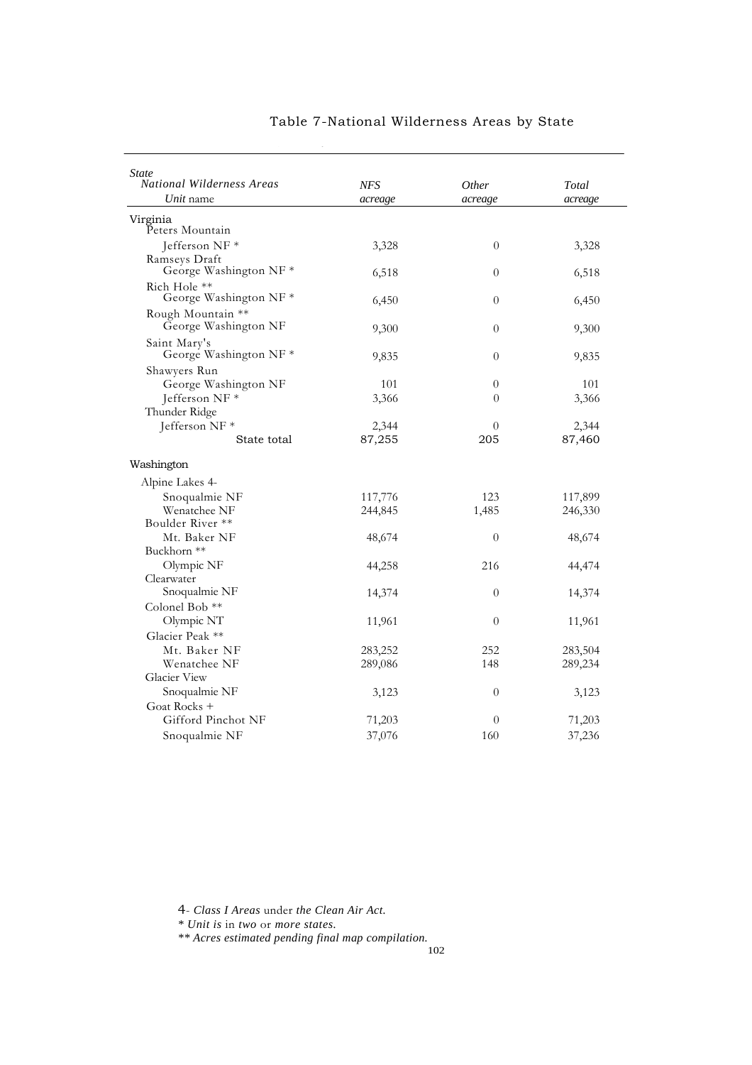# Table 7-National Wilderness Areas by State

| *State* / *National Wilderness Areas* / *Unit* name | *NFS acreage* | *Other acreage* | *Total acreage* |
|---|---|---|---|
| Virginia | | | |
| Peters Mountain | | | |
| Jefferson NF * | 3,328 | 0 | 3,328 |
| Ramseys Draft | | | |
| George Washington NF * | 6,518 | 0 | 6,518 |
| Rich Hole ** | | | |
| George Washington NF * | 6,450 | 0 | 6,450 |
| Rough Mountain ** | | | |
| George Washington NF | 9,300 | 0 | 9,300 |
| Saint Mary's | | | |
| George Washington NF * | 9,835 | 0 | 9,835 |
| Shawyers Run | | | |
| George Washington NF | 101 | 0 | 101 |
| Jefferson NF * | 3,366 | 0 | 3,366 |
| Thunder Ridge | | | |
| Jefferson NF * | 2,344 | 0 | 2,344 |
| State total | 87,255 | 205 | 87,460 |
| Washington | | | |
| Alpine Lakes 4- | | | |
| Snoqualmie NF | 117,776 | 123 | 117,899 |
| Wenatchee NF | 244,845 | 1,485 | 246,330 |
| Boulder River ** | | | |
| Mt. Baker NF | 48,674 | 0 | 48,674 |
| Buckhorn ** | | | |
| Olympic NF | 44,258 | 216 | 44,474 |
| Clearwater | | | |
| Snoqualmie NF | 14,374 | 0 | 14,374 |
| Colonel Bob ** | | | |
| Olympic NT | 11,961 | 0 | 11,961 |
| Glacier Peak ** | | | |
| Mt. Baker NF | 283,252 | 252 | 283,504 |
| Wenatchee NF | 289,086 | 148 | 289,234 |
| Glacier View | | | |
| Snoqualmie NF | 3,123 | 0 | 3,123 |
| Goat Rocks + | | | |
| Gifford Pinchot NF | 71,203 | 0 | 71,203 |
| Snoqualmie NF | 37,076 | 160 | 37,236 |

4- *Class I Areas* under *the Clean Air Act.*

\* *Unit is* in *two* or *more states.*

\*\* *Acres estimated pending final map compilation.*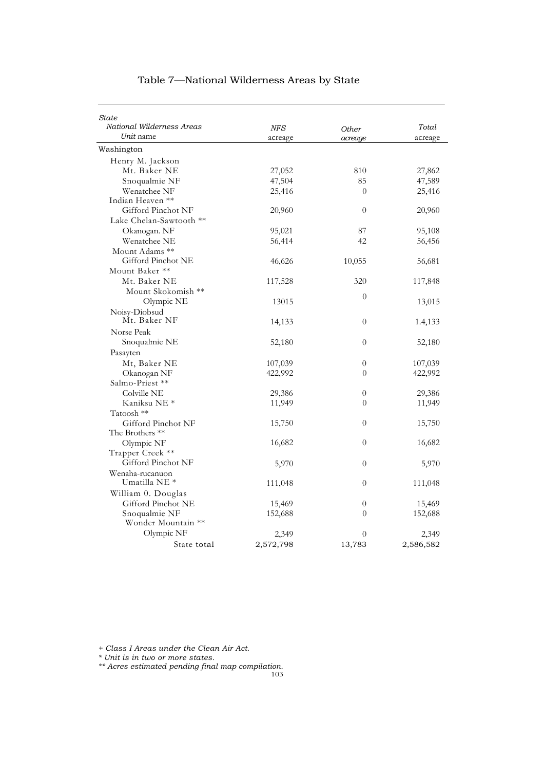# Table 7—National Wilderness Areas by State

| *State*<br>*National Wilderness Areas*<br>*Unit* name | *NFS* acreage | *Other acreage* | *Total* acreage |
|---|---|---|---|
| Washington | | | |
| Henry M. Jackson | | | |
| Mt. Baker NE | 27,052 | 810 | 27,862 |
| Snoqualmie NF | 47,504 | 85 | 47,589 |
| Wenatchee NF | 25,416 | 0 | 25,416 |
| Indian Heaven ** | | | |
| Gifford Pinchot NF | 20,960 | 0 | 20,960 |
| Lake Chelan-Sawtooth ** | | | |
| Okanogan. NF | 95,021 | 87 | 95,108 |
| Wenatchee NE | 56,414 | 42 | 56,456 |
| Mount Adams ** | | | |
| Gifford Pinchot NE | 46,626 | 10,055 | 56,681 |
| Mount Baker ** | | | |
| Mt. Baker NE | 117,528 | 320 | 117,848 |
| Mount Skokomish ** | | | |
| Olympic NE | 13015 | 0 | 13,015 |
| Noisy-Diobsud | | | |
| Mt. Baker NF | 14,133 | 0 | 1.4,133 |
| Norse Peak | | | |
| Snoqualmie NE | 52,180 | 0 | 52,180 |
| Pasayten | | | |
| Mt, Baker NE | 107,039 | 0 | 107,039 |
| Okanogan NF | 422,992 | 0 | 422,992 |
| Salmo-Priest ** | | | |
| Colville NE | 29,386 | 0 | 29,386 |
| Kaniksu NE * | 11,949 | 0 | 11,949 |
| Tatoosh ** | | | |
| Gifford Pinchot NF | 15,750 | 0 | 15,750 |
| The Brothers ** | | | |
| Olympic NF | 16,682 | 0 | 16,682 |
| Trapper Creek ** | | | |
| Gifford Pinchot NF | 5,970 | 0 | 5,970 |
| Wenaha-rucanuon | | | |
| Umatilla NE * | 111,048 | 0 | 111,048 |
| William 0. Douglas | | | |
| Gifford Pinchot NE | 15,469 | 0 | 15,469 |
| Snoqualmie NF | 152,688 | 0 | 152,688 |
| Wonder Mountain ** | | | |
| Olympic NF | 2,349 | 0 | 2,349 |
| State total | 2,572,798 | 13,783 | 2,586,582 |

+ *Class I Areas under the Clean Air Act.*
* *Unit is in two or more states.*
** *Acres estimated pending final map compilation.*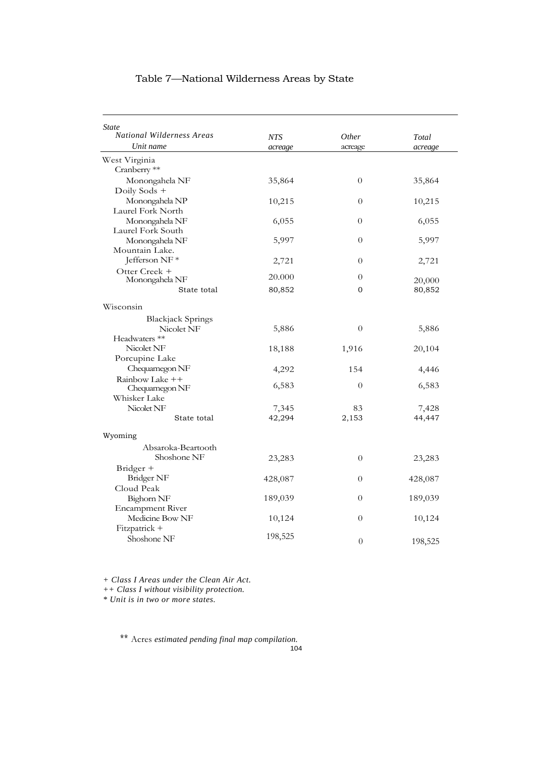# Table 7—National Wilderness Areas by State

| *State* / *National Wilderness Areas* / *Unit name* | *NTS acreage* | *Other acreage* | *Total acreage* |
|---|---|---|---|
| West Virginia | | | |
| Cranberry ** | | | |
| Monongahela NF | 35,864 | 0 | 35,864 |
| Doily Sods + | | | |
| Monongahela NP | 10,215 | 0 | 10,215 |
| Laurel Fork North | | | |
| Monongahela NF | 6,055 | 0 | 6,055 |
| Laurel Fork South | | | |
| Monongahela NF | 5,997 | 0 | 5,997 |
| Mountain Lake. | | | |
| Jefferson NF * | 2,721 | 0 | 2,721 |
| Otter Creek + | | | |
| Monongahela NF | 20.000 | 0 | 20,000 |
| State total | 80,852 | 0 | 80,852 |
| Wisconsin | | | |
| Blackjack Springs | | | |
| Nicolet NF | 5,886 | 0 | 5,886 |
| Headwaters ** | | | |
| Nicolet NF | 18,188 | 1,916 | 20,104 |
| Porcupine Lake | | | |
| Chequamegon NF | 4,292 | 154 | 4,446 |
| Rainbow Lake ++ | | | |
| Chequamegon NF | 6,583 | 0 | 6,583 |
| Whisker Lake | | | |
| Nicolet NF | 7,345 | 83 | 7,428 |
| State total | 42,294 | 2,153 | 44,447 |
| Wyoming | | | |
| Absaroka-Beartooth | | | |
| Shoshone NF | 23,283 | 0 | 23,283 |
| Bridger + | | | |
| Bridger NF | 428,087 | 0 | 428,087 |
| Cloud Peak | | | |
| Bighorn NF | 189,039 | 0 | 189,039 |
| Encampment River | | | |
| Medicine Bow NF | 10,124 | 0 | 10,124 |
| Fitzpatrick + | | | |
| Shoshone NF | 198,525 | 0 | 198,525 |

*+ Class I Areas under the Clean Air Act.*

*++ Class I without visibility protection.*

*\* Unit is in two or more states.*

** Acres *estimated pending final map compilation.*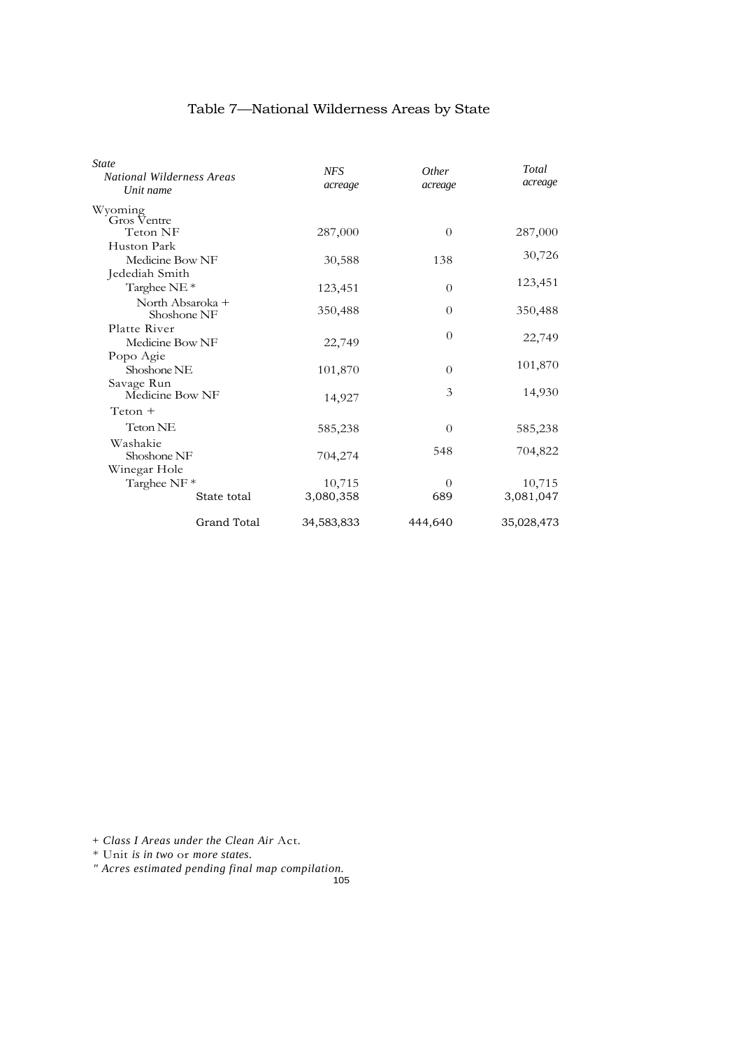# Table 7—National Wilderness Areas by State

| *State* / *National Wilderness Areas* / *Unit name* | *NFS acreage* | *Other acreage* | *Total acreage* |
|---|---|---|---|
| Wyoming | | | |
| Gros Ventre | | | |
| Teton NF | 287,000 | 0 | 287,000 |
| Huston Park | | | |
| Medicine Bow NF | 30,588 | 138 | 30,726 |
| Jedediah Smith | | | |
| Targhee NE * | 123,451 | 0 | 123,451 |
| North Absaroka + Shoshone NF | 350,488 | 0 | 350,488 |
| Platte River | | | |
| Medicine Bow NF | 22,749 | 0 | 22,749 |
| Popo Agie | | | |
| Shoshone NE | 101,870 | 0 | 101,870 |
| Savage Run | | | |
| Medicine Bow NF | 14,927 | 3 | 14,930 |
| Teton + | | | |
| Teton NE | 585,238 | 0 | 585,238 |
| Washakie | | | |
| Shoshone NF | 704,274 | 548 | 704,822 |
| Winegar Hole | | | |
| Targhee NF * | 10,715 | 0 | 10,715 |
| State total | 3,080,358 | 689 | 3,081,047 |
| Grand Total | 34,583,833 | 444,640 | 35,028,473 |

+ *Class I Areas under the Clean Air* Act.

\* Unit *is in two* or *more states.*

*" Acres estimated pending final map compilation.*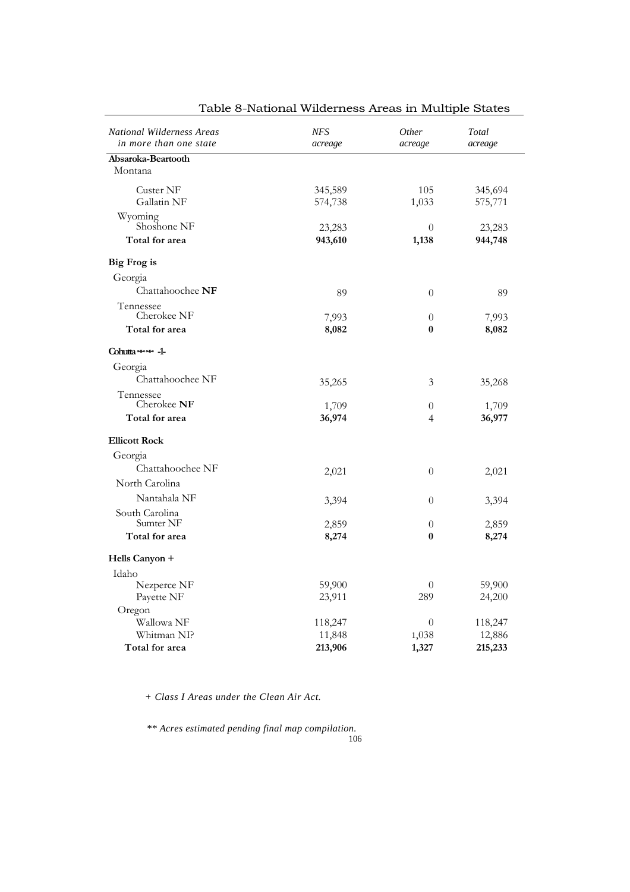## Table 8-National Wilderness Areas in Multiple States

| *National Wilderness Areas in more than one state* | *NFS acreage* | *Other acreage* | *Total acreage* |
|---|---|---|---|
| **Absaroka-Beartooth** | | | |
| Montana | | | |
| Custer NF | 345,589 | 105 | 345,694 |
| Gallatin NF | 574,738 | 1,033 | 575,771 |
| Wyoming | | | |
| Shoshone NF | 23,283 | 0 | 23,283 |
| **Total for area** | **943,610** | **1,138** | **944,748** |
| **Big Frog is** | | | |
| Georgia | | | |
| Chattahoochee **NF** | 89 | 0 | 89 |
| Tennessee | | | |
| Cherokee NF | 7,993 | 0 | 7,993 |
| **Total for area** | **8,082** | **0** | **8,082** |
| **Cohutta ** +** | | | |
| Georgia | | | |
| Chattahoochee NF | 35,265 | 3 | 35,268 |
| Tennessee | | | |
| Cherokee **NF** | 1,709 | 0 | 1,709 |
| **Total for area** | **36,974** | 4 | **36,977** |
| **Ellicott Rock** | | | |
| Georgia | | | |
| Chattahoochee NF | 2,021 | 0 | 2,021 |
| North Carolina | | | |
| Nantahala NF | 3,394 | 0 | 3,394 |
| South Carolina | | | |
| Sumter NF | 2,859 | 0 | 2,859 |
| **Total for area** | **8,274** | **0** | **8,274** |
| **Hells Canyon +** | | | |
| Idaho | | | |
| Nezperce NF | 59,900 | 0 | 59,900 |
| Payette NF | 23,911 | 289 | 24,200 |
| Oregon | | | |
| Wallowa NF | 118,247 | 0 | 118,247 |
| Whitman NI? | 11,848 | 1,038 | 12,886 |
| **Total for area** | **213,906** | **1,327** | **215,233** |

*+ Class I Areas under the Clean Air Act.*

*** Acres estimated pending final map compilation.*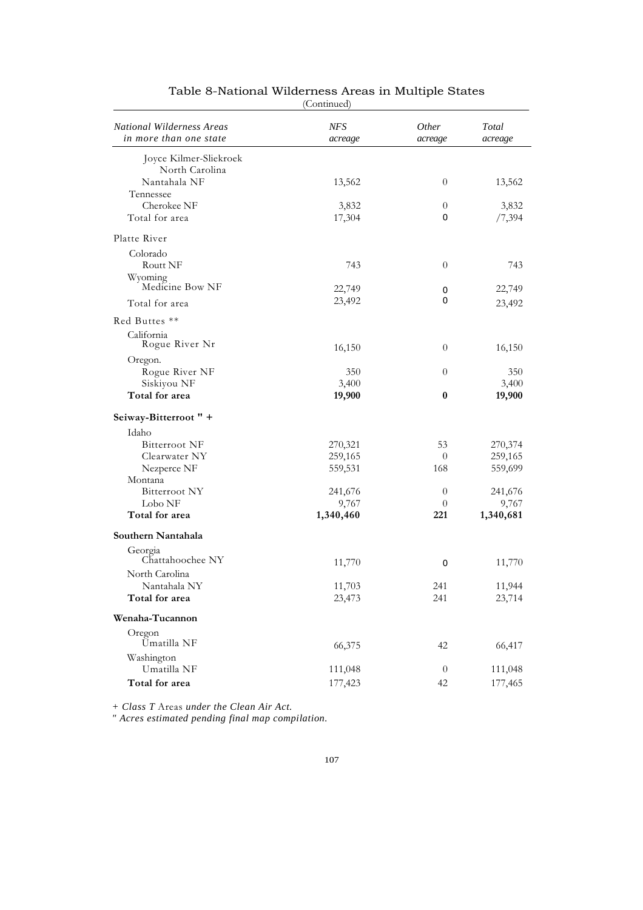## Table 8-National Wilderness Areas in Multiple States

(Continued)

| *National Wilderness Areas in more than one state* | *NFS acreage* | *Other acreage* | *Total acreage* |
|---|---|---|---|
| Joyce Kilmer-Sliekroek | | | |
| North Carolina | | | |
| Nantahala NF | 13,562 | 0 | 13,562 |
| Tennessee | | | |
| Cherokee NF | 3,832 | 0 | 3,832 |
| Total for area | 17,304 | 0 | /7,394 |
| Platte River | | | |
| Colorado | | | |
| Routt NF | 743 | 0 | 743 |
| Wyoming | | | |
| Medicine Bow NF | 22,749 | 0 | 22,749 |
| Total for area | 23,492 | 0 | 23,492 |
| Red Buttes ** | | | |
| California | | | |
| Rogue River Nr | 16,150 | 0 | 16,150 |
| Oregon. | | | |
| Rogue River NF | 350 | 0 | 350 |
| Siskiyou NF | 3,400 | | 3,400 |
| **Total for area** | **19,900** | **0** | **19,900** |
| **Seiway-Bitterroot " +** | | | |
| Idaho | | | |
| Bitterroot NF | 270,321 | 53 | 270,374 |
| Clearwater NY | 259,165 | 0 | 259,165 |
| Nezperce NF | 559,531 | 168 | 559,699 |
| Montana | | | |
| Bitterroot NY | 241,676 | 0 | 241,676 |
| Lobo NF | 9,767 | 0 | 9,767 |
| **Total for area** | **1,340,460** | **221** | **1,340,681** |
| **Southern Nantahala** | | | |
| Georgia | | | |
| Chattahoochee NY | 11,770 | 0 | 11,770 |
| North Carolina | | | |
| Nantahala NY | 11,703 | 241 | 11,944 |
| **Total for area** | 23,473 | 241 | 23,714 |
| **Wenaha-Tucannon** | | | |
| Oregon | | | |
| Umatilla NF | 66,375 | 42 | 66,417 |
| Washington | | | |
| Umatilla NF | 111,048 | 0 | 111,048 |
| **Total for area** | 177,423 | 42 | 177,465 |

+ *Class T* Areas *under the Clean Air Act.*

*" Acres estimated pending final map compilation.*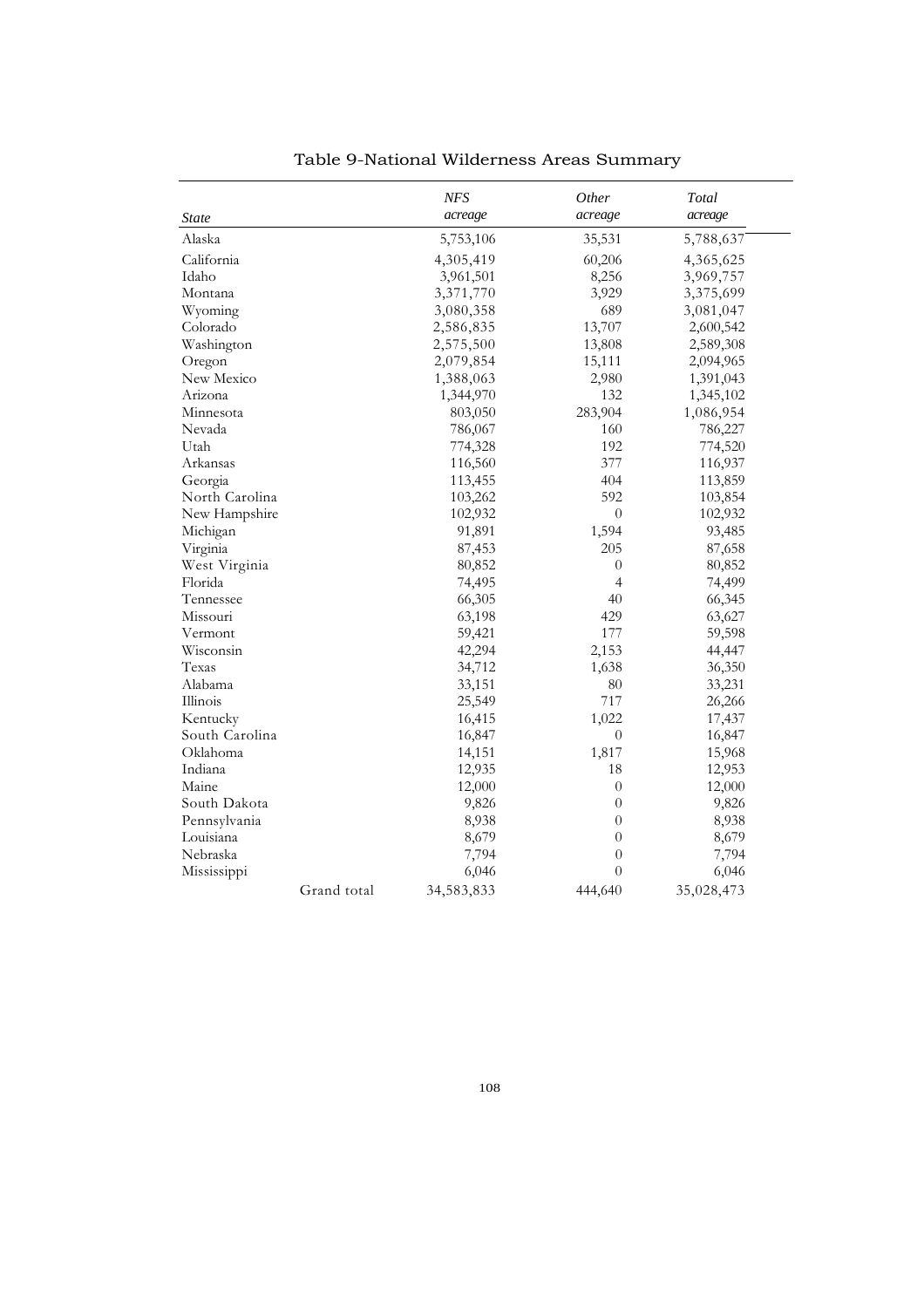## Table 9-National Wilderness Areas Summary

| State | NFS acreage | Other acreage | Total acreage |
|---|---|---|---|
| Alaska | 5,753,106 | 35,531 | 5,788,637 |
| California | 4,305,419 | 60,206 | 4,365,625 |
| Idaho | 3,961,501 | 8,256 | 3,969,757 |
| Montana | 3,371,770 | 3,929 | 3,375,699 |
| Wyoming | 3,080,358 | 689 | 3,081,047 |
| Colorado | 2,586,835 | 13,707 | 2,600,542 |
| Washington | 2,575,500 | 13,808 | 2,589,308 |
| Oregon | 2,079,854 | 15,111 | 2,094,965 |
| New Mexico | 1,388,063 | 2,980 | 1,391,043 |
| Arizona | 1,344,970 | 132 | 1,345,102 |
| Minnesota | 803,050 | 283,904 | 1,086,954 |
| Nevada | 786,067 | 160 | 786,227 |
| Utah | 774,328 | 192 | 774,520 |
| Arkansas | 116,560 | 377 | 116,937 |
| Georgia | 113,455 | 404 | 113,859 |
| North Carolina | 103,262 | 592 | 103,854 |
| New Hampshire | 102,932 | 0 | 102,932 |
| Michigan | 91,891 | 1,594 | 93,485 |
| Virginia | 87,453 | 205 | 87,658 |
| West Virginia | 80,852 | 0 | 80,852 |
| Florida | 74,495 | 4 | 74,499 |
| Tennessee | 66,305 | 40 | 66,345 |
| Missouri | 63,198 | 429 | 63,627 |
| Vermont | 59,421 | 177 | 59,598 |
| Wisconsin | 42,294 | 2,153 | 44,447 |
| Texas | 34,712 | 1,638 | 36,350 |
| Alabama | 33,151 | 80 | 33,231 |
| Illinois | 25,549 | 717 | 26,266 |
| Kentucky | 16,415 | 1,022 | 17,437 |
| South Carolina | 16,847 | 0 | 16,847 |
| Oklahoma | 14,151 | 1,817 | 15,968 |
| Indiana | 12,935 | 18 | 12,953 |
| Maine | 12,000 | 0 | 12,000 |
| South Dakota | 9,826 | 0 | 9,826 |
| Pennsylvania | 8,938 | 0 | 8,938 |
| Louisiana | 8,679 | 0 | 8,679 |
| Nebraska | 7,794 | 0 | 7,794 |
| Mississippi | 6,046 | 0 | 6,046 |
| Grand total | 34,583,833 | 444,640 | 35,028,473 |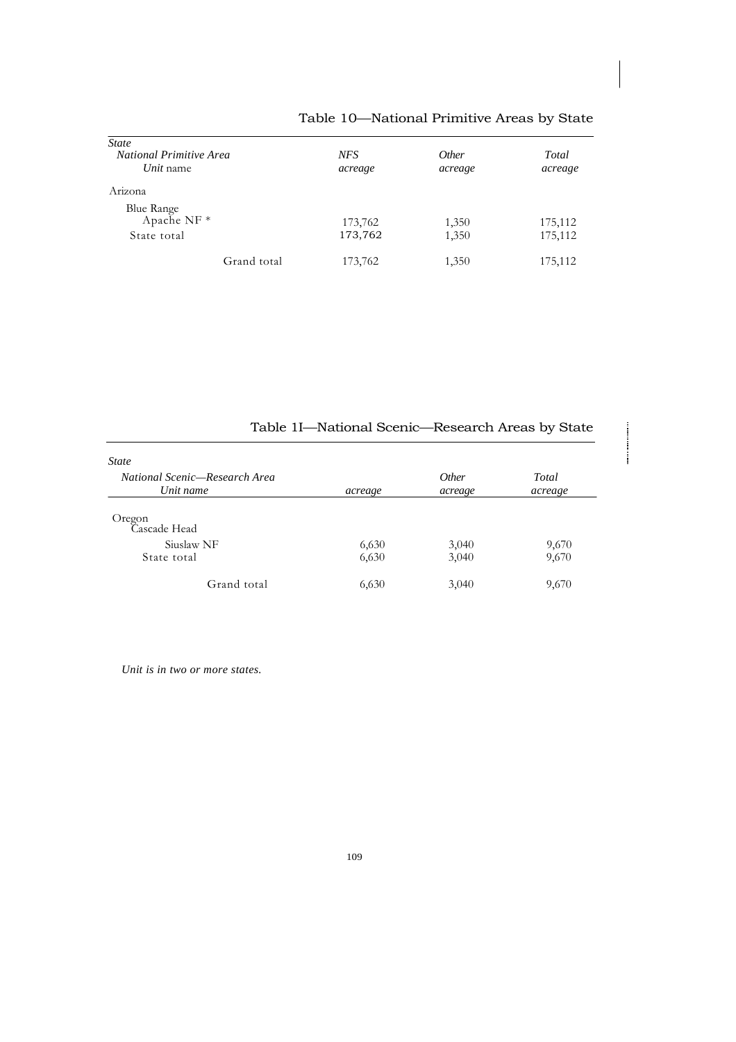## Table 10—National Primitive Areas by State

| *State*<br>*National Primitive Area*<br>*Unit* name | *NFS acreage* | *Other acreage* | *Total acreage* |
|---|---|---|---|
| Arizona | | | |
| Blue Range | | | |
| Apache NF * | 173,762 | 1,350 | 175,112 |
| State total | 173,762 | 1,350 | 175,112 |
| Grand total | 173,762 | 1,350 | 175,112 |

## Table 1I—National Scenic—Research Areas by State

| *State*<br>*National Scenic—Research Area*<br>*Unit name* | *acreage* | *Other acreage* | *Total acreage* |
|---|---|---|---|
| Oregon | | | |
| Cascade Head | | | |
| Siuslaw NF | 6,630 | 3,040 | 9,670 |
| State total | 6,630 | 3,040 | 9,670 |
| Grand total | 6,630 | 3,040 | 9,670 |

*Unit is in two or more states.*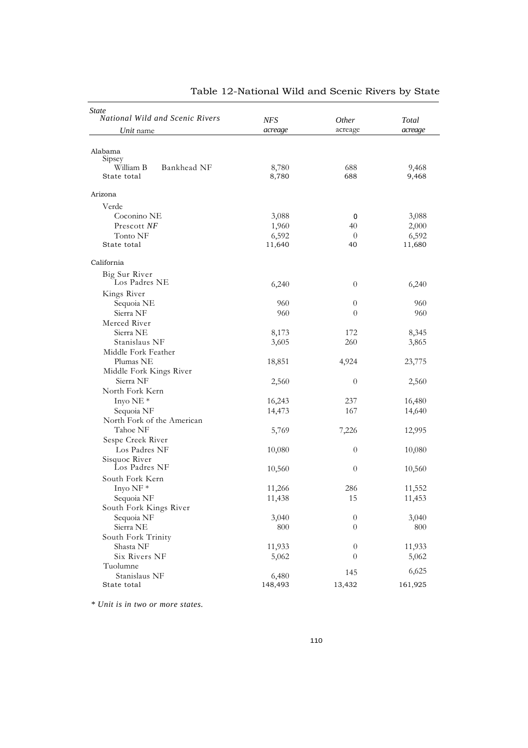# Table 12-National Wild and Scenic Rivers by State

| State<br>National Wild and Scenic Rivers<br>Unit name | NFS acreage | Other acreage | Total acreage |
|---|---|---|---|
| **Alabama** | | | |
| Sipsey | | | |
| William B Bankhead NF | 8,780 | 688 | 9,468 |
| State total | 8,780 | 688 | 9,468 |
| **Arizona** | | | |
| Verde | | | |
| Coconino NE | 3,088 | 0 | 3,088 |
| Prescott NF | 1,960 | 40 | 2,000 |
| Tonto NF | 6,592 | 0 | 6,592 |
| State total | 11,640 | 40 | 11,680 |
| **California** | | | |
| Big Sur River | | | |
| Los Padres NE | 6,240 | 0 | 6,240 |
| Kings River | | | |
| Sequoia NE | 960 | 0 | 960 |
| Sierra NF | 960 | 0 | 960 |
| Merced River | | | |
| Sierra NE | 8,173 | 172 | 8,345 |
| Stanislaus NF | 3,605 | 260 | 3,865 |
| Middle Fork Feather | | | |
| Plumas NE | 18,851 | 4,924 | 23,775 |
| Middle Fork Kings River | | | |
| Sierra NF | 2,560 | 0 | 2,560 |
| North Fork Kern | | | |
| Inyo NE * | 16,243 | 237 | 16,480 |
| Sequoia NF | 14,473 | 167 | 14,640 |
| North Fork of the American | | | |
| Tahoe NF | 5,769 | 7,226 | 12,995 |
| Sespe Creek River | | | |
| Los Padres NF | 10,080 | 0 | 10,080 |
| Sisquoc River | | | |
| Los Padres NF | 10,560 | 0 | 10,560 |
| South Fork Kern | | | |
| Inyo NF * | 11,266 | 286 | 11,552 |
| Sequoia NF | 11,438 | 15 | 11,453 |
| South Fork Kings River | | | |
| Sequoia NF | 3,040 | 0 | 3,040 |
| Sierra NE | 800 | 0 | 800 |
| South Fork Trinity | | | |
| Shasta NF | 11,933 | 0 | 11,933 |
| Six Rivers NF | 5,062 | 0 | 5,062 |
| Tuolumne | | | |
| Stanislaus NF | 6,480 | 145 | 6,625 |
| State total | 148,493 | 13,432 | 161,925 |

*\* Unit is in two or more states.*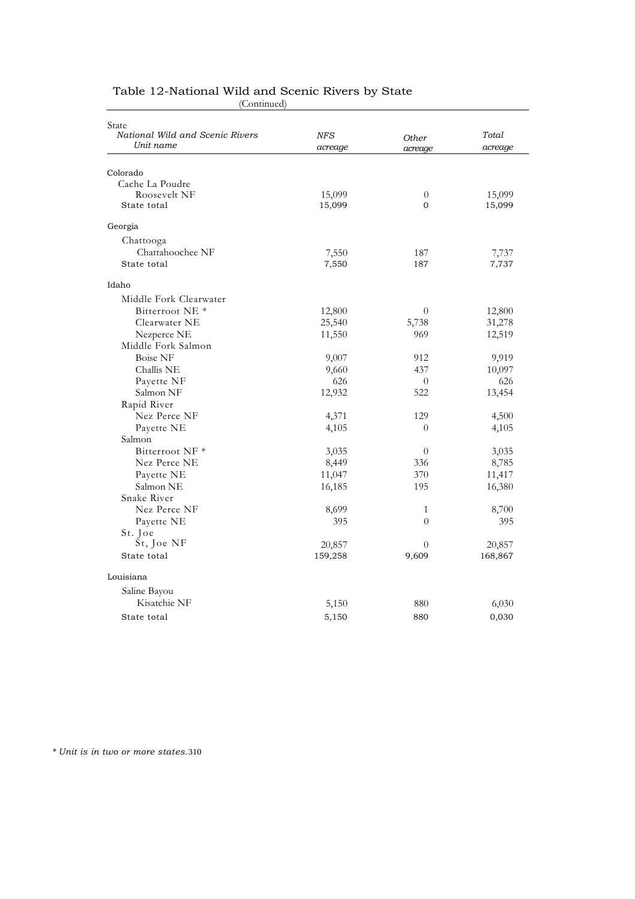Table 12-National Wild and Scenic Rivers by State

(Continued)

| State<br>*National Wild and Scenic Rivers*<br>*Unit name* | *NFS acreage* | *Other acreage* | *Total acreage* |
|---|---|---|---|
| Colorado | | | |
| Cache La Poudre | | | |
| Roosevelt NF | 15,099 | 0 | 15,099 |
| State total | 15,099 | 0 | 15,099 |
| Georgia | | | |
| Chattooga | | | |
| Chattahoochee NF | 7,550 | 187 | 7,737 |
| State total | 7,550 | 187 | 7,737 |
| Idaho | | | |
| Middle Fork Clearwater | | | |
| Bitterroot NE * | 12,800 | 0 | 12,800 |
| Clearwater NE | 25,540 | 5,738 | 31,278 |
| Nezperce NE | 11,550 | 969 | 12,519 |
| Middle Fork Salmon | | | |
| Boise NF | 9,007 | 912 | 9,919 |
| Challis NE | 9,660 | 437 | 10,097 |
| Payette NF | 626 | 0 | 626 |
| Salmon NF | 12,932 | 522 | 13,454 |
| Rapid River | | | |
| Nez Perce NF | 4,371 | 129 | 4,500 |
| Payette NE | 4,105 | 0 | 4,105 |
| Salmon | | | |
| Bitterroot NF * | 3,035 | 0 | 3,035 |
| Nez Perce NE | 8,449 | 336 | 8,785 |
| Payette NE | 11,047 | 370 | 11,417 |
| Salmon NE | 16,185 | 195 | 16,380 |
| Snake River | | | |
| Nez Perce NF | 8,699 | 1 | 8,700 |
| Payette NE | 395 | 0 | 395 |
| St. Joe | | | |
| St, Joe NF | 20,857 | 0 | 20,857 |
| State total | 159,258 | 9,609 | 168,867 |
| Louisiana | | | |
| Saline Bayou | | | |
| Kisatchie NF | 5,150 | 880 | 6,030 |
| State total | 5,150 | 880 | 0,030 |

*\* Unit is in two or more states.*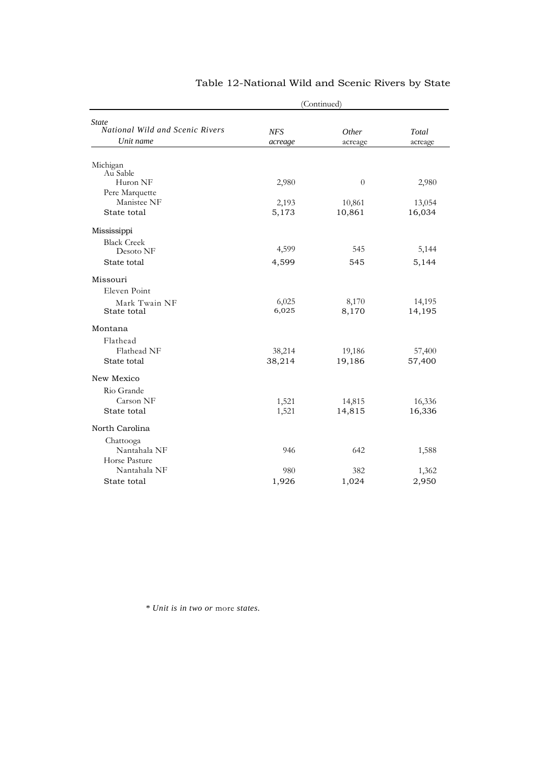# Table 12-National Wild and Scenic Rivers by State

(Continued)

| *State* <br> *National Wild and Scenic Rivers* <br> *Unit name* | *NFS acreage* | *Other* acreage | *Total* acreage |
|---|---|---|---|
| Michigan | | | |
| Au Sable | | | |
| Huron NF | 2,980 | 0 | 2,980 |
| Pere Marquette | | | |
| Manistee NF | 2,193 | 10,861 | 13,054 |
| State total | 5,173 | 10,861 | 16,034 |
| Mississippi | | | |
| Black Creek | | | |
| Desoto NF | 4,599 | 545 | 5,144 |
| State total | 4,599 | 545 | 5,144 |
| Missouri | | | |
| Eleven Point | | | |
| Mark Twain NF | 6,025 | 8,170 | 14,195 |
| State total | 6,025 | 8,170 | 14,195 |
| Montana | | | |
| Flathead | | | |
| Flathead NF | 38,214 | 19,186 | 57,400 |
| State total | 38,214 | 19,186 | 57,400 |
| New Mexico | | | |
| Rio Grande | | | |
| Carson NF | 1,521 | 14,815 | 16,336 |
| State total | 1,521 | 14,815 | 16,336 |
| North Carolina | | | |
| Chattooga | | | |
| Nantahala NF | 946 | 642 | 1,588 |
| Horse Pasture | | | |
| Nantahala NF | 980 | 382 | 1,362 |
| State total | 1,926 | 1,024 | 2,950 |

*\* Unit is in two or* more *states.*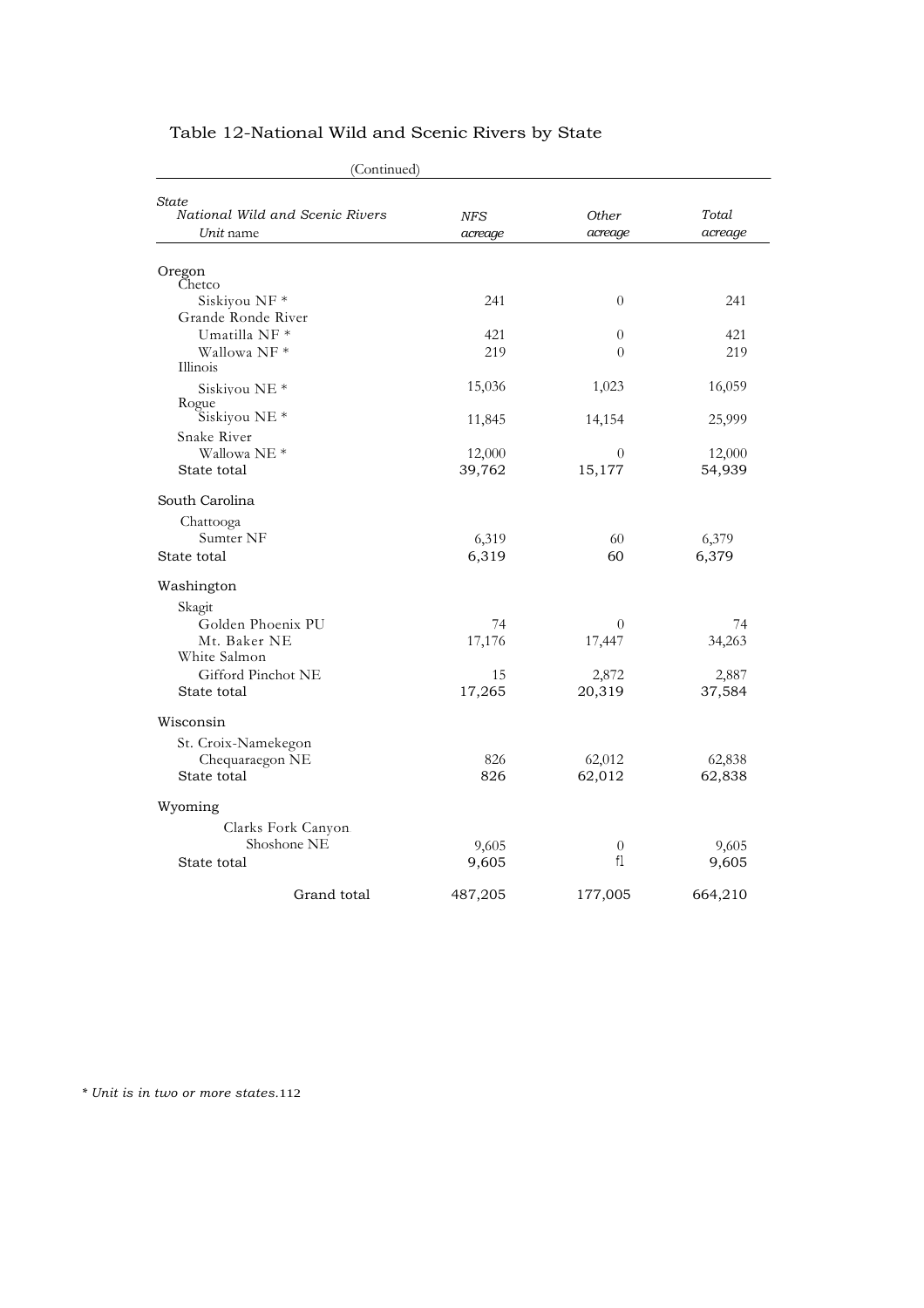# Table 12-National Wild and Scenic Rivers by State

(Continued)

| *State* / *National Wild and Scenic Rivers* / *Unit* name | *NFS acreage* | *Other acreage* | *Total acreage* |
|---|---|---|---|
| Oregon | | | |
| Chetco | | | |
| Siskiyou NF * | 241 | 0 | 241 |
| Grande Ronde River | | | |
| Umatilla NF * | 421 | 0 | 421 |
| Wallowa NF * | 219 | 0 | 219 |
| Illinois | | | |
| Siskiyou NE * | 15,036 | 1,023 | 16,059 |
| Rogue | | | |
| Siskiyou NE * | 11,845 | 14,154 | 25,999 |
| Snake River | | | |
| Wallowa NE * | 12,000 | 0 | 12,000 |
| State total | 39,762 | 15,177 | 54,939 |
| South Carolina | | | |
| Chattooga | | | |
| Sumter NF | 6,319 | 60 | 6,379 |
| State total | 6,319 | 60 | 6,379 |
| Washington | | | |
| Skagit | | | |
| Golden Phoenix PU | 74 | 0 | 74 |
| Mt. Baker NE | 17,176 | 17,447 | 34,263 |
| White Salmon | | | |
| Gifford Pinchot NE | 15 | 2,872 | 2,887 |
| State total | 17,265 | 20,319 | 37,584 |
| Wisconsin | | | |
| St. Croix-Namekegon | | | |
| Chequaraegon NE | 826 | 62,012 | 62,838 |
| State total | 826 | 62,012 | 62,838 |
| Wyoming | | | |
| Clarks Fork Canyon | | | |
| Shoshone NE | 9,605 | 0 | 9,605 |
| State total | 9,605 | f1 | 9,605 |
| Grand total | 487,205 | 177,005 | 664,210 |

*\* Unit is in two or more states.*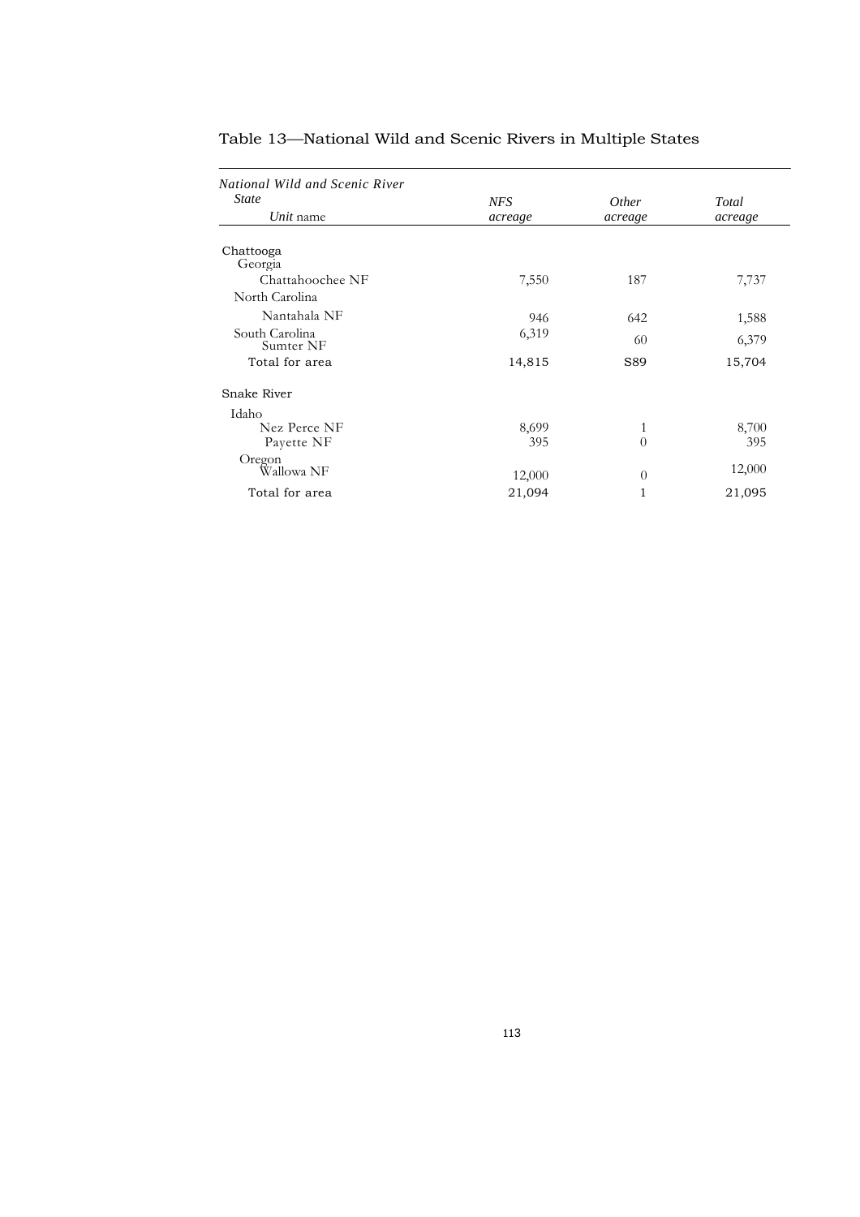## Table 13—National Wild and Scenic Rivers in Multiple States

| *National Wild and Scenic River* <br> *State* <br> *Unit* name | *NFS acreage* | *Other acreage* | *Total acreage* |
|---|---|---|---|
| Chattooga | | | |
| Georgia | | | |
| Chattahoochee NF | 7,550 | 187 | 7,737 |
| North Carolina | | | |
| Nantahala NF | 946 | 642 | 1,588 |
| South Carolina | | | |
| Sumter NF | 6,319 | 60 | 6,379 |
| Total for area | 14,815 | S89 | 15,704 |
| Snake River | | | |
| Idaho | | | |
| Nez Perce NF | 8,699 | 1 | 8,700 |
| Payette NF | 395 | 0 | 395 |
| Oregon | | | |
| Wallowa NF | 12,000 | 0 | 12,000 |
| Total for area | 21,094 | 1 | 21,095 |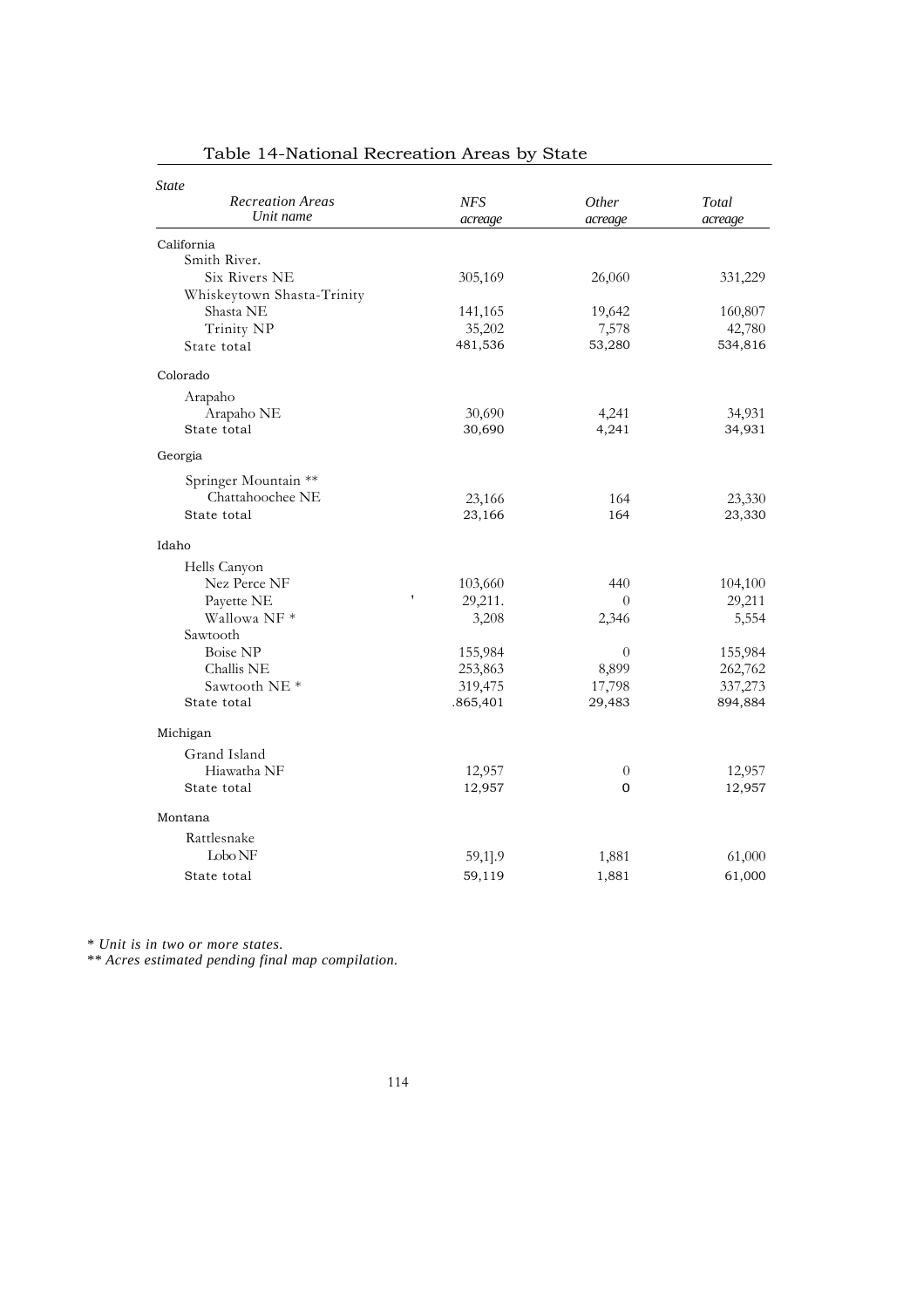## Table 14-National Recreation Areas by State

| *State* / *Recreation Areas* / *Unit name* | *NFS acreage* | *Other acreage* | *Total acreage* |
|---|---|---|---|
| California | | | |
| Smith River. | | | |
| Six Rivers NE | 305,169 | 26,060 | 331,229 |
| Whiskeytown Shasta-Trinity | | | |
| Shasta NE | 141,165 | 19,642 | 160,807 |
| Trinity NP | 35,202 | 7,578 | 42,780 |
| State total | 481,536 | 53,280 | 534,816 |
| Colorado | | | |
| Arapaho | | | |
| Arapaho NE | 30,690 | 4,241 | 34,931 |
| State total | 30,690 | 4,241 | 34,931 |
| Georgia | | | |
| Springer Mountain ** | | | |
| Chattahoochee NE | 23,166 | 164 | 23,330 |
| State total | 23,166 | 164 | 23,330 |
| Idaho | | | |
| Hells Canyon | | | |
| Nez Perce NF | 103,660 | 440 | 104,100 |
| Payette NE | 29,211. | 0 | 29,211 |
| Wallowa NF * | 3,208 | 2,346 | 5,554 |
| Sawtooth | | | |
| Boise NP | 155,984 | 0 | 155,984 |
| Challis NE | 253,863 | 8,899 | 262,762 |
| Sawtooth NE * | 319,475 | 17,798 | 337,273 |
| State total | .865,401 | 29,483 | 894,884 |
| Michigan | | | |
| Grand Island | | | |
| Hiawatha NF | 12,957 | 0 | 12,957 |
| State total | 12,957 | 0 | 12,957 |
| Montana | | | |
| Rattlesnake | | | |
| Lobo NF | 59,1].9 | 1,881 | 61,000 |
| State total | 59,119 | 1,881 | 61,000 |

*\* Unit is in two or more states.*

*\*\* Acres estimated pending final map compilation.*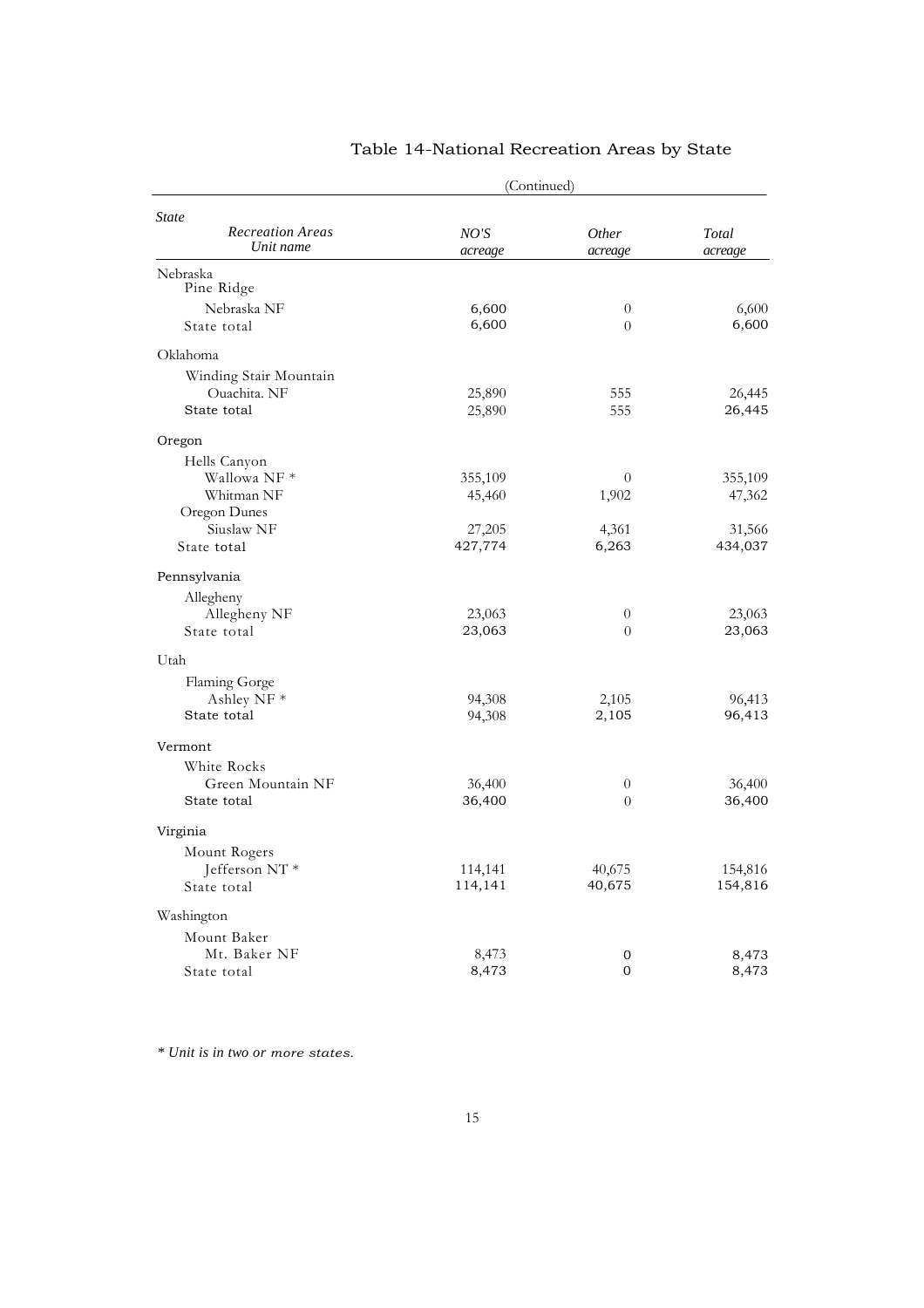# Table 14-National Recreation Areas by State

(Continued)

| State / Recreation Areas / Unit name | NO'S acreage | Other acreage | Total acreage |
|---|---|---|---|
| Nebraska | | | |
| Pine Ridge | | | |
| Nebraska NF | 6,600 | 0 | 6,600 |
| State total | 6,600 | 0 | 6,600 |
| Oklahoma | | | |
| Winding Stair Mountain | | | |
| Ouachita. NF | 25,890 | 555 | 26,445 |
| State total | 25,890 | 555 | 26,445 |
| Oregon | | | |
| Hells Canyon | | | |
| Wallowa NF * | 355,109 | 0 | 355,109 |
| Whitman NF | 45,460 | 1,902 | 47,362 |
| Oregon Dunes | | | |
| Siuslaw NF | 27,205 | 4,361 | 31,566 |
| State total | 427,774 | 6,263 | 434,037 |
| Pennsylvania | | | |
| Allegheny | | | |
| Allegheny NF | 23,063 | 0 | 23,063 |
| State total | 23,063 | 0 | 23,063 |
| Utah | | | |
| Flaming Gorge | | | |
| Ashley NF * | 94,308 | 2,105 | 96,413 |
| State total | 94,308 | 2,105 | 96,413 |
| Vermont | | | |
| White Rocks | | | |
| Green Mountain NF | 36,400 | 0 | 36,400 |
| State total | 36,400 | 0 | 36,400 |
| Virginia | | | |
| Mount Rogers | | | |
| Jefferson NT * | 114,141 | 40,675 | 154,816 |
| State total | 114,141 | 40,675 | 154,816 |
| Washington | | | |
| Mount Baker | | | |
| Mt. Baker NF | 8,473 | 0 | 8,473 |
| State total | 8,473 | 0 | 8,473 |

*\* Unit is in two or more states.*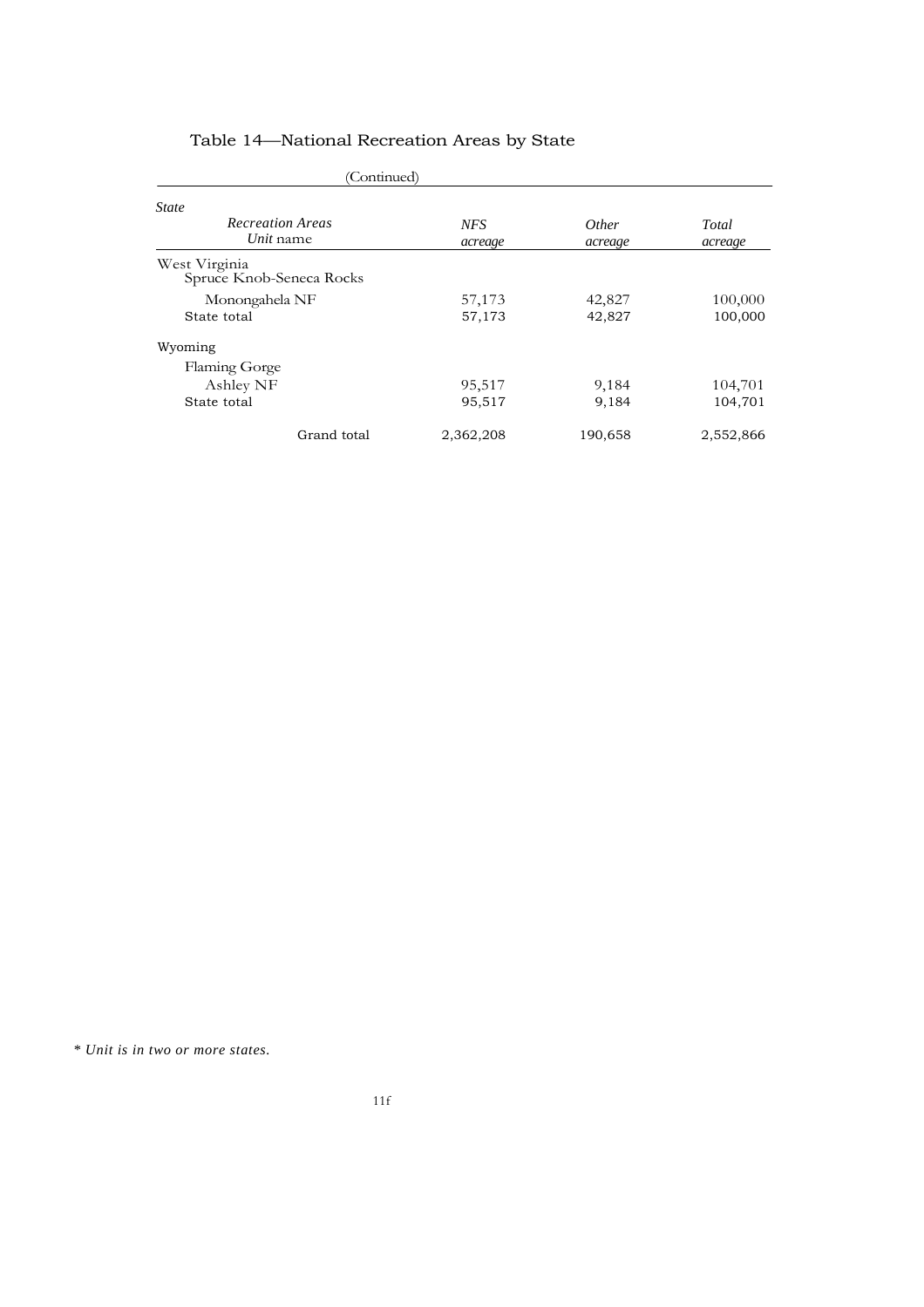## Table 14—National Recreation Areas by State

(Continued)

| *State*<br>*Recreation Areas*<br>*Unit* name | *NFS acreage* | *Other acreage* | *Total acreage* |
|---|---|---|---|
| West Virginia | | | |
| Spruce Knob-Seneca Rocks | | | |
| Monongahela NF | 57,173 | 42,827 | 100,000 |
| State total | 57,173 | 42,827 | 100,000 |
| Wyoming | | | |
| Flaming Gorge | | | |
| Ashley NF | 95,517 | 9,184 | 104,701 |
| State total | 95,517 | 9,184 | 104,701 |
| Grand total | 2,362,208 | 190,658 | 2,552,866 |

*\* Unit is in two or more states.*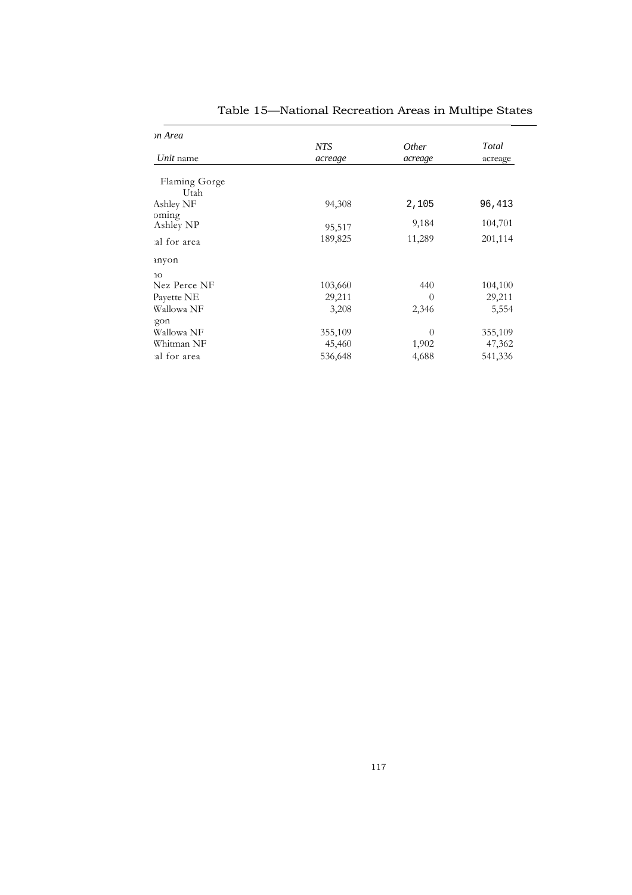## Table 15—National Recreation Areas in Multipe States

| ɔn Area<br>*Unit* name | *NTS acreage* | *Other acreage* | *Total* acreage |
|---|---|---|---|
| Flaming Gorge | | | |
| Utah | | | |
| Ashley NF | 94,308 | 2,105 | 96,413 |
| oming | | | |
| Ashley NP | 95,517 | 9,184 | 104,701 |
| :al for area | 189,825 | 11,289 | 201,114 |
| ınyon | | | |
| ɿo | | | |
| Nez Perce NF | 103,660 | 440 | 104,100 |
| Payette NE | 29,211 | 0 | 29,211 |
| Wallowa NF | 3,208 | 2,346 | 5,554 |
| :gon | | | |
| Wallowa NF | 355,109 | 0 | 355,109 |
| Whitman NF | 45,460 | 1,902 | 47,362 |
| :al for area | 536,648 | 4,688 | 541,336 |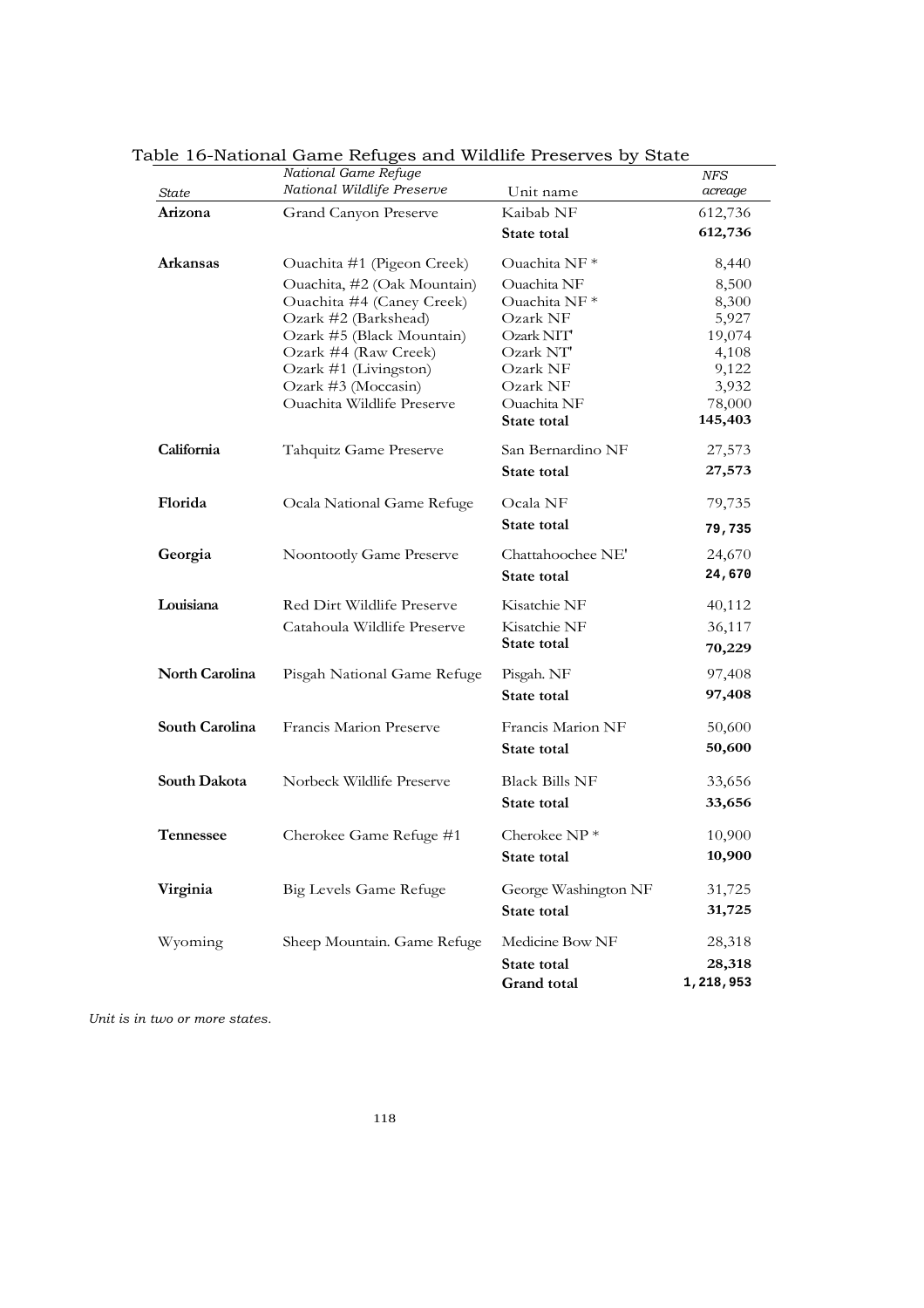Table 16-National Game Refuges and Wildlife Preserves by State

| *State* | *National Game Refuge National Wildlife Preserve* | Unit name | *NFS acreage* |
|---|---|---|---|
| **Arizona** | Grand Canyon Preserve | Kaibab NF | 612,736 |
| | | **State total** | **612,736** |
| **Arkansas** | Ouachita #1 (Pigeon Creek) | Ouachita NF * | 8,440 |
| | Ouachita, #2 (Oak Mountain) | Ouachita NF | 8,500 |
| | Ouachita #4 (Caney Creek) | Ouachita NF * | 8,300 |
| | Ozark #2 (Barkshead) | Ozark NF | 5,927 |
| | Ozark #5 (Black Mountain) | Ozark NIT' | 19,074 |
| | Ozark #4 (Raw Creek) | Ozark NT' | 4,108 |
| | Ozark #1 (Livingston) | Ozark NF | 9,122 |
| | Ozark #3 (Moccasin) | Ozark NF | 3,932 |
| | Ouachita Wildlife Preserve | Ouachita NF | 78,000 |
| | | **State total** | **145,403** |
| **California** | Tahquitz Game Preserve | San Bernardino NF | 27,573 |
| | | **State total** | **27,573** |
| **Florida** | Ocala National Game Refuge | Ocala NF | 79,735 |
| | | **State total** | **79,735** |
| **Georgia** | Noontootly Game Preserve | Chattahoochee NE' | 24,670 |
| | | **State total** | **24,670** |
| **Louisiana** | Red Dirt Wildlife Preserve | Kisatchie NF | 40,112 |
| | Catahoula Wildlife Preserve | Kisatchie NF | 36,117 |
| | | **State total** | **70,229** |
| **North Carolina** | Pisgah National Game Refuge | Pisgah. NF | 97,408 |
| | | **State total** | **97,408** |
| **South Carolina** | Francis Marion Preserve | Francis Marion NF | 50,600 |
| | | **State total** | **50,600** |
| **South Dakota** | Norbeck Wildlife Preserve | Black Bills NF | 33,656 |
| | | **State total** | **33,656** |
| **Tennessee** | Cherokee Game Refuge #1 | Cherokee NP * | 10,900 |
| | | **State total** | **10,900** |
| **Virginia** | Big Levels Game Refuge | George Washington NF | 31,725 |
| | | **State total** | **31,725** |
| Wyoming | Sheep Mountain. Game Refuge | Medicine Bow NF | 28,318 |
| | | **State total** | **28,318** |
| | | **Grand total** | **1,218,953** |

*Unit is in two or more states.*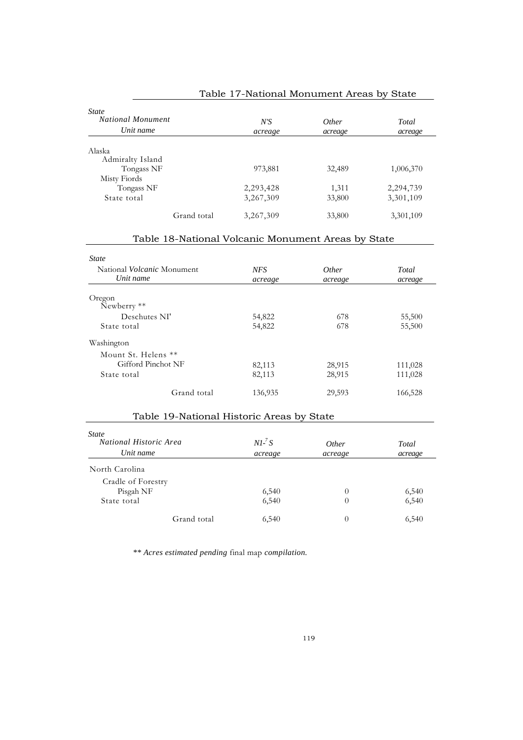## Table 17-National Monument Areas by State

| State<br>National Monument<br>Unit name | N'S acreage | Other acreage | Total acreage |
|---|---|---|---|
| Alaska | | | |
| Admiralty Island | | | |
| Tongass NF | 973,881 | 32,489 | 1,006,370 |
| Misty Fiords | | | |
| Tongass NF | 2,293,428 | 1,311 | 2,294,739 |
| State total | 3,267,309 | 33,800 | 3,301,109 |
| Grand total | 3,267,309 | 33,800 | 3,301,109 |

## Table 18-National Volcanic Monument Areas by State

| State<br>National *Volcanic* Monument<br>Unit name | NFS acreage | Other acreage | Total acreage |
|---|---|---|---|
| Oregon | | | |
| Newberry ** | | | |
| Deschutes NI' | 54,822 | 678 | 55,500 |
| State total | 54,822 | 678 | 55,500 |
| Washington | | | |
| Mount St. Helens ** | | | |
| Gifford Pinchot NF | 82,113 | 28,915 | 111,028 |
| State total | 82,113 | 28,915 | 111,028 |
| Grand total | 136,935 | 29,593 | 166,528 |

## Table 19-National Historic Areas by State

| State<br>National Historic Area<br>Unit name | N1-7S acreage | Other acreage | Total acreage |
|---|---|---|---|
| North Carolina | | | |
| Cradle of Forestry | | | |
| Pisgah NF | 6,540 | 0 | 6,540 |
| State total | 6,540 | 0 | 6,540 |
| Grand total | 6,540 | 0 | 6,540 |

*** Acres estimated pending* final map *compilation.*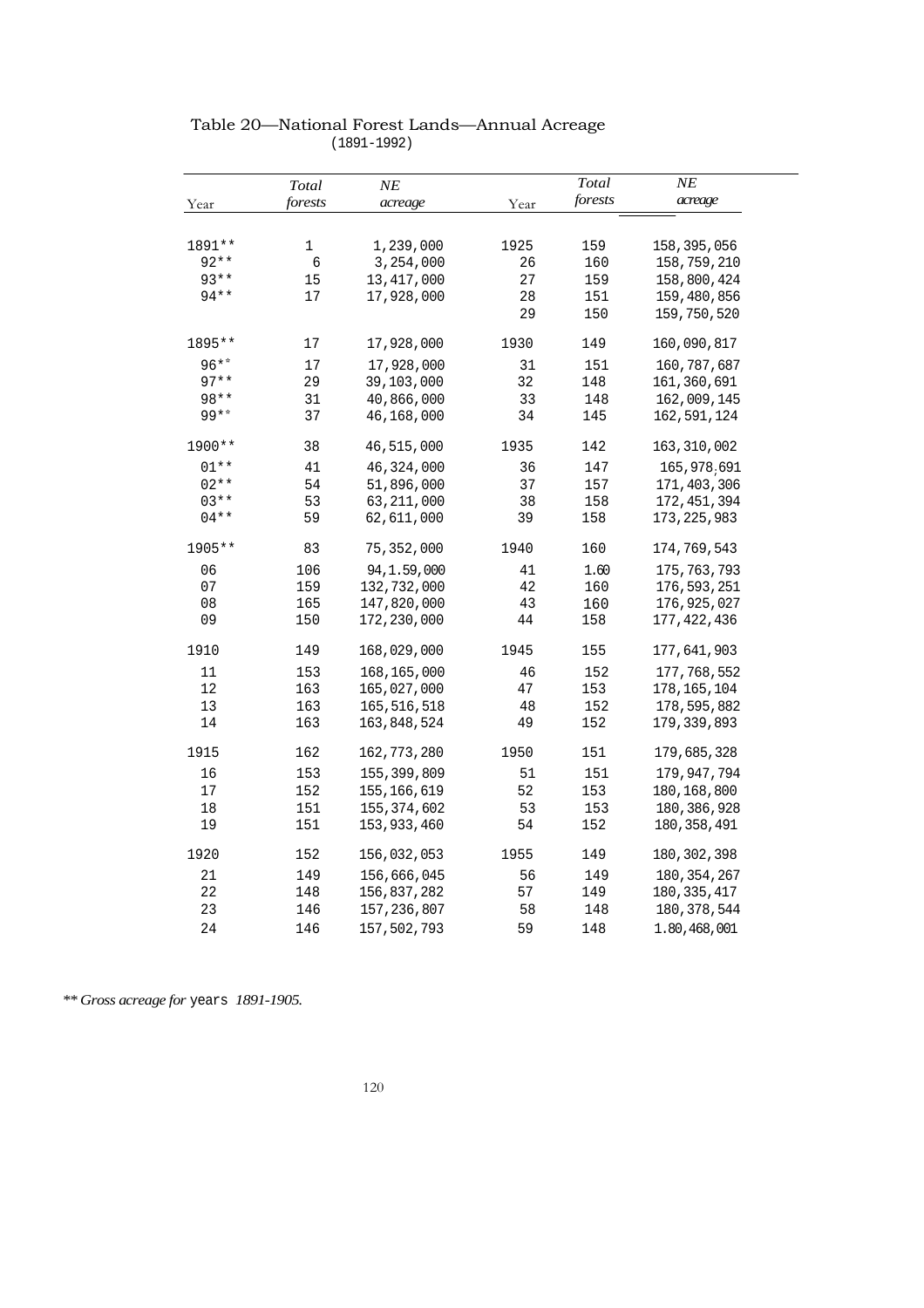Table 20—National Forest Lands—Annual Acreage
(1891-1992)

| Year | Total forests | NE acreage | Year | Total forests | NE acreage |
|---|---|---|---|---|---|
| 1891** | 1 | 1,239,000 | 1925 | 159 | 158,395,056 |
| 92** | 6 | 3,254,000 | 26 | 160 | 158,759,210 |
| 93** | 15 | 13,417,000 | 27 | 159 | 158,800,424 |
| 94** | 17 | 17,928,000 | 28 | 151 | 159,480,856 |
| | | | 29 | 150 | 159,750,520 |
| 1895** | 17 | 17,928,000 | 1930 | 149 | 160,090,817 |
| 96** | 17 | 17,928,000 | 31 | 151 | 160,787,687 |
| 97** | 29 | 39,103,000 | 32 | 148 | 161,360,691 |
| 98** | 31 | 40,866,000 | 33 | 148 | 162,009,145 |
| 99** | 37 | 46,168,000 | 34 | 145 | 162,591,124 |
| 1900** | 38 | 46,515,000 | 1935 | 142 | 163,310,002 |
| 01** | 41 | 46,324,000 | 36 | 147 | 165,978,691 |
| 02** | 54 | 51,896,000 | 37 | 157 | 171,403,306 |
| 03** | 53 | 63,211,000 | 38 | 158 | 172,451,394 |
| 04** | 59 | 62,611,000 | 39 | 158 | 173,225,983 |
| 1905** | 83 | 75,352,000 | 1940 | 160 | 174,769,543 |
| 06 | 106 | 94,1.59,000 | 41 | 1.60 | 175,763,793 |
| 07 | 159 | 132,732,000 | 42 | 160 | 176,593,251 |
| 08 | 165 | 147,820,000 | 43 | 160 | 176,925,027 |
| 09 | 150 | 172,230,000 | 44 | 158 | 177,422,436 |
| 1910 | 149 | 168,029,000 | 1945 | 155 | 177,641,903 |
| 11 | 153 | 168,165,000 | 46 | 152 | 177,768,552 |
| 12 | 163 | 165,027,000 | 47 | 153 | 178,165,104 |
| 13 | 163 | 165,516,518 | 48 | 152 | 178,595,882 |
| 14 | 163 | 163,848,524 | 49 | 152 | 179,339,893 |
| 1915 | 162 | 162,773,280 | 1950 | 151 | 179,685,328 |
| 16 | 153 | 155,399,809 | 51 | 151 | 179,947,794 |
| 17 | 152 | 155,166,619 | 52 | 153 | 180,168,800 |
| 18 | 151 | 155,374,602 | 53 | 153 | 180,386,928 |
| 19 | 151 | 153,933,460 | 54 | 152 | 180,358,491 |
| 1920 | 152 | 156,032,053 | 1955 | 149 | 180,302,398 |
| 21 | 149 | 156,666,045 | 56 | 149 | 180,354,267 |
| 22 | 148 | 156,837,282 | 57 | 149 | 180,335,417 |
| 23 | 146 | 157,236,807 | 58 | 148 | 180,378,544 |
| 24 | 146 | 157,502,793 | 59 | 148 | 1.80,468,001 |

*** Gross acreage for years 1891-1905.*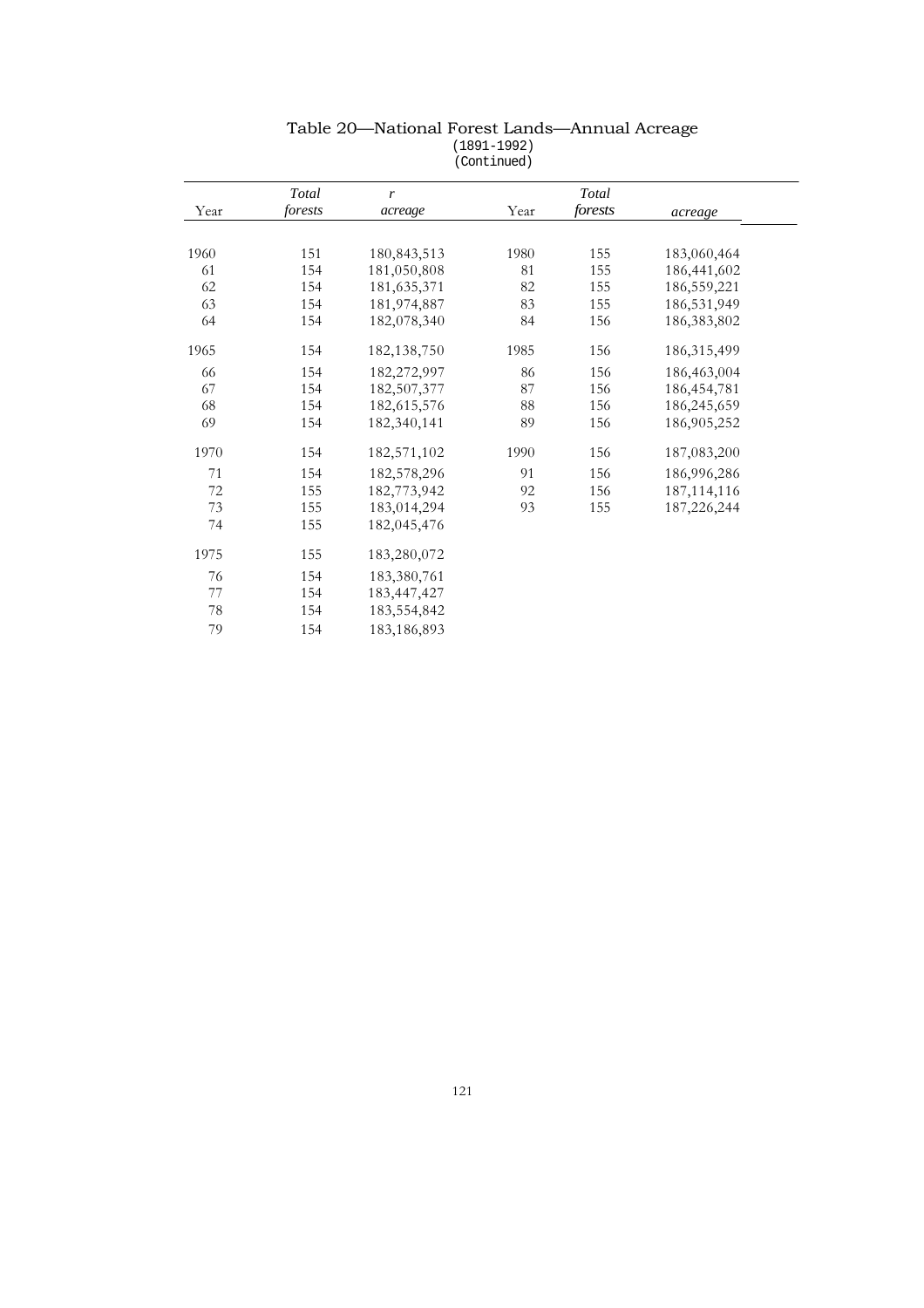# Table 20—National Forest Lands—Annual Acreage
(1891-1992)
(Continued)

| Year | *Total forests* | *r acreage* | Year | *Total forests* | *acreage* |
|---|---|---|---|---|---|
| 1960 | 151 | 180,843,513 | 1980 | 155 | 183,060,464 |
| 61 | 154 | 181,050,808 | 81 | 155 | 186,441,602 |
| 62 | 154 | 181,635,371 | 82 | 155 | 186,559,221 |
| 63 | 154 | 181,974,887 | 83 | 155 | 186,531,949 |
| 64 | 154 | 182,078,340 | 84 | 156 | 186,383,802 |
| 1965 | 154 | 182,138,750 | 1985 | 156 | 186,315,499 |
| 66 | 154 | 182,272,997 | 86 | 156 | 186,463,004 |
| 67 | 154 | 182,507,377 | 87 | 156 | 186,454,781 |
| 68 | 154 | 182,615,576 | 88 | 156 | 186,245,659 |
| 69 | 154 | 182,340,141 | 89 | 156 | 186,905,252 |
| 1970 | 154 | 182,571,102 | 1990 | 156 | 187,083,200 |
| 71 | 154 | 182,578,296 | 91 | 156 | 186,996,286 |
| 72 | 155 | 182,773,942 | 92 | 156 | 187,114,116 |
| 73 | 155 | 183,014,294 | 93 | 155 | 187,226,244 |
| 74 | 155 | 182,045,476 | | | |
| 1975 | 155 | 183,280,072 | | | |
| 76 | 154 | 183,380,761 | | | |
| 77 | 154 | 183,447,427 | | | |
| 78 | 154 | 183,554,842 | | | |
| 79 | 154 | 183,186,893 | | | |